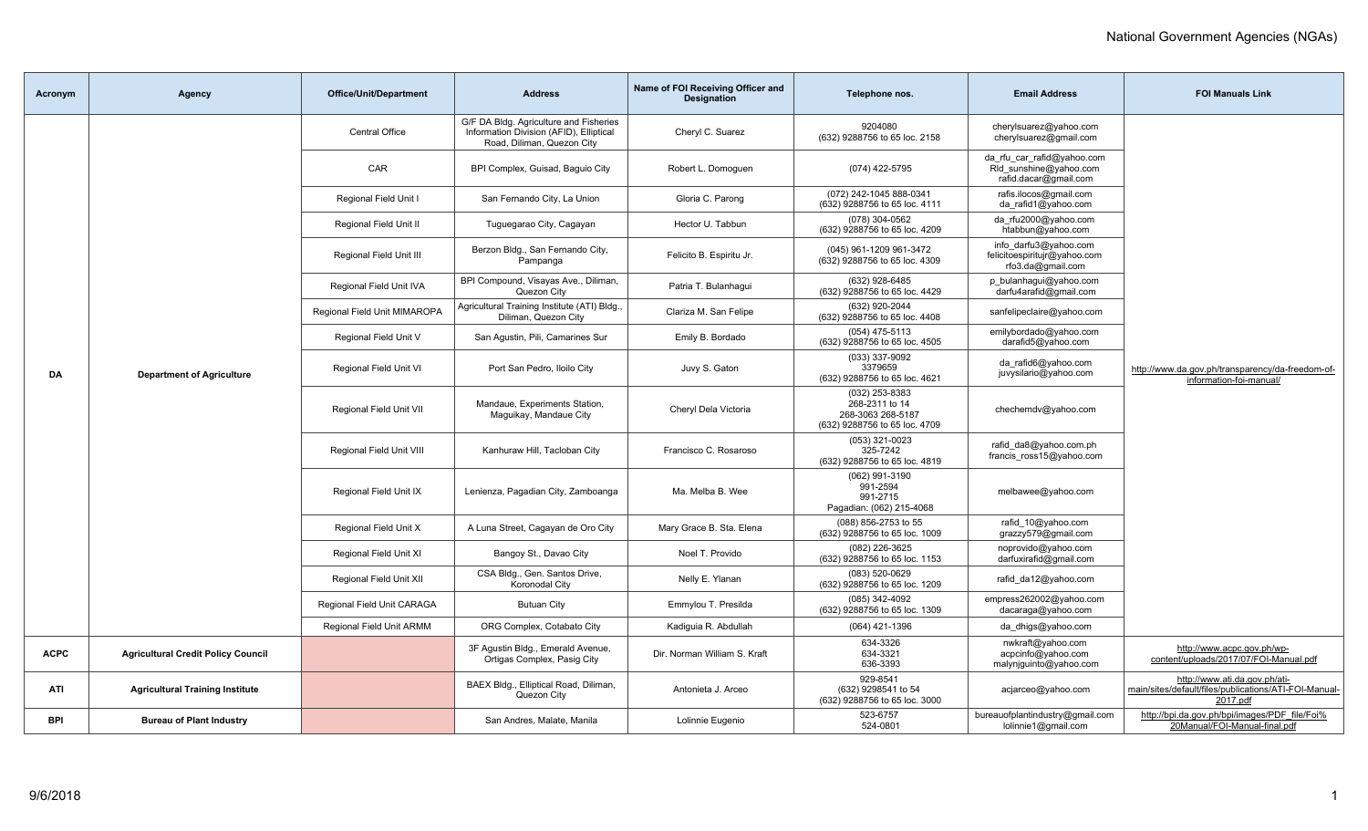# National Government Agencies (NGAs)

| Acronym | Agency | Office/Unit/Department | Address | Name of FOI Receiving Officer and Designation | Telephone nos. | Email Address | FOI Manuals Link |
|---|---|---|---|---|---|---|---|
| DA | Department of Agriculture | Central Office | G/F DA Bldg. Agriculture and Fisheries Information Division (AFID), Elliptical Road, Diliman, Quezon City | Cheryl C. Suarez | 9204080<br>(632) 9288756 to 65 loc. 2158 | cherylsuarez@yahoo.com<br>cherylsuarez@gmail.com | http://www.da.gov.ph/transparency/da-freedom-of-information-foi-manual/ |
| | | CAR | BPI Complex, Guisad, Baguio City | Robert L. Domoguen | (074) 422-5795 | da_rfu_car_rafid@yahoo.com<br>Rld_sunshine@yahoo.com<br>rafid.dacar@gmail.com | |
| | | Regional Field Unit I | San Fernando City, La Union | Gloria C. Parong | (072) 242-1045 888-0341<br>(632) 9288756 to 65 loc. 4111 | rafis.ilocos@gmail.com<br>da_rafid1@yahoo.com | |
| | | Regional Field Unit II | Tuguegarao City, Cagayan | Hector U. Tabbun | (078) 304-0562<br>(632) 9288756 to 65 loc. 4209 | da_rfu2000@yahoo.com<br>htabbun@yahoo.com | |
| | | Regional Field Unit III | Berzon Bldg., San Fernando City, Pampanga | Felicito B. Espiritu Jr. | (045) 961-1209 961-3472<br>(632) 9288756 to 65 loc. 4309 | info_darfu3@yahoo.com<br>felicitoespiritujr@yahoo.com<br>rfo3.da@gmail.com | |
| | | Regional Field Unit IVA | BPI Compound, Visayas Ave., Diliman, Quezon City | Patria T. Bulanhagui | (632) 928-6485<br>(632) 9288756 to 65 loc. 4429 | p_bulanhagui@yahoo.com<br>darfu4arafid@gmail.com | |
| | | Regional Field Unit MIMAROPA | Agricultural Training Institute (ATI) Bldg., Diliman, Quezon City | Clariza M. San Felipe | (632) 920-2044<br>(632) 9288756 to 65 loc. 4408 | sanfelipeclaire@yahoo.com | |
| | | Regional Field Unit V | San Agustin, Pili, Camarines Sur | Emily B. Bordado | (054) 475-5113<br>(632) 9288756 to 65 loc. 4505 | emilybordado@yahoo.com<br>darafid5@yahoo.com | |
| | | Regional Field Unit VI | Port San Pedro, Iloilo City | Juvy S. Gaton | (033) 337-9092<br>3379659<br>(632) 9288756 to 65 loc. 4621 | da_rafid6@yahoo.com<br>juvysilario@yahoo.com | |
| | | Regional Field Unit VII | Mandaue, Experiments Station, Maguikay, Mandaue City | Cheryl Dela Victoria | (032) 253-8383<br>268-2311 to 14<br>268-3063 268-5187<br>(632) 9288756 to 65 loc. 4709 | chechemdv@yahoo.com | |
| | | Regional Field Unit VIII | Kanhuraw Hill, Tacloban City | Francisco C. Rosaroso | (053) 321-0023<br>325-7242<br>(632) 9288756 to 65 loc. 4819 | rafid_da8@yahoo.com.ph<br>francis_ross15@yahoo.com | |
| | | Regional Field Unit IX | Lenienza, Pagadian City, Zamboanga | Ma. Melba B. Wee | (062) 991-3190<br>991-2594<br>991-2715<br>Pagadian: (062) 215-4068 | melbawee@yahoo.com | |
| | | Regional Field Unit X | A Luna Street, Cagayan de Oro City | Mary Grace B. Sta. Elena | (088) 856-2753 to 55<br>(632) 9288756 to 65 loc. 1009 | rafid_10@yahoo.com<br>grazzy579@gmail.com | |
| | | Regional Field Unit XI | Bangoy St., Davao City | Noel T. Provido | (082) 226-3625<br>(632) 9288756 to 65 loc. 1153 | noprovido@yahoo.com<br>darfuxirafid@gmail.com | |
| | | Regional Field Unit XII | CSA Bldg., Gen. Santos Drive, Koronodal City | Nelly E. Ylanan | (083) 520-0629<br>(632) 9288756 to 65 loc. 1209 | rafid_da12@yahoo.com | |
| | | Regional Field Unit CARAGA | Butuan City | Emmylou T. Presilda | (085) 342-4092<br>(632) 9288756 to 65 loc. 1309 | empress262002@yahoo.com<br>dacaraga@yahoo.com | |
| | | Regional Field Unit ARMM | ORG Complex, Cotabato City | Kadiguia R. Abdullah | (064) 421-1396 | da_dhigs@yahoo.com | |
| ACPC | Agricultural Credit Policy Council | | 3F Agustin Bldg., Emerald Avenue, Ortigas Complex, Pasig City | Dir. Norman William S. Kraft | 634-3326<br>634-3321<br>636-3393 | nwkraft@yahoo.com<br>acpcinfo@yahoo.com<br>malynjguinto@yahoo.com | http://www.acpc.gov.ph/wp-content/uploads/2017/07/FOI-Manual.pdf |
| ATI | Agricultural Training Institute | | BAEX Bldg., Elliptical Road, Diliman, Quezon City | Antonieta J. Arceo | 929-8541<br>(632) 9298541 to 54<br>(632) 9288756 to 65 loc. 3000 | acjarceo@yahoo.com | http://www.ati.da.gov.ph/ati-main/sites/default/files/publications/ATI-FOI-Manual-2017.pdf |
| BPI | Bureau of Plant Industry | | San Andres, Malate, Manila | Lolinnie Eugenio | 523-6757<br>524-0801 | bureauofplantindustry@gmail.com<br>lolinnie1@gmail.com | http://bpi.da.gov.ph/bpi/images/PDF_file/Foi%20Manual/FOI-Manual-final.pdf |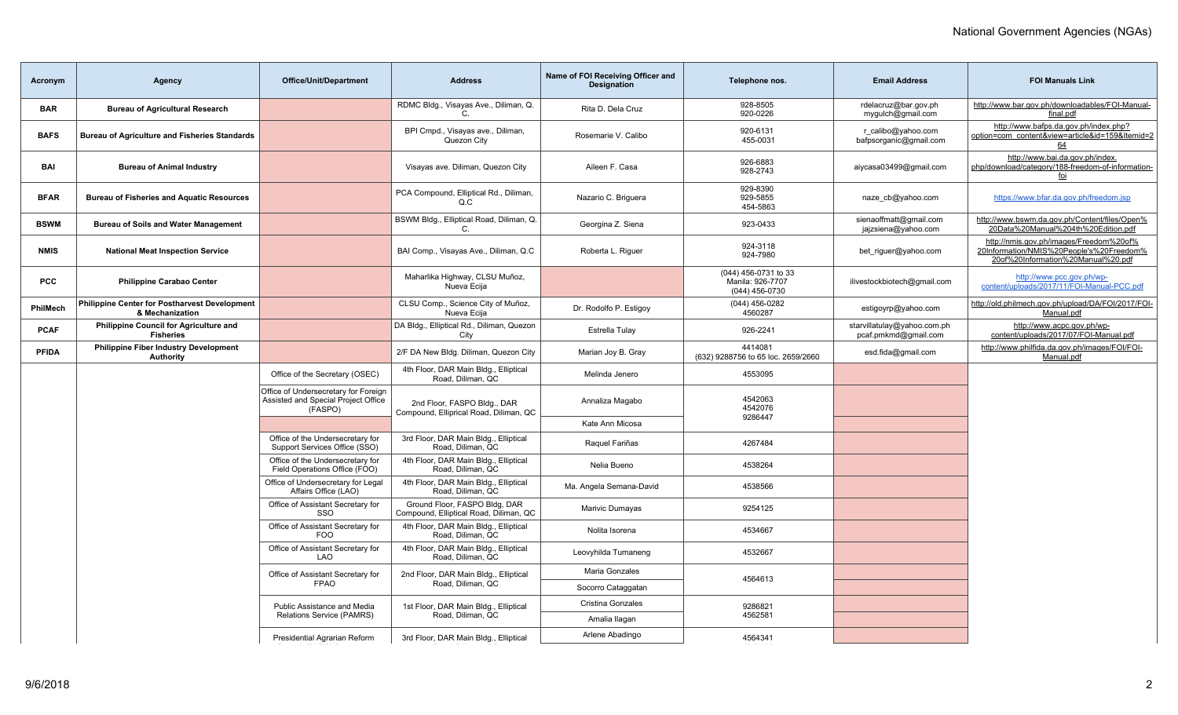| Acronym | Agency | Office/Unit/Department | Address | Name of FOI Receiving Officer and Designation | Telephone nos. | Email Address | FOI Manuals Link |
|---|---|---|---|---|---|---|---|
| BAR | Bureau of Agricultural Research | | RDMC Bldg., Visayas Ave., Diliman, Q. C. | Rita D. Dela Cruz | 928-8505<br>920-0226 | rdelacruz@bar.gov.ph<br>mygulch@gmail.com | http://www.bar.gov.ph/downloadables/FOI-Manual-final.pdf |
| BAFS | Bureau of Agriculture and Fisheries Standards | | BPI Cmpd., Visayas ave., Diliman, Quezon City | Rosemarie V. Calibo | 920-6131<br>455-0031 | r_calibo@yahoo.com<br>bafpsorganic@gmail.com | http://www.bafps.da.gov.ph/index.php?option=com_content&view=article&id=159&Itemid=264 |
| BAI | Bureau of Animal Industry | | Visayas ave. Diliman, Quezon City | Aileen F. Casa | 926-6883<br>928-2743 | aiycasa03499@gmail.com | http://www.bai.da.gov.ph/index.php/download/category/188-freedom-of-information-foi |
| BFAR | Bureau of Fisheries and Aquatic Resources | | PCA Compound, Elliptical Rd., Diliman, Q.C | Nazario C. Briguera | 929-8390<br>929-5855<br>454-5863 | naze_cb@yahoo.com | https://www.bfar.da.gov.ph/freedom.jsp |
| BSWM | Bureau of Soils and Water Management | | BSWM Bldg., Elliptical Road, Diliman, Q. C. | Georgina Z. Siena | 923-0433 | sienaoffmatt@gmail.com<br>jajzsiena@yahoo.com | http://www.bswm.da.gov.ph/Content/files/Open%20Data%20Manual%204th%20Edition.pdf |
| NMIS | National Meat Inspection Service | | BAI Comp., Visayas Ave., Diliman, Q.C | Roberta L. Riguer | 924-3118<br>924-7980 | bet_riguer@yahoo.com | http://nmis.gov.ph/images/Freedom%20of%20Information/NMIS%20People's%20Freedom%20of%20Information%20Manual%20.pdf |
| PCC | Philippine Carabao Center | | Maharlika Highway, CLSU Muñoz, Nueva Ecija | | (044) 456-0731 to 33<br>Manila: 926-7707<br>(044) 456-0730 | ilivestockbiotech@gmail.com | http://www.pcc.gov.ph/wp-content/uploads/2017/11/FOI-Manual-PCC.pdf |
| PhilMech | Philippine Center for Postharvest Development & Mechanization | | CLSU Comp., Science City of Muñoz, Nueva Ecija | Dr. Rodolfo P. Estigoy | (044) 456-0282<br>4560287 | estigoyrp@yahoo.com | http://old.philmech.gov.ph/upload/DA/FOI/2017/FOI-Manual.pdf |
| PCAF | Philippine Council for Agriculture and Fisheries | | DA Bldg., Elliptical Rd., Diliman, Quezon City | Estrella Tulay | 926-2241 | starvillatulay@yahoo.com.ph<br>pcaf.pmkmd@gmail.com | http://www.acpc.gov.ph/wp-content/uploads/2017/07/FOI-Manual.pdf |
| PFIDA | Philippine Fiber Industry Development Authority | | 2/F DA New Bldg. Diliman, Quezon City | Marian Joy B. Gray | 4414081<br>(632) 9288756 to 65 loc. 2659/2660 | esd.fida@gmail.com | http://www.philfida.da.gov.ph/images/FOI/FOI-Manual.pdf |
| | | Office of the Secretary (OSEC) | 4th Floor, DAR Main Bldg., Elliptical Road, Diliman, QC | Melinda Jenero | 4553095 | | |
| | | Office of Undersecretary for Foreign Assisted and Special Project Office (FASPO) | 2nd Floor, FASPO Bldg., DAR Compound, Elliprical Road, Diliman, QC | Annaliza Magabo | 4542063<br>4542076<br>9286447 | | |
| | | | | Kate Ann Micosa | | | |
| | | Office of the Undersecretary for Support Services Office (SSO) | 3rd Floor, DAR Main Bldg., Elliptical Road, Diliman, QC | Raquel Fariñas | 4267484 | | |
| | | Office of the Undersecretary for Field Operations Office (FOO) | 4th Floor, DAR Main Bldg., Elliptical Road, Diliman, QC | Nelia Bueno | 4538264 | | |
| | | Office of Undersecretary for Legal Affairs Office (LAO) | 4th Floor, DAR Main Bldg., Elliptical Road, Diliman, QC | Ma. Angela Semana-David | 4538566 | | |
| | | Office of Assistant Secretary for SSO | Ground Floor, FASPO Bldg, DAR Compound, Elliptical Road, Diliman, QC | Marivic Dumayas | 9254125 | | |
| | | Office of Assistant Secretary for FOO | 4th Floor, DAR Main Bldg., Elliptical Road, Diliman, QC | Nolita Isorena | 4534667 | | |
| | | Office of Assistant Secretary for LAO | 4th Floor, DAR Main Bldg., Elliptical Road, Diliman, QC | Leovyhilda Tumaneng | 4532667 | | |
| | | Office of Assistant Secretary for FPAO | 2nd Floor, DAR Main Bldg., Elliptical Road, Diliman, QC | Maria Gonzales | 4564613 | | |
| | | | | Socorro Cataggatan | | | |
| | | Public Assistance and Media Relations Service (PAMRS) | 1st Floor, DAR Main Bldg., Elliptical Road, Diliman, QC | Cristina Gonzales | 9286821<br>4562581 | | |
| | | | | Amalia Ilagan | | | |
| | | Presidential Agrarian Reform | 3rd Floor, DAR Main Bldg., Elliptical | Arlene Abadingo | 4564341 | | |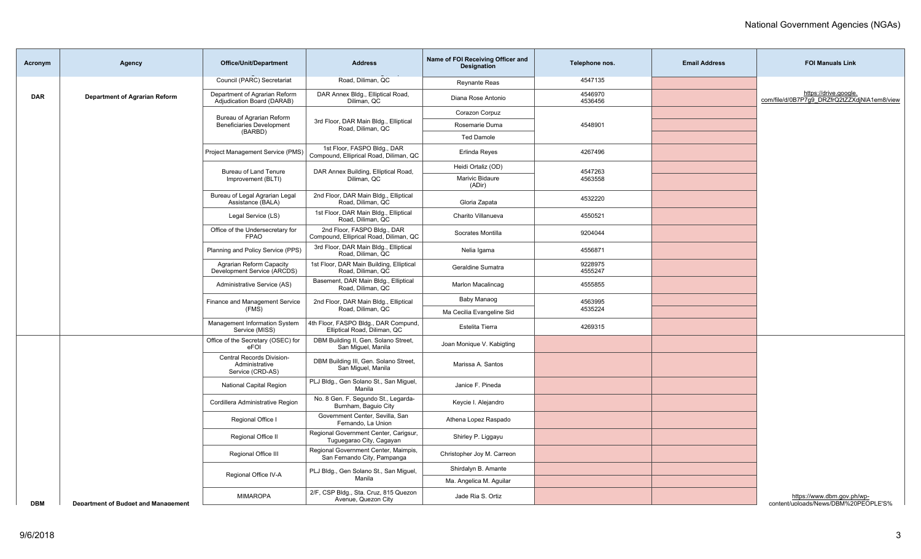| Acronym | Agency | Office/Unit/Department | Address | Name of FOI Receiving Officer and Designation | Telephone nos. | Email Address | FOI Manuals Link |
|---|---|---|---|---|---|---|---|
| DAR | Department of Agrarian Reform | Council (PARC) Secretariat | Road, Diliman, QC | Reynante Reas | 4547135 | | https://drive.google.com/file/d/0B7P7g9_DRZfrQ2tZZXdjNlA1em8/view |
| | | Department of Agrarian Reform Adjudication Board (DARAB) | DAR Annex Bldg., Elliptical Road, Diliman, QC | Diana Rose Antonio | 4546970 4536456 | | |
| | | Bureau of Agrarian Reform Beneficiaries Development (BARBD) | 3rd Floor, DAR Main Bldg., Elliptical Road, Diliman, QC | Corazon Corpuz | 4548901 | | |
| | | | | Rosemarie Duma | | | |
| | | | | Ted Damole | | | |
| | | Project Management Service (PMS) | 1st Floor, FASPO Bldg., DAR Compound, Elliptical Road, Diliman, QC | Erlinda Reyes | 4267496 | | |
| | | Bureau of Land Tenure Improvement (BLTI) | DAR Annex Building, Elliptical Road, Diliman, QC | Heidi Ortaliz (OD) | 4547263 4563558 | | |
| | | | | Marivic Bidaure (ADir) | | | |
| | | Bureau of Legal Agrarian Legal Assistance (BALA) | 2nd Floor, DAR Main Bldg., Elliptical Road, Diliman, QC | Gloria Zapata | 4532220 | | |
| | | Legal Service (LS) | 1st Floor, DAR Main Bldg., Elliptical Road, Diliman, QC | Charito Villanueva | 4550521 | | |
| | | Office of the Undersecretary for FPAO | 2nd Floor, FASPO Bldg., DAR Compound, Elliptical Road, Diliman, QC | Socrates Montilla | 9204044 | | |
| | | Planning and Policy Service (PPS) | 3rd Floor, DAR Main Bldg., Elliptical Road, Diliman, QC | Nelia Igama | 4556871 | | |
| | | Agrarian Reform Capacity Development Service (ARCDS) | 1st Floor, DAR Main Building, Elliptical Road, Diliman, QC | Geraldine Sumatra | 9228975 4555247 | | |
| | | Administrative Service (AS) | Basement, DAR Main Bldg., Elliptical Road, Diliman, QC | Marlon Macalincag | 4555855 | | |
| | | Finance and Management Service (FMS) | 2nd Floor, DAR Main Bldg., Elliptical Road, Diliman, QC | Baby Manaog | 4563995 4535224 | | |
| | | | | Ma Cecilia Evangeline Sid | | | |
| | | Management Information System Service (MISS) | 4th Floor, FASPO Bldg., DAR Compund, Elliptical Road, Diliman, QC | Estelita Tierra | 4269315 | | |
| DBM | Department of Budget and Management | Office of the Secretary (OSEC) for eFOI | DBM Building II, Gen. Solano Street, San Miguel, Manila | Joan Monique V. Kabigting | | | https://www.dbm.gov.ph/wp-content/uploads/News/DBM%20PEOPLE'S% |
| | | Central Records Division-Administrative Service (CRD-AS) | DBM Building III, Gen. Solano Street, San Miguel, Manila | Marissa A. Santos | | | |
| | | National Capital Region | PLJ Bldg., Gen Solano St., San Miguel, Manila | Janice F. Pineda | | | |
| | | Cordillera Administrative Region | No. 8 Gen. F. Segundo St., Legarda-Burnham, Baguio City | Keycie I. Alejandro | | | |
| | | Regional Office I | Government Center, Sevilla, San Fernando, La Union | Athena Lopez Raspado | | | |
| | | Regional Office II | Regional Government Center, Carigsur, Tuguegarao City, Cagayan | Shirley P. Liggayu | | | |
| | | Regional Office III | Regional Government Center, Maimpis, San Fernando City, Pampanga | Christopher Joy M. Carreon | | | |
| | | Regional Office IV-A | PLJ Bldg., Gen Solano St., San Miguel, Manila | Shirdalyn B. Amante | | | |
| | | | | Ma. Angelica M. Aguilar | | | |
| | | MIMAROPA | 2/F, CSP Bldg., Sta. Cruz, 815 Quezon Avenue, Quezon City | Jade Ria S. Ortiz | | | |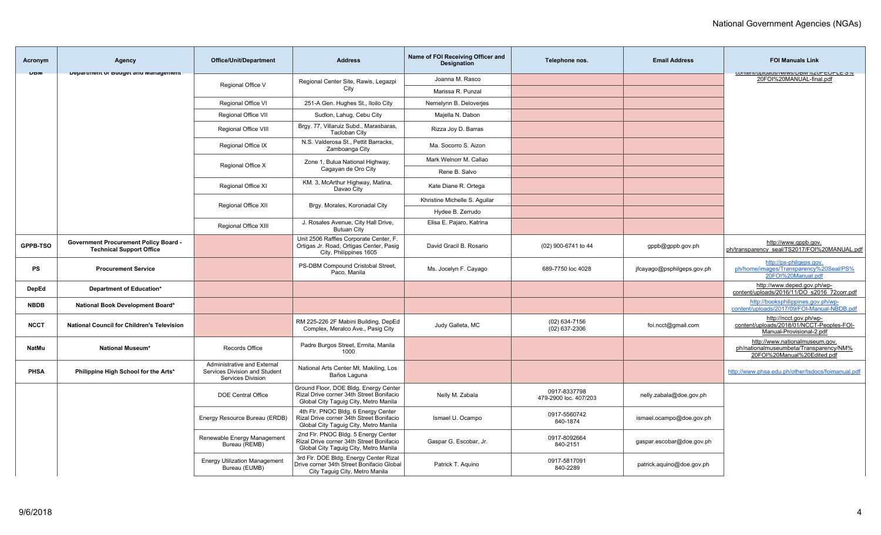| Acronym | Agency | Office/Unit/Department | Address | Name of FOI Receiving Officer and Designation | Telephone nos. | Email Address | FOI Manuals Link |
|---|---|---|---|---|---|---|---|
| DBM | Department of Budget and Management | Regional Office V | Regional Center Site, Rawis, Legazpi City | Joanna M. Rasco | | | content/uploads/News/DBM%20PEOPLE'S% 20FOI%20MANUAL-final.pdf |
| | | | | Marissa R. Punzal | | | |
| | | Regional Office VI | 251-A Gen. Hughes St., Iloilo City | Nemelynn B. Deloverjes | | | |
| | | Regional Office VII | Sudlon, Lahug, Cebu City | Majella N. Dabon | | | |
| | | Regional Office VIII | Brgy. 77, Villaruiz Subd., Marasbaras, Tacloban City | Rizza Joy D. Barras | | | |
| | | Regional Office IX | N.S. Valderosa St., Pettit Barracks, Zamboanga City | Ma. Socorro S. Aizon | | | |
| | | Regional Office X | Zone 1, Bulua National Highway, Cagayan de Oro City | Mark Welnorr M. Callao | | | |
| | | | | Rene B. Salvo | | | |
| | | Regional Office XI | KM. 3, McArthur Highway, Matina, Davao City | Kate Diane R. Ortega | | | |
| | | Regional Office XII | Brgy. Morales, Koronadal City | Khristine Michelle S. Aguilar | | | |
| | | | | Hydee B. Zerrudo | | | |
| | | Regional Office XIII | J. Rosales Avenue, City Hall Drive, Butuan City | Elisa E. Pajaro, Katrina | | | |
| GPPB-TSO | Government Procurement Policy Board - Technical Support Office | | Unit 2506 Raffles Corporate Center, F. Ortigas Jr. Road, Ortigas Center, Pasig City, Philippines 1605 | David Gracil B. Rosario | (02) 900-6741 to 44 | gppb@gppb.gov.ph | http://www.gppb.gov.ph/transparency_seal/TS2017/FOI%20MANUAL.pdf |
| PS | Procurement Service | | PS-DBM Compound Cristobal Street, Paco, Manila | Ms. Jocelyn F. Cayago | 689-7750 loc 4028 | jfcayago@psphilgeps.gov.ph | http://ps-philgeps.gov.ph/home/images/Transparency%20Seal/PS%20FOI%20Manual.pdf |
| DepEd | Department of Education* | | | | | | http://www.deped.gov.ph/wp-content/uploads/2016/11/DO_s2016_72corr.pdf |
| NBDB | National Book Development Board* | | | | | | http://booksphilippines.gov.ph/wp-content/uploads/2017/09/FOI-Manual-NBDB.pdf |
| NCCT | National Council for Children's Television | | RM 225-226 2F Mabini Building, DepEd Complex, Meralco Ave., Pasig City | Judy Galleta, MC | (02) 634-7156<br>(02) 637-2306 | foi.ncct@gmail.com | http://ncct.gov.ph/wp-content/uploads/2018/01/NCCT-Peoples-FOI-Manual-Provisional-2.pdf |
| NatMu | National Museum* | Records Office | Padre Burgos Street, Ermita, Manila 1000 | | | | http://www.nationalmuseum.gov.ph/nationalmuseumbeta/Transparency/NM%20FOI%20Manual%20Edited.pdf |
| PHSA | Philippine High School for the Arts* | Administrative and External Services Division and Student Services Division | National Arts Center Mt. Makiling, Los Baños Laguna | | | | http://www.phsa.edu.ph/other/tsdocs/foimanual.pdf |
| | | DOE Central Office | Ground Floor, DOE Bldg. Energy Center Rizal Drive corner 34th Street Bonifacio Global City Taguig City, Metro Manila | Nelly M. Zabala | 0917-8337798<br>479-2900 loc. 407/203 | nelly.zabala@doe.gov.ph | |
| | | Energy Resource Bureau (ERDB) | 4th Flr. PNOC Bldg. 6 Energy Center Rizal Drive corner 34th Street Bonifacio Global City Taguig City, Metro Manila | Ismael U. Ocampo | 0917-5560742<br>840-1874 | ismael.ocampo@doe.gov.ph | |
| | | Renewable Energy Management Bureau (REMB) | 2nd Flr. PNOC Bldg. 5 Energy Center Rizal Drive corner 34th Street Bonifacio Global City Taguig City, Metro Manila | Gaspar G. Escobar, Jr. | 0917-8092664<br>840-2151 | gaspar.escobar@doe.gov.ph | |
| | | Energy Utilization Management Bureau (EUMB) | 3rd Flr. DOE Bldg. Energy Center Rizal Drive corner 34th Street Bonifacio Global City Taguig City, Metro Manila | Patrick T. Aquino | 0917-5817091<br>840-2289 | patrick.aquino@doe.gov.ph | |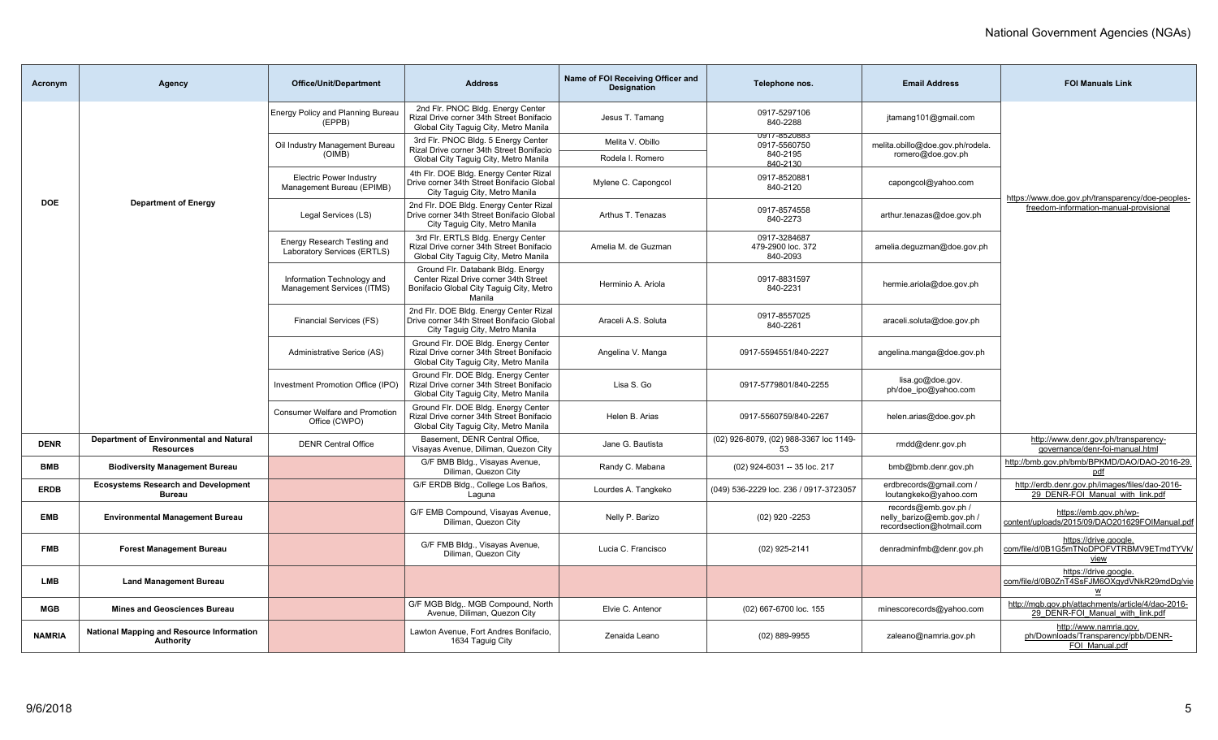| Acronym | Agency | Office/Unit/Department | Address | Name of FOI Receiving Officer and Designation | Telephone nos. | Email Address | FOI Manuals Link |
|---|---|---|---|---|---|---|---|
| DOE | Department of Energy | Energy Policy and Planning Bureau (EPPB) | 2nd Flr. PNOC Bldg. Energy Center Rizal Drive corner 34th Street Bonifacio Global City Taguig City, Metro Manila | Jesus T. Tamang | 0917-5297106 840-2288 | jtamang101@gmail.com | https://www.doe.gov.ph/transparency/doe-peoples-freedom-information-manual-provisional |
| | | Oil Industry Management Bureau (OIMB) | 3rd Flr. PNOC Bldg. 5 Energy Center Rizal Drive corner 34th Street Bonifacio Global City Taguig City, Metro Manila | Melita V. Obillo | 0917-8520883 0917-5560750 | melita.obillo@doe.gov.ph/rodela.romero@doe.gov.ph | |
| | | | | Rodela I. Romero | 840-2195 840-2130 | | |
| | | Electric Power Industry Management Bureau (EPIMB) | 4th Flr. DOE Bldg. Energy Center Rizal Drive corner 34th Street Bonifacio Global City Taguig City, Metro Manila | Mylene C. Capongcol | 0917-8520881 840-2120 | capongcol@yahoo.com | |
| | | Legal Services (LS) | 2nd Flr. DOE Bldg. Energy Center Rizal Drive corner 34th Street Bonifacio Global City Taguig City, Metro Manila | Arthus T. Tenazas | 0917-8574558 840-2273 | arthur.tenazas@doe.gov.ph | |
| | | Energy Research Testing and Laboratory Services (ERTLS) | 3rd Flr. ERTLS Bldg. Energy Center Rizal Drive corner 34th Street Bonifacio Global City Taguig City, Metro Manila | Amelia M. de Guzman | 0917-3284687 479-2900 loc. 372 840-2093 | amelia.deguzman@doe.gov.ph | |
| | | Information Technology and Management Services (ITMS) | Ground Flr. Databank Bldg. Energy Center Rizal Drive corner 34th Street Bonifacio Global City Taguig City, Metro Manila | Herminio A. Ariola | 0917-8831597 840-2231 | hermie.ariola@doe.gov.ph | |
| | | Financial Services (FS) | 2nd Flr. DOE Bldg. Energy Center Rizal Drive corner 34th Street Bonifacio Global City Taguig City, Metro Manila | Araceli A.S. Soluta | 0917-8557025 840-2261 | araceli.soluta@doe.gov.ph | |
| | | Administrative Serice (AS) | Ground Flr. DOE Bldg. Energy Center Rizal Drive corner 34th Street Bonifacio Global City Taguig City, Metro Manila | Angelina V. Manga | 0917-5594551/840-2227 | angelina.manga@doe.gov.ph | |
| | | Investment Promotion Office (IPO) | Ground Flr. DOE Bldg. Energy Center Rizal Drive corner 34th Street Bonifacio Global City Taguig City, Metro Manila | Lisa S. Go | 0917-5779801/840-2255 | lisa.go@doe.gov.ph/doe_ipo@yahoo.com | |
| | | Consumer Welfare and Promotion Office (CWPO) | Ground Flr. DOE Bldg. Energy Center Rizal Drive corner 34th Street Bonifacio Global City Taguig City, Metro Manila | Helen B. Arias | 0917-5560759/840-2267 | helen.arias@doe.gov.ph | |
| DENR | Department of Environmental and Natural Resources | DENR Central Office | Basement, DENR Central Office, Visayas Avenue, Diliman, Quezon City | Jane G. Bautista | (02) 926-8079, (02) 988-3367 loc 1149-53 | rmdd@denr.gov.ph | http://www.denr.gov.ph/transparency-governance/denr-foi-manual.html |
| BMB | Biodiversity Management Bureau | | G/F BMB Bldg., Visayas Avenue, Diliman, Quezon City | Randy C. Mabana | (02) 924-6031 -- 35 loc. 217 | bmb@bmb.denr.gov.ph | http://bmb.gov.ph/bmb/BPKMD/DAO/DAO-2016-29.pdf |
| ERDB | Ecosystems Research and Development Bureau | | G/F ERDB Bldg., College Los Baños, Laguna | Lourdes A. Tangkeko | (049) 536-2229 loc. 236 / 0917-3723057 | erdbrecords@gmail.com / loutangkeko@yahoo.com | http://erdb.denr.gov.ph/images/files/dao-2016-29_DENR-FOI_Manual_with_link.pdf |
| EMB | Environmental Management Bureau | | G/F EMB Compound, Visayas Avenue, Diliman, Quezon City | Nelly P. Barizo | (02) 920 -2253 | records@emb.gov.ph / nelly_barizo@emb.gov.ph / recordsection@hotmail.com | https://emb.gov.ph/wp-content/uploads/2015/09/DAO201629FOIManual.pdf |
| FMB | Forest Management Bureau | | G/F FMB Bldg., Visayas Avenue, Diliman, Quezon City | Lucia C. Francisco | (02) 925-2141 | denradminfmb@denr.gov.ph | https://drive.google.com/file/d/0B1G5mTNoDPOFVTRBMV9ETmdTYVk/view |
| LMB | Land Management Bureau | | | | | | https://drive.google.com/file/d/0B0ZnT4SsFJM6OXgydVNkR29mdDg/view |
| MGB | Mines and Geosciences Bureau | | G/F MGB Bldg,. MGB Compound, North Avenue, Diliman, Quezon City | Elvie C. Antenor | (02) 667-6700 loc. 155 | minescorecords@yahoo.com | http://mgb.gov.ph/attachments/article/4/dao-2016-29_DENR-FOI_Manual_with_link.pdf |
| NAMRIA | National Mapping and Resource Information Authority | | Lawton Avenue, Fort Andres Bonifacio, 1634 Taguig City | Zenaida Leano | (02) 889-9955 | zaleano@namria.gov.ph | http://www.namria.gov.ph/Downloads/Transparency/pbb/DENR-FOI_Manual.pdf |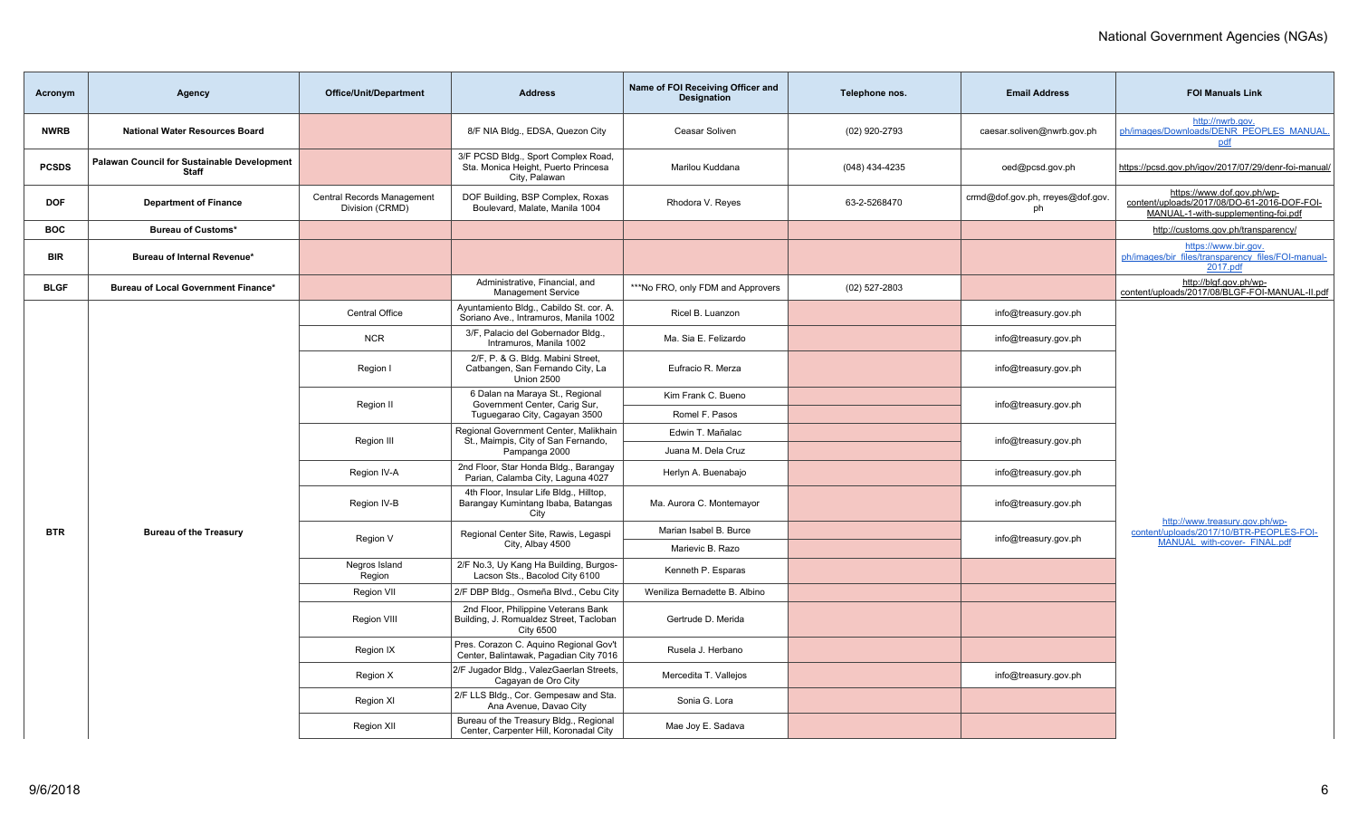# National Government Agencies (NGAs)

| Acronym | Agency | Office/Unit/Department | Address | Name of FOI Receiving Officer and Designation | Telephone nos. | Email Address | FOI Manuals Link |
|---|---|---|---|---|---|---|---|
| NWRB | National Water Resources Board | | 8/F NIA Bldg., EDSA, Quezon City | Ceasar Soliven | (02) 920-2793 | caesar.soliven@nwrb.gov.ph | http://nwrb.gov.ph/images/Downloads/DENR_PEOPLES_MANUAL.pdf |
| PCSDS | Palawan Council for Sustainable Development Staff | | 3/F PCSD Bldg., Sport Complex Road, Sta. Monica Height, Puerto Princesa City, Palawan | Marilou Kuddana | (048) 434-4235 | oed@pcsd.gov.ph | https://pcsd.gov.ph/igov/2017/07/29/denr-foi-manual/ |
| DOF | Department of Finance | Central Records Management Division (CRMD) | DOF Building, BSP Complex, Roxas Boulevard, Malate, Manila 1004 | Rhodora V. Reyes | 63-2-5268470 | crmd@dof.gov.ph, rreyes@dof.gov.ph | https://www.dof.gov.ph/wp-content/uploads/2017/08/DO-61-2016-DOF-FOI-MANUAL-1-with-supplementing-foi.pdf |
| BOC | Bureau of Customs* | | | | | | http://customs.gov.ph/transparency/ |
| BIR | Bureau of Internal Revenue* | | | | | | https://www.bir.gov.ph/images/bir_files/transparency_files/FOI-manual-2017.pdf |
| BLGF | Bureau of Local Government Finance* | | Administrative, Financial, and Management Service | ***No FRO, only FDM and Approvers | (02) 527-2803 | | http://blgf.gov.ph/wp-content/uploads/2017/08/BLGF-FOI-MANUAL-II.pdf |
| BTR | Bureau of the Treasury | Central Office | Ayuntamiento Bldg., Cabildo St. cor. A. Soriano Ave., Intramuros, Manila 1002 | Ricel B. Luanzon | | info@treasury.gov.ph | http://www.treasury.gov.ph/wp-content/uploads/2017/10/BTR-PEOPLES-FOI-MANUAL_with-cover-_FINAL.pdf |
| | | NCR | 3/F, Palacio del Gobernador Bldg., Intramuros, Manila 1002 | Ma. Sia E. Felizardo | | info@treasury.gov.ph | |
| | | Region I | 2/F, P. & G. Bldg. Mabini Street, Catbangen, San Fernando City, La Union 2500 | Eufracio R. Merza | | info@treasury.gov.ph | |
| | | Region II | 6 Dalan na Maraya St., Regional Government Center, Carig Sur, Tuguegarao City, Cagayan 3500 | Kim Frank C. Bueno | | info@treasury.gov.ph | |
| | | | | Romel F. Pasos | | | |
| | | Region III | Regional Government Center, Malikhain St., Maimpis, City of San Fernando, Pampanga 2000 | Edwin T. Mañalac | | info@treasury.gov.ph | |
| | | | | Juana M. Dela Cruz | | | |
| | | Region IV-A | 2nd Floor, Star Honda Bldg., Barangay Parian, Calamba City, Laguna 4027 | Herlyn A. Buenabajo | | info@treasury.gov.ph | |
| | | Region IV-B | 4th Floor, Insular Life Bldg., Hilltop, Barangay Kumintang Ibaba, Batangas City | Ma. Aurora C. Montemayor | | info@treasury.gov.ph | |
| | | Region V | Regional Center Site, Rawis, Legaspi City, Albay 4500 | Marian Isabel B. Burce | | info@treasury.gov.ph | |
| | | | | Marievic B. Razo | | | |
| | | Negros Island Region | 2/F No.3, Uy Kang Ha Building, Burgos-Lacson Sts., Bacolod City 6100 | Kenneth P. Esparas | | | |
| | | Region VII | 2/F DBP Bldg., Osmeña Blvd., Cebu City | Weniliza Bernadette B. Albino | | | |
| | | Region VIII | 2nd Floor, Philippine Veterans Bank Building, J. Romualdez Street, Tacloban City 6500 | Gertrude D. Merida | | | |
| | | Region IX | Pres. Corazon C. Aquino Regional Gov't Center, Balintawak, Pagadian City 7016 | Rusela J. Herbano | | | |
| | | Region X | 2/F Jugador Bldg., ValezGaerlan Streets, Cagayan de Oro City | Mercedita T. Vallejos | | info@treasury.gov.ph | |
| | | Region XI | 2/F LLS Bldg., Cor. Gempesaw and Sta. Ana Avenue, Davao City | Sonia G. Lora | | | |
| | | Region XII | Bureau of the Treasury Bldg., Regional Center, Carpenter Hill, Koronadal City | Mae Joy E. Sadava | | | |

9/6/2018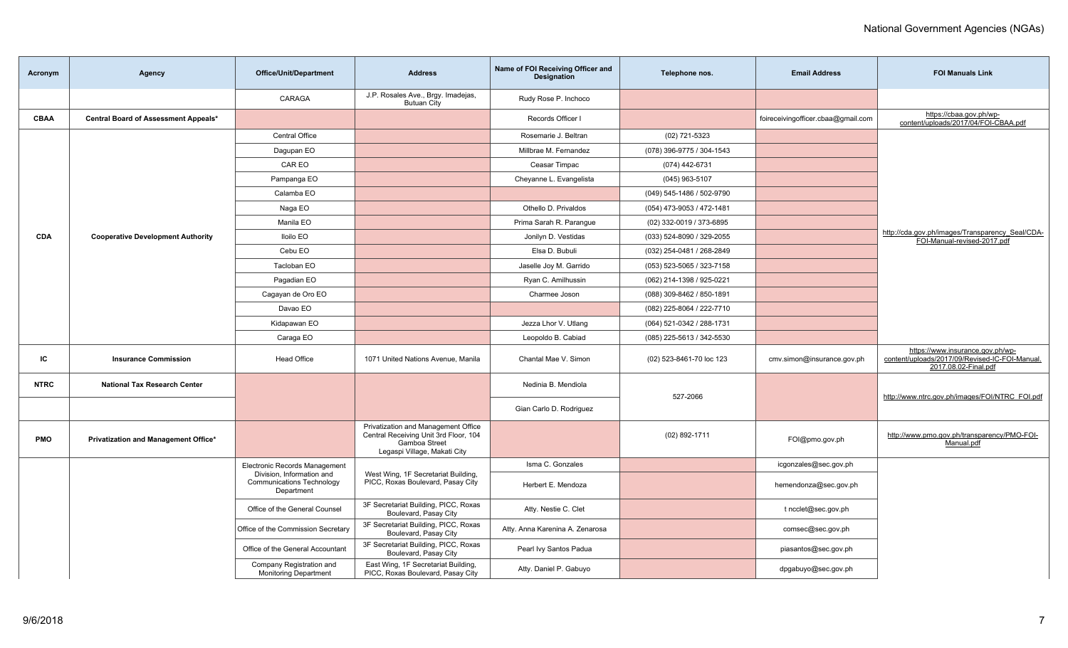| Acronym | Agency | Office/Unit/Department | Address | Name of FOI Receiving Officer and Designation | Telephone nos. | Email Address | FOI Manuals Link |
|---|---|---|---|---|---|---|---|
| | | CARAGA | J.P. Rosales Ave., Brgy. Imadejas, Butuan City | Rudy Rose P. Inchoco | | | |
| CBAA | Central Board of Assessment Appeals* | | | Records Officer I | | foireceivingofficer.cbaa@gmail.com | https://cbaa.gov.ph/wp-content/uploads/2017/04/FOI-CBAA.pdf |
| CDA | Cooperative Development Authority | Central Office | | Rosemarie J. Beltran | (02) 721-5323 | | http://cda.gov.ph/images/Transparency_Seal/CDA-FOI-Manual-revised-2017.pdf |
| | | Dagupan EO | | Millbrae M. Fernandez | (078) 396-9775 / 304-1543 | | |
| | | CAR EO | | Ceasar Timpac | (074) 442-6731 | | |
| | | Pampanga EO | | Cheyanne L. Evangelista | (045) 963-5107 | | |
| | | Calamba EO | | | (049) 545-1486 / 502-9790 | | |
| | | Naga EO | | Othello D. Privaldos | (054) 473-9053 / 472-1481 | | |
| | | Manila EO | | Prima Sarah R. Parangue | (02) 332-0019 / 373-6895 | | |
| | | Iloilo EO | | Jonilyn D. Vestidas | (033) 524-8090 / 329-2055 | | |
| | | Cebu EO | | Elsa D. Bubuli | (032) 254-0481 / 268-2849 | | |
| | | Tacloban EO | | Jaselle Joy M. Garrido | (053) 523-5065 / 323-7158 | | |
| | | Pagadian EO | | Ryan C. Amilhussin | (062) 214-1398 / 925-0221 | | |
| | | Cagayan de Oro EO | | Charmee Joson | (088) 309-8462 / 850-1891 | | |
| | | Davao EO | | | (082) 225-8064 / 222-7710 | | |
| | | Kidapawan EO | | Jezza Lhor V. Utlang | (064) 521-0342 / 288-1731 | | |
| | | Caraga EO | | Leopoldo B. Cabiad | (085) 225-5613 / 342-5530 | | |
| IC | Insurance Commission | Head Office | 1071 United Nations Avenue, Manila | Chantal Mae V. Simon | (02) 523-8461-70 loc 123 | cmv.simon@insurance.gov.ph | https://www.insurance.gov.ph/wp-content/uploads/2017/09/Revised-IC-FOI-Manual.2017.08.02-Final.pdf |
| NTRC | National Tax Research Center | | | Nedinia B. Mendiola | 527-2066 | | http://www.ntrc.gov.ph/images/FOI/NTRC_FOI.pdf |
| | | | | Gian Carlo D. Rodriguez | | | |
| PMO | Privatization and Management Office* | | Privatization and Management Office Central Receiving Unit 3rd Floor, 104 Gamboa Street Legaspi Village, Makati City | | (02) 892-1711 | FOI@pmo.gov.ph | http://www.pmo.gov.ph/transparency/PMO-FOI-Manual.pdf |
| | | Electronic Records Management Division, Information and Communications Technology Department | West Wing, 1F Secretariat Building, PICC, Roxas Boulevard, Pasay City | Isma C. Gonzales | | icgonzales@sec.gov.ph | |
| | | | | Herbert E. Mendoza | | hemendonza@sec.gov.ph | |
| | | Office of the General Counsel | 3F Secretariat Building, PICC, Roxas Boulevard, Pasay City | Atty. Nestie C. Clet | | t ncclet@sec.gov.ph | |
| | | Office of the Commission Secretary | 3F Secretariat Building, PICC, Roxas Boulevard, Pasay City | Atty. Anna Karenina A. Zenarosa | | comsec@sec.gov.ph | |
| | | Office of the General Accountant | 3F Secretariat Building, PICC, Roxas Boulevard, Pasay City | Pearl Ivy Santos Padua | | piasantos@sec.gov.ph | |
| | | Company Registration and Monitoring Department | East Wing, 1F Secretariat Building, PICC, Roxas Boulevard, Pasay City | Atty. Daniel P. Gabuyo | | dpgabuyo@sec.gov.ph | |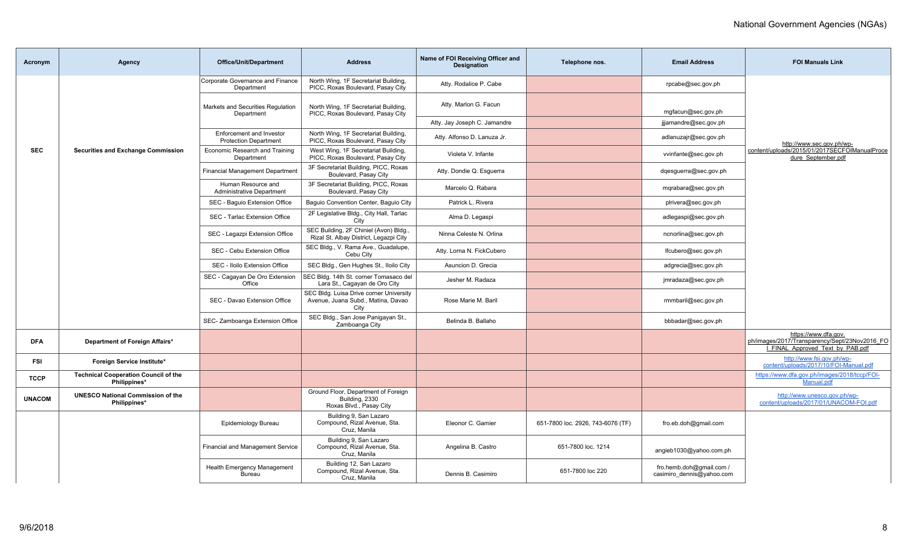| Acronym | Agency | Office/Unit/Department | Address | Name of FOI Receiving Officer and Designation | Telephone nos. | Email Address | FOI Manuals Link |
|---|---|---|---|---|---|---|---|
| SEC | Securities and Exchange Commission | Corporate Governance and Finance Department | North Wing, 1F Secretariat Building, PICC, Roxas Boulevard, Pasay City | Atty. Rodalice P. Cabe | | rpcabe@sec.gov.ph | http://www.sec.gov.ph/wp-content/uploads/2015/01/2017SECFOIManualProcedure_September.pdf |
| | | Markets and Securities Regulation Department | North Wing, 1F Secretariat Building, PICC, Roxas Boulevard, Pasay City | Atty. Marlon G. Facun | | mgfacun@sec.gov.ph | |
| | | | | Atty. Jay Joseph C. Jamandre | | jjjamandre@sec.gov.ph | |
| | | Enforcement and Investor Protection Department | North Wing, 1F Secretariat Building, PICC, Roxas Boulevard, Pasay City | Atty. Alfonso D. Lanuza Jr. | | adlanuzajr@sec.gov.ph | |
| | | Economic Research and Training Department | West Wing, 1F Secretariat Building, PICC, Roxas Boulevard, Pasay City | Violeta V. Infante | | vvinfante@sec.gov.ph | |
| | | Financial Management Department | 3F Secretariat Building, PICC, Roxas Boulevard, Pasay City | Atty. Dondie Q. Esguerra | | dqesguerra@sec.gov.ph | |
| | | Human Resource and Administrative Department | 3F Secretariat Building, PICC, Roxas Boulevard, Pasay City | Marcelo Q. Rabara | | mqrabara@sec.gov.ph | |
| | | SEC - Baguio Extension Office | Baguio Convention Center, Baguio City | Patrick L. Rivera | | plrivera@sec.gov.ph | |
| | | SEC - Tarlac Extension Office | 2F Legislative Bldg., City Hall, Tarlac City | Alma D. Legaspi | | adlegaspi@sec.gov.ph | |
| | | SEC - Legazpi Extension Office | SEC Building, 2F Chiniel (Avon) Bldg., Rizal St. Albay District, Legazpi City | Ninna Celeste N. Orlina | | ncnorlina@sec.gov.ph | |
| | | SEC - Cebu Extension Office | SEC Bldg., V. Rama Ave., Guadalupe, Cebu City | Atty. Lorna N. FickCubero | | lfcubero@sec.gov.ph | |
| | | SEC - Iloilo Extension Office | SEC Bldg., Gen Hughes St., Iloilo City | Asuncion D. Grecia | | adgrecia@sec.gov.ph | |
| | | SEC - Cagayan De Oro Extension Office | SEC Bldg. 14th St. corner Tomasaco del Lara St., Cagayan de Oro City | Jesher M. Radaza | | jmradaza@sec.gov.ph | |
| | | SEC - Davao Extension Office | SEC Bldg. Luisa Drive corner University Avenue, Juana Subd., Matina, Davao City | Rose Marie M. Baril | | rmmbaril@sec.gov.ph | |
| | | SEC- Zamboanga Extension Office | SEC Bldg., San Jose Panigayan St., Zamboanga City | Belinda B. Ballaho | | bbbadar@sec.gov.ph | |
| DFA | Department of Foreign Affairs* | | | | | | https://www.dfa.gov.ph/images/2017/Transparency/Sept/23Nov2016_FOI_FINAL_Approved_Text_by_PAB.pdf |
| FSI | Foreign Service Institute* | | | | | | http://www.fsi.gov.ph/wp-content/uploads/2017/10/FOI-Manual.pdf |
| TCCP | Technical Cooperation Council of the Philippines* | | | | | | https://www.dfa.gov.ph/images/2018/tccp/FOI-Manual.pdf |
| UNACOM | UNESCO National Commission of the Philippines* | | Ground Floor, Department of Foreign Building, 2330 Roxas Blvd., Pasay City | | | | http://www.unesco.gov.ph/wp-content/uploads/2017/01/UNACOM-FOI.pdf |
| | | Epidemiology Bureau | Building 9, San Lazaro Compound, Rizal Avenue, Sta. Cruz, Manila | Eleonor C. Gamier | 651-7800 loc. 2926, 743-6076 (TF) | fro.eb.doh@gmail.com | |
| | | Financial and Management Service | Building 9, San Lazaro Compound, Rizal Avenue, Sta. Cruz, Manila | Angelina B. Castro | 651-7800 loc. 1214 | angieb1030@yahoo.com.ph | |
| | | Health Emergency Management Bureau | Building 12, San Lazaro Compound, Rizal Avenue, Sta. Cruz, Manila | Dennis B. Casimiro | 651-7800 loc 220 | fro.hemb.doh@gmail.com / casimiro_dennis@yahoo.com | |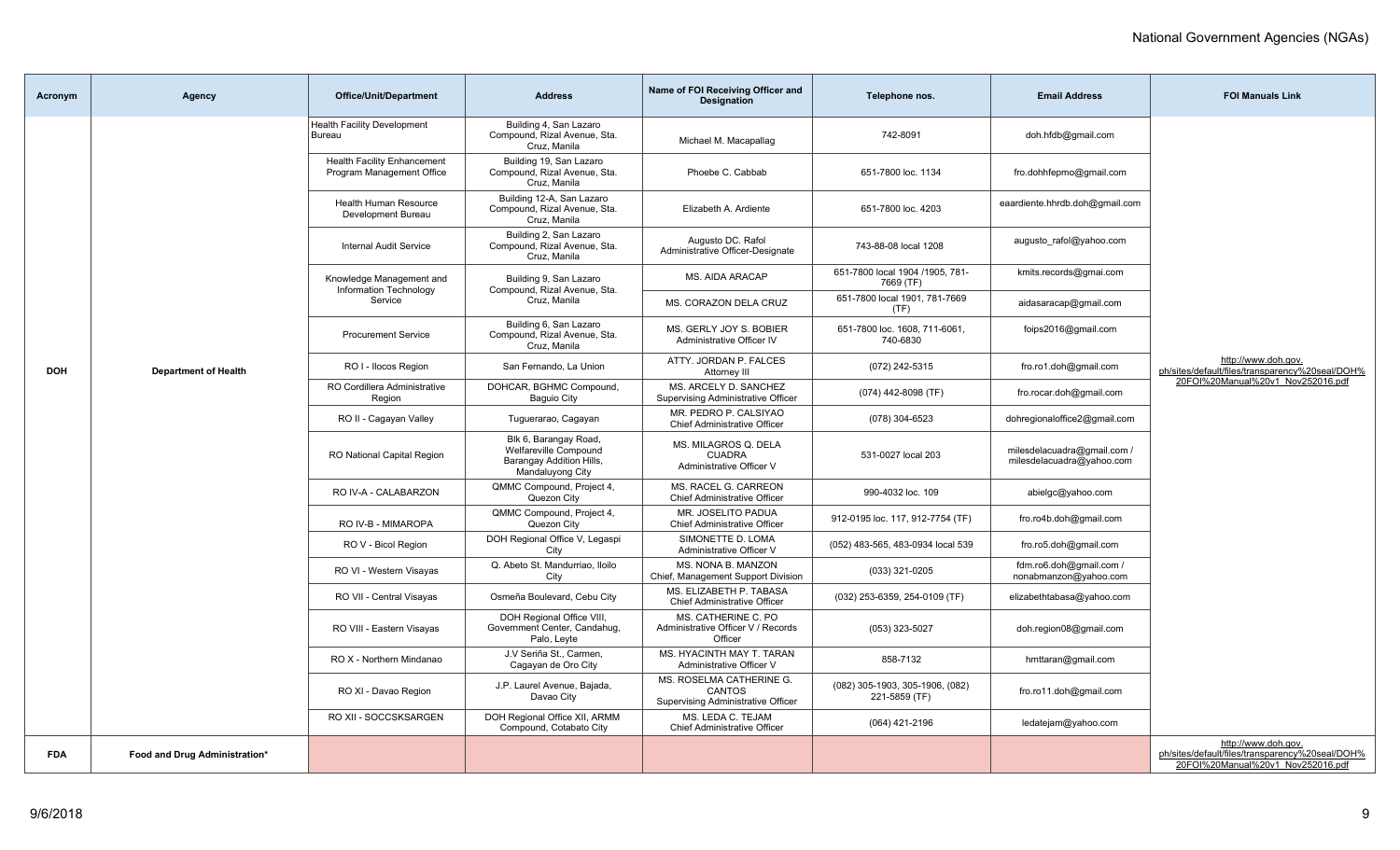| Acronym | Agency | Office/Unit/Department | Address | Name of FOI Receiving Officer and Designation | Telephone nos. | Email Address | FOI Manuals Link |
|---|---|---|---|---|---|---|---|
| DOH | Department of Health | Health Facility Development Bureau | Building 4, San Lazaro Compound, Rizal Avenue, Sta. Cruz, Manila | Michael M. Macapallag | 742-8091 | doh.hfdb@gmail.com | http://www.doh.gov.ph/sites/default/files/transparency%20seal/DOH%20FOI%20Manual%20v1_Nov252016.pdf |
| | | Health Facility Enhancement Program Management Office | Building 19, San Lazaro Compound, Rizal Avenue, Sta. Cruz, Manila | Phoebe C. Cabbab | 651-7800 loc. 1134 | fro.dohhfepmo@gmail.com | |
| | | Health Human Resource Development Bureau | Building 12-A, San Lazaro Compound, Rizal Avenue, Sta. Cruz, Manila | Elizabeth A. Ardiente | 651-7800 loc. 4203 | eaardiente.hhrdb.doh@gmail.com | |
| | | Internal Audit Service | Building 2, San Lazaro Compound, Rizal Avenue, Sta. Cruz, Manila | Augusto DC. Rafol Administrative Officer-Designate | 743-88-08 local 1208 | augusto_rafol@yahoo.com | |
| | | Knowledge Management and Information Technology Service | Building 9, San Lazaro Compound, Rizal Avenue, Sta. Cruz, Manila | MS. AIDA ARACAP | 651-7800 local 1904 /1905, 781-7669 (TF) | kmits.records@gmai.com | |
| | | | | MS. CORAZON DELA CRUZ | 651-7800 local 1901, 781-7669 (TF) | aidasaracap@gmail.com | |
| | | Procurement Service | Building 6, San Lazaro Compound, Rizal Avenue, Sta. Cruz, Manila | MS. GERLY JOY S. BOBIER Administrative Officer IV | 651-7800 loc. 1608, 711-6061, 740-6830 | foips2016@gmail.com | |
| | | RO I - Ilocos Region | San Fernando, La Union | ATTY. JORDAN P. FALCES Attorney III | (072) 242-5315 | fro.ro1.doh@gmail.com | |
| | | RO Cordillera Administrative Region | DOHCAR, BGHMC Compound, Baguio City | MS. ARCELY D. SANCHEZ Supervising Administrative Officer | (074) 442-8098 (TF) | fro.rocar.doh@gmail.com | |
| | | RO II - Cagayan Valley | Tuguerarao, Cagayan | MR. PEDRO P. CALSIYAO Chief Administrative Officer | (078) 304-6523 | dohregionaloffice2@gmail.com | |
| | | RO National Capital Region | Blk 6, Barangay Road, Welfareville Compound Barangay Addition Hills, Mandaluyong City | MS. MILAGROS Q. DELA CUADRA Administrative Officer V | 531-0027 local 203 | milesdelacuadra@gmail.com / milesdelacuadra@yahoo.com | |
| | | RO IV-A - CALABARZON | QMMC Compound, Project 4, Quezon City | MS. RACEL G. CARREON Chief Administrative Officer | 990-4032 loc. 109 | abielgc@yahoo.com | |
| | | RO IV-B - MIMAROPA | QMMC Compound, Project 4, Quezon City | MR. JOSELITO PADUA Chief Administrative Officer | 912-0195 loc. 117, 912-7754 (TF) | fro.ro4b.doh@gmail.com | |
| | | RO V - Bicol Region | DOH Regional Office V, Legaspi City | SIMONETTE D. LOMA Administrative Officer V | (052) 483-565, 483-0934 local 539 | fro.ro5.doh@gmail.com | |
| | | RO VI - Western Visayas | Q. Abeto St. Mandurriao, Iloilo City | MS. NONA B. MANZON Chief, Management Support Division | (033) 321-0205 | fdm.ro6.doh@gmail.com / nonabmanzon@yahoo.com | |
| | | RO VII - Central Visayas | Osmeña Boulevard, Cebu City | MS. ELIZABETH P. TABASA Chief Administrative Officer | (032) 253-6359, 254-0109 (TF) | elizabethtabasa@yahoo.com | |
| | | RO VIII - Eastern Visayas | DOH Regional Office VIII, Government Center, Candahug, Palo, Leyte | MS. CATHERINE C. PO Administrative Officer V / Records Officer | (053) 323-5027 | doh.region08@gmail.com | |
| | | RO X - Northern Mindanao | J.V Seriña St., Carmen, Cagayan de Oro City | MS. HYACINTH MAY T. TARAN Administrative Officer V | 858-7132 | hmttaran@gmail.com | |
| | | RO XI - Davao Region | J.P. Laurel Avenue, Bajada, Davao City | MS. ROSELMA CATHERINE G. CANTOS Supervising Administrative Officer | (082) 305-1903, 305-1906, (082) 221-5859 (TF) | fro.ro11.doh@gmail.com | |
| | | RO XII - SOCCSKSARGEN | DOH Regional Office XII, ARMM Compound, Cotabato City | MS. LEDA C. TEJAM Chief Administrative Officer | (064) 421-2196 | ledatejam@yahoo.com | |
| FDA | Food and Drug Administration* | | | | | | http://www.doh.gov.ph/sites/default/files/transparency%20seal/DOH%20FOI%20Manual%20v1_Nov252016.pdf |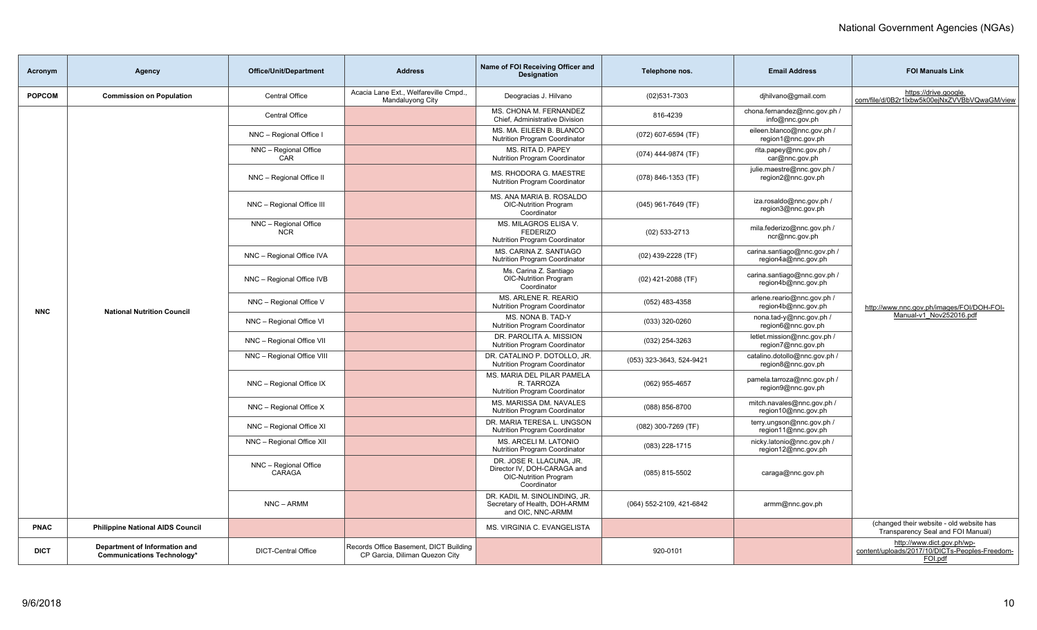| Acronym | Agency | Office/Unit/Department | Address | Name of FOI Receiving Officer and Designation | Telephone nos. | Email Address | FOI Manuals Link |
|---|---|---|---|---|---|---|---|
| **POPCOM** | **Commission on Population** | Central Office | Acacia Lane Ext., Welfareville Cmpd., Mandaluyong City | Deogracias J. Hilvano | (02)531-7303 | djhilvano@gmail.com | https://drive.google.com/file/d/0B2r1lxbw5k00ejNxZVVBbVQwaGM/view |
| **NNC** | **National Nutrition Council** | Central Office | | MS. CHONA M. FERNANDEZ Chief, Administrative Division | 816-4239 | chona.fernandez@nnc.gov.ph / info@nnc.gov.ph | http://www.nnc.gov.ph/images/FOI/DOH-FOI-Manual-v1_Nov252016.pdf |
| | | NNC – Regional Office I | | MS. MA. EILEEN B. BLANCO Nutrition Program Coordinator | (072) 607-6594 (TF) | eileen.blanco@nnc.gov.ph / region1@nnc.gov.ph | |
| | | NNC – Regional Office CAR | | MS. RITA D. PAPEY Nutrition Program Coordinator | (074) 444-9874 (TF) | rita.papey@nnc.gov.ph / car@nnc.gov.ph | |
| | | NNC – Regional Office II | | MS. RHODORA G. MAESTRE Nutrition Program Coordinator | (078) 846-1353 (TF) | julie.maestre@nnc.gov.ph / region2@nnc.gov.ph | |
| | | NNC – Regional Office III | | MS. ANA MARIA B. ROSALDO OIC-Nutrition Program Coordinator | (045) 961-7649 (TF) | iza.rosaldo@nnc.gov.ph / region3@nnc.gov.ph | |
| | | NNC – Regional Office NCR | | MS. MILAGROS ELISA V. FEDERIZO Nutrition Program Coordinator | (02) 533-2713 | mila.federizo@nnc.gov.ph / ncr@nnc.gov.ph | |
| | | NNC – Regional Office IVA | | MS. CARINA Z. SANTIAGO Nutrition Program Coordinator | (02) 439-2228 (TF) | carina.santiago@nnc.gov.ph / region4a@nnc.gov.ph | |
| | | NNC – Regional Office IVB | | Ms. Carina Z. Santiago OIC-Nutrition Program Coordinator | (02) 421-2088 (TF) | carina.santiago@nnc.gov.ph / region4b@nnc.gov.ph | |
| | | NNC – Regional Office V | | MS. ARLENE R. REARIO Nutrition Program Coordinator | (052) 483-4358 | arlene.reario@nnc.gov.ph / region4b@nnc.gov.ph | |
| | | NNC – Regional Office VI | | MS. NONA B. TAD-Y Nutrition Program Coordinator | (033) 320-0260 | nona.tad-y@nnc.gov.ph / region6@nnc.gov.ph | |
| | | NNC – Regional Office VII | | DR. PAROLITA A. MISSION Nutrition Program Coordinator | (032) 254-3263 | letlet.mission@nnc.gov.ph / region7@nnc.gov.ph | |
| | | NNC – Regional Office VIII | | DR. CATALINO P. DOTOLLO, JR. Nutrition Program Coordinator | (053) 323-3643, 524-9421 | catalino.dotollo@nnc.gov.ph / region8@nnc.gov.ph | |
| | | NNC – Regional Office IX | | MS. MARIA DEL PILAR PAMELA R. TARROZA Nutrition Program Coordinator | (062) 955-4657 | pamela.tarroza@nnc.gov.ph / region9@nnc.gov.ph | |
| | | NNC – Regional Office X | | MS. MARISSA DM. NAVALES Nutrition Program Coordinator | (088) 856-8700 | mitch.navales@nnc.gov.ph / region10@nnc.gov.ph | |
| | | NNC – Regional Office XI | | DR. MARIA TERESA L. UNGSON Nutrition Program Coordinator | (082) 300-7269 (TF) | terry.ungson@nnc.gov.ph / region11@nnc.gov.ph | |
| | | NNC – Regional Office XII | | MS. ARCELI M. LATONIO Nutrition Program Coordinator | (083) 228-1715 | nicky.latonio@nnc.gov.ph / region12@nnc.gov.ph | |
| | | NNC – Regional Office CARAGA | | DR. JOSE R. LLACUNA, JR. Director IV, DOH-CARAGA and OIC-Nutrition Program Coordinator | (085) 815-5502 | caraga@nnc.gov.ph | |
| | | NNC – ARMM | | DR. KADIL M. SINOLINDING, JR. Secretary of Health, DOH-ARMM and OIC, NNC-ARMM | (064) 552-2109, 421-6842 | armm@nnc.gov.ph | |
| **PNAC** | **Philippine National AIDS Council** | | | MS. VIRGINIA C. EVANGELISTA | | | (changed their website - old website has Transparency Seal and FOI Manual) |
| **DICT** | **Department of Information and Communications Technology*** | DICT-Central Office | Records Office Basement, DICT Building CP Garcia, Diliman Quezon City | | 920-0101 | | http://www.dict.gov.ph/wp-content/uploads/2017/10/DICTs-Peoples-Freedom-FOI.pdf |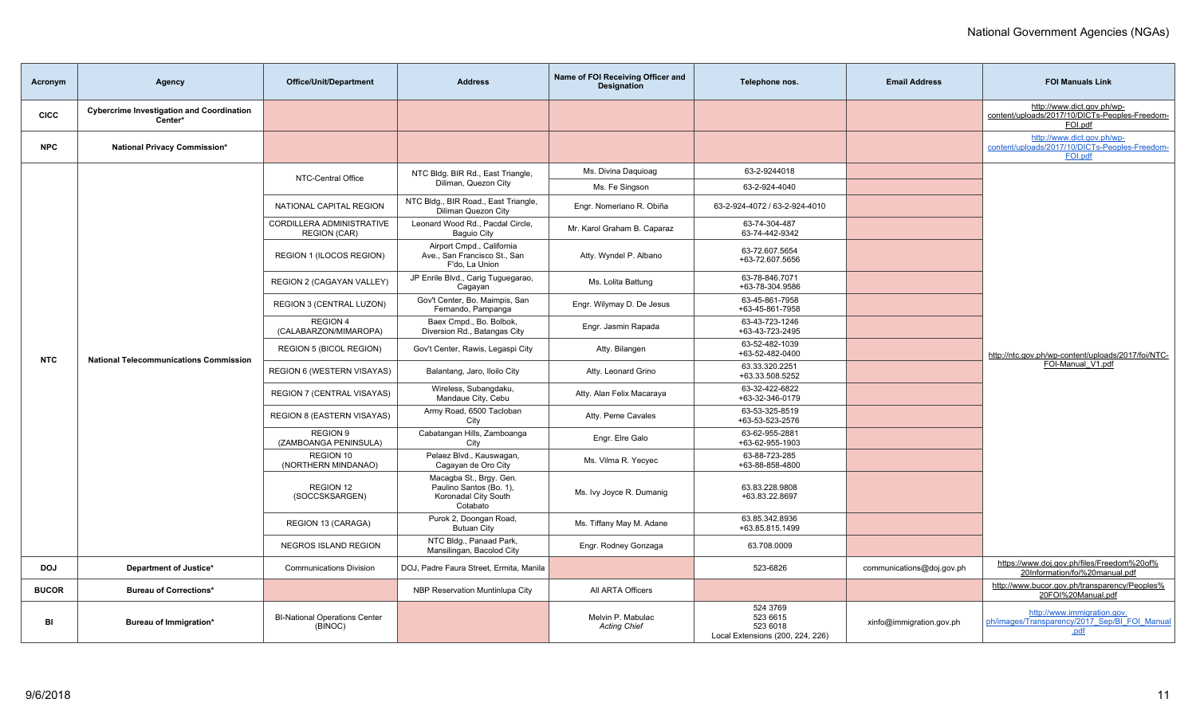| Acronym | Agency | Office/Unit/Department | Address | Name of FOI Receiving Officer and Designation | Telephone nos. | Email Address | FOI Manuals Link |
|---|---|---|---|---|---|---|---|
| CICC | Cybercrime Investigation and Coordination Center* | | | | | | http://www.dict.gov.ph/wp-content/uploads/2017/10/DICTs-Peoples-Freedom-FOI.pdf |
| NPC | National Privacy Commission* | | | | | | http://www.dict.gov.ph/wp-content/uploads/2017/10/DICTs-Peoples-Freedom-FOI.pdf |
| NTC | National Telecommunications Commission | NTC-Central Office | NTC Bldg. BIR Rd., East Triangle, Diliman, Quezon City | Ms. Divina Daquioag | 63-2-9244018 | | http://ntc.gov.ph/wp-content/uploads/2017/foi/NTC-FOI-Manual_V1.pdf |
| | | | | Ms. Fe Singson | 63-2-924-4040 | | |
| | | NATIONAL CAPITAL REGION | NTC Bldg., BIR Road., East Triangle, Diliman Quezon City | Engr. Nomeriano R. Obiña | 63-2-924-4072 / 63-2-924-4010 | | |
| | | CORDILLERA ADMINISTRATIVE REGION (CAR) | Leonard Wood Rd., Pacdal Circle, Baguio City | Mr. Karol Graham B. Caparaz | 63-74-304-487<br>63-74-442-9342 | | |
| | | REGION 1 (ILOCOS REGION) | Airport Cmpd., California Ave., San Francisco St., San F'do, La Union | Atty. Wyndel P. Albano | 63-72.607.5654<br>+63-72.607.5656 | | |
| | | REGION 2 (CAGAYAN VALLEY) | JP Enrile Blvd., Carig Tuguegarao, Cagayan | Ms. Lolita Battung | 63-78-846.7071<br>+63-78-304.9586 | | |
| | | REGION 3 (CENTRAL LUZON) | Gov't Center, Bo. Maimpis, San Fernando, Pampanga | Engr. Wilymay D. De Jesus | 63-45-861-7958<br>+63-45-861-7958 | | |
| | | REGION 4 (CALABARZON/MIMAROPA) | Baex Cmpd., Bo. Bolbok, Diversion Rd., Batangas City | Engr. Jasmin Rapada | 63-43-723-1246<br>+63-43-723-2495 | | |
| | | REGION 5 (BICOL REGION) | Gov't Center, Rawis, Legaspi City | Atty. Bilangen | 63-52-482-1039<br>+63-52-482-0400 | | |
| | | REGION 6 (WESTERN VISAYAS) | Balantang, Jaro, Iloilo City | Atty. Leonard Grino | 63.33.320.2251<br>+63.33.508.5252 | | |
| | | REGION 7 (CENTRAL VISAYAS) | Wireless, Subangdaku, Mandaue City, Cebu | Atty. Alan Felix Macaraya | 63-32-422-6822<br>+63-32-346-0179 | | |
| | | REGION 8 (EASTERN VISAYAS) | Army Road, 6500 Tacloban City | Atty. Peme Cavales | 63-53-325-8519<br>+63-53-523-2576 | | |
| | | REGION 9 (ZAMBOANGA PENINSULA) | Cabatangan Hills, Zamboanga City | Engr. Elre Galo | 63-62-955-2881<br>+63-62-955-1903 | | |
| | | REGION 10 (NORTHERN MINDANAO) | Pelaez Blvd., Kauswagan, Cagayan de Oro City | Ms. Vilma R. Yecyec | 63-88-723-285<br>+63-88-858-4800 | | |
| | | REGION 12 (SOCCSKSARGEN) | Macagba St., Brgy. Gen. Paulino Santos (Bo. 1), Koronadal City South Cotabato | Ms. Ivy Joyce R. Dumanig | 63.83.228.9808<br>+63.83.22.8697 | | |
| | | REGION 13 (CARAGA) | Purok 2, Doongan Road, Butuan City | Ms. Tiffany May M. Adane | 63.85.342.8936<br>+63.85.815.1499 | | |
| | | NEGROS ISLAND REGION | NTC Bldg., Panaad Park, Mansilingan, Bacolod City | Engr. Rodney Gonzaga | 63.708.0009 | | |
| DOJ | Department of Justice* | Communications Division | DOJ, Padre Faura Street, Ermita, Manila | | 523-6826 | communications@doj.gov.ph | https://www.doj.gov.ph/files/Freedom%20of%20Information/foi%20manual.pdf |
| BUCOR | Bureau of Corrections* | | NBP Reservation Muntinlupa City | All ARTA Officers | | | http://www.bucor.gov.ph/transparency/Peoples%20FOI%20Manual.pdf |
| BI | Bureau of Immigration* | BI-National Operations Center (BINOC) | | Melvin P. Mabulac<br>*Acting Chief* | 524 3769<br>523 6615<br>523 6018<br>Local Extensions (200, 224, 226) | xinfo@immigration.gov.ph | http://www.immigration.gov.ph/images/Transparency/2017_Sep/BI_FOI_Manual.pdf |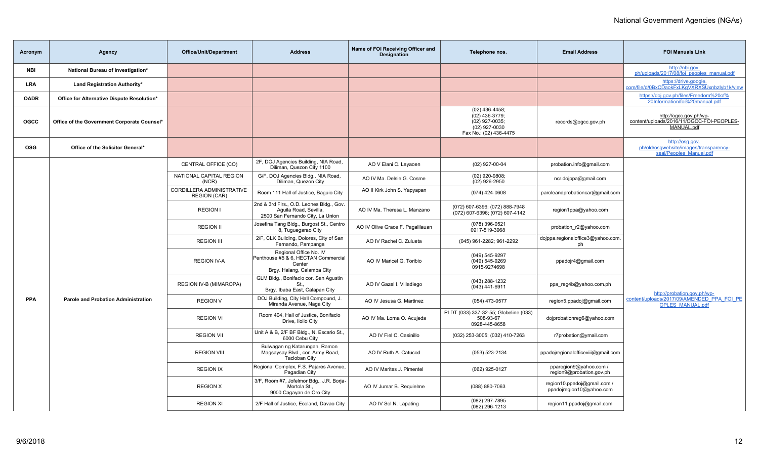| Acronym | Agency | Office/Unit/Department | Address | Name of FOI Receiving Officer and Designation | Telephone nos. | Email Address | FOI Manuals Link |
|---|---|---|---|---|---|---|---|
| NBI | National Bureau of Investigation* | | | | | | http://nbi.gov.ph/uploads/2017/08/foi_peoples_manual.pdf |
| LRA | Land Registration Authority* | | | | | | https://drive.google.com/file/d/0BxCDaokFxLKgVXRXSUxnbzlyb1k/view |
| OADR | Office for Alternative Dispute Resolution* | | | | | | https://doj.gov.ph/files/Freedom%20of%20Information/foi%20manual.pdf |
| OGCC | Office of the Government Corporate Counsel* | | | | (02) 436-4458; (02) 436-3779; (02) 927-0035; (02) 927-0030 Fax No.: (02) 436-4475 | records@ogcc.gov.ph | http://ogcc.gov.ph/wp-content/uploads/2016/11/OGCC-FOI-PEOPLES-MANUAL.pdf |
| OSG | Office of the Solicitor General* | | | | | | http://osg.gov.ph/old/osgwebsite/images/transparency-seal/Peoples_Manual.pdf |
| PPA | Parole and Probation Administration | CENTRAL OFFICE (CO) | 2F, DOJ Agencies Building, NIA Road, Diliman, Quezon City 1100 | AO V Elani C. Layaoen | (02) 927-00-04 | probation.info@gmail.com | http://probation.gov.ph/wp-content/uploads/2017/09/AMENDED_PPA_FOI_PEOPLES_MANUAL.pdf |
| | | NATIONAL CAPITAL REGION (NCR) | G/F, DOJ Agencies Bldg., NIA Road, Diliman, Quezon City | AO IV Ma. Delsie G. Cosme | (02) 920-9808; (02) 926-2950 | ncr.dojppa@gmail.com | |
| | | CORDILLERA ADMINISTRATIVE REGION (CAR) | Room 111 Hall of Justice, Baguio City | AO II Kirk John S. Yapyapan | (074) 424-0608 | paroleandprobationcar@gmail.com | |
| | | REGION I | 2nd & 3rd Flrs., O.D. Leones Bldg., Gov. Aguila Road, Sevilla, 2500 San Fernando City, La Union | AO IV Ma. Theresa L. Manzano | (072) 607-6396; (072) 888-7948 (072) 607-6396; (072) 607-4142 | region1ppa@yahoo.com | |
| | | REGION II | Josefina Tang Bldg., Burgost St., Centro 8, Tuguegarao City | AO IV Olive Grace F. Pagalilauan | (078) 396-0521 0917-519-3968 | probation_r2@yahoo.com | |
| | | REGION III | 2/F, CLK Building, Dolores, City of San Fernando, Pampanga | AO IV Rachel C. Zulueta | (045) 961-2282; 961-2292 | dojppa.regionaloffice3@yahoo.com.ph | |
| | | REGION IV-A | Regional Office No. IV Penthouse #5 & 6, HECTAN Commercial Center Brgy. Halang, Calamba City | AO IV Maricel G. Toribio | (049) 545-9297 (049) 545-9269 0915-9274698 | ppadojr4@gmail.com | |
| | | REGION IV-B (MIMAROPA) | GLM Bldg., Bonifacio cor. San Agustin St., Brgy. Ibaba East, Calapan City | AO IV Gazel I. Villadiego | (043) 288-1232 (043) 441-6911 | ppa_reg4b@yahoo.com.ph | |
| | | REGION V | DOJ Building, City Hall Compound, J. Miranda Avenue, Naga City | AO IV Jesusa G. Martinez | (054) 473-0577 | region5.ppadoj@gmail.com | |
| | | REGION VI | Room 404, Hall of Justice, Bonifacio Drive, Iloilo City | AO IV Ma. Lorna O. Acujeda | PLDT (033) 337-32-55; Globeline (033) 508-93-67 0928-445-8658 | dojprobationreg6@yahoo.com | |
| | | REGION VII | Unit A & B, 2/F BF Bldg., N. Escario St., 6000 Cebu City | AO IV Fiel C. Casinillo | (032) 253-3005; (032) 410-7263 | r7probation@ymail.com | |
| | | REGION VIII | Bulwagan ng Katarungan, Ramon Magsaysay Blvd., cor. Army Road, Tacloban City | AO IV Ruth A. Catucod | (053) 523-2134 | ppadojregionalofficeviii@gmail.com | |
| | | REGION IX | Regional Complex, F.S. Pajares Avenue, Pagadian City | AO IV Marites J. Pimentel | (062) 925-0127 | pparegion9@yahoo.com / region9@probation.gov.ph | |
| | | REGION X | 3/F, Room #7, Jofelmor Bdg., J.R. Borja-Mortola St., 9000 Cagayan de Oro City | AO IV Jumar B. Requielme | (088) 880-7063 | region10.ppadoj@gmail.com / ppadojregion10@yahoo.com | |
| | | REGION XI | 2/F Hall of Justice, Ecoland, Davao City | AO IV Sol N. Lapating | (082) 297-7895 (082) 296-1213 | region11.ppadoj@gmail.com | |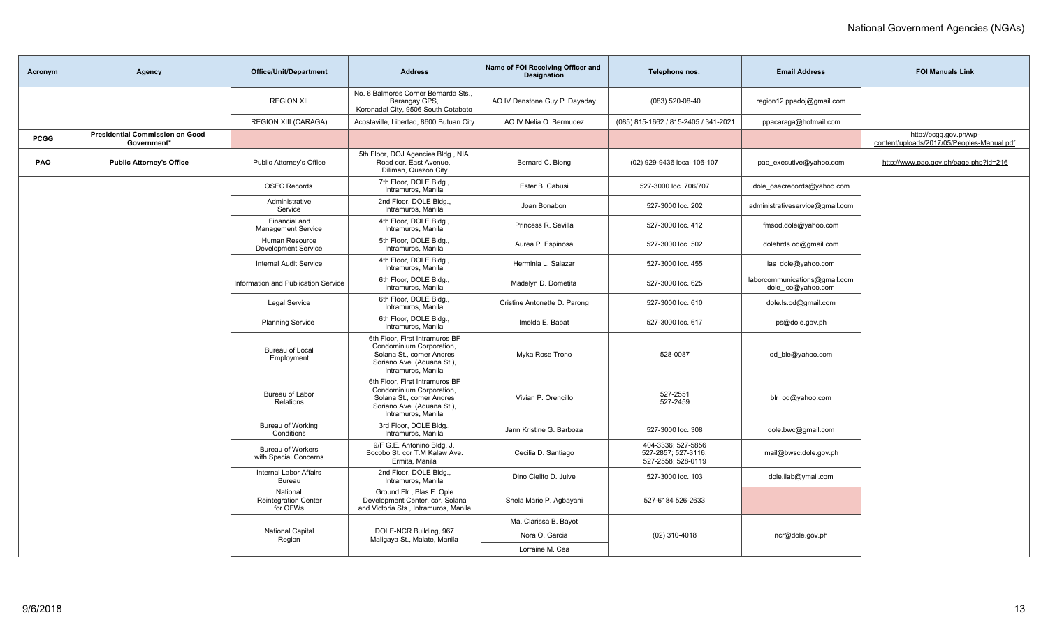| Acronym | Agency | Office/Unit/Department | Address | Name of FOI Receiving Officer and Designation | Telephone nos. | Email Address | FOI Manuals Link |
|---|---|---|---|---|---|---|---|
| | | REGION XII | No. 6 Balmores Corner Bernarda Sts., Barangay GPS, Koronadal City, 9506 South Cotabato | AO IV Danstone Guy P. Dayaday | (083) 520-08-40 | region12.ppadoj@gmail.com | |
| | | REGION XIII (CARAGA) | Acostaville, Libertad, 8600 Butuan City | AO IV Nelia O. Bermudez | (085) 815-1662 / 815-2405 / 341-2021 | ppacaraga@hotmail.com | |
| **PCGG** | **Presidential Commission on Good Government*** | | | | | | http://pcgg.gov.ph/wp-content/uploads/2017/05/Peoples-Manual.pdf |
| **PAO** | **Public Attorney's Office** | Public Attorney's Office | 5th Floor, DOJ Agencies Bldg., NIA Road cor. East Avenue, Diliman, Quezon City | Bernard C. Biong | (02) 929-9436 local 106-107 | pao_executive@yahoo.com | http://www.pao.gov.ph/page.php?id=216 |
| | | OSEC Records | 7th Floor, DOLE Bldg., Intramuros, Manila | Ester B. Cabusi | 527-3000 loc. 706/707 | dole_osecrecords@yahoo.com | |
| | | Administrative Service | 2nd Floor, DOLE Bldg., Intramuros, Manila | Joan Bonabon | 527-3000 loc. 202 | administrativeservice@gmail.com | |
| | | Financial and Management Service | 4th Floor, DOLE Bldg., Intramuros, Manila | Princess R. Sevilla | 527-3000 loc. 412 | fmsod.dole@yahoo.com | |
| | | Human Resource Development Service | 5th Floor, DOLE Bldg., Intramuros, Manila | Aurea P. Espinosa | 527-3000 loc. 502 | dolehrds.od@gmail.com | |
| | | Internal Audit Service | 4th Floor, DOLE Bldg., Intramuros, Manila | Herminia L. Salazar | 527-3000 loc. 455 | ias_dole@yahoo.com | |
| | | Information and Publication Service | 6th Floor, DOLE Bldg., Intramuros, Manila | Madelyn D. Dometita | 527-3000 loc. 625 | laborcommunications@gmail.com dole_lco@yahoo.com | |
| | | Legal Service | 6th Floor, DOLE Bldg., Intramuros, Manila | Cristine Antonette D. Parong | 527-3000 loc. 610 | dole.ls.od@gmail.com | |
| | | Planning Service | 6th Floor, DOLE Bldg., Intramuros, Manila | Imelda E. Babat | 527-3000 loc. 617 | ps@dole.gov.ph | |
| | | Bureau of Local Employment | 6th Floor, First Intramuros BF Condominium Corporation, Solana St., corner Andres Soriano Ave. (Aduana St.), Intramuros, Manila | Myka Rose Trono | 528-0087 | od_ble@yahoo.com | |
| | | Bureau of Labor Relations | 6th Floor, First Intramuros BF Condominium Corporation, Solana St., corner Andres Soriano Ave. (Aduana St.), Intramuros, Manila | Vivian P. Orencillo | 527-2551 527-2459 | blr_od@yahoo.com | |
| | | Bureau of Working Conditions | 3rd Floor, DOLE Bldg., Intramuros, Manila | Jann Kristine G. Barboza | 527-3000 loc. 308 | dole.bwc@gmail.com | |
| | | Bureau of Workers with Special Concerns | 9/F G.E. Antonino Bldg. J. Bocobo St. cor T.M Kalaw Ave. Ermita, Manila | Cecilia D. Santiago | 404-3336; 527-5856 527-2857; 527-3116; 527-2558; 528-0119 | mail@bwsc.dole.gov.ph | |
| | | Internal Labor Affairs Bureau | 2nd Floor, DOLE Bldg., Intramuros, Manila | Dino Cielito D. Julve | 527-3000 loc. 103 | dole.ilab@ymail.com | |
| | | National Reintegration Center for OFWs | Ground Flr., Blas F. Ople Development Center, cor. Solana and Victoria Sts., Intramuros, Manila | Shela Marie P. Agbayani | 527-6184 526-2633 | | |
| | | National Capital Region | DOLE-NCR Building, 967 Maligaya St., Malate, Manila | Ma. Clarissa B. Bayot | (02) 310-4018 | ncr@dole.gov.ph | |
| | | | | Nora O. Garcia | | | |
| | | | | Lorraine M. Cea | | | |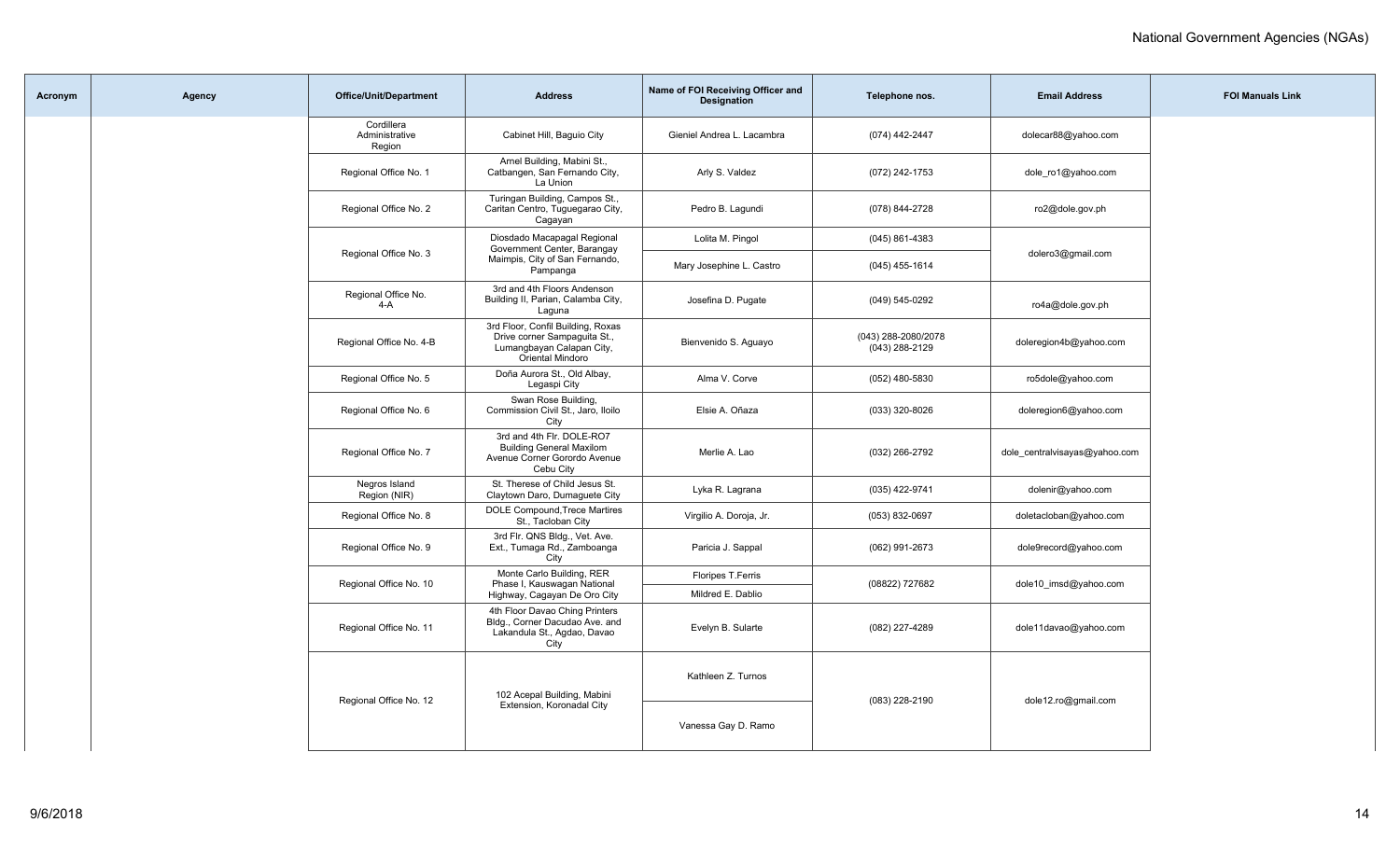| Acronym | Agency | Office/Unit/Department | Address | Name of FOI Receiving Officer and Designation | Telephone nos. | Email Address | FOI Manuals Link |
|---|---|---|---|---|---|---|---|
| | | Cordillera Administrative Region | Cabinet Hill, Baguio City | Gieniel Andrea L. Lacambra | (074) 442-2447 | dolecar88@yahoo.com | |
| | | Regional Office No. 1 | Arnel Building, Mabini St., Catbangen, San Fernando City, La Union | Arly S. Valdez | (072) 242-1753 | dole_ro1@yahoo.com | |
| | | Regional Office No. 2 | Turingan Building, Campos St., Caritan Centro, Tuguegarao City, Cagayan | Pedro B. Lagundi | (078) 844-2728 | ro2@dole.gov.ph | |
| | | Regional Office No. 3 | Diosdado Macapagal Regional Government Center, Barangay Maimpis, City of San Fernando, Pampanga | Lolita M. Pingol | (045) 861-4383 | dolero3@gmail.com | |
| | | | | Mary Josephine L. Castro | (045) 455-1614 | | |
| | | Regional Office No. 4-A | 3rd and 4th Floors Andenson Building II, Parian, Calamba City, Laguna | Josefina D. Pugate | (049) 545-0292 | ro4a@dole.gov.ph | |
| | | Regional Office No. 4-B | 3rd Floor, Confil Building, Roxas Drive corner Sampaguita St., Lumangbayan Calapan City, Oriental Mindoro | Bienvenido S. Aguayo | (043) 288-2080/2078 (043) 288-2129 | doleregion4b@yahoo.com | |
| | | Regional Office No. 5 | Doña Aurora St., Old Albay, Legaspi City | Alma V. Corve | (052) 480-5830 | ro5dole@yahoo.com | |
| | | Regional Office No. 6 | Swan Rose Building, Commission Civil St., Jaro, Iloilo City | Elsie A. Oñaza | (033) 320-8026 | doleregion6@yahoo.com | |
| | | Regional Office No. 7 | 3rd and 4th Flr. DOLE-RO7 Building General Maxilom Avenue Corner Gorordo Avenue Cebu City | Merlie A. Lao | (032) 266-2792 | dole_centralvisayas@yahoo.com | |
| | | Negros Island Region (NIR) | St. Therese of Child Jesus St. Claytown Daro, Dumaguete City | Lyka R. Lagrana | (035) 422-9741 | dolenir@yahoo.com | |
| | | Regional Office No. 8 | DOLE Compound,Trece Martires St., Tacloban City | Virgilio A. Doroja, Jr. | (053) 832-0697 | doletacloban@yahoo.com | |
| | | Regional Office No. 9 | 3rd Flr. QNS Bldg., Vet. Ave. Ext., Tumaga Rd., Zamboanga City | Paricia J. Sappal | (062) 991-2673 | dole9record@yahoo.com | |
| | | Regional Office No. 10 | Monte Carlo Building, RER Phase I, Kauswagan National Highway, Cagayan De Oro City | Floripes T.Ferris | (08822) 727682 | dole10_imsd@yahoo.com | |
| | | | | Mildred E. Dablio | | | |
| | | Regional Office No. 11 | 4th Floor Davao Ching Printers Bldg., Corner Dacudao Ave. and Lakandula St., Agdao, Davao City | Evelyn B. Sularte | (082) 227-4289 | dole11davao@yahoo.com | |
| | | Regional Office No. 12 | 102 Acepal Building, Mabini Extension, Koronadal City | Kathleen Z. Turnos | (083) 228-2190 | dole12.ro@gmail.com | |
| | | | | Vanessa Gay D. Ramo | | | |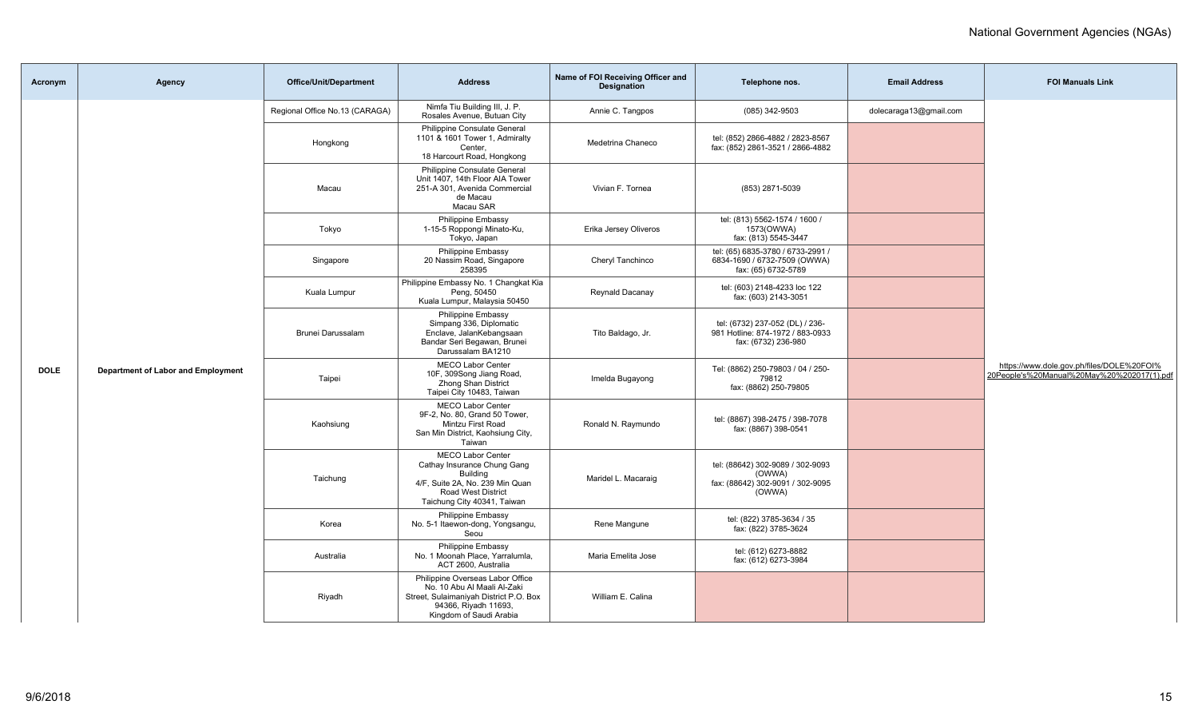| Acronym | Agency | Office/Unit/Department | Address | Name of FOI Receiving Officer and Designation | Telephone nos. | Email Address | FOI Manuals Link |
|---|---|---|---|---|---|---|---|
| DOLE | Department of Labor and Employment | Regional Office No.13 (CARAGA) | Nimfa Tiu Building III, J. P. Rosales Avenue, Butuan City | Annie C. Tangpos | (085) 342-9503 | dolecaraga13@gmail.com | https://www.dole.gov.ph/files/DOLE%20FOI%20People's%20Manual%20May%20%202017(1).pdf |
| | | Hongkong | Philippine Consulate General 1101 & 1601 Tower 1, Admiralty Center, 18 Harcourt Road, Hongkong | Medetrina Chaneco | tel: (852) 2866-4882 / 2823-8567 fax: (852) 2861-3521 / 2866-4882 | | |
| | | Macau | Philippine Consulate General Unit 1407, 14th Floor AIA Tower 251-A 301, Avenida Commercial de Macau Macau SAR | Vivian F. Tornea | (853) 2871-5039 | | |
| | | Tokyo | Philippine Embassy 1-15-5 Roppongi Minato-Ku, Tokyo, Japan | Erika Jersey Oliveros | tel: (813) 5562-1574 / 1600 / 1573(OWWA) fax: (813) 5545-3447 | | |
| | | Singapore | Philippine Embassy 20 Nassim Road, Singapore 258395 | Cheryl Tanchinco | tel: (65) 6835-3780 / 6733-2991 / 6834-1690 / 6732-7509 (OWWA) fax: (65) 6732-5789 | | |
| | | Kuala Lumpur | Philippine Embassy No. 1 Changkat Kia Peng, 50450 Kuala Lumpur, Malaysia 50450 | Reynald Dacanay | tel: (603) 2148-4233 loc 122 fax: (603) 2143-3051 | | |
| | | Brunei Darussalam | Philippine Embassy Simpang 336, Diplomatic Enclave, JalanKebangsaan Bandar Seri Begawan, Brunei Darussalam BA1210 | Tito Baldago, Jr. | tel: (6732) 237-052 (DL) / 236-981 Hotline: 874-1972 / 883-0933 fax: (6732) 236-980 | | |
| | | Taipei | MECO Labor Center 10F, 309Song Jiang Road, Zhong Shan District Taipei City 10483, Taiwan | Imelda Bugayong | Tel: (8862) 250-79803 / 04 / 250-79812 fax: (8862) 250-79805 | | |
| | | Kaohsiung | MECO Labor Center 9F-2, No. 80, Grand 50 Tower, Mintzu First Road San Min District, Kaohsiung City, Taiwan | Ronald N. Raymundo | tel: (8867) 398-2475 / 398-7078 fax: (8867) 398-0541 | | |
| | | Taichung | MECO Labor Center Cathay Insurance Chung Gang Building 4/F, Suite 2A, No. 239 Min Quan Road West District Taichung City 40341, Taiwan | Maridel L. Macaraig | tel: (88642) 302-9089 / 302-9093 (OWWA) fax: (88642) 302-9091 / 302-9095 (OWWA) | | |
| | | Korea | Philippine Embassy No. 5-1 Itaewon-dong, Yongsangu, Seou | Rene Mangune | tel: (822) 3785-3634 / 35 fax: (822) 3785-3624 | | |
| | | Australia | Philippine Embassy No. 1 Moonah Place, Yarralumla, ACT 2600, Australia | Maria Emelita Jose | tel: (612) 6273-8882 fax: (612) 6273-3984 | | |
| | | Riyadh | Philippine Overseas Labor Office No. 10 Abu Al Maali Al-Zaki Street, Sulaimaniyah District P.O. Box 94366, Riyadh 11693, Kingdom of Saudi Arabia | William E. Calina | | | |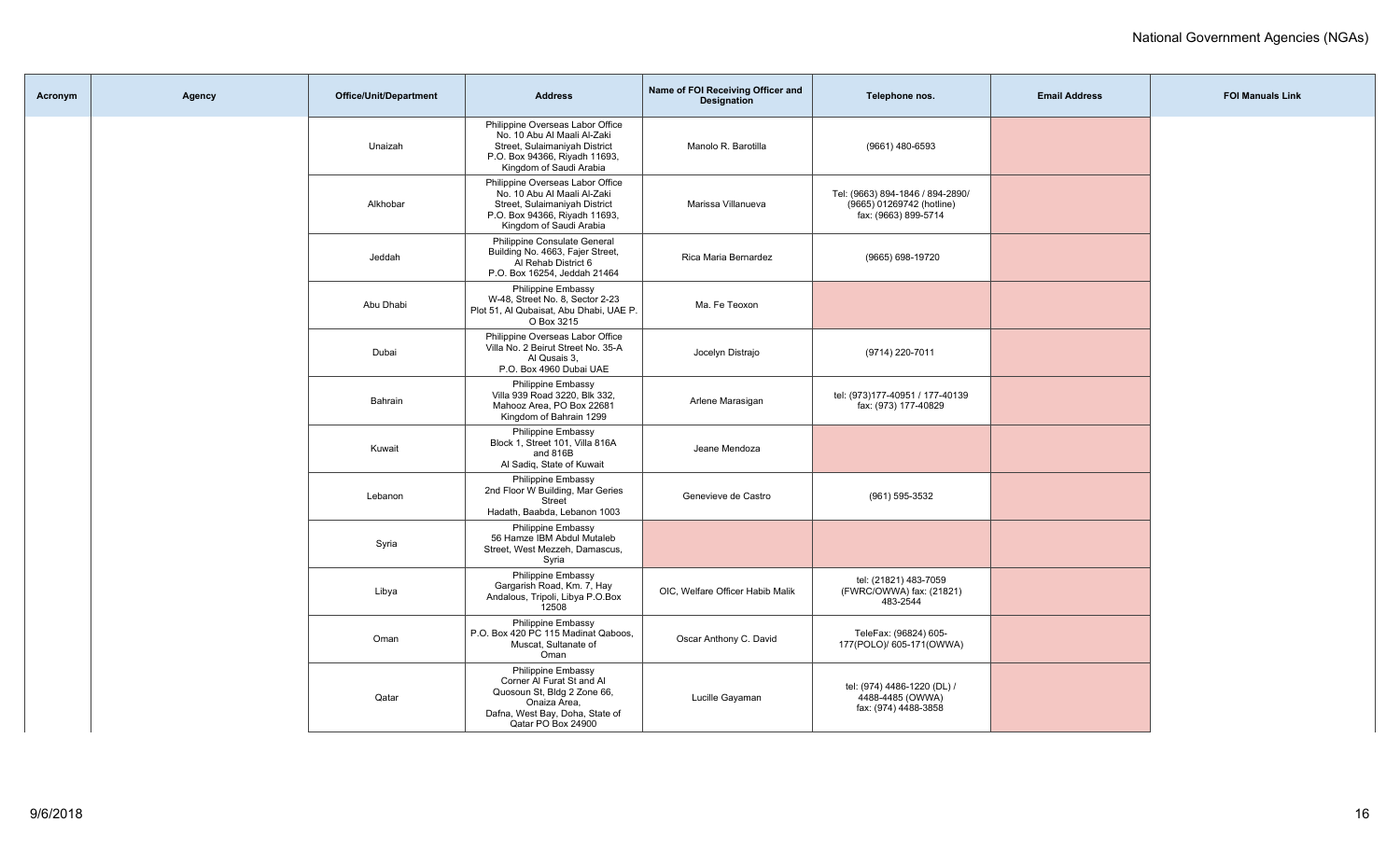| Acronym | Agency | Office/Unit/Department | Address | Name of FOI Receiving Officer and Designation | Telephone nos. | Email Address | FOI Manuals Link |
|---|---|---|---|---|---|---|---|
| | | Unaizah | Philippine Overseas Labor Office No. 10 Abu Al Maali Al-Zaki Street, Sulaimaniyah District P.O. Box 94366, Riyadh 11693, Kingdom of Saudi Arabia | Manolo R. Barotilla | (9661) 480-6593 | | |
| | | Alkhobar | Philippine Overseas Labor Office No. 10 Abu Al Maali Al-Zaki Street, Sulaimaniyah District P.O. Box 94366, Riyadh 11693, Kingdom of Saudi Arabia | Marissa Villanueva | Tel: (9663) 894-1846 / 894-2890/ (9665) 01269742 (hotline) fax: (9663) 899-5714 | | |
| | | Jeddah | Philippine Consulate General Building No. 4663, Fajer Street, Al Rehab District 6 P.O. Box 16254, Jeddah 21464 | Rica Maria Bernardez | (9665) 698-19720 | | |
| | | Abu Dhabi | Philippine Embassy W-48, Street No. 8, Sector 2-23 Plot 51, Al Qubaisat, Abu Dhabi, UAE P. O Box 3215 | Ma. Fe Teoxon | | | |
| | | Dubai | Philippine Overseas Labor Office Villa No. 2 Beirut Street No. 35-A Al Qusais 3, P.O. Box 4960 Dubai UAE | Jocelyn Distrajo | (9714) 220-7011 | | |
| | | Bahrain | Philippine Embassy Villa 939 Road 3220, Blk 332, Mahooz Area, PO Box 22681 Kingdom of Bahrain 1299 | Arlene Marasigan | tel: (973)177-40951 / 177-40139 fax: (973) 177-40829 | | |
| | | Kuwait | Philippine Embassy Block 1, Street 101, Villa 816A and 816B Al Sadiq, State of Kuwait | Jeane Mendoza | | | |
| | | Lebanon | Philippine Embassy 2nd Floor W Building, Mar Geries Street Hadath, Baabda, Lebanon 1003 | Genevieve de Castro | (961) 595-3532 | | |
| | | Syria | Philippine Embassy 56 Hamze IBM Abdul Mutaleb Street, West Mezzeh, Damascus, Syria | | | | |
| | | Libya | Philippine Embassy Gargarish Road, Km. 7, Hay Andalous, Tripoli, Libya P.O.Box 12508 | OIC, Welfare Officer Habib Malik | tel: (21821) 483-7059 (FWRC/OWWA) fax: (21821) 483-2544 | | |
| | | Oman | Philippine Embassy P.O. Box 420 PC 115 Madinat Qaboos, Muscat, Sultanate of Oman | Oscar Anthony C. David | TeleFax: (96824) 605-177(POLO)/ 605-171(OWWA) | | |
| | | Qatar | Philippine Embassy Corner Al Furat St and Al Quosoun St, Bldg 2 Zone 66, Onaiza Area, Dafna, West Bay, Doha, State of Qatar PO Box 24900 | Lucille Gayaman | tel: (974) 4486-1220 (DL) / 4488-4485 (OWWA) fax: (974) 4488-3858 | | |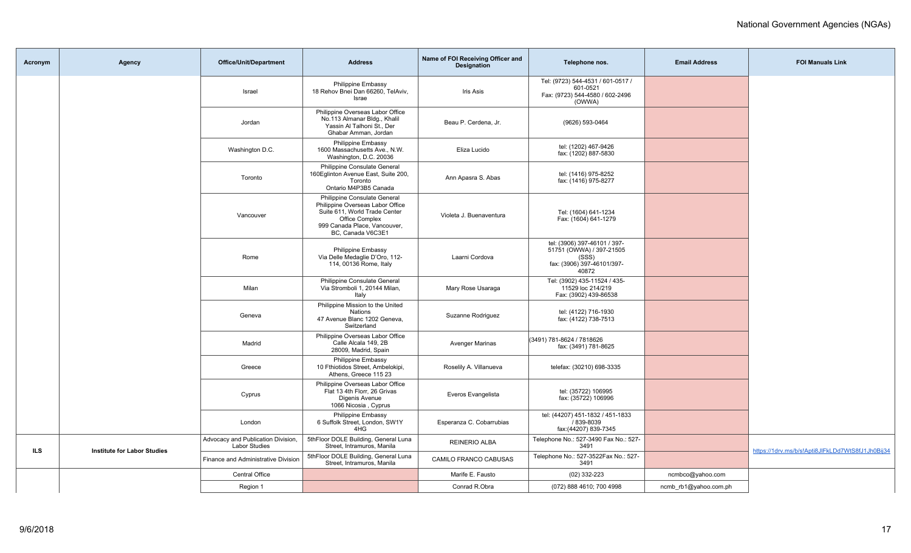National Government Agencies (NGAs)

| Acronym | Agency | Office/Unit/Department | Address | Name of FOI Receiving Officer and Designation | Telephone nos. | Email Address | FOI Manuals Link |
|---|---|---|---|---|---|---|---|
| | | Israel | Philippine Embassy 18 Rehov Bnei Dan 66260, TelAviv, Israe | Iris Asis | Tel: (9723) 544-4531 / 601-0517 / 601-0521 Fax: (9723) 544-4580 / 602-2496 (OWWA) | | |
| | | Jordan | Philippine Overseas Labor Office No.113 Almanar Bldg., Khalil Yassin Al Talhoni St., Der Ghabar Amman, Jordan | Beau P. Cerdena, Jr. | (9626) 593-0464 | | |
| | | Washington D.C. | Philippine Embassy 1600 Massachusetts Ave., N.W. Washington, D.C. 20036 | Eliza Lucido | tel: (1202) 467-9426 fax: (1202) 887-5830 | | |
| | | Toronto | Philippine Consulate General 160Eglinton Avenue East, Suite 200, Toronto Ontario M4P3B5 Canada | Ann Apasra S. Abas | tel: (1416) 975-8252 fax: (1416) 975-8277 | | |
| | | Vancouver | Philippine Consulate General Philippine Overseas Labor Office Suite 611, World Trade Center Office Complex 999 Canada Place, Vancouver, BC, Canada V6C3E1 | Violeta J. Buenaventura | Tel: (1604) 641-1234 Fax: (1604) 641-1279 | | |
| | | Rome | Philippine Embassy Via Delle Medaglie D'Oro, 112-114, 00136 Rome, Italy | Laarni Cordova | tel: (3906) 397-46101 / 397-51751 (OWWA) / 397-21505 (SSS) fax: (3906) 397-46101/397-40872 | | |
| | | Milan | Philippine Consulate General Via Stromboli 1, 20144 Milan, Italy | Mary Rose Usaraga | Tel: (3902) 435-11524 / 435-11529 loc 214/219 Fax: (3902) 439-86538 | | |
| | | Geneva | Philippine Mission to the United Nations 47 Avenue Blanc 1202 Geneva, Switzerland | Suzanne Rodriguez | tel: (4122) 716-1930 fax: (4122) 738-7513 | | |
| | | Madrid | Philippine Overseas Labor Office Calle Alcala 149, 2B 28009, Madrid, Spain | Avenger Marinas | (3491) 781-8624 / 7818626 fax: (3491) 781-8625 | | |
| | | Greece | Philippine Embassy 10 Fthiotidos Street, Ambelokipi, Athens, Greece 115 23 | Roselily A. Villanueva | telefax: (30210) 698-3335 | | |
| | | Cyprus | Philippine Overseas Labor Office Flat 13 4th Florr, 26 Grivas Digenis Avenue 1066 Nicosia , Cyprus | Everos Evangelista | tel: (35722) 106995 fax: (35722) 106996 | | |
| | | London | Philippine Embassy 6 Suffolk Street, London, SW1Y 4HG | Esperanza C. Cobarrubias | tel: (44207) 451-1832 / 451-1833 / 839-8039 fax:(44207) 839-7345 | | |
| **ILS** | **Institute for Labor Studies** | Advocacy and Publication Division, Labor Studies | 5thFloor DOLE Building, General Luna Street, Intramuros, Manila | REINERIO ALBA | Telephone No.: 527-3490 Fax No.: 527-3491 | | https://1drv.ms/b/s!Apti8JlFkLDd7WtS8fJ1Jh0Bij34 |
| | | Finance and Administrative Division | 5thFloor DOLE Building, General Luna Street, Intramuros, Manila | CAMILO FRANCO CABUSAS | Telephone No.: 527-3522Fax No.: 527-3491 | | |
| | | Central Office | | Marife E. Fausto | (02) 332-223 | ncmbco@yahoo.com | |
| | | Region 1 | | Conrad R.Obra | (072) 888 4610; 700 4998 | ncmb_rb1@yahoo.com.ph | |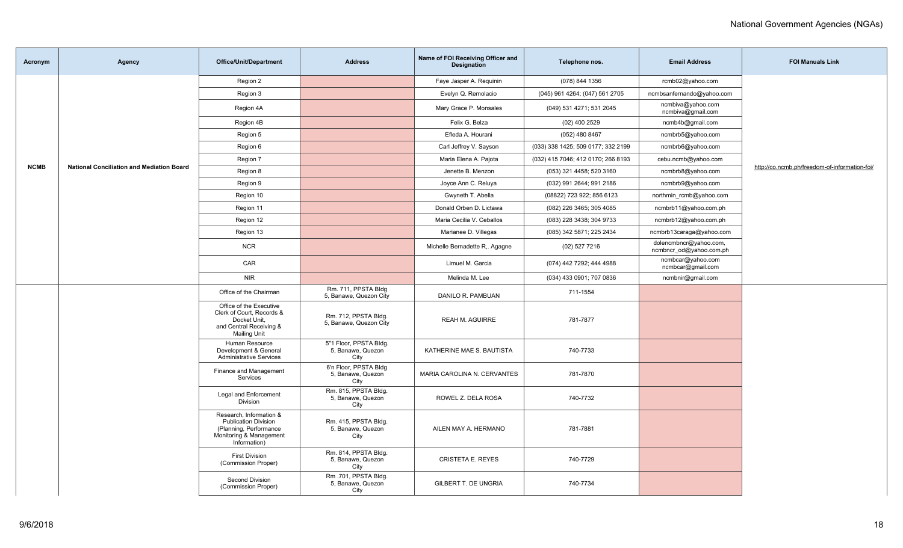| Acronym | Agency | Office/Unit/Department | Address | Name of FOI Receiving Officer and Designation | Telephone nos. | Email Address | FOI Manuals Link |
|---|---|---|---|---|---|---|---|
| NCMB | National Conciliation and Mediation Board | Region 2 | | Faye Jasper A. Requinin | (078) 844 1356 | rcmb02@yahoo.com | http://co.ncmb.ph/freedom-of-information-foi/ |
| | | Region 3 | | Evelyn Q. Remolacio | (045) 961 4264; (047) 561 2705 | ncmbsanfernando@yahoo.com | |
| | | Region 4A | | Mary Grace P. Monsales | (049) 531 4271; 531 2045 | ncmbiva@yahoo.com ncmbiva@gmail.com | |
| | | Region 4B | | Felix G. Belza | (02) 400 2529 | ncmb4b@gmail.com | |
| | | Region 5 | | Efleda A. Hourani | (052) 480 8467 | ncmbrb5@yahoo.com | |
| | | Region 6 | | Carl Jeffrey V. Sayson | (033) 338 1425; 509 0177; 332 2199 | ncmbrb6@yahoo.com | |
| | | Region 7 | | Maria Elena A. Pajota | (032) 415 7046; 412 0170; 266 8193 | cebu.ncmb@yahoo.com | |
| | | Region 8 | | Jenette B. Menzon | (053) 321 4458; 520 3160 | ncmbrb8@yahoo.com | |
| | | Region 9 | | Joyce Ann C. Reluya | (032) 991 2644; 991 2186 | ncmbrb9@yahoo.com | |
| | | Region 10 | | Gwyneth T. Abella | (08822) 723 922; 856 6123 | northmin_rcmb@yahoo.com | |
| | | Region 11 | | Donald Orben D. Lictawa | (082) 226 3465; 305 4085 | ncmbrb11@yahoo.com.ph | |
| | | Region 12 | | Maria Cecilia V. Ceballos | (083) 228 3438; 304 9733 | ncmbrb12@yahoo.com.ph | |
| | | Region 13 | | Marianee D. Villegas | (085) 342 5871; 225 2434 | ncmbrb13caraga@yahoo.com | |
| | | NCR | | Michelle Bernadette R,. Agagne | (02) 527 7216 | dolencmbncr@yahoo.com, ncmbncr_od@yahoo.com.ph | |
| | | CAR | | Limuel M. Garcia | (074) 442 7292; 444 4988 | ncmbcar@yahoo.com ncmbcar@gmail.com | |
| | | NIR | | Melinda M. Lee | (034) 433 0901; 707 0836 | ncmbnir@gmail.com | |
| | | Office of the Chairman | Rm. 711, PPSTA Bldg 5, Banawe, Quezon City | DANILO R. PAMBUAN | 711-1554 | | |
| | | Office of the Executive Clerk of Court, Records & Docket Unit, and Central Receiving & Mailing Unit | Rm. 712, PPSTA Bldg. 5, Banawe, Quezon City | REAH M. AGUIRRE | 781-7877 | | |
| | | Human Resource Development & General Administrative Services | 5"1 Floor, PPSTA Bldg. 5, Banawe, Quezon City | KATHERINE MAE S. BAUTISTA | 740-7733 | | |
| | | Finance and Management Services | 6'n Floor, PPSTA Bldg 5, Banawe, Quezon City | MARIA CAROLINA N. CERVANTES | 781-7870 | | |
| | | Legal and Enforcement Division | Rm. 815, PPSTA Bldg. 5, Banawe, Quezon City | ROWEL Z. DELA ROSA | 740-7732 | | |
| | | Research, Information & Publication Division (Planning, Performance Monitoring & Management Information) | Rm. 415, PPSTA Bldg. 5, Banawe, Quezon City | AILEN MAY A. HERMANO | 781-7881 | | |
| | | First Division (Commission Proper) | Rm. 814, PPSTA Bldg. 5, Banawe, Quezon City | CRISTETA E. REYES | 740-7729 | | |
| | | Second Division (Commission Proper) | Rm .701, PPSTA Bldg. 5, Banawe, Quezon City | GILBERT T. DE UNGRIA | 740-7734 | | |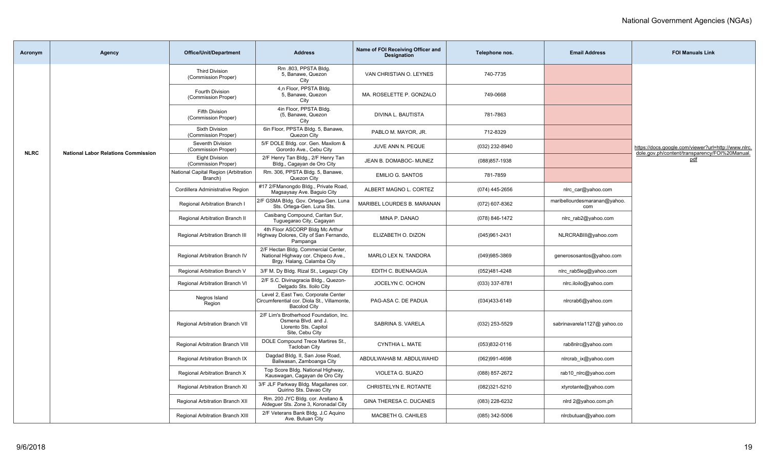| Acronym | Agency | Office/Unit/Department | Address | Name of FOI Receiving Officer and Designation | Telephone nos. | Email Address | FOI Manuals Link |
|---|---|---|---|---|---|---|---|
| NLRC | National Labor Relations Commission | Third Division (Commission Proper) | Rm .803, PPSTA Bldg. 5, Banawe, Quezon City | VAN CHRISTIAN O. LEYNES | 740-7735 | | https://docs.google.com/viewer?url=http://www.nlrc.dole.gov.ph/content/transparency/FOI%20Manual.pdf |
| | | Fourth Division (Commission Proper) | 4,n Floor, PPSTA Bldg. 5, Banawe, Quezon City | MA. ROSELETTE P. GONZALO | 749-0668 | | |
| | | Fifth Division (Commission Proper) | 4in Floor, PPSTA Bldg. (5, Banawe, Quezon City | DIVINA L. BAUTISTA | 781-7863 | | |
| | | Sixth Division (Commission Proper) | 6in Floor, PPSTA Bldg. 5, Banawe, Quezon City | PABLO M. MAYOR, JR. | 712-8329 | | |
| | | Seventh Division (Commission Proper) | 5/F DOLE Bldg. cor. Gen. Maxilom & Gorordo Ave., Cebu City | JUVE ANN N. PEQUE | (032) 232-8940 | | |
| | | Eight Division (Commission Proper) | 2/F Henry Tan Bldg., 2/F Henry Tan Bldg., Cagayan de Oro City | JEAN B. DOMABOC- MUNEZ | (088)857-1938 | | |
| | | National Capital Region (Arbitration Branch) | Rm. 306, PPSTA Bldg. 5, Banawe, Quezon City | EMILIO G. SANTOS | 781-7859 | | |
| | | Cordillera Administrative Region | #17 2/FManongdo Bldg., Private Road, Magsaysay Ave. Baguio City | ALBERT MAGNO L. CORTEZ | (074) 445-2656 | nlrc_car@yahoo.com | |
| | | Regional Arbitration Branch I | 2/F GSMA Bldg. Gov. Ortega-Gen. Luna Sts. Ortega-Gen. Luna Sts. | MARIBEL LOURDES B. MARANAN | (072) 607-8362 | maribellourdesmaranan@yahoo.com | |
| | | Regional Arbitration Branch II | Casibang Compound, Caritan Sur, Tuguegarao City, Cagayan | MINA P. DANAO | (078) 846-1472 | nlrc_rab2@yahoo.com | |
| | | Regional Arbitration Branch III | 4th Floor ASCORP Bldg Mc Arthur Highway Dolores, City of San Fernando, Pampanga | ELIZABETH O. DIZON | (045)961-2431 | NLRCRABIII@yahoo.com | |
| | | Regional Arbitration Branch IV | 2/F Hectan Bldg. Commercial Center, National Highway cor. Chipeco Ave., Brgy. Halang, Calamba City | MARLO LEX N. TANDORA | (049)985-3869 | generososantos@yahoo.com | |
| | | Regional Arbitration Branch V | 3/F M. Dy Bldg. Rizal St., Legazpi City | EDITH C. BUENAAGUA | (052)481-4248 | nlrc_rab5leg@yahoo.com | |
| | | Regional Arbitration Branch VI | 2/F S.C. Divinagracia Bldg., Quezon-Delgado Sts. Iloilo City | JOCELYN C. OCHON | (033) 337-8781 | nlrc.iloilo@yahoo.com | |
| | | Negros Island Region | Level 2, East Two, Corporate Center Circumferential cor. Diola St., Villamonte, Bacolod City | PAG-ASA C. DE PADUA | (034)433-6149 | nlrcrab6@yahoo.com | |
| | | Regional Arbitration Branch VII | 2/F Lim's Brotherhood Foundation, Inc. Osmena Blvd. and J. Llorento Sts. Capitol Site, Cebu City | SABRINA S. VARELA | (032) 253-5529 | sabrinavarela1127@ yahoo.co | |
| | | Regional Arbitration Branch VIII | DOLE Compound Trece Martires St., Tacloban City | CYNTHIA L. MATE | (053)832-0116 | rab8nlrc@yahoo.com | |
| | | Regional Arbitration Branch IX | Dagdad Bldg. II, San Jose Road, Baliwasan, Zamboanga City | ABDULWAHAB M. ABDULWAHID | (062)991-4698 | nlrcrab_ix@yahoo.com | |
| | | Regional Arbitration Branch X | Top Score Bldg. National Highway, Kauswagan, Cagayan de Oro City | VIOLETA G. SUAZO | (088) 857-2672 | rab10_nlrc@yahoo.com | |
| | | Regional Arbitration Branch XI | 3/F JLF Parkway Bldg. Magallanes cor. Quirino Sts. Davao City | CHRISTELYN E. ROTANTE | (082)321-5210 | xtyrotante@yahoo.com | |
| | | Regional Arbitration Branch XII | Rm. 200 JYC Bldg. cor. Arellano & Aldeguer Sts. Zone 3, Koronadal City | GINA THERESA C. DUCANES | (083) 228-6232 | nlrd 2@yahoo.com.ph | |
| | | Regional Arbitration Branch XIII | 2/F Veterans Bank Bldg. J.C Aquino Ave. Butuan City | MACBETH G. CAHILES | (085) 342-5006 | nlrcbutuan@yahoo.com | |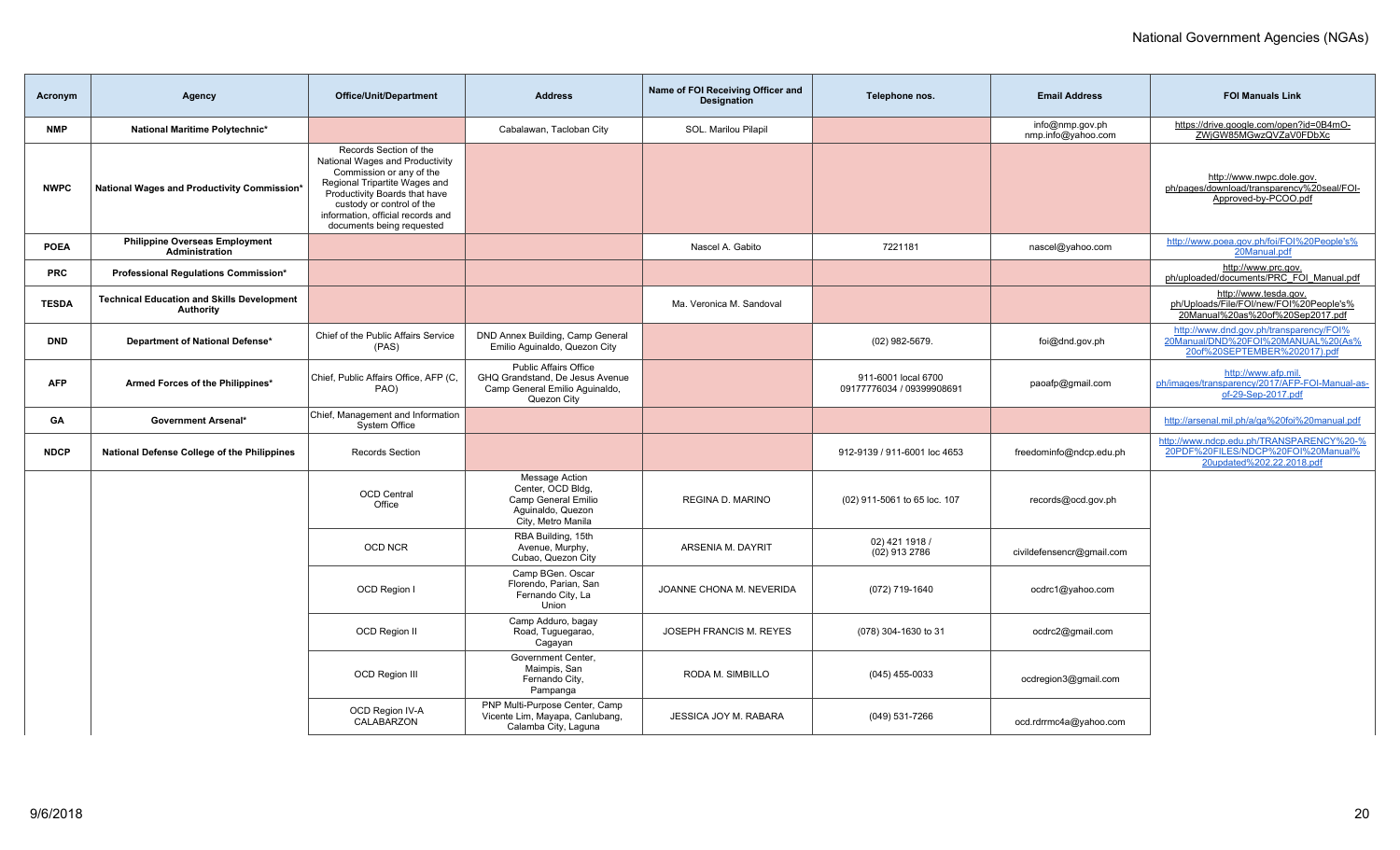| Acronym | Agency | Office/Unit/Department | Address | Name of FOI Receiving Officer and Designation | Telephone nos. | Email Address | FOI Manuals Link |
|---|---|---|---|---|---|---|---|
| NMP | National Maritime Polytechnic* | | Cabalawan, Tacloban City | SOL. Marilou Pilapil | | info@nmp.gov.ph nmp.info@yahoo.com | https://drive.google.com/open?id=0B4mO-ZWjGW85MGwzQVZaV0FDbXc |
| NWPC | National Wages and Productivity Commission* | Records Section of the National Wages and Productivity Commission or any of the Regional Tripartite Wages and Productivity Boards that have custody or control of the information, official records and documents being requested | | | | | http://www.nwpc.dole.gov.ph/pages/download/transparency%20seal/FOI-Approved-by-PCOO.pdf |
| POEA | Philippine Overseas Employment Administration | | | Nascel A. Gabito | 7221181 | nascel@yahoo.com | http://www.poea.gov.ph/foi/FOI%20People's%20Manual.pdf |
| PRC | Professional Regulations Commission* | | | | | | http://www.prc.gov.ph/uploaded/documents/PRC_FOI_Manual.pdf |
| TESDA | Technical Education and Skills Development Authority | | | Ma. Veronica M. Sandoval | | | http://www.tesda.gov.ph/Uploads/File/FOI/new/FOI%20People's%20Manual%20as%20of%20Sep2017.pdf |
| DND | Department of National Defense* | Chief of the Public Affairs Service (PAS) | DND Annex Building, Camp General Emilio Aguinaldo, Quezon City | | (02) 982-5679. | foi@dnd.gov.ph | http://www.dnd.gov.ph/transparency/FOI%20Manual/DND%20FOI%20MANUAL%20(As%20of%20SEPTEMBER%202017).pdf |
| AFP | Armed Forces of the Philippines* | Chief, Public Affairs Office, AFP (C, PAO) | Public Affairs Office GHQ Grandstand, De Jesus Avenue Camp General Emilio Aguinaldo, Quezon City | | 911-6001 local 6700 09177776034 / 09399908691 | paoafp@gmail.com | http://www.afp.mil.ph/images/transparency/2017/AFP-FOI-Manual-as-of-29-Sep-2017.pdf |
| GA | Government Arsenal* | Chief, Management and Information System Office | | | | | http://arsenal.mil.ph/ga%20foi%20manual.pdf |
| NDCP | National Defense College of the Philippines | Records Section | | | 912-9139 / 911-6001 loc 4653 | freedominfo@ndcp.edu.ph | http://www.ndcp.edu.ph/TRANSPARENCY%20-%20PDF%20FILES/NDCP%20FOI%20Manual%20updated%202.22.2018.pdf |
| | | OCD Central Office | Message Action Center, OCD Bldg, Camp General Emilio Aguinaldo, Quezon City, Metro Manila | REGINA D. MARINO | (02) 911-5061 to 65 loc. 107 | records@ocd.gov.ph | |
| | | OCD NCR | RBA Building, 15th Avenue, Murphy, Cubao, Quezon City | ARSENIA M. DAYRIT | 02) 421 1918 / (02) 913 2786 | civildefensencr@gmail.com | |
| | | OCD Region I | Camp BGen. Oscar Florendo, Parian, San Fernando City, La Union | JOANNE CHONA M. NEVERIDA | (072) 719-1640 | ocdrc1@yahoo.com | |
| | | OCD Region II | Camp Adduro, bagay Road, Tuguegarao, Cagayan | JOSEPH FRANCIS M. REYES | (078) 304-1630 to 31 | ocdrc2@gmail.com | |
| | | OCD Region III | Government Center, Maimpis, San Fernando City, Pampanga | RODA M. SIMBILLO | (045) 455-0033 | ocdregion3@gmail.com | |
| | | OCD Region IV-A CALABARZON | PNP Multi-Purpose Center, Camp Vicente Lim, Mayapa, Canlubang, Calamba City, Laguna | JESSICA JOY M. RABARA | (049) 531-7266 | ocd.rdrrmc4a@yahoo.com | |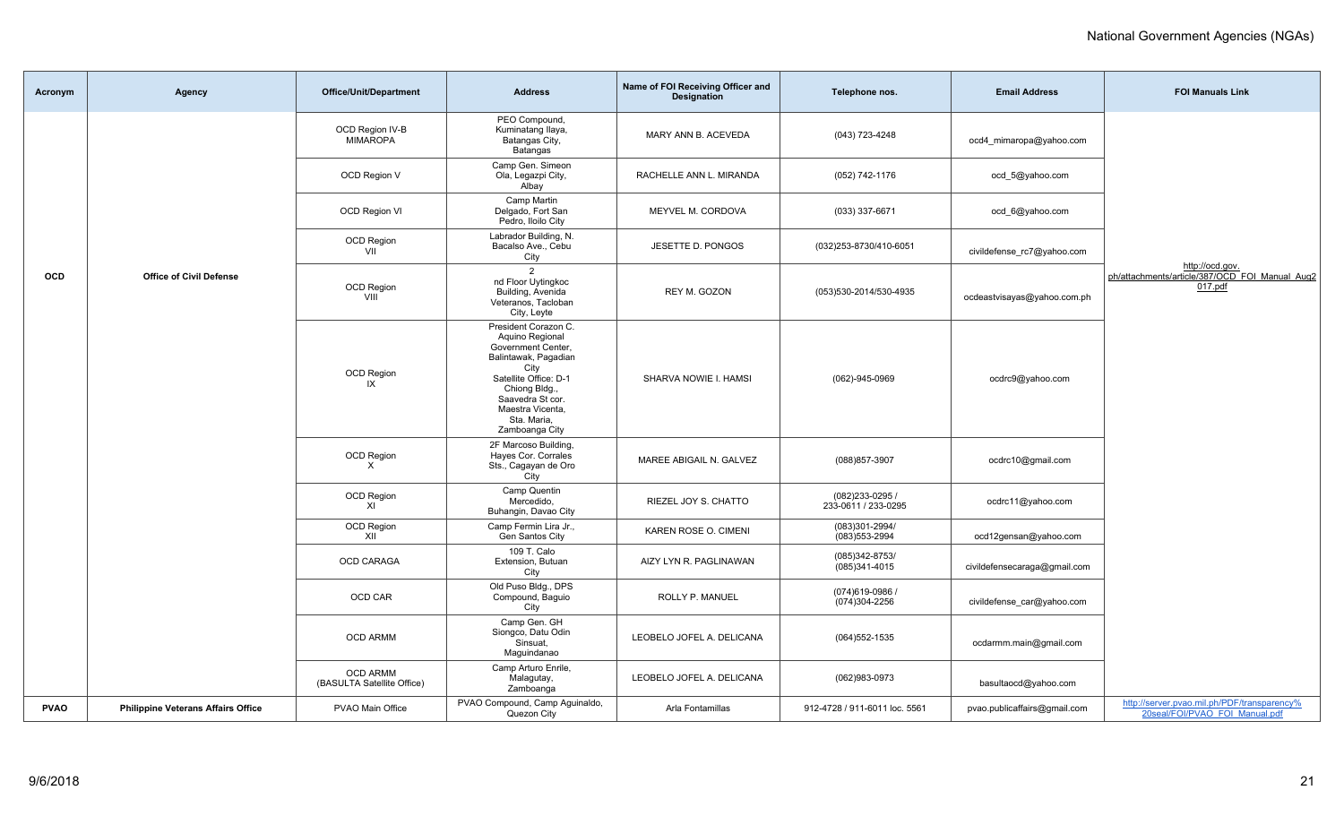| Acronym | Agency | Office/Unit/Department | Address | Name of FOI Receiving Officer and Designation | Telephone nos. | Email Address | FOI Manuals Link |
|---|---|---|---|---|---|---|---|
| OCD | Office of Civil Defense | OCD Region IV-B MIMAROPA | PEO Compound, Kuminatang Ilaya, Batangas City, Batangas | MARY ANN B. ACEVEDA | (043) 723-4248 | ocd4_mimaropa@yahoo.com | http://ocd.gov.ph/attachments/article/387/OCD_FOI_Manual_Aug2017.pdf |
| | | OCD Region V | Camp Gen. Simeon Ola, Legazpi City, Albay | RACHELLE ANN L. MIRANDA | (052) 742-1176 | ocd_5@yahoo.com | |
| | | OCD Region VI | Camp Martin Delgado, Fort San Pedro, Iloilo City | MEYVEL M. CORDOVA | (033) 337-6671 | ocd_6@yahoo.com | |
| | | OCD Region VII | Labrador Building, N. Bacalso Ave., Cebu City | JESETTE D. PONGOS | (032)253-8730/410-6051 | civildefense_rc7@yahoo.com | |
| | | OCD Region VIII | 2nd Floor Uytingkoc Building, Avenida Veteranos, Tacloban City, Leyte | REY M. GOZON | (053)530-2014/530-4935 | ocdeastvisayas@yahoo.com.ph | |
| | | OCD Region IX | President Corazon C. Aquino Regional Government Center, Balintawak, Pagadian City Satellite Office: D-1 Chiong Bldg., Saavedra St cor. Maestra Vicenta, Sta. Maria, Zamboanga City | SHARVA NOWIE I. HAMSI | (062)-945-0969 | ocdrc9@yahoo.com | |
| | | OCD Region X | 2F Marcoso Building, Hayes Cor. Corrales Sts., Cagayan de Oro City | MAREE ABIGAIL N. GALVEZ | (088)857-3907 | ocdrc10@gmail.com | |
| | | OCD Region XI | Camp Quentin Mercedido, Buhangin, Davao City | RIEZEL JOY S. CHATTO | (082)233-0295 / 233-0611 / 233-0295 | ocdrc11@yahoo.com | |
| | | OCD Region XII | Camp Fermin Lira Jr., Gen Santos City | KAREN ROSE O. CIMENI | (083)301-2994/ (083)553-2994 | ocd12gensan@yahoo.com | |
| | | OCD CARAGA | 109 T. Calo Extension, Butuan City | AIZY LYN R. PAGLINAWAN | (085)342-8753/ (085)341-4015 | civildefensecaraga@gmail.com | |
| | | OCD CAR | Old Puso Bldg., DPS Compound, Baguio City | ROLLY P. MANUEL | (074)619-0986 / (074)304-2256 | civildefense_car@yahoo.com | |
| | | OCD ARMM | Camp Gen. GH Siongco, Datu Odin Sinsuat, Maguindanao | LEOBELO JOFEL A. DELICANA | (064)552-1535 | ocdarmm.main@gmail.com | |
| | | OCD ARMM (BASULTA Satellite Office) | Camp Arturo Enrile, Malagutay, Zamboanga | LEOBELO JOFEL A. DELICANA | (062)983-0973 | basultaocd@yahoo.com | |
| PVAO | Philippine Veterans Affairs Office | PVAO Main Office | PVAO Compound, Camp Aguinaldo, Quezon City | Arla Fontamillas | 912-4728 / 911-6011 loc. 5561 | pvao.publicaffairs@gmail.com | http://server.pvao.mil.ph/PDF/transparency%20seal/FOI/PVAO_FOI_Manual.pdf |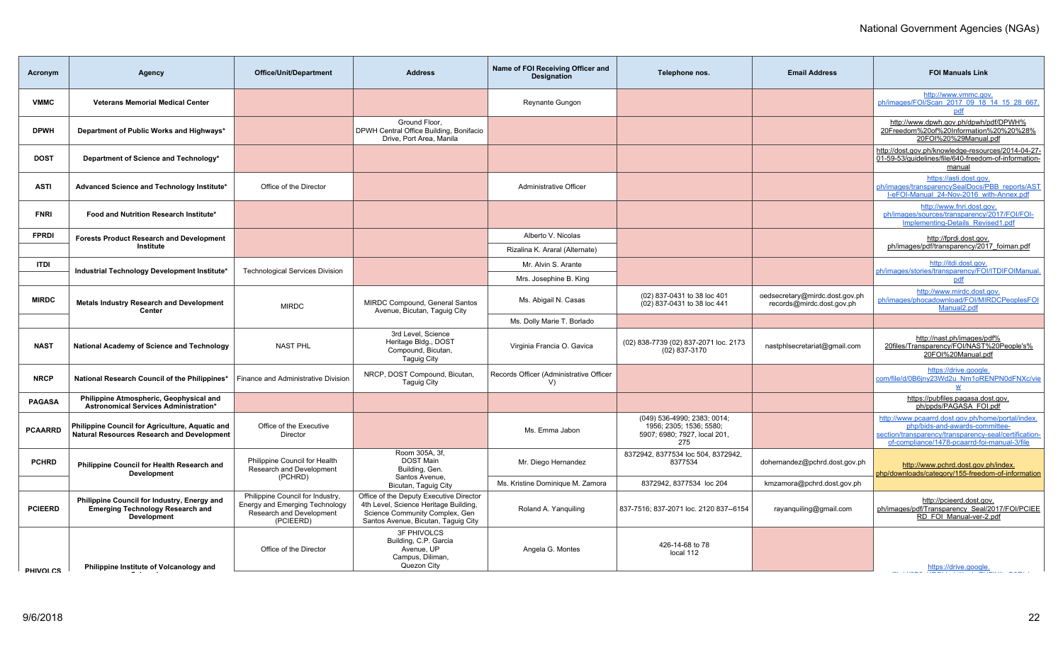## National Government Agencies (NGAs)

| Acronym | Agency | Office/Unit/Department | Address | Name of FOI Receiving Officer and Designation | Telephone nos. | Email Address | FOI Manuals Link |
|---|---|---|---|---|---|---|---|
| VMMC | Veterans Memorial Medical Center | | | Reynante Gungon | | | http://www.vmmc.gov.ph/images/FOI/Scan_2017_09_18_14_15_28_667.pdf |
| DPWH | Department of Public Works and Highways* | | Ground Floor, DPWH Central Office Building, Bonifacio Drive, Port Area, Manila | | | | http://www.dpwh.gov.ph/dpwh/pdf/DPWH%20Freedom%20of%20Information%20%20%28%20FOI%20%29Manual.pdf |
| DOST | Department of Science and Technology* | | | | | | http://dost.gov.ph/knowledge-resources/2014-04-27-01-59-53/guidelines/file/640-freedom-of-information-manual |
| ASTI | Advanced Science and Technology Institute* | Office of the Director | | Administrative Officer | | | https://asti.dost.gov.ph/images/transparencySealDocs/PBB_reports/ASTI-eFOI-Manual_24-Nov-2016_with-Annex.pdf |
| FNRI | Food and Nutrition Research Institute* | | | | | | http://www.fnri.dost.gov.ph/images/sources/transparency/2017/FOI/FOI-Implementing-Details_Revised1.pdf |
| FPRDI | Forests Product Research and Development Institute | | | Alberto V. Nicolas | | | http://fprdi.dost.gov.ph/images/pdf/transparency/2017_foiman.pdf |
| | | | | Rizalina K. Araral (Alternate) | | | |
| ITDI | Industrial Technology Development Institute* | Technological Services Division | | Mr. Alvin S. Arante | | | http://itdi.dost.gov.ph/images/stories/transparency/FOI/ITDIFOIManual.pdf |
| | | | | Mrs. Josephine B. King | | | |
| MIRDC | Metals Industry Research and Development Center | MIRDC | MIRDC Compound, General Santos Avenue, Bicutan, Taguig City | Ms. Abigail N. Casas | (02) 837-0431 to 38 loc 401<br>(02) 837-0431 to 38 loc 441 | oedsecretary@mirdc.dost.gov.ph<br>records@mirdc.dost.gov.ph | http://www.mirdc.dost.gov.ph/images/phocadownload/FOI/MIRDCPeoplesFOIManual2.pdf |
| | | | | Ms. Dolly Marie T. Borlado | | | |
| NAST | National Academy of Science and Technology | NAST PHL | 3rd Level, Science Heritage Bldg., DOST Compound, Bicutan, Taguig City | Virginia Francia O. Gavica | (02) 838-7739 (02) 837-2071 loc. 2173 (02) 837-3170 | nastphlsecretariat@gmail.com | http://nast.ph/images/pdf%20files/Transparency/FOI/NAST%20People's%20FOI%20Manual.pdf |
| NRCP | National Research Council of the Philippines* | Finance and Administrative Division | NRCP, DOST Compound, Bicutan, Taguig City | Records Officer (Administrative Officer V) | | | https://drive.google.com/file/d/0B6jny23Wd2u_Nm1oRENPN0dFNXc/view |
| PAGASA | Philippine Atmospheric, Geophysical and Astronomical Services Administration* | | | | | | https://pubfiles.pagasa.dost.gov.ph/ppds/PAGASA_FOI.pdf |
| PCAARRD | Philippine Council for Agriculture, Aquatic and Natural Resources Research and Development | Office of the Executive Director | | Ms. Emma Jabon | (049) 536-4990; 2383; 0014; 1956; 2305; 1536; 5580; 5907; 6980; 7927, local 201, 275 | | http://www.pcaarrd.dost.gov.ph/home/portal/index.php/bids-and-awards-committee-section/transparency/transparency-seal/certification-of-compliance/1478-pcaarrd-foi-manual-3/file |
| PCHRD | Philippine Council for Health Research and Development | Philippine Council for Health Research and Development (PCHRD) | Room 305A, 3f, DOST Main Building, Gen. Santos Avenue, Bicutan, Taguig City | Mr. Diego Hernandez | 8372942, 8377534 loc 504, 8372942, 8377534 | dohernandez@pchrd.dost.gov.ph | http://www.pchrd.dost.gov.ph/index.php/downloads/category/155-freedom-of-information |
| | | | | Ms. Kristine Dominique M. Zamora | 8372942, 8377534 loc 204 | kmzamora@pchrd.dost.gov.ph | |
| PCIEERD | Philippine Council for Industry, Energy and Emerging Technology Research and Development | Philippine Council for Industry, Energy and Emerging Technology Research and Development (PCIEERD) | Office of the Deputy Executive Director 4th Level, Science Heritage Building, Science Community Complex, Gen Santos Avenue, Bicutan, Taguig City | Roland A. Yanquiling | 837-7516; 837-2071 loc. 2120 837--6154 | rayanquiling@gmail.com | http://pcieerd.dost.gov.ph/images/pdf/Transparency_Seal/2017/FOI/PCIEERD_FOI_Manual-ver-2.pdf |
| PHIVOLCS | Philippine Institute of Volcanology and | Office of the Director | 3F PHIVOLCS Building, C.P. Garcia Avenue, UP Campus, Diliman, Quezon City | Angela G. Montes | 426-14-68 to 78 local 112 | | https://drive.google. |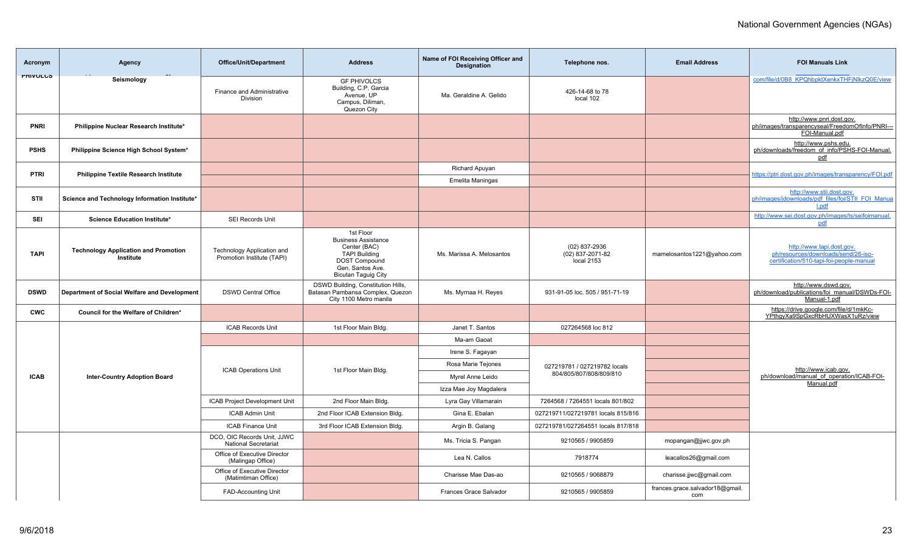| Acronym | Agency | Office/Unit/Department | Address | Name of FOI Receiving Officer and Designation | Telephone nos. | Email Address | FOI Manuals Link |
|---|---|---|---|---|---|---|---|
| PHIVOLCS | Seismology | Finance and Administrative Division | GF PHIVOLCS Building, C.P. Garcia Avenue, UP Campus, Diliman, Quezon City | Ma. Geraldine A. Gelido | 426-14-68 to 78 local 102 | | com/file/d/0B8_KPQhbpktXenkxTHFjNlkzQ0E/view |
| PNRI | Philippine Nuclear Research Institute* | | | | | | http://www.pnri.dost.gov.ph/images/transparencyseal/FreedomOfInfo/PNRI---FOI-Manual.pdf |
| PSHS | Philippine Science High School System* | | | | | | http://www.pshs.edu.ph/downloads/freedom_of_info/PSHS-FOI-Manual.pdf |
| PTRI | Philippine Textile Research Institute | | | Richard Apuyan | | | https://ptri.dost.gov.ph/images/transparency/FOI.pdf |
| | | | | Emelita Maningas | | | |
| STII | Science and Technology Information Institute* | | | | | | http://www.stii.dost.gov.ph/images/jdownloads/pdf_files/foi/STII_FOI_Manual.pdf |
| SEI | Science Education Institute* | SEI Records Unit | | | | | http://www.sei.dost.gov.ph/images/ts/seifoimanual.pdf |
| TAPI | Technology Application and Promotion Institute | Technology Application and Promotion Institute (TAPI) | 1st Floor Business Assistance Center (BAC) TAPI Building DOST Compound Gen. Santos Ave. Bicutan Taguig City | Ms. Marissa A. Melosantos | (02) 837-2936 (02) 837-2071-82 local 2153 | mamelosantos1221@yahoo.com | http://www.tapi.dost.gov.ph/resources/downloads/send/26-iso-certification/510-tapi-foi-people-manual |
| DSWD | Department of Social Welfare and Development | DSWD Central Office | DSWD Building, Constitution Hills, Batasan Pambansa Complex, Quezon City 1100 Metro manila | Ms. Myrnaa H. Reyes | 931-91-05 loc. 505 / 951-71-19 | | http://www.dswd.gov.ph/download/publications/foi_manual/DSWDs-FOI-Manual-1.pdf |
| CWC | Council for the Welfare of Children* | | | | | | https://drive.google.com/file/d/1mkKc-YPthgyXa9SpGxcRbHUXWasX1uRz/view |
| ICAB | Inter-Country Adoption Board | ICAB Records Unit | 1st Floor Main Bldg. | Janet T. Santos | 027264568 loc 812 | | http://www.icab.gov.ph/download/manual_of_operation/ICAB-FOI-Manual.pdf |
| | | | | Ma-am Gaoat | | | |
| | | ICAB Operations Unit | 1st Floor Main Bldg. | Irene S. Fagayan | 027219781 / 027219782 locals 804/805/807/808/809/810 | | |
| | | | | Rosa Marie Tejones | | | |
| | | | | Myrel Anne Leido | | | |
| | | | | Izza Mae Joy Magdalera | | | |
| | | ICAB Project Development Unit | 2nd Floor Main Bldg. | Lyra Gay Villamarain | 7264568 / 7264551 locals 801/802 | | |
| | | ICAB Admin Unit | 2nd Floor ICAB Extension Bldg. | Gina E. Ebalan | 027219711/027219781 locals 815/816 | | |
| | | ICAB Finance Unit | 3rd Floor ICAB Extension Bldg. | Argin B. Galang | 027219781/027264551 locals 817/818 | | |
| | | DCO, OIC Records Unit, JJWC National Secretariat | | Ms. Tricia S. Pangan | 9210565 / 9905859 | mopangan@jjwc.gov.ph | |
| | | Office of Executive Director (Malingap Office) | | Lea N. Callos | 7918774 | leacallos26@gmail.com | |
| | | Office of Executive Director (Matimtiman Office) | | Charisse Mae Das-ao | 9210565 / 9068879 | charisse.jjwc@gmail.com | |
| | | FAD-Accounting Unit | | Frances Grace Salvador | 9210565 / 9905859 | frances.grace.salvador18@gmail.com | |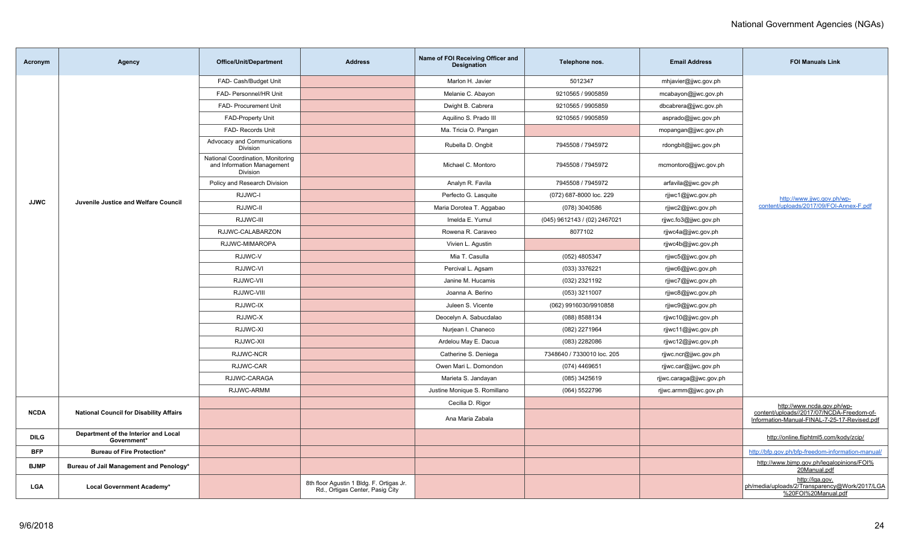National Government Agencies (NGAs)

| Acronym | Agency | Office/Unit/Department | Address | Name of FOI Receiving Officer and Designation | Telephone nos. | Email Address | FOI Manuals Link |
|---|---|---|---|---|---|---|---|
| JJWC | Juvenile Justice and Welfare Council | FAD- Cash/Budget Unit | | Marlon H. Javier | 5012347 | mhjavier@jjwc.gov.ph | http://www.jjwc.gov.ph/wp-content/uploads/2017/09/FOI-Annex-F.pdf |
| | | FAD- Personnel/HR Unit | | Melanie C. Abayon | 9210565 / 9905859 | mcabayon@jjwc.gov.ph | |
| | | FAD- Procurement Unit | | Dwight B. Cabrera | 9210565 / 9905859 | dbcabrera@jjwc.gov.ph | |
| | | FAD-Property Unit | | Aquilino S. Prado III | 9210565 / 9905859 | asprado@jjwc.gov.ph | |
| | | FAD- Records Unit | | Ma. Tricia O. Pangan | | mopangan@jjwc.gov.ph | |
| | | Advocacy and Communications Division | | Rubella D. Ongbit | 7945508 / 7945972 | rdongbit@jjwc.gov.ph | |
| | | National Coordination, Monitoring and Information Management Division | | Michael C. Montoro | 7945508 / 7945972 | mcmontoro@jjwc.gov.ph | |
| | | Policy and Research Division | | Analyn R. Favila | 7945508 / 7945972 | arfavila@jjwc.gov.ph | |
| | | RJJWC-I | | Perfecto G. Lasquite | (072) 687-8000 loc. 229 | rjjwc1@jjwc.gov.ph | |
| | | RJJWC-II | | Maria Dorotea T. Aggabao | (078) 3040586 | rjjwc2@jjwc.gov.ph | |
| | | RJJWC-III | | Imelda E. Yumul | (045) 9612143 / (02) 2467021 | rjjwc.fo3@jjwc.gov.ph | |
| | | RJJWC-CALABARZON | | Rowena R. Caraveo | 8077102 | rjjwc4a@jjwc.gov.ph | |
| | | RJJWC-MIMAROPA | | Vivien L. Agustin | | rjjwc4b@jjwc.gov.ph | |
| | | RJJWC-V | | Mia T. Casulla | (052) 4805347 | rjjwc5@jjwc.gov.ph | |
| | | RJJWC-VI | | Percival L. Agsam | (033) 3376221 | rjjwc6@jjwc.gov.ph | |
| | | RJJWC-VII | | Janine M. Hucamis | (032) 2321192 | rjjwc7@jjwc.gov.ph | |
| | | RJJWC-VIII | | Joanna A. Berino | (053) 3211007 | rjjwc8@jjwc.gov.ph | |
| | | RJJWC-IX | | Juleen S. Vicente | (062) 9916030/9910858 | rjjwc9@jjwc.gov.ph | |
| | | RJJWC-X | | Deocelyn A. Sabucdalao | (088) 8588134 | rjjwc10@jjwc.gov.ph | |
| | | RJJWC-XI | | Nurjean I. Chaneco | (082) 2271964 | rjjwc11@jjwc.gov.ph | |
| | | RJJWC-XII | | Ardelou May E. Dacua | (083) 2282086 | rjjwc12@jjwc.gov.ph | |
| | | RJJWC-NCR | | Catherine S. Deniega | 7348640 / 7330010 loc. 205 | rjjwc.ncr@jjwc.gov.ph | |
| | | RJJWC-CAR | | Owen Mari L. Domondon | (074) 4469651 | rjjwc.car@jjwc.gov.ph | |
| | | RJJWC-CARAGA | | Marieta S. Jandayan | (085) 3425619 | rjjwc.caraga@jjwc.gov.ph | |
| | | RJJWC-ARMM | | Justine Monique S. Romillano | (064) 5522796 | rjjwc.armm@jjwc.gov.ph | |
| NCDA | National Council for Disability Affairs | | | Cecilia D. Rigor | | | http://www.ncda.gov.ph/wp-content/uploads//2017/07/NCDA-Freedom-of-Information-Manual-FINAL-7-25-17-Revised.pdf |
| | | | | Ana Maria Zabala | | | |
| DILG | Department of the Interior and Local Government* | | | | | | http://online.fliphtml5.com/kody/zcip/ |
| BFP | Bureau of Fire Protection* | | | | | | http://bfp.gov.ph/bfp-freedom-information-manual/ |
| BJMP | Bureau of Jail Management and Penology* | | | | | | http://www.bjmp.gov.ph/legalopinions/FOI%20Manual.pdf |
| LGA | Local Government Academy* | | 8th floor Agustin 1 Bldg. F. Ortigas Jr. Rd., Ortigas Center, Pasig City | | | | http://lga.gov.ph/media/uploads/2/Transparency@Work/2017/LGA%20FOI%20Manual.pdf |

9/6/2018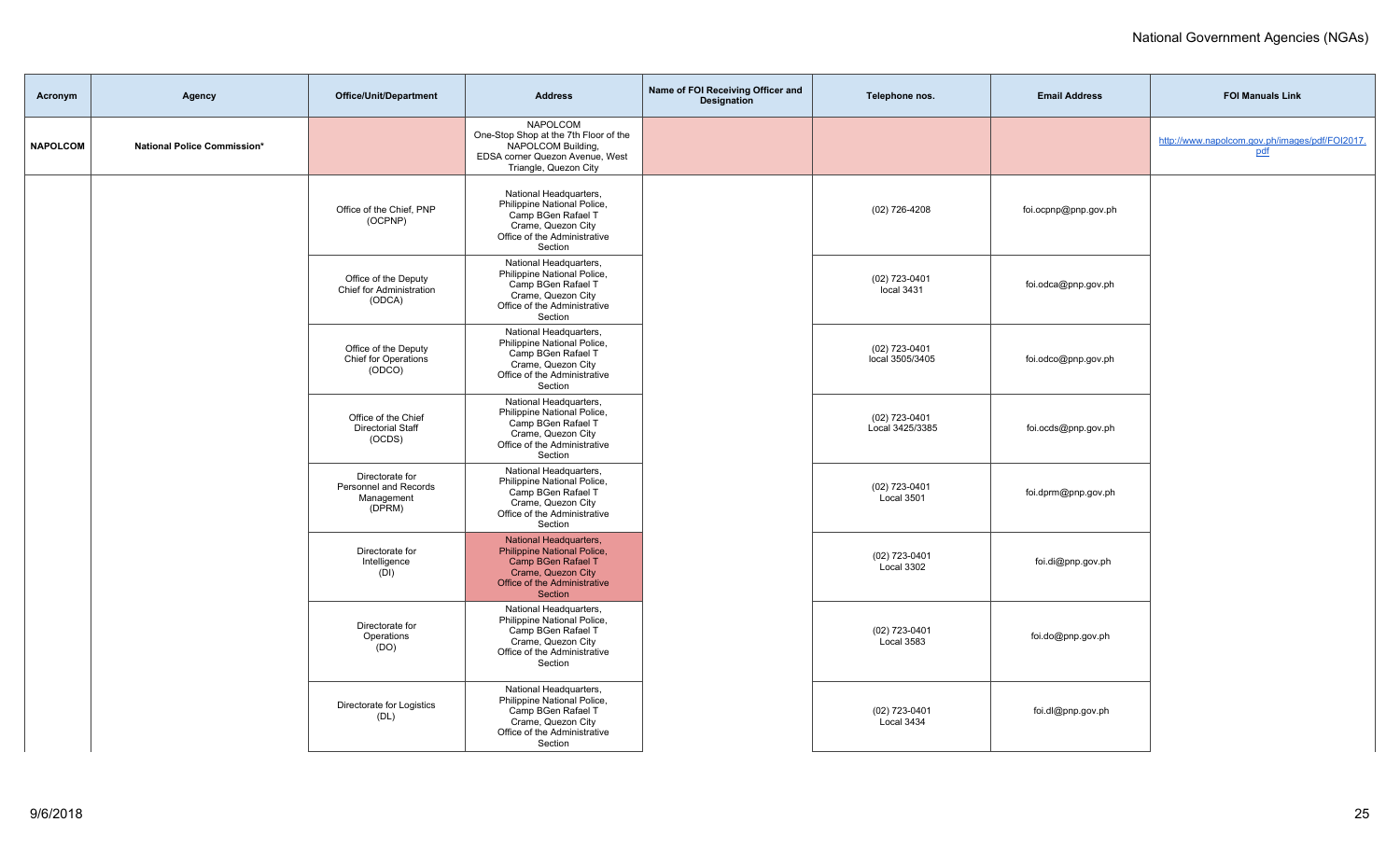| Acronym | Agency | Office/Unit/Department | Address | Name of FOI Receiving Officer and Designation | Telephone nos. | Email Address | FOI Manuals Link |
|---|---|---|---|---|---|---|---|
| NAPOLCOM | National Police Commission* | | NAPOLCOM One-Stop Shop at the 7th Floor of the NAPOLCOM Building, EDSA corner Quezon Avenue, West Triangle, Quezon City | | | | http://www.napolcom.gov.ph/images/pdf/FOI2017.pdf |
| | | Office of the Chief, PNP (OCPNP) | National Headquarters, Philippine National Police, Camp BGen Rafael T Crame, Quezon City Office of the Administrative Section | | (02) 726-4208 | foi.ocpnp@pnp.gov.ph | |
| | | Office of the Deputy Chief for Administration (ODCA) | National Headquarters, Philippine National Police, Camp BGen Rafael T Crame, Quezon City Office of the Administrative Section | | (02) 723-0401 local 3431 | foi.odca@pnp.gov.ph | |
| | | Office of the Deputy Chief for Operations (ODCO) | National Headquarters, Philippine National Police, Camp BGen Rafael T Crame, Quezon City Office of the Administrative Section | | (02) 723-0401 local 3505/3405 | foi.odco@pnp.gov.ph | |
| | | Office of the Chief Directorial Staff (OCDS) | National Headquarters, Philippine National Police, Camp BGen Rafael T Crame, Quezon City Office of the Administrative Section | | (02) 723-0401 Local 3425/3385 | foi.ocds@pnp.gov.ph | |
| | | Directorate for Personnel and Records Management (DPRM) | National Headquarters, Philippine National Police, Camp BGen Rafael T Crame, Quezon City Office of the Administrative Section | | (02) 723-0401 Local 3501 | foi.dprm@pnp.gov.ph | |
| | | Directorate for Intelligence (DI) | National Headquarters, Philippine National Police, Camp BGen Rafael T Crame, Quezon City Office of the Administrative Section | | (02) 723-0401 Local 3302 | foi.di@pnp.gov.ph | |
| | | Directorate for Operations (DO) | National Headquarters, Philippine National Police, Camp BGen Rafael T Crame, Quezon City Office of the Administrative Section | | (02) 723-0401 Local 3583 | foi.do@pnp.gov.ph | |
| | | Directorate for Logistics (DL) | National Headquarters, Philippine National Police, Camp BGen Rafael T Crame, Quezon City Office of the Administrative Section | | (02) 723-0401 Local 3434 | foi.dl@pnp.gov.ph | |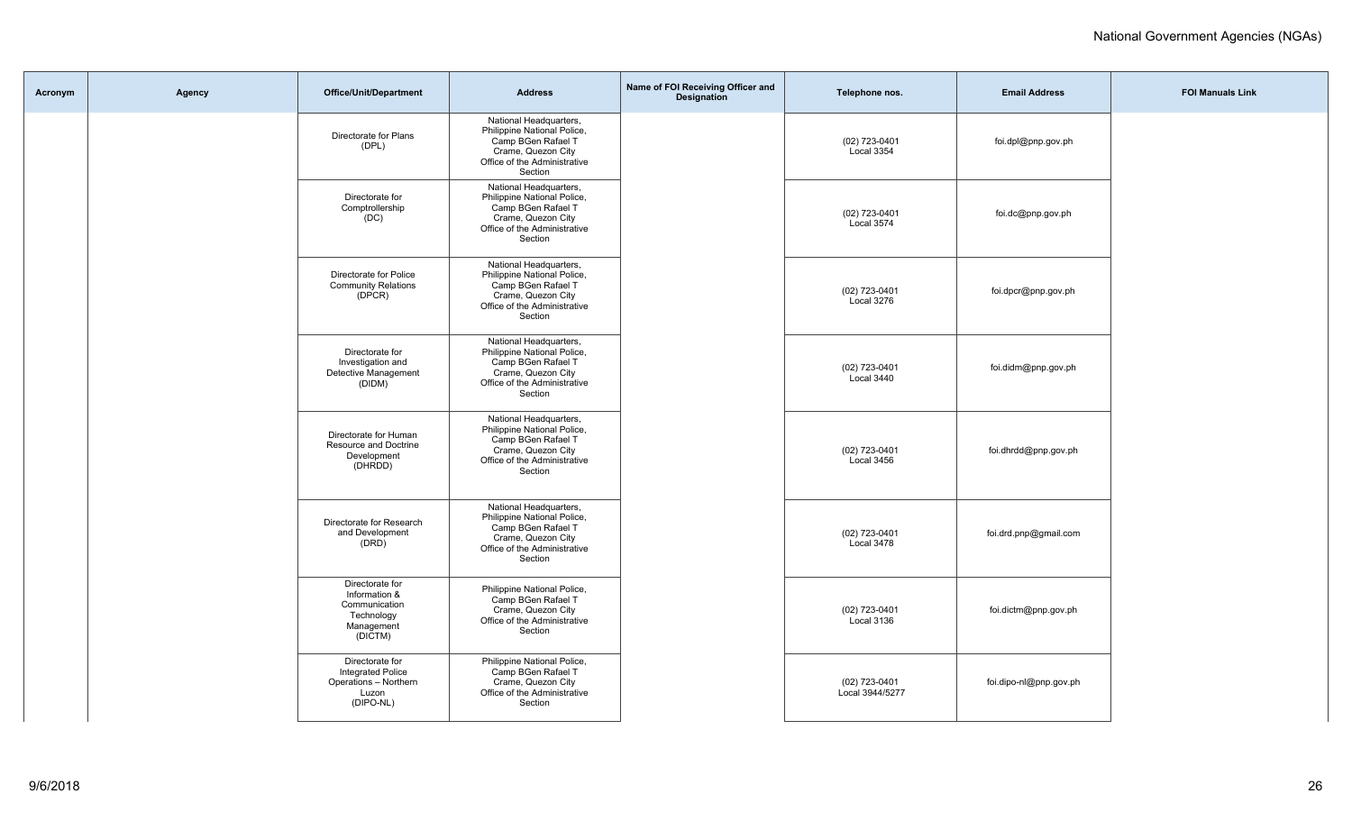| Acronym | Agency | Office/Unit/Department | Address | Name of FOI Receiving Officer and Designation | Telephone nos. | Email Address | FOI Manuals Link |
| --- | --- | --- | --- | --- | --- | --- | --- |
| | | Directorate for Plans (DPL) | National Headquarters, Philippine National Police, Camp BGen Rafael T Crame, Quezon City Office of the Administrative Section | | (02) 723-0401 Local 3354 | foi.dpl@pnp.gov.ph | |
| | | Directorate for Comptrollership (DC) | National Headquarters, Philippine National Police, Camp BGen Rafael T Crame, Quezon City Office of the Administrative Section | | (02) 723-0401 Local 3574 | foi.dc@pnp.gov.ph | |
| | | Directorate for Police Community Relations (DPCR) | National Headquarters, Philippine National Police, Camp BGen Rafael T Crame, Quezon City Office of the Administrative Section | | (02) 723-0401 Local 3276 | foi.dpcr@pnp.gov.ph | |
| | | Directorate for Investigation and Detective Management (DIDM) | National Headquarters, Philippine National Police, Camp BGen Rafael T Crame, Quezon City Office of the Administrative Section | | (02) 723-0401 Local 3440 | foi.didm@pnp.gov.ph | |
| | | Directorate for Human Resource and Doctrine Development (DHRDD) | National Headquarters, Philippine National Police, Camp BGen Rafael T Crame, Quezon City Office of the Administrative Section | | (02) 723-0401 Local 3456 | foi.dhrdd@pnp.gov.ph | |
| | | Directorate for Research and Development (DRD) | National Headquarters, Philippine National Police, Camp BGen Rafael T Crame, Quezon City Office of the Administrative Section | | (02) 723-0401 Local 3478 | foi.drd.pnp@gmail.com | |
| | | Directorate for Information & Communication Technology Management (DICTM) | Philippine National Police, Camp BGen Rafael T Crame, Quezon City Office of the Administrative Section | | (02) 723-0401 Local 3136 | foi.dictm@pnp.gov.ph | |
| | | Directorate for Integrated Police Operations – Northern Luzon (DIPO-NL) | Philippine National Police, Camp BGen Rafael T Crame, Quezon City Office of the Administrative Section | | (02) 723-0401 Local 3944/5277 | foi.dipo-nl@pnp.gov.ph | |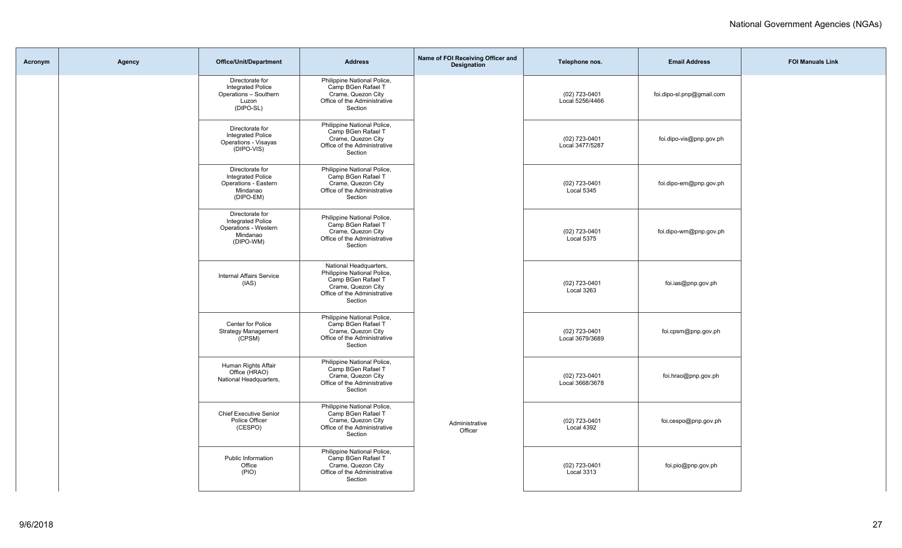| Acronym | Agency | Office/Unit/Department | Address | Name of FOI Receiving Officer and Designation | Telephone nos. | Email Address | FOI Manuals Link |
|---|---|---|---|---|---|---|---|
| | | Directorate for Integrated Police Operations – Southern Luzon (DIPO-SL) | Philippine National Police, Camp BGen Rafael T Crame, Quezon City Office of the Administrative Section | | (02) 723-0401 Local 5256/4466 | foi.dipo-sl.pnp@gmail.com | |
| | | Directorate for Integrated Police Operations - Visayas (DIPO-VIS) | Philippine National Police, Camp BGen Rafael T Crame, Quezon City Office of the Administrative Section | | (02) 723-0401 Local 3477/5287 | foi.dipo-vis@pnp.gov.ph | |
| | | Directorate for Integrated Police Operations - Eastern Mindanao (DIPO-EM) | Philippine National Police, Camp BGen Rafael T Crame, Quezon City Office of the Administrative Section | | (02) 723-0401 Local 5345 | foi.dipo-em@pnp.gov.ph | |
| | | Directorate for Integrated Police Operations - Western Mindanao (DIPO-WM) | Philippine National Police, Camp BGen Rafael T Crame, Quezon City Office of the Administrative Section | | (02) 723-0401 Local 5375 | foi.dipo-wm@pnp.gov.ph | |
| | | Internal Affairs Service (IAS) | National Headquarters, Philippine National Police, Camp BGen Rafael T Crame, Quezon City Office of the Administrative Section | | (02) 723-0401 Local 3263 | foi.ias@pnp.gov.ph | |
| | | Center for Police Strategy Management (CPSM) | Philippine National Police, Camp BGen Rafael T Crame, Quezon City Office of the Administrative Section | | (02) 723-0401 Local 3679/3689 | foi.cpsm@pnp.gov.ph | |
| | | Human Rights Affair Office (HRAO) National Headquarters, | Philippine National Police, Camp BGen Rafael T Crame, Quezon City Office of the Administrative Section | | (02) 723-0401 Local 3668/3678 | foi.hrao@pnp.gov.ph | |
| | | Chief Executive Senior Police Officer (CESPO) | Philippine National Police, Camp BGen Rafael T Crame, Quezon City Office of the Administrative Section | Administrative Officer | (02) 723-0401 Local 4392 | foi.cespo@pnp.gov.ph | |
| | | Public Information Office (PIO) | Philippine National Police, Camp BGen Rafael T Crame, Quezon City Office of the Administrative Section | | (02) 723-0401 Local 3313 | foi.pio@pnp.gov.ph | |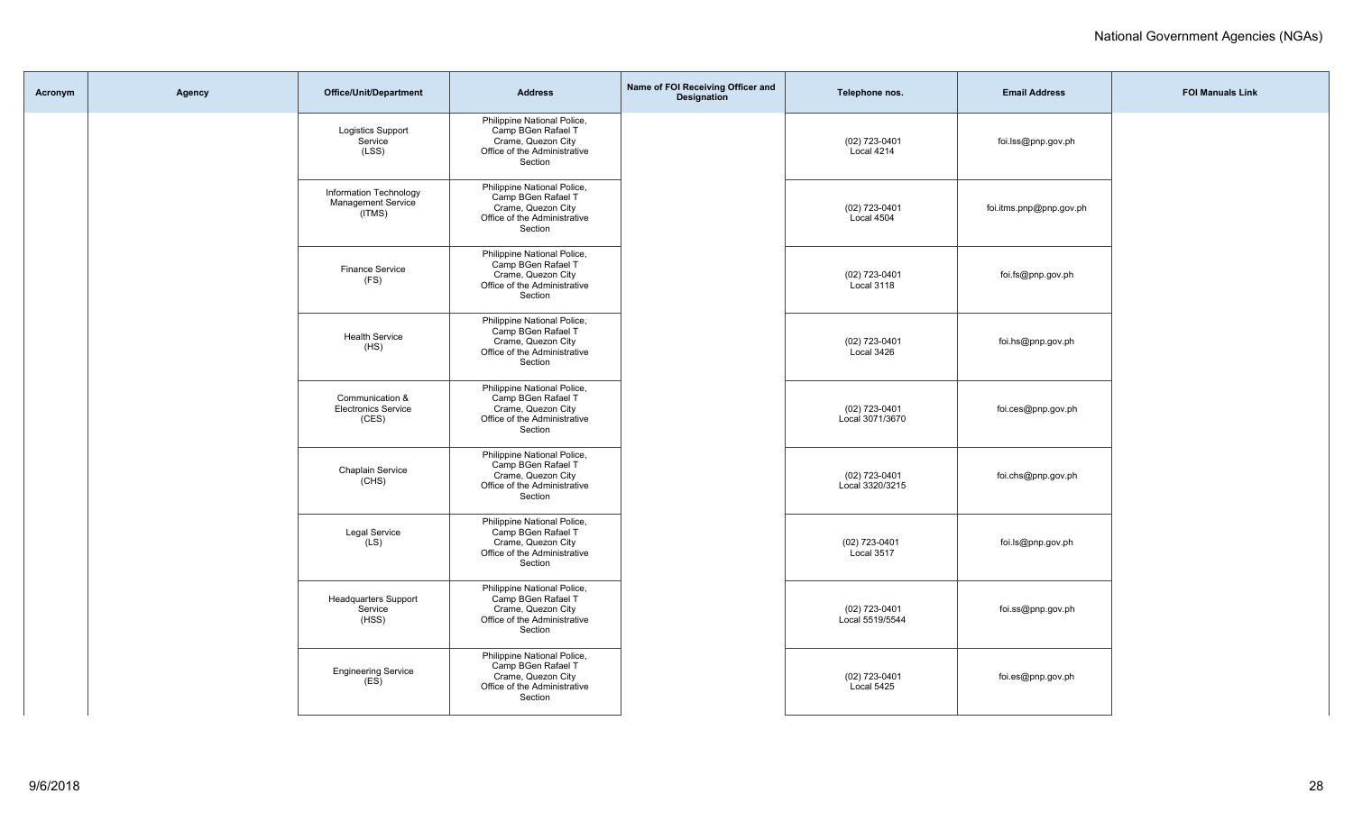| Acronym | Agency | Office/Unit/Department | Address | Name of FOI Receiving Officer and Designation | Telephone nos. | Email Address | FOI Manuals Link |
|---|---|---|---|---|---|---|---|
| | | Logistics Support Service (LSS) | Philippine National Police, Camp BGen Rafael T Crame, Quezon City Office of the Administrative Section | | (02) 723-0401 Local 4214 | foi.lss@pnp.gov.ph | |
| | | Information Technology Management Service (ITMS) | Philippine National Police, Camp BGen Rafael T Crame, Quezon City Office of the Administrative Section | | (02) 723-0401 Local 4504 | foi.itms.pnp@pnp.gov.ph | |
| | | Finance Service (FS) | Philippine National Police, Camp BGen Rafael T Crame, Quezon City Office of the Administrative Section | | (02) 723-0401 Local 3118 | foi.fs@pnp.gov.ph | |
| | | Health Service (HS) | Philippine National Police, Camp BGen Rafael T Crame, Quezon City Office of the Administrative Section | | (02) 723-0401 Local 3426 | foi.hs@pnp.gov.ph | |
| | | Communication & Electronics Service (CES) | Philippine National Police, Camp BGen Rafael T Crame, Quezon City Office of the Administrative Section | | (02) 723-0401 Local 3071/3670 | foi.ces@pnp.gov.ph | |
| | | Chaplain Service (CHS) | Philippine National Police, Camp BGen Rafael T Crame, Quezon City Office of the Administrative Section | | (02) 723-0401 Local 3320/3215 | foi.chs@pnp.gov.ph | |
| | | Legal Service (LS) | Philippine National Police, Camp BGen Rafael T Crame, Quezon City Office of the Administrative Section | | (02) 723-0401 Local 3517 | foi.ls@pnp.gov.ph | |
| | | Headquarters Support Service (HSS) | Philippine National Police, Camp BGen Rafael T Crame, Quezon City Office of the Administrative Section | | (02) 723-0401 Local 5519/5544 | foi.ss@pnp.gov.ph | |
| | | Engineering Service (ES) | Philippine National Police, Camp BGen Rafael T Crame, Quezon City Office of the Administrative Section | | (02) 723-0401 Local 5425 | foi.es@pnp.gov.ph | |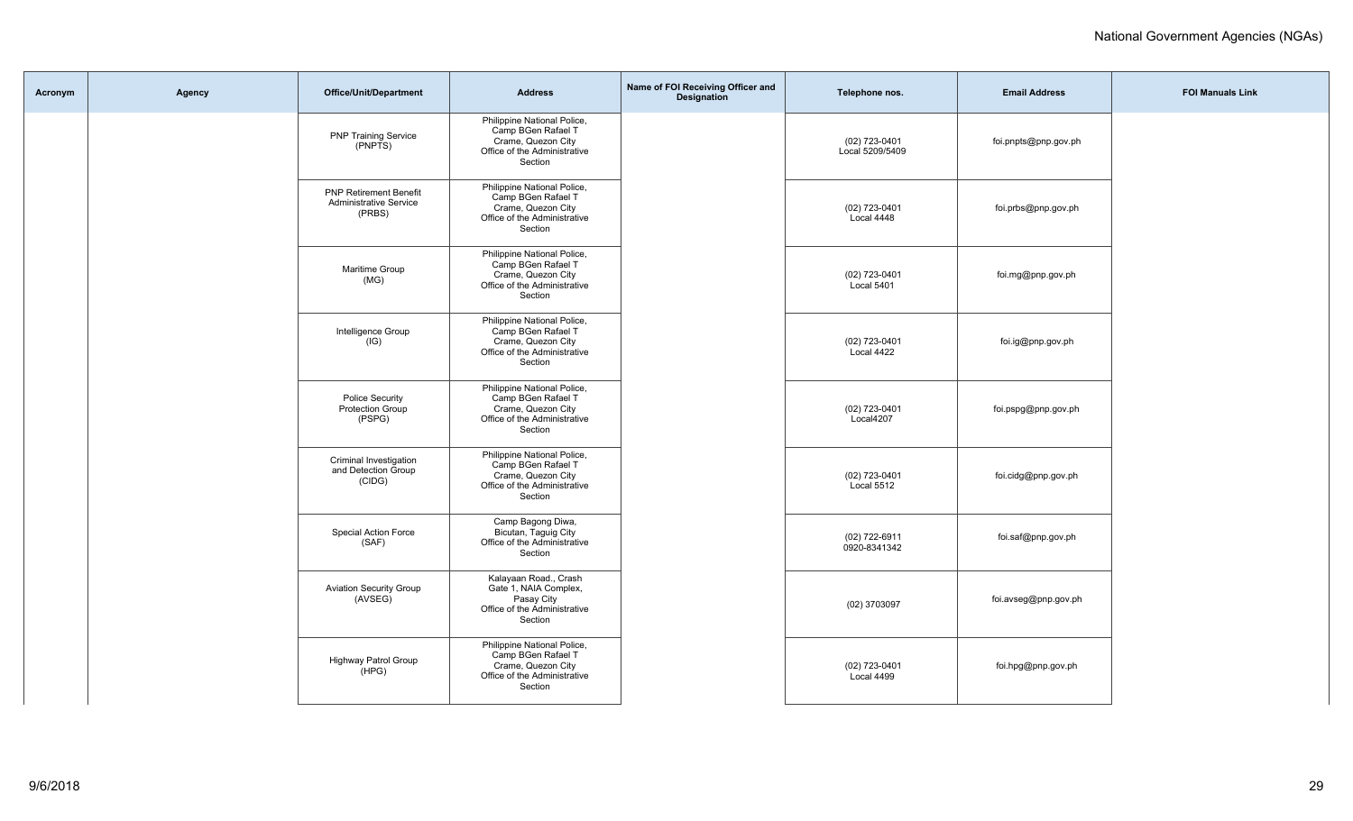| Acronym | Agency | Office/Unit/Department | Address | Name of FOI Receiving Officer and Designation | Telephone nos. | Email Address | FOI Manuals Link |
|---|---|---|---|---|---|---|---|
| | | PNP Training Service (PNPTS) | Philippine National Police, Camp BGen Rafael T Crame, Quezon City Office of the Administrative Section | | (02) 723-0401 Local 5209/5409 | foi.pnpts@pnp.gov.ph | |
| | | PNP Retirement Benefit Administrative Service (PRBS) | Philippine National Police, Camp BGen Rafael T Crame, Quezon City Office of the Administrative Section | | (02) 723-0401 Local 4448 | foi.prbs@pnp.gov.ph | |
| | | Maritime Group (MG) | Philippine National Police, Camp BGen Rafael T Crame, Quezon City Office of the Administrative Section | | (02) 723-0401 Local 5401 | foi.mg@pnp.gov.ph | |
| | | Intelligence Group (IG) | Philippine National Police, Camp BGen Rafael T Crame, Quezon City Office of the Administrative Section | | (02) 723-0401 Local 4422 | foi.ig@pnp.gov.ph | |
| | | Police Security Protection Group (PSPG) | Philippine National Police, Camp BGen Rafael T Crame, Quezon City Office of the Administrative Section | | (02) 723-0401 Local4207 | foi.pspg@pnp.gov.ph | |
| | | Criminal Investigation and Detection Group (CIDG) | Philippine National Police, Camp BGen Rafael T Crame, Quezon City Office of the Administrative Section | | (02) 723-0401 Local 5512 | foi.cidg@pnp.gov.ph | |
| | | Special Action Force (SAF) | Camp Bagong Diwa, Bicutan, Taguig City Office of the Administrative Section | | (02) 722-6911 0920-8341342 | foi.saf@pnp.gov.ph | |
| | | Aviation Security Group (AVSEG) | Kalayaan Road., Crash Gate 1, NAIA Complex, Pasay City Office of the Administrative Section | | (02) 3703097 | foi.avseg@pnp.gov.ph | |
| | | Highway Patrol Group (HPG) | Philippine National Police, Camp BGen Rafael T Crame, Quezon City Office of the Administrative Section | | (02) 723-0401 Local 4499 | foi.hpg@pnp.gov.ph | |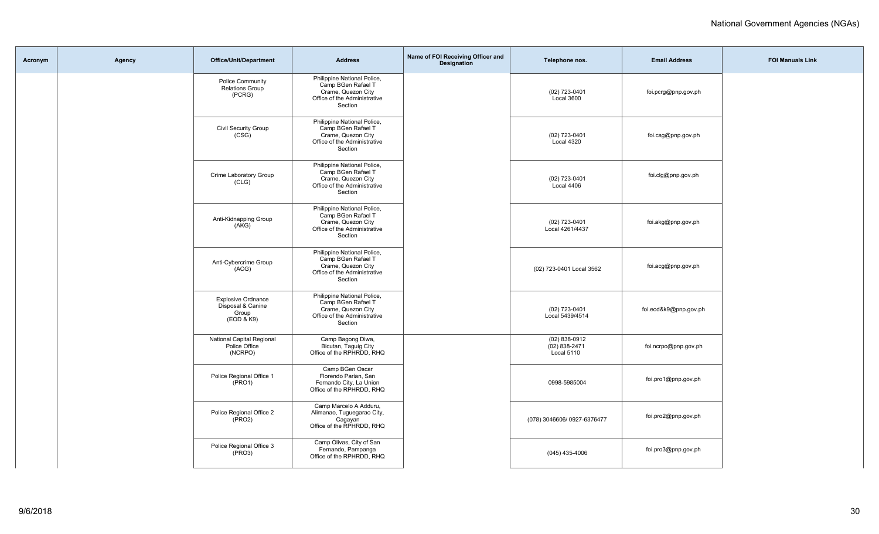| Acronym | Agency | Office/Unit/Department | Address | Name of FOI Receiving Officer and Designation | Telephone nos. | Email Address | FOI Manuals Link |
|---|---|---|---|---|---|---|---|
| | | Police Community Relations Group (PCRG) | Philippine National Police, Camp BGen Rafael T Crame, Quezon City Office of the Administrative Section | | (02) 723-0401 Local 3600 | foi.pcrg@pnp.gov.ph | |
| | | Civil Security Group (CSG) | Philippine National Police, Camp BGen Rafael T Crame, Quezon City Office of the Administrative Section | | (02) 723-0401 Local 4320 | foi.csg@pnp.gov.ph | |
| | | Crime Laboratory Group (CLG) | Philippine National Police, Camp BGen Rafael T Crame, Quezon City Office of the Administrative Section | | (02) 723-0401 Local 4406 | foi.clg@pnp.gov.ph | |
| | | Anti-Kidnapping Group (AKG) | Philippine National Police, Camp BGen Rafael T Crame, Quezon City Office of the Administrative Section | | (02) 723-0401 Local 4261/4437 | foi.akg@pnp.gov.ph | |
| | | Anti-Cybercrime Group (ACG) | Philippine National Police, Camp BGen Rafael T Crame, Quezon City Office of the Administrative Section | | (02) 723-0401 Local 3562 | foi.acg@pnp.gov.ph | |
| | | Explosive Ordnance Disposal & Canine Group (EOD & K9) | Philippine National Police, Camp BGen Rafael T Crame, Quezon City Office of the Administrative Section | | (02) 723-0401 Local 5439/4514 | foi.eod&k9@pnp.gov.ph | |
| | | National Capital Regional Police Office (NCRPO) | Camp Bagong Diwa, Bicutan, Taguig City Office of the RPHRDD, RHQ | | (02) 838-0912 (02) 838-2471 Local 5110 | foi.ncrpo@pnp.gov.ph | |
| | | Police Regional Office 1 (PRO1) | Camp BGen Oscar Florendo Parian, San Fernando City, La Union Office of the RPHRDD, RHQ | | 0998-5985004 | foi.pro1@pnp.gov.ph | |
| | | Police Regional Office 2 (PRO2) | Camp Marcelo A Adduru, Alimanao, Tuguegarao City, Cagayan Office of the RPHRDD, RHQ | | (078) 3046606/ 0927-6376477 | foi.pro2@pnp.gov.ph | |
| | | Police Regional Office 3 (PRO3) | Camp Olivas, City of San Fernando, Pampanga Office of the RPHRDD, RHQ | | (045) 435-4006 | foi.pro3@pnp.gov.ph | |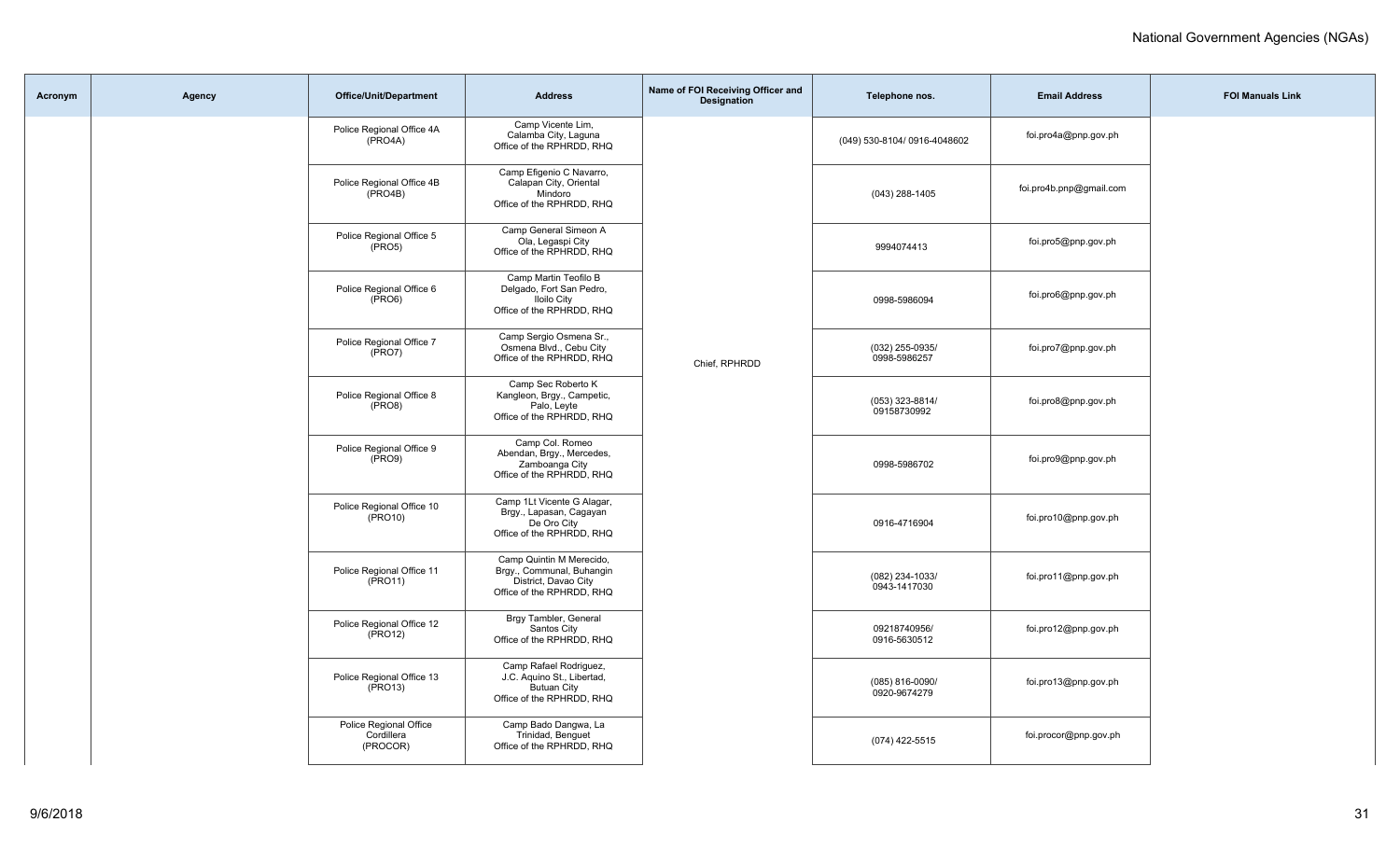| Acronym | Agency | Office/Unit/Department | Address | Name of FOI Receiving Officer and Designation | Telephone nos. | Email Address | FOI Manuals Link |
|---|---|---|---|---|---|---|---|
| | | Police Regional Office 4A (PRO4A) | Camp Vicente Lim, Calamba City, Laguna Office of the RPHRDD, RHQ | Chief, RPHRDD | (049) 530-8104/ 0916-4048602 | foi.pro4a@pnp.gov.ph | |
| | | Police Regional Office 4B (PRO4B) | Camp Efigenio C Navarro, Calapan City, Oriental Mindoro Office of the RPHRDD, RHQ | | (043) 288-1405 | foi.pro4b.pnp@gmail.com | |
| | | Police Regional Office 5 (PRO5) | Camp General Simeon A Ola, Legaspi City Office of the RPHRDD, RHQ | | 9994074413 | foi.pro5@pnp.gov.ph | |
| | | Police Regional Office 6 (PRO6) | Camp Martin Teofilo B Delgado, Fort San Pedro, Iloilo City Office of the RPHRDD, RHQ | | 0998-5986094 | foi.pro6@pnp.gov.ph | |
| | | Police Regional Office 7 (PRO7) | Camp Sergio Osmena Sr., Osmena Blvd., Cebu City Office of the RPHRDD, RHQ | | (032) 255-0935/ 0998-5986257 | foi.pro7@pnp.gov.ph | |
| | | Police Regional Office 8 (PRO8) | Camp Sec Roberto K Kangleon, Brgy., Campetic, Palo, Leyte Office of the RPHRDD, RHQ | | (053) 323-8814/ 09158730992 | foi.pro8@pnp.gov.ph | |
| | | Police Regional Office 9 (PRO9) | Camp Col. Romeo Abendan, Brgy., Mercedes, Zamboanga City Office of the RPHRDD, RHQ | | 0998-5986702 | foi.pro9@pnp.gov.ph | |
| | | Police Regional Office 10 (PRO10) | Camp 1Lt Vicente G Alagar, Brgy., Lapasan, Cagayan De Oro City Office of the RPHRDD, RHQ | | 0916-4716904 | foi.pro10@pnp.gov.ph | |
| | | Police Regional Office 11 (PRO11) | Camp Quintin M Merecido, Brgy., Communal, Buhangin District, Davao City Office of the RPHRDD, RHQ | | (082) 234-1033/ 0943-1417030 | foi.pro11@pnp.gov.ph | |
| | | Police Regional Office 12 (PRO12) | Brgy Tambler, General Santos City Office of the RPHRDD, RHQ | | 09218740956/ 0916-5630512 | foi.pro12@pnp.gov.ph | |
| | | Police Regional Office 13 (PRO13) | Camp Rafael Rodriguez, J.C. Aquino St., Libertad, Butuan City Office of the RPHRDD, RHQ | | (085) 816-0090/ 0920-9674279 | foi.pro13@pnp.gov.ph | |
| | | Police Regional Office Cordillera (PROCOR) | Camp Bado Dangwa, La Trinidad, Benguet Office of the RPHRDD, RHQ | | (074) 422-5515 | foi.procor@pnp.gov.ph | |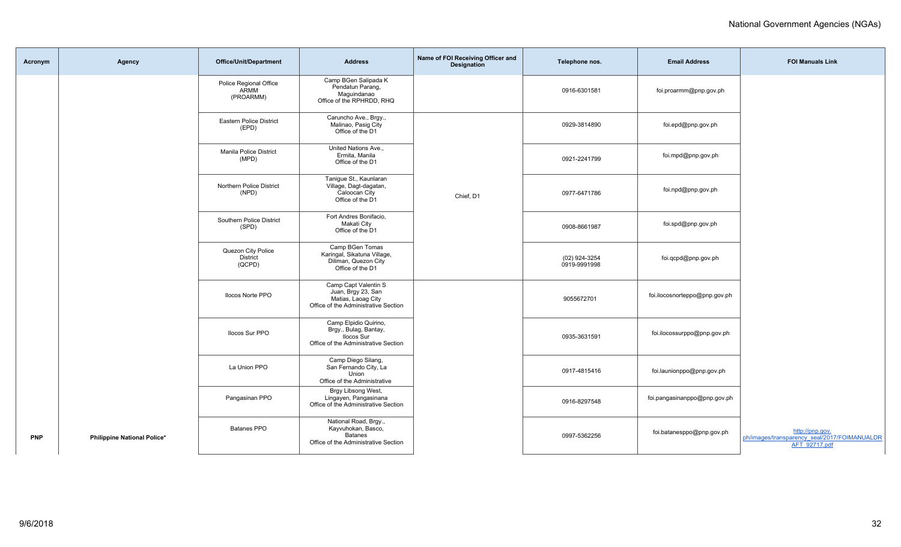| Acronym | Agency | Office/Unit/Department | Address | Name of FOI Receiving Officer and Designation | Telephone nos. | Email Address | FOI Manuals Link |
|---|---|---|---|---|---|---|---|
| | | Police Regional Office ARMM (PROARMM) | Camp BGen Salipada K Pendatun Parang, Maguindanao Office of the RPHRDD, RHQ | | 0916-6301581 | foi.proarmm@pnp.gov.ph | |
| | | Eastern Police District (EPD) | Caruncho Ave., Brgy., Malinao, Pasig City Office of the D1 | Chief, D1 | 0929-3814890 | foi.epd@pnp.gov.ph | |
| | | Manila Police District (MPD) | United Nations Ave., Ermita, Manila Office of the D1 | | 0921-2241799 | foi.mpd@pnp.gov.ph | |
| | | Northern Police District (NPD) | Tanigue St., Kaunlaran Village, Dagt-dagatan, Caloocan City Office of the D1 | | 0977-6471786 | foi.npd@pnp.gov.ph | |
| | | Southern Police District (SPD) | Fort Andres Bonifacio, Makati City Office of the D1 | | 0908-8661987 | foi.spd@pnp.gov.ph | |
| | | Quezon City Police District (QCPD) | Camp BGen Tomas Karingal, Sikatuna Village, Diliman, Quezon City Office of the D1 | | (02) 924-3254 0919-9991998 | foi.qcpd@pnp.gov.ph | |
| | | Ilocos Norte PPO | Camp Capt Valentin S Juan, Brgy 23, San Matias, Laoag City Office of the Administrative Section | | 9055672701 | foi.ilocosnorteppo@pnp.gov.ph | |
| | | Ilocos Sur PPO | Camp Elpidio Quirino, Brgy., Bulag, Bantay, Ilocos Sur Office of the Administrative Section | | 0935-3631591 | foi.ilocossurppo@pnp.gov.ph | |
| | | La Union PPO | Camp Diego Silang, San Fernando City, La Union Office of the Administrative | | 0917-4815416 | foi.launionppo@pnp.gov.ph | |
| | | Pangasinan PPO | Brgy Libsong West, Lingayen, Pangasinana Office of the Administrative Section | | 0916-8297548 | foi.pangasinanppo@pnp.gov.ph | |
| PNP | Philippine National Police* | Batanes PPO | National Road, Brgy., Kayvuhokan, Basco, Batanes Office of the Administrative Section | | 0997-5362256 | foi.batanesppo@pnp.gov.ph | http://pnp.gov.ph/images/transparency_seal/2017/FOIMANUALDRAFT_92717.pdf |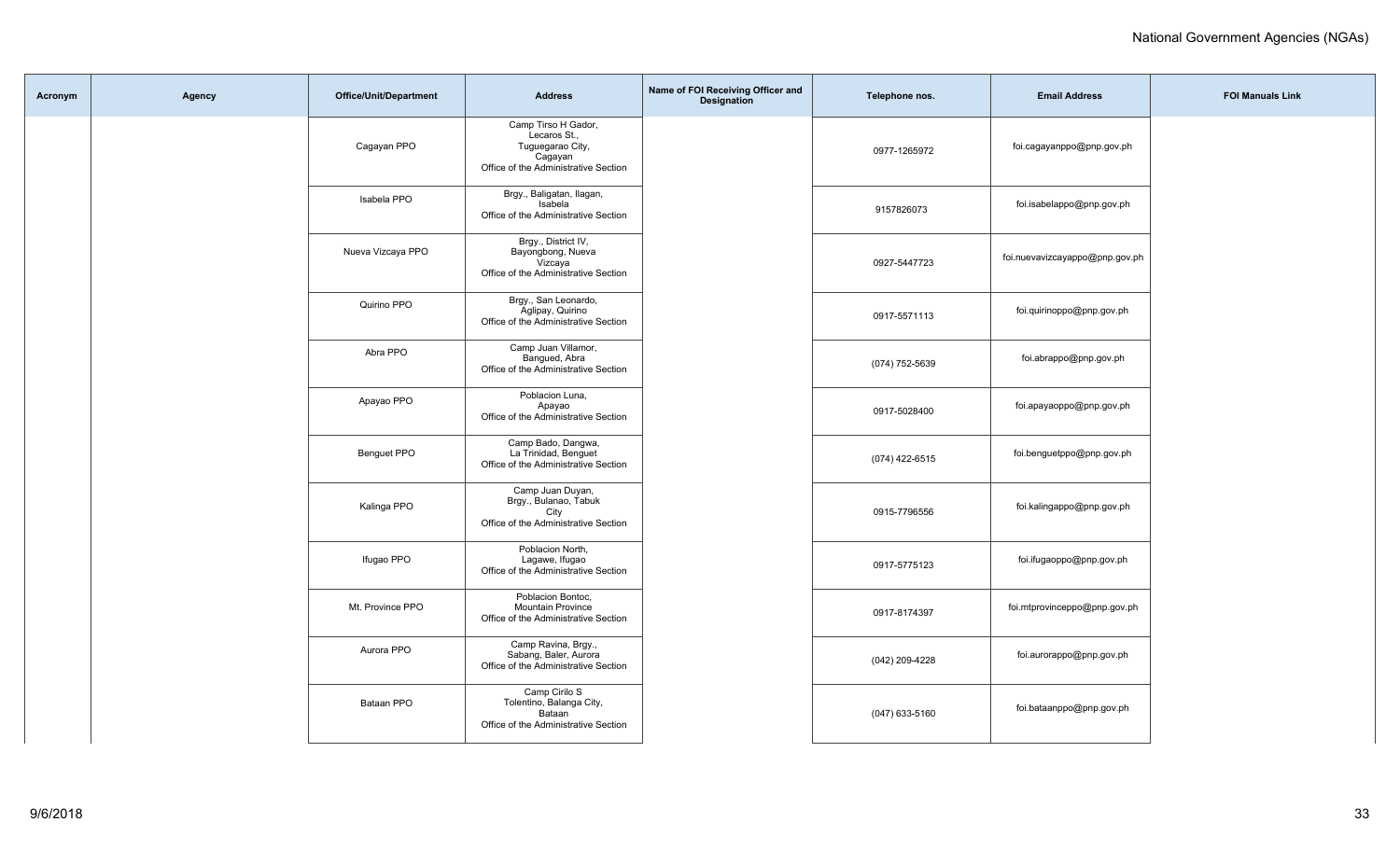| Acronym | Agency | Office/Unit/Department | Address | Name of FOI Receiving Officer and Designation | Telephone nos. | Email Address | FOI Manuals Link |
|---|---|---|---|---|---|---|---|
| | | Cagayan PPO | Camp Tirso H Gador, Lecaros St., Tuguegarao City, Cagayan Office of the Administrative Section | | 0977-1265972 | foi.cagayanppo@pnp.gov.ph | |
| | | Isabela PPO | Brgy., Baligatan, Ilagan, Isabela Office of the Administrative Section | | 9157826073 | foi.isabelappo@pnp.gov.ph | |
| | | Nueva Vizcaya PPO | Brgy., District IV, Bayongbong, Nueva Vizcaya Office of the Administrative Section | | 0927-5447723 | foi.nuevavizcayappo@pnp.gov.ph | |
| | | Quirino PPO | Brgy., San Leonardo, Aglipay, Quirino Office of the Administrative Section | | 0917-5571113 | foi.quirinoppo@pnp.gov.ph | |
| | | Abra PPO | Camp Juan Villamor, Bangued, Abra Office of the Administrative Section | | (074) 752-5639 | foi.abrappo@pnp.gov.ph | |
| | | Apayao PPO | Poblacion Luna, Apayao Office of the Administrative Section | | 0917-5028400 | foi.apayaoppo@pnp.gov.ph | |
| | | Benguet PPO | Camp Bado, Dangwa, La Trinidad, Benguet Office of the Administrative Section | | (074) 422-6515 | foi.benguetppo@pnp.gov.ph | |
| | | Kalinga PPO | Camp Juan Duyan, Brgy., Bulanao, Tabuk City Office of the Administrative Section | | 0915-7796556 | foi.kalingappo@pnp.gov.ph | |
| | | Ifugao PPO | Poblacion North, Lagawe, Ifugao Office of the Administrative Section | | 0917-5775123 | foi.ifugaoppo@pnp.gov.ph | |
| | | Mt. Province PPO | Poblacion Bontoc, Mountain Province Office of the Administrative Section | | 0917-8174397 | foi.mtprovinceppo@pnp.gov.ph | |
| | | Aurora PPO | Camp Ravina, Brgy., Sabang, Baler, Aurora Office of the Administrative Section | | (042) 209-4228 | foi.aurorappo@pnp.gov.ph | |
| | | Bataan PPO | Camp Cirilo S Tolentino, Balanga City, Bataan Office of the Administrative Section | | (047) 633-5160 | foi.bataanppo@pnp.gov.ph | |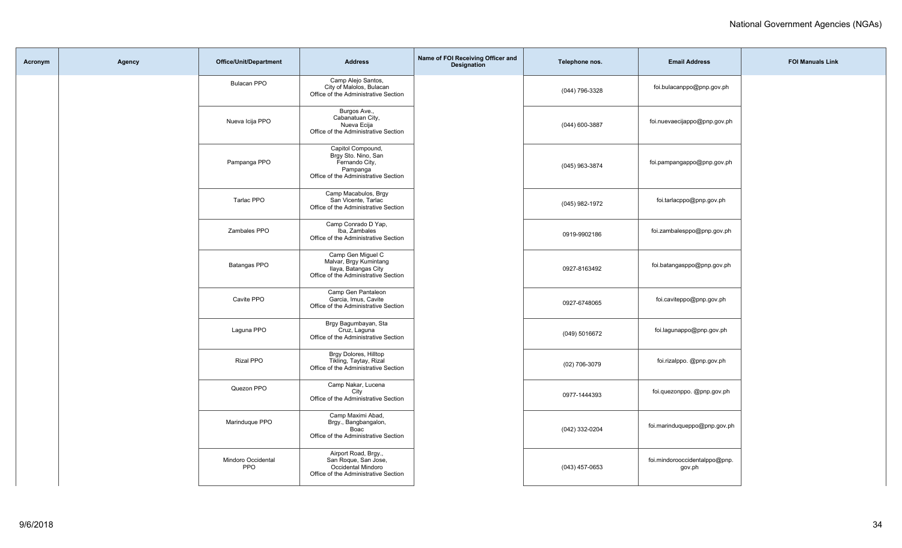| Acronym | Agency | Office/Unit/Department | Address | Name of FOI Receiving Officer and Designation | Telephone nos. | Email Address | FOI Manuals Link |
|---|---|---|---|---|---|---|---|
| | | Bulacan PPO | Camp Alejo Santos, City of Malolos, Bulacan Office of the Administrative Section | | (044) 796-3328 | foi.bulacanppo@pnp.gov.ph | |
| | | Nueva Icija PPO | Burgos Ave., Cabanatuan City, Nueva Ecija Office of the Administrative Section | | (044) 600-3887 | foi.nuevaecijappo@pnp.gov.ph | |
| | | Pampanga PPO | Capitol Compound, Brgy Sto. Nino, San Fernando City, Pampanga Office of the Administrative Section | | (045) 963-3874 | foi.pampangappo@pnp.gov.ph | |
| | | Tarlac PPO | Camp Macabulos, Brgy San Vicente, Tarlac Office of the Administrative Section | | (045) 982-1972 | foi.tarlacppo@pnp.gov.ph | |
| | | Zambales PPO | Camp Conrado D Yap, Iba, Zambales Office of the Administrative Section | | 0919-9902186 | foi.zambalesppo@pnp.gov.ph | |
| | | Batangas PPO | Camp Gen Miguel C Malvar, Brgy Kumintang Ilaya, Batangas City Office of the Administrative Section | | 0927-8163492 | foi.batangasppo@pnp.gov.ph | |
| | | Cavite PPO | Camp Gen Pantaleon Garcia, Imus, Cavite Office of the Administrative Section | | 0927-6748065 | foi.caviteppo@pnp.gov.ph | |
| | | Laguna PPO | Brgy Bagumbayan, Sta Cruz, Laguna Office of the Administrative Section | | (049) 5016672 | foi.lagunappo@pnp.gov.ph | |
| | | Rizal PPO | Brgy Dolores, Hilltop Tikling, Taytay, Rizal Office of the Administrative Section | | (02) 706-3079 | foi.rizalppo. @pnp.gov.ph | |
| | | Quezon PPO | Camp Nakar, Lucena City Office of the Administrative Section | | 0977-1444393 | foi.quezonppo. @pnp.gov.ph | |
| | | Marinduque PPO | Camp Maximi Abad, Brgy., Bangbangalon, Boac Office of the Administrative Section | | (042) 332-0204 | foi.marinduqueppo@pnp.gov.ph | |
| | | Mindoro Occidental PPO | Airport Road, Brgy., San Roque, San Jose, Occidental Mindoro Office of the Administrative Section | | (043) 457-0653 | foi.mindorooccidentalppo@pnp.gov.ph | |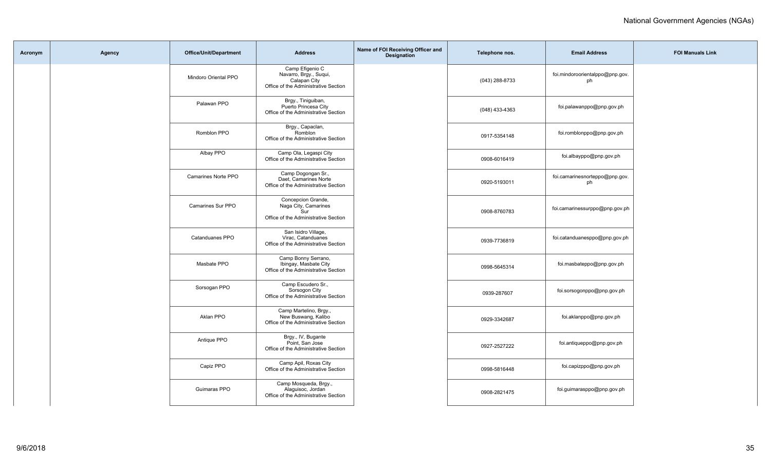| Acronym | Agency | Office/Unit/Department | Address | Name of FOI Receiving Officer and Designation | Telephone nos. | Email Address | FOI Manuals Link |
|---|---|---|---|---|---|---|---|
| | | Mindoro Oriental PPO | Camp Efigenio C Navarro, Brgy., Suqui, Calapan City Office of the Administrative Section | | (043) 288-8733 | foi.mindoroorientalppo@pnp.gov.ph | |
| | | Palawan PPO | Brgy., Tiniguiban, Puerto Princesa City Office of the Administrative Section | | (048) 433-4363 | foi.palawanppo@pnp.gov.ph | |
| | | Romblon PPO | Brgy., Capaclan, Romblon Office of the Administrative Section | | 0917-5354148 | foi.romblonppo@pnp.gov.ph | |
| | | Albay PPO | Camp Ola, Legaspi City Office of the Administrative Section | | 0908-6016419 | foi.albayppo@pnp.gov.ph | |
| | | Camarines Norte PPO | Camp Dogongan Sr., Daet, Camarines Norte Office of the Administrative Section | | 0920-5193011 | foi.camarinesnorteppo@pnp.gov.ph | |
| | | Camarines Sur PPO | Concepcion Grande, Naga City, Camarines Sur Office of the Administrative Section | | 0908-8760783 | foi.camarinessurppo@pnp.gov.ph | |
| | | Catanduanes PPO | San Isidro Village, Virac, Catanduanes Office of the Administrative Section | | 0939-7736819 | foi.catanduanesppo@pnp.gov.ph | |
| | | Masbate PPO | Camp Bonny Serrano, Ibingay, Masbate City Office of the Administrative Section | | 0998-5645314 | foi.masbateppo@pnp.gov.ph | |
| | | Sorsogan PPO | Camp Escudero Sr., Sorsogon City Office of the Administrative Section | | 0939-287607 | foi.sorsogonppo@pnp.gov.ph | |
| | | Aklan PPO | Camp Martelino, Brgy., New Buswang, Kalibo Office of the Administrative Section | | 0929-3342687 | foi.aklanppo@pnp.gov.ph | |
| | | Antique PPO | Brgy., IV, Bugante Point, San Jose Office of the Administrative Section | | 0927-2527222 | foi.antiqueppo@pnp.gov.ph | |
| | | Capiz PPO | Camp Apil, Roxas City Office of the Administrative Section | | 0998-5816448 | foi.capizppo@pnp.gov.ph | |
| | | Guimaras PPO | Camp Mosqueda, Brgy., Alaguisoc, Jordan Office of the Administrative Section | | 0908-2821475 | foi.guimarasppo@pnp.gov.ph | |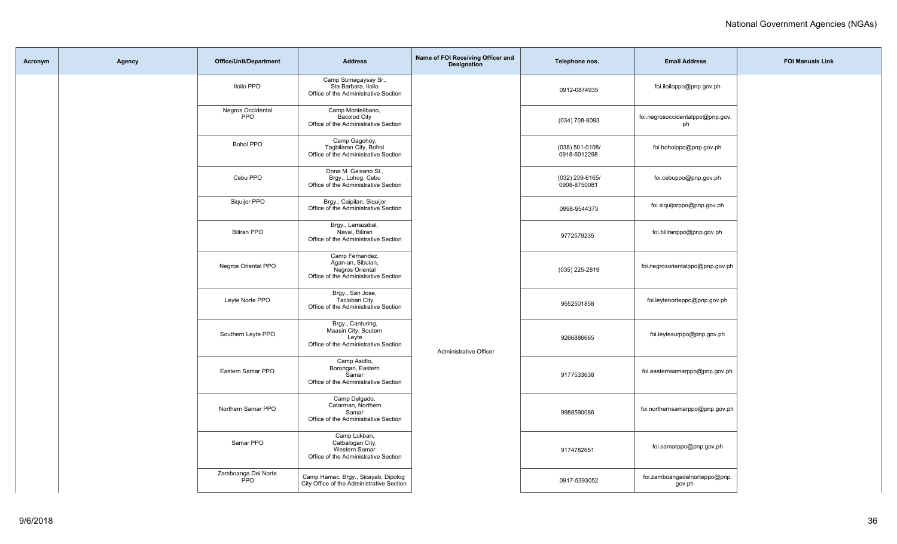| Acronym | Agency | Office/Unit/Department | Address | Name of FOI Receiving Officer and Designation | Telephone nos. | Email Address | FOI Manuals Link |
|---|---|---|---|---|---|---|---|
| | | Iloilo PPO | Camp Sumagaysay Sr., Sta Barbara, Iloilo Office of the Administrative Section | Administrative Officer | 0912-0874935 | foi.iloiloppo@pnp.gov.ph | |
| | | Negros Occidental PPO | Camp Montelibano, Bacolod City Office of the Administrative Section | | (034) 708-8093 | foi.negrosoccidentalppo@pnp.gov.ph | |
| | | Bohol PPO | Camp Gagohoy, Tagbilaran City, Bohol Office of the Administrative Section | | (038) 501-0108/ 0918-6012298 | foi.boholppo@pnp.gov.ph | |
| | | Cebu PPO | Dona M. Gaisano St., Brgy., Luhog, Cebu Office of the Administrative Section | | (032) 239-6165/ 0908-8750081 | foi.cebuppo@pnp.gov.ph | |
| | | Siquijor PPO | Brgy., Caipilan, Siquijor Office of the Administrative Section | | 0998-9544373 | foi.siquijorppo@pnp.gov.ph | |
| | | Biliran PPO | Brgy., Larrazabal, Naval, Biliran Office of the Administrative Section | | 9772579235 | foi.biliranppo@pnp.gov.ph | |
| | | Negros Oriental PPO | Camp Fernandez, Agan-an, Sibulan, Negros Oriental Office of the Administrative Section | | (035) 225-2819 | foi.negrosorientalppo@pnp.gov.ph | |
| | | Leyte Norte PPO | Brgy., San Jose, Tacloban City Office of the Administrative Section | | 9552501858 | foi.leytenorteppo@pnp.gov.ph | |
| | | Southern Leyte PPO | Brgy., Canturing, Maasin City, Soutern Leyte Office of the Administrative Section | | 9266886665 | foi.leytesurppo@pnp.gov.ph | |
| | | Eastern Samar PPO | Camp Asidlo, Borongan, Eastern Samar Office of the Administrative Section | | 9177533638 | foi.easternsamarppo@pnp.gov.ph | |
| | | Northern Samar PPO | Camp Delgado, Catarman, Northern Samar Office of the Administrative Section | | 9988590086 | foi.northernsamarppo@pnp.gov.ph | |
| | | Samar PPO | Camp Lukban, Catbalogan City, Western Samar Office of the Administrative Section | | 9174782651 | foi.samarppo@pnp.gov.ph | |
| | | Zamboanga Del Norte PPO | Camp Hamac, Brgy., Sicayab, Dipolog City Office of the Administrative Section | | 0917-5393052 | foi.zamboangadelnorteppo@pnp.gov.ph | |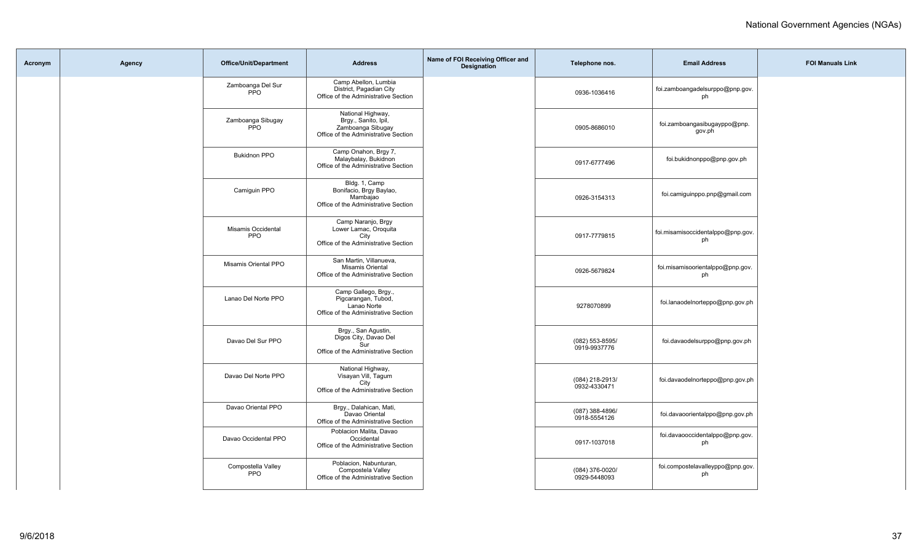| Acronym | Agency | Office/Unit/Department | Address | Name of FOI Receiving Officer and Designation | Telephone nos. | Email Address | FOI Manuals Link |
|---|---|---|---|---|---|---|---|
| | | Zamboanga Del Sur PPO | Camp Abellon, Lumbia District, Pagadian City Office of the Administrative Section | | 0936-1036416 | foi.zamboangadelsurppo@pnp.gov.ph | |
| | | Zamboanga Sibugay PPO | National Highway, Brgy., Sanito, Ipil, Zamboanga Sibugay Office of the Administrative Section | | 0905-8686010 | foi.zamboangasibugayppo@pnp.gov.ph | |
| | | Bukidnon PPO | Camp Onahon, Brgy 7, Malaybalay, Bukidnon Office of the Administrative Section | | 0917-6777496 | foi.bukidnonppo@pnp.gov.ph | |
| | | Camiguin PPO | Bldg. 1, Camp Bonifacio, Brgy Baylao, Mambajao Office of the Administrative Section | | 0926-3154313 | foi.camiguinppo.pnp@gmail.com | |
| | | Misamis Occidental PPO | Camp Naranjo, Brgy Lower Lamac, Oroquita City Office of the Administrative Section | | 0917-7779815 | foi.misamisoccidentalppo@pnp.gov.ph | |
| | | Misamis Oriental PPO | San Martin, Villanueva, Misamis Oriental Office of the Administrative Section | | 0926-5679824 | foi.misamisoorientalppo@pnp.gov.ph | |
| | | Lanao Del Norte PPO | Camp Gallego, Brgy., Pigcarangan, Tubod, Lanao Norte Office of the Administrative Section | | 9278070899 | foi.lanaodelnorteppo@pnp.gov.ph | |
| | | Davao Del Sur PPO | Brgy., San Agustin, Digos City, Davao Del Sur Office of the Administrative Section | | (082) 553-8595/ 0919-9937776 | foi.davaodelsurppo@pnp.gov.ph | |
| | | Davao Del Norte PPO | National Highway, Visayan Vill, Tagum City Office of the Administrative Section | | (084) 218-2913/ 0932-4330471 | foi.davaodelnorteppo@pnp.gov.ph | |
| | | Davao Oriental PPO | Brgy., Dalahican, Mati, Davao Oriental Office of the Administrative Section | | (087) 388-4896/ 0918-5554126 | foi.davaoorientalppo@pnp.gov.ph | |
| | | Davao Occidental PPO | Poblacion Malita, Davao Occidental Office of the Administrative Section | | 0917-1037018 | foi.davaooccidentalppo@pnp.gov.ph | |
| | | Compostella Valley PPO | Poblacion, Nabunturan, Compostela Valley Office of the Administrative Section | | (084) 376-0020/ 0929-5448093 | foi.compostelavalleyppo@pnp.gov.ph | |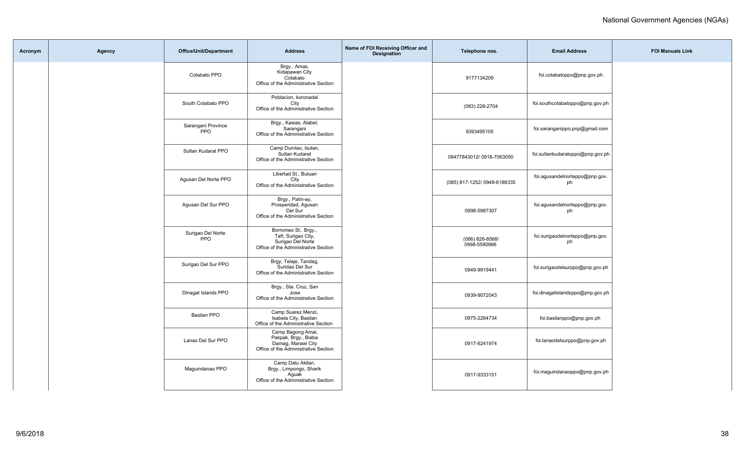| Acronym | Agency | Office/Unit/Department | Address | Name of FOI Receiving Officer and Designation | Telephone nos. | Email Address | FOI Manuals Link |
|---|---|---|---|---|---|---|---|
| | | Cotabato PPO | Brgy., Amas, Kidapawan City Cotabato Office of the Administrative Section | | 9177134209 | foi.cotabatoppo@pnp.gov.ph | |
| | | South Cotabato PPO | Poblacion, koronadal City Office of the Administrative Section | | (083) 228-2704 | foi.southcotabatoppo@pnp.gov.ph | |
| | | Sarangani Province PPO | Brgy., Kawas, Alabel, Sarangani Office of the Administrative Section | | 9393495105 | foi.saranganippo.pnp@gmail.com | |
| | | Sultan Kudarat PPO | Camp Dumlao, Isulan, Sultan Kudarat Office of the Administrative Section | | 09477843012/ 0918-7063050 | foi.sultankudaratoppo@pnp.gov.ph | |
| | | Agusan Del Norte PPO | Libertad St., Butuan City Office of the Administrative Section | | (085) 817-1252/ 0948-6188335 | foi.agusandelnorteppo@pnp.gov.ph | |
| | | Agusan Del Sur PPO | Brgy., Patin-ay, Prosperidad, Agusan Del Sur Office of the Administrative Section | | 0998-5987307 | foi.agusandelnorteppo@pnp.gov.ph | |
| | | Surigao Del Norte PPO | Borromeo St., Brgy., Taft, Surigao City, Surigao Del Norte Office of the Administrative Section | | (086) 826-8568/ 0998-5580966 | foi.surigaodelnorteppo@pnp.gov.ph | |
| | | Surigao Del Sur PPO | Brgy, Telaje, Tandag, Suridao Del Sur Office of the Administrative Section | | 0949-9919441 | foi.surigaodelsurppo@pnp.gov.ph | |
| | | Dinagat Islands PPO | Brgy., Sta. Cruz, San Jose Office of the Administrative Section | | 0939-9072043 | foi.dinagatislandsppo@pnp.gov.ph | |
| | | Basilan PPO | Camp Suarez Menzi, Isabela City, Basilan Office of the Administrative Section | | 0975-2264734 | foi.basilanppo@pnp.gov.ph | |
| | | Lanao Del Sur PPO | Camp Bagong Amai, Pakpak, Brgy., Biaba Damag, Marawi City Office of the Administrative Section | | 0917-6241974 | foi.lanaodelsurppo@pnp.gov.ph | |
| | | Maguindanao PPO | Camp Datu Akilan, Brgy., Limpongo, Sharik Aguak Office of the Administrative Section | | 0917-9333151 | foi.maguindanaoppo@pnp.gov.ph | |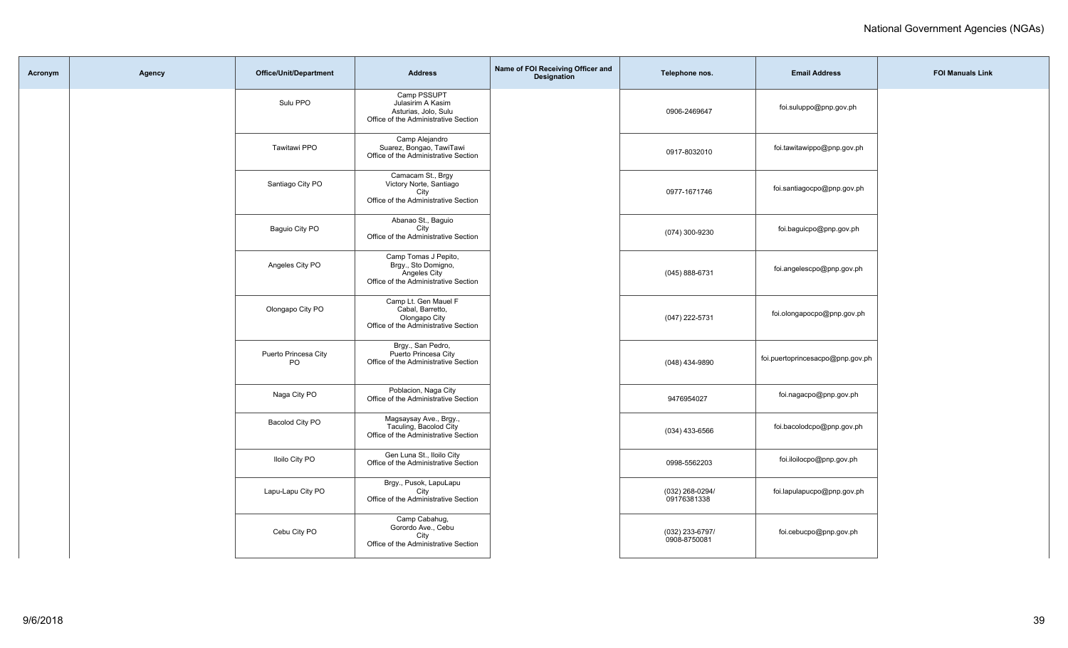| Acronym | Agency | Office/Unit/Department | Address | Name of FOI Receiving Officer and Designation | Telephone nos. | Email Address | FOI Manuals Link |
|---|---|---|---|---|---|---|---|
| | | Sulu PPO | Camp PSSUPT Julasirim A Kasim Asturias, Jolo, Sulu Office of the Administrative Section | | 0906-2469647 | foi.suluppo@pnp.gov.ph | |
| | | Tawitawi PPO | Camp Alejandro Suarez, Bongao, TawiTawi Office of the Administrative Section | | 0917-8032010 | foi.tawitawippo@pnp.gov.ph | |
| | | Santiago City PO | Camacam St., Brgy Victory Norte, Santiago City Office of the Administrative Section | | 0977-1671746 | foi.santiagocpo@pnp.gov.ph | |
| | | Baguio City PO | Abanao St., Baguio City Office of the Administrative Section | | (074) 300-9230 | foi.baguicpo@pnp.gov.ph | |
| | | Angeles City PO | Camp Tomas J Pepito, Brgy., Sto Domigno, Angeles City Office of the Administrative Section | | (045) 888-6731 | foi.angelescpo@pnp.gov.ph | |
| | | Olongapo City PO | Camp Lt. Gen Mauel F Cabal, Barretto, Olongapo City Office of the Administrative Section | | (047) 222-5731 | foi.olongapocpo@pnp.gov.ph | |
| | | Puerto Princesa City PO | Brgy., San Pedro, Puerto Princesa City Office of the Administrative Section | | (048) 434-9890 | foi.puertoprincesacpo@pnp.gov.ph | |
| | | Naga City PO | Poblacion, Naga City Office of the Administrative Section | | 9476954027 | foi.nagacpo@pnp.gov.ph | |
| | | Bacolod City PO | Magsaysay Ave., Brgy., Taculing, Bacolod City Office of the Administrative Section | | (034) 433-6566 | foi.bacolodcpo@pnp.gov.ph | |
| | | Iloilo City PO | Gen Luna St., Iloilo City Office of the Administrative Section | | 0998-5562203 | foi.iloilocpo@pnp.gov.ph | |
| | | Lapu-Lapu City PO | Brgy., Pusok, LapuLapu City Office of the Administrative Section | | (032) 268-0294/ 09176381338 | foi.lapulapucpo@pnp.gov.ph | |
| | | Cebu City PO | Camp Cabahug, Gorordo Ave., Cebu City Office of the Administrative Section | | (032) 233-6797/ 0908-8750081 | foi.cebucpo@pnp.gov.ph | |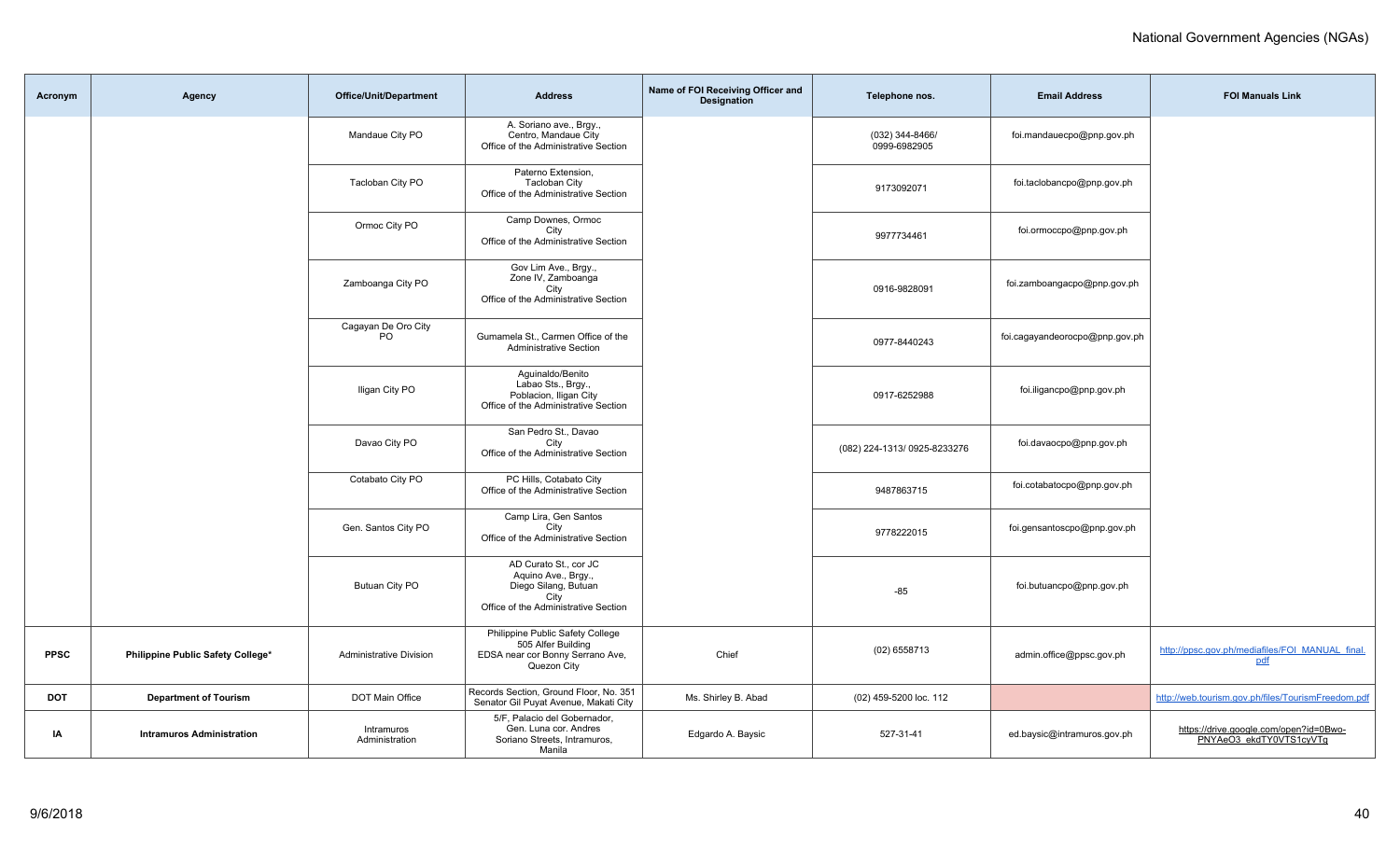| Acronym | Agency | Office/Unit/Department | Address | Name of FOI Receiving Officer and Designation | Telephone nos. | Email Address | FOI Manuals Link |
|---|---|---|---|---|---|---|---|
| | | Mandaue City PO | A. Soriano ave., Brgy., Centro, Mandaue City Office of the Administrative Section | | (032) 344-8466/ 0999-6982905 | foi.mandauecpo@pnp.gov.ph | |
| | | Tacloban City PO | Paterno Extension, Tacloban City Office of the Administrative Section | | 9173092071 | foi.taclobancpo@pnp.gov.ph | |
| | | Ormoc City PO | Camp Downes, Ormoc City Office of the Administrative Section | | 9977734461 | foi.ormoccpo@pnp.gov.ph | |
| | | Zamboanga City PO | Gov Lim Ave., Brgy., Zone IV, Zamboanga City Office of the Administrative Section | | 0916-9828091 | foi.zamboangacpo@pnp.gov.ph | |
| | | Cagayan De Oro City PO | Gumamela St., Carmen Office of the Administrative Section | | 0977-8440243 | foi.cagayandeorocpo@pnp.gov.ph | |
| | | Iligan City PO | Aguinaldo/Benito Labao Sts., Brgy., Poblacion, Iligan City Office of the Administrative Section | | 0917-6252988 | foi.iligancpo@pnp.gov.ph | |
| | | Davao City PO | San Pedro St., Davao City Office of the Administrative Section | | (082) 224-1313/ 0925-8233276 | foi.davaocpo@pnp.gov.ph | |
| | | Cotabato City PO | PC Hills, Cotabato City Office of the Administrative Section | | 9487863715 | foi.cotabatocpo@pnp.gov.ph | |
| | | Gen. Santos City PO | Camp Lira, Gen Santos City Office of the Administrative Section | | 9778222015 | foi.gensantoscpo@pnp.gov.ph | |
| | | Butuan City PO | AD Curato St., cor JC Aquino Ave., Brgy., Diego Silang, Butuan City Office of the Administrative Section | | -85 | foi.butuancpo@pnp.gov.ph | |
| **PPSC** | **Philippine Public Safety College*** | Administrative Division | Philippine Public Safety College 505 Alfer Building EDSA near cor Bonny Serrano Ave, Quezon City | Chief | (02) 6558713 | admin.office@ppsc.gov.ph | http://ppsc.gov.ph/mediafiles/FOI_MANUAL_final.pdf |
| **DOT** | **Department of Tourism** | DOT Main Office | Records Section, Ground Floor, No. 351 Senator Gil Puyat Avenue, Makati City | Ms. Shirley B. Abad | (02) 459-5200 loc. 112 | | http://web.tourism.gov.ph/files/TourismFreedom.pdf |
| **IA** | **Intramuros Administration** | Intramuros Administration | 5/F, Palacio del Gobernador, Gen. Luna cor. Andres Soriano Streets, Intramuros, Manila | Edgardo A. Baysic | 527-31-41 | ed.baysic@intramuros.gov.ph | https://drive.google.com/open?id=0Bwo-PNYAeO3_ekdTY0VTS1cyVTg |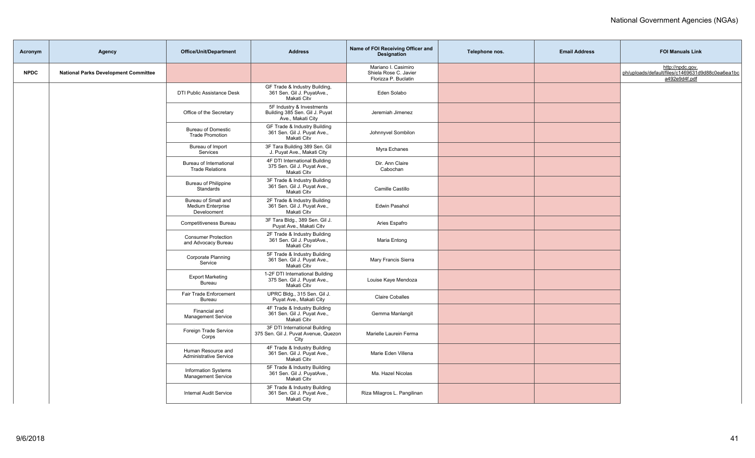| Acronym | Agency | Office/Unit/Department | Address | Name of FOI Receiving Officer and Designation | Telephone nos. | Email Address | FOI Manuals Link |
|---|---|---|---|---|---|---|---|
| NPDC | National Parks Development Committee | | | Mariano I. Casimiro<br>Shiela Rose C. Javier<br>Florizza P. Buclatin | | | http://npdc.gov.ph/uploads/default/files/c1469631d9d88c0ea6ea1bca492e9d4f.pdf |
| | | DTI Public Assistance Desk | GF Trade & Industry Building, 361 Sen. Gil J. PuyatAve., Makati Citv | Eden Solabo | | | |
| | | Office of the Secretary | 5F Industry & Investments Building 385 Sen. Gil J. Puyat Ave., Makati City | Jeremiah Jimenez | | | |
| | | Bureau of Domestic Trade Promotion | GF Trade & Industry Building 361 Sen. Gil J. Puyat Ave., Makati Citv | Johnnyvel Sombilon | | | |
| | | Bureau of Import Services | 3F Tara Building 389 Sen. Gil J. Puyat Ave., Makati City | Myra Echanes | | | |
| | | Bureau of International Trade Relations | 4F DTI International Building 375 Sen. Gil J. Puyat Ave., Makati Citv | Dir. Ann Claire Cabochan | | | |
| | | Bureau of Philippine Standards | 3F Trade & Industry Building 361 Sen. Gil J. Puyat Ave., Makati Citv | Camille Castillo | | | |
| | | Bureau of Small and Medium Enterprise Develoəment | 2F Trade & Industry Building 361 Sen. Gil J. Puyat Ave., Makati Citv | Edwin Pasahol | | | |
| | | Competitiveness Bureau | 3F Tara Bldg., 389 Sen. Gil J. Puyat Ave., Makati Citv | Aries Espafro | | | |
| | | Consumer Protection and Advocacy Bureau | 2F Trade & Industry Building 361 Sen. Gil J. PuyatAve., Makati Citv | Maria Entong | | | |
| | | Corporate Planning Service | 5F Trade & Industry Building 361 Sen. Gil J. Puyat Ave., Makati Citv | Mary Francis Sierra | | | |
| | | Export Marketing Bureau | 1-2F DTI International Building 375 Sen. Gil J. Puyat Ave., Makati Citv | Louise Kaye Mendoza | | | |
| | | Fair Trade Enforcement Bureau | UPRC Bldg., 315 Sen. Gil J. Puyat Ave., Makati City | Claire Coballes | | | |
| | | Financial and Management Service | 4F Trade & Industry Building 361 Sen. Gil J. Puyat Ave., Makati Citv | Gemma Manlangit | | | |
| | | Foreign Trade Service Corps | 3F DTI International Building 375 Sen. Gil J. Puvat Avenue, Quezon City | Marielle Laurein Ferma | | | |
| | | Human Resource and Administrative Service | 4F Trade & Industry Building 361 Sen. Gil J. Puyat Ave., Makati Citv | Marie Eden Villena | | | |
| | | Information Systems Management Service | 5F Trade & Industry Building 361 Sen. Gil J. PuyatAve., Makati Citv | Ma. Hazel Nicolas | | | |
| | | Internal Audit Service | 3F Trade & Industry Building 361 Sen. Gil J. Puyat Ave., Makati City | Riza Milagros L. Pangilinan | | | |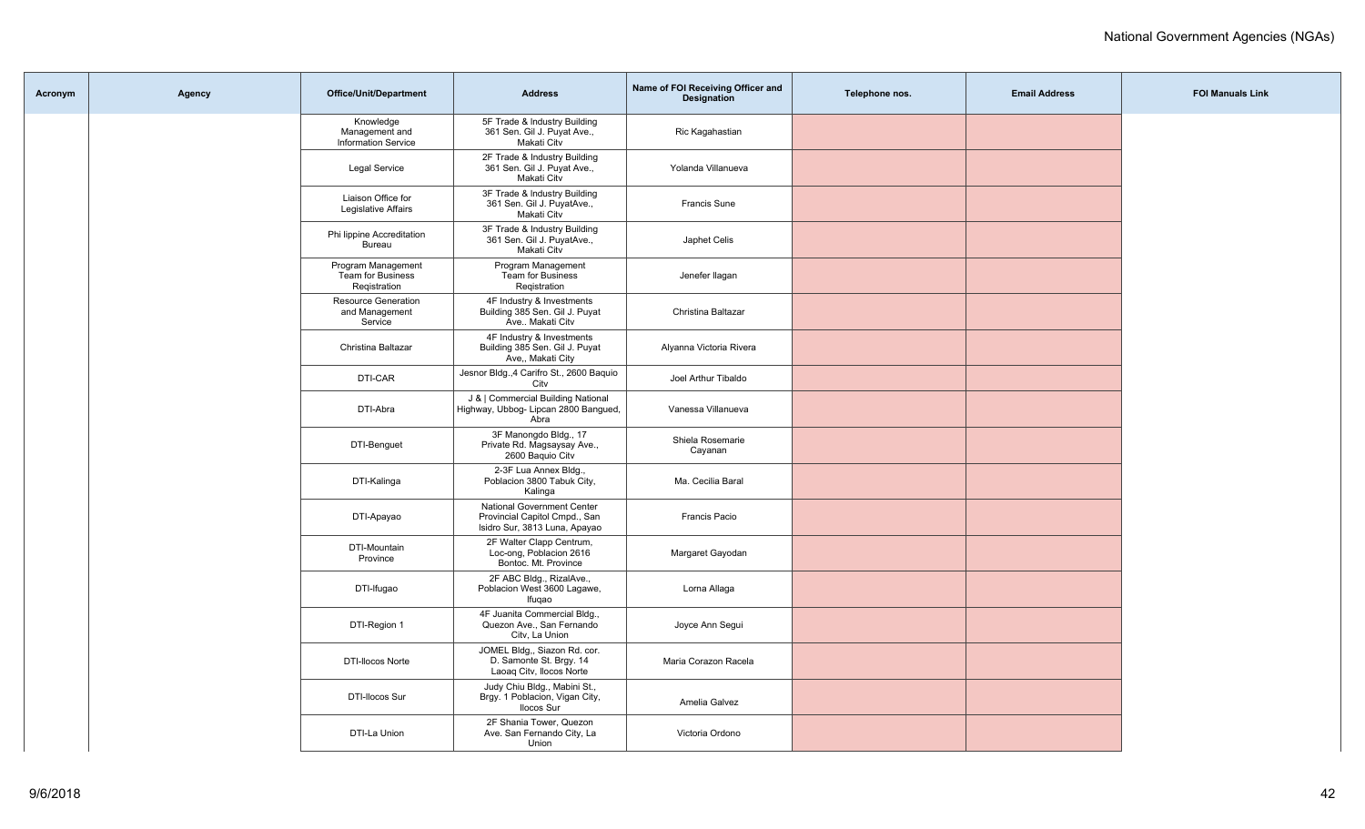| Acronym | Agency | Office/Unit/Department | Address | Name of FOI Receiving Officer and Designation | Telephone nos. | Email Address | FOI Manuals Link |
|---|---|---|---|---|---|---|---|
| | | Knowledge Management and Information Service | 5F Trade & Industry Building 361 Sen. Gil J. Puyat Ave., Makati Citv | Ric Kagahastian | | | |
| | | Legal Service | 2F Trade & Industry Building 361 Sen. Gil J. Puyat Ave., Makati Citv | Yolanda Villanueva | | | |
| | | Liaison Office for Legislative Affairs | 3F Trade & Industry Building 361 Sen. Gil J. PuyatAve., Makati Citv | Francis Sune | | | |
| | | Phi lippine Accreditation Bureau | 3F Trade & Industry Building 361 Sen. Gil J. PuyatAve., Makati Citv | Japhet Celis | | | |
| | | Program Management Team for Business Reqistration | Program Management Team for Business Reqistration | Jenefer Ilagan | | | |
| | | Resource Generation and Management Service | 4F Industry & Investments Building 385 Sen. Gil J. Puyat Ave.. Makati Citv | Christina Baltazar | | | |
| | | Christina Baltazar | 4F Industry & Investments Building 385 Sen. Gil J. Puyat Ave,, Makati City | Alyanna Victoria Rivera | | | |
| | | DTI-CAR | Jesnor Bldg.,4 Carifro St., 2600 Baquio Citv | Joel Arthur Tibaldo | | | |
| | | DTI-Abra | J & \| Commercial Building National Highway, Ubbog- Lipcan 2800 Bangued, Abra | Vanessa Villanueva | | | |
| | | DTI-Benguet | 3F Manongdo Bldg., 17 Private Rd. Magsaysay Ave., 2600 Baquio Citv | Shiela Rosemarie Cayanan | | | |
| | | DTI-Kalinga | 2-3F Lua Annex Bldg., Poblacion 3800 Tabuk City, Kalinga | Ma. Cecilia Baral | | | |
| | | DTI-Apayao | National Government Center Provincial Capitol Cmpd., San Isidro Sur, 3813 Luna, Apayao | Francis Pacio | | | |
| | | DTI-Mountain Province | 2F Walter Clapp Centrum, Loc-ong, Poblacion 2616 Bontoc. Mt. Province | Margaret Gayodan | | | |
| | | DTI-Ifugao | 2F ABC Bldg., RizalAve., Poblacion West 3600 Lagawe, Ifuqao | Lorna Allaga | | | |
| | | DTI-Region 1 | 4F Juanita Commercial Bldg., Quezon Ave., San Fernando Citv, La Union | Joyce Ann Segui | | | |
| | | DTI-Ilocos Norte | JOMEL Bldg,, Siazon Rd. cor. D. Samonte St. Brgy. 14 Laoaq Citv, Ilocos Norte | Maria Corazon Racela | | | |
| | | DTI-Ilocos Sur | Judy Chiu Bldg., Mabini St., Brgy. 1 Poblacion, Vigan City, Ilocos Sur | Amelia Galvez | | | |
| | | DTI-La Union | 2F Shania Tower, Quezon Ave. San Fernando City, La Union | Victoria Ordono | | | |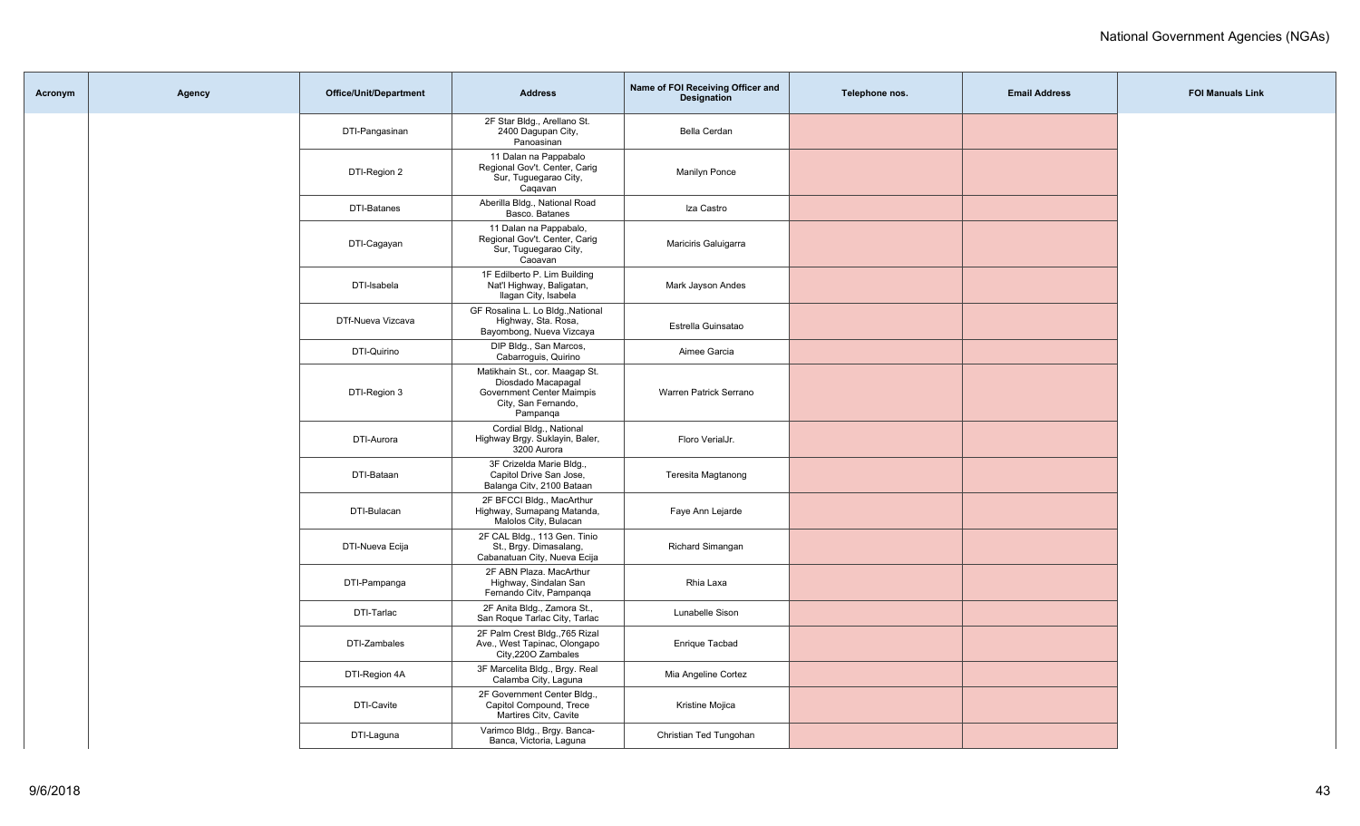| Acronym | Agency | Office/Unit/Department | Address | Name of FOI Receiving Officer and Designation | Telephone nos. | Email Address | FOI Manuals Link |
|---|---|---|---|---|---|---|---|
| | | DTI-Pangasinan | 2F Star Bldg., Arellano St. 2400 Dagupan City, Panoasinan | Bella Cerdan | | | |
| | | DTI-Region 2 | 11 Dalan na Pappabalo Regional Gov't. Center, Carig Sur, Tuguegarao City, Cagavan | Manilyn Ponce | | | |
| | | DTI-Batanes | Aberilla Bldg., National Road Basco. Batanes | Iza Castro | | | |
| | | DTI-Cagayan | 11 Dalan na Pappabalo, Regional Gov't. Center, Carig Sur, Tuguegarao City, Caoavan | Mariciris Galuigarra | | | |
| | | DTI-Isabela | 1F Edilberto P. Lim Building Nat'l Highway, Baligatan, Ilagan City, Isabela | Mark Jayson Andes | | | |
| | | DTf-Nueva Vizcava | GF Rosalina L. Lo Bldg.,National Highway, Sta. Rosa, Bayombong, Nueva Vizcaya | Estrella Guinsatao | | | |
| | | DTI-Quirino | DIP Bldg., San Marcos, Cabarroguis, Quirino | Aimee Garcia | | | |
| | | DTI-Region 3 | Matikhain St., cor. Maagap St. Diosdado Macapagal Government Center Maimpis City, San Fernando, Pampanqa | Warren Patrick Serrano | | | |
| | | DTI-Aurora | Cordial Bldg., National Highway Brgy. Suklayin, Baler, 3200 Aurora | Floro VerialJr. | | | |
| | | DTI-Bataan | 3F Crizelda Marie Bldg., Capitol Drive San Jose, Balanga Citv, 2100 Bataan | Teresita Magtanong | | | |
| | | DTI-Bulacan | 2F BFCCI Bldg., MacArthur Highway, Sumapang Matanda, Malolos City, Bulacan | Faye Ann Lejarde | | | |
| | | DTI-Nueva Ecija | 2F CAL Bldg., 113 Gen. Tinio St., Brgy. Dimasalang, Cabanatuan City, Nueva Ecija | Richard Simangan | | | |
| | | DTI-Pampanga | 2F ABN Plaza. MacArthur Highway, Sindalan San Fernando Citv, Pampanqa | Rhia Laxa | | | |
| | | DTI-Tarlac | 2F Anita Bldg., Zamora St., San Roque Tarlac City, Tarlac | Lunabelle Sison | | | |
| | | DTI-Zambales | 2F Palm Crest Bldg.,765 Rizal Ave., West Tapinac, Olongapo City,220O Zambales | Enrique Tacbad | | | |
| | | DTI-Region 4A | 3F Marcelita Bldg., Brgy. Real Calamba City, Laguna | Mia Angeline Cortez | | | |
| | | DTI-Cavite | 2F Government Center Bldg., Capitol Compound, Trece Martires Citv, Cavite | Kristine Mojica | | | |
| | | DTI-Laguna | Varimco Bldg., Brgy. Banca-Banca, Victoria, Laguna | Christian Ted Tungohan | | | |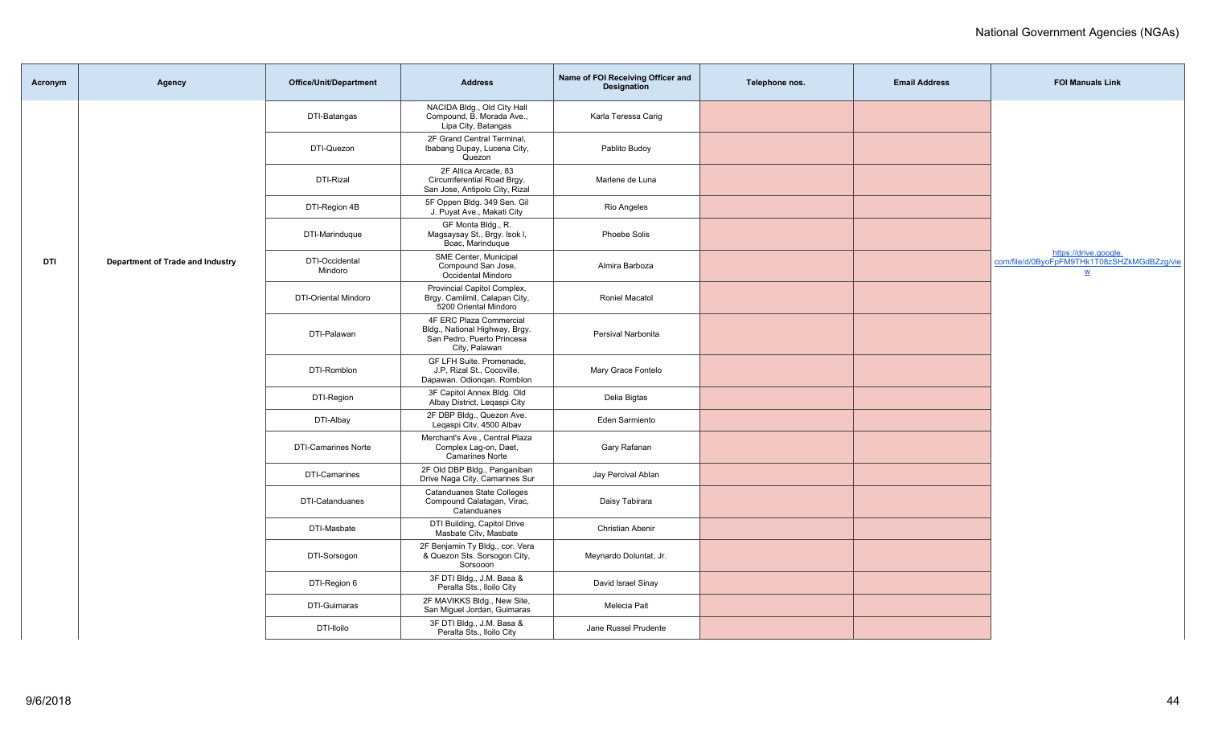| Acronym | Agency | Office/Unit/Department | Address | Name of FOI Receiving Officer and Designation | Telephone nos. | Email Address | FOI Manuals Link |
|---|---|---|---|---|---|---|---|
| DTI | Department of Trade and Industry | DTI-Batangas | NACIDA Bldg., Old City Hall Compound, B. Morada Ave., Lipa City, Batangas | Karla Teressa Carig | | | https://drive.google.com/file/d/0ByoFpFM9THk1T08zSHZkMGdBZzg/view |
| | | DTI-Quezon | 2F Grand Central Terminal, Ibabang Dupay, Lucena City, Quezon | Pablito Budoy | | | |
| | | DTI-Rizal | 2F Altica Arcade, 83 Circumferential Road Brgy. San Jose, Antipolo City, Rizal | Marlene de Luna | | | |
| | | DTI-Region 4B | 5F Oppen Bldg. 349 Sen. Gil J. Puyat Ave., Makati City | Rio Angeles | | | |
| | | DTI-Marinduque | GF Monta Bldg., R. Magsaysay St., Brgy. Isok I, Boac, Marinduque | Phoebe Solis | | | |
| | | DTI-Occidental Mindoro | SME Center, Municipal Compound San Jose, Occidental Mindoro | Almira Barboza | | | |
| | | DTI-Oriental Mindoro | Provincial Capitol Complex, Brgy. Camilmil, Calapan City, 5200 Oriental Mindoro | Roniel Macatol | | | |
| | | DTI-Palawan | 4F ERC Plaza Commercial Bldg., National Highway, Brgy. San Pedro, Puerto Princesa City, Palawan | Persival Narbonita | | | |
| | | DTI-Romblon | GF LFH Suite. Promenade, J.P, Rizal St., Cocoville, Dapawan. Odiongan. Romblon | Mary Grace Fontelo | | | |
| | | DTI-Region | 3F Capitol Annex Bldg. Old Albay District, Legaspi City | Delia Bigtas | | | |
| | | DTI-Albay | 2F DBP Bldg., Quezon Ave. Legaspi City, 4500 Albay | Eden Sarmiento | | | |
| | | DTI-Camarines Norte | Merchant's Ave., Central Plaza Complex Lag-on, Daet, Camarines Norte | Gary Rafanan | | | |
| | | DTI-Camarines | 2F Old DBP Bldg., Panganiban Drive Naga City, Camarines Sur | Jay Percival Ablan | | | |
| | | DTI-Catanduanes | Catanduanes State Colleges Compound Calatagan, Virac, Catanduanes | Daisy Tabirara | | | |
| | | DTI-Masbate | DTI Building, Capitol Drive Masbate City, Masbate | Christian Abenir | | | |
| | | DTI-Sorsogon | 2F Benjamin Ty Bldg., cor. Vera & Quezon Sts. Sorsogon City, Sorsogon | Meynardo Doluntat, Jr. | | | |
| | | DTI-Region 6 | 3F DTI Bldg., J.M. Basa & Peralta Sts., Iloilo City | David Israel Sinay | | | |
| | | DTI-Guimaras | 2F MAVIKKS Bldg., New Site, San Miguel Jordan, Guimaras | Melecia Pait | | | |
| | | DTI-Iloilo | 3F DTI Bldg., J.M. Basa & Peralta Sts., Iloilo City | Jane Russel Prudente | | | |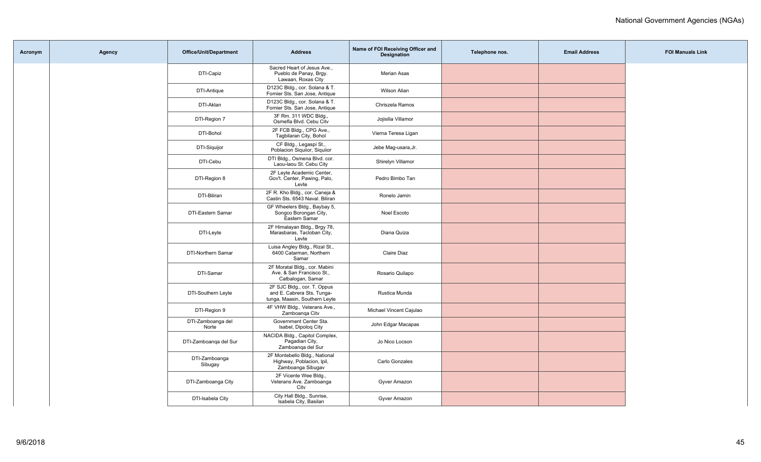| Acronym | Agency | Office/Unit/Department | Address | Name of FOI Receiving Officer and Designation | Telephone nos. | Email Address | FOI Manuals Link |
|---|---|---|---|---|---|---|---|
| | | DTI-Capiz | Sacred Heart of Jesus Ave., Pueblo de Panay, Brgy. Lawaan, Roxas City | Merian Asas | | | |
| | | DTI-Antique | D123C Bldg., cor. Solana & T. Fornier Sts. San Jose, Antique | Wilson Alian | | | |
| | | DTI-Aklan | D123C Bldg., cor. Solana & T. Fornier Sts. San Jose, Antique | Chriszela Ramos | | | |
| | | DTI-Region 7 | 3F Rm. 311 WDC Bldg., Osmefla Blvd. Cebu City | Jojisilia Villamor | | | |
| | | DTI-Bohol | 2F FCB Bldg., CPG Ave., Tagbilaran City, Bohol | Vierna Teresa Ligan | | | |
| | | DTI-Siquijor | CF Bldg., Legaspi St., Poblacion Siquiior, Siquiior | Jebe Mag-usara,Jr. | | | |
| | | DTI-Cebu | DTI Bldg., Osmena Blvd. cor. Laou-laou St. Cebu City | Shirelyn Villamor | | | |
| | | DTI-Region 8 | 2F Leyte Academic Center, Gov't. Center, Pawing, Palo, Leyte | Pedro Bimbo Tan | | | |
| | | DTI-Biliran | 2F R. Kho Bldg., cor. Caneja & Castin Sts. 6543 Naval. Biliran | Ronelo Jamin | | | |
| | | DTI-Eastern Samar | GF Wheelers Bldg., Baybay 5, Songco Borongan City, Eastern Samar | Noel Escoto | | | |
| | | DTI-Leyte | 2F Himalayan Bldg., Brgy 78, Marasbaras, Tacloban City, Leyte | Diana Quiza | | | |
| | | DTI-Northern Samar | Luisa Angley Bldg., Rizal St., 6400 Catarman, Northern Samar | Claire Diaz | | | |
| | | DTI-Samar | 2F Moratal Bldg., cor. Mabini Ave. & San Francisco St., Catbalogan, Samar | Rosario Quilapo | | | |
| | | DTI-Southern Leyte | 2F SJC Bldg., cor. T. Oppus and E. Cabrera Sts. Tunga-tunga, Maasin, Southern Leyte | Rustica Munda | | | |
| | | DTI-Region 9 | 4F VHW Bldg., Veterans Ave., Zamboanga City | Michael Vincent Cajulao | | | |
| | | DTI-Zamboanga del Norte | Government Center Sta. Isabel, Dipolog City | John Edgar Macapas | | | |
| | | DTI-Zamboanga del Sur | NACIDA Bldg., Capitol Complex, Pagadian City, Zamboanga del Sur | Jo Nico Locson | | | |
| | | DTI-Zamboanga Sibugay | 2F Montebello Bldg., National Highway, Poblacion, Ipil, Zamboanga Sibugay | Carlo Gonzales | | | |
| | | DTI-Zamboanga City | 2F Vicente Wee Bldg., Veterans Ave. Zamboanga City | Gyver Amazon | | | |
| | | DTI-Isabela City | City Hall Bldg., Sunrise, Isabela City, Basilan | Gyver Amazon | | | |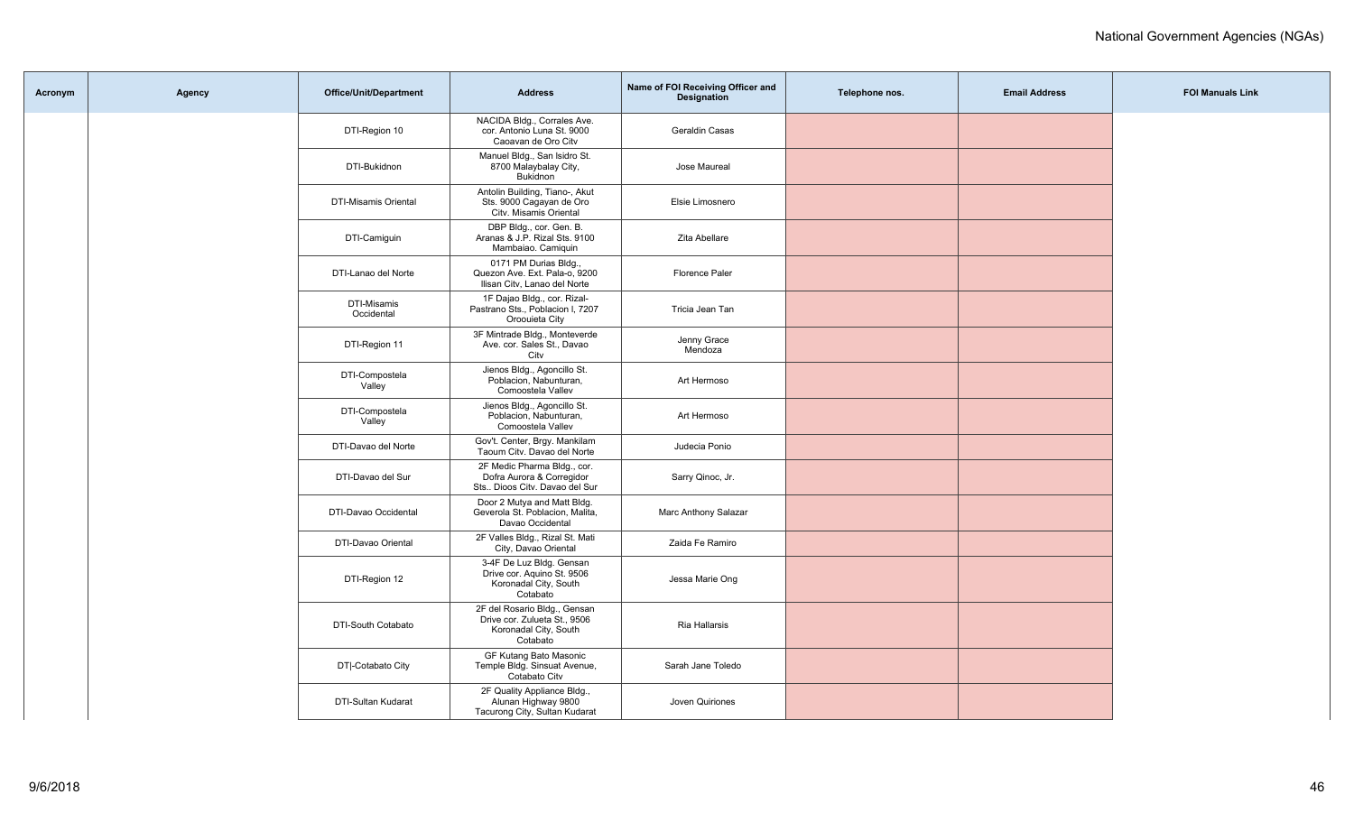| Acronym | Agency | Office/Unit/Department | Address | Name of FOI Receiving Officer and Designation | Telephone nos. | Email Address | FOI Manuals Link |
|---|---|---|---|---|---|---|---|
| | | DTI-Region 10 | NACIDA Bldg., Corrales Ave. cor. Antonio Luna St. 9000 Caoavan de Oro Citv | Geraldin Casas | | | |
| | | DTI-Bukidnon | Manuel Bldg., San Isidro St. 8700 Malaybalay City, Bukidnon | Jose Maureal | | | |
| | | DTI-Misamis Oriental | Antolin Building, Tiano-, Akut Sts. 9000 Cagayan de Oro Citv. Misamis Oriental | Elsie Limosnero | | | |
| | | DTI-Camiguin | DBP Bldg., cor. Gen. B. Aranas & J.P. Rizal Sts. 9100 Mambaiao. Camiquin | Zita Abellare | | | |
| | | DTI-Lanao del Norte | 0171 PM Durias Bldg., Quezon Ave. Ext. Pala-o, 9200 Ilisan Citv, Lanao del Norte | Florence Paler | | | |
| | | DTI-Misamis Occidental | 1F Dajao Bldg., cor. Rizal-Pastrano Sts., Poblacion I, 7207 Oroouieta City | Tricia Jean Tan | | | |
| | | DTI-Region 11 | 3F Mintrade Bldg., Monteverde Ave. cor. Sales St., Davao Citv | Jenny Grace Mendoza | | | |
| | | DTI-Compostela Valley | Jienos Bldg., Agoncillo St. Poblacion, Nabunturan, Comoostela Vallev | Art Hermoso | | | |
| | | DTI-Compostela Valley | Jienos Bldg., Agoncillo St. Poblacion, Nabunturan, Comoostela Vallev | Art Hermoso | | | |
| | | DTI-Davao del Norte | Gov't. Center, Brgy. Mankilam Taoum Citv. Davao del Norte | Judecia Ponio | | | |
| | | DTI-Davao del Sur | 2F Medic Pharma Bldg., cor. Dofra Aurora & Corregidor Sts.. Dioos Citv. Davao del Sur | Sarry Qinoc, Jr. | | | |
| | | DTI-Davao Occidental | Door 2 Mutya and Matt Bldg. Geverola St. Poblacion, Malita, Davao Occidental | Marc Anthony Salazar | | | |
| | | DTI-Davao Oriental | 2F Valles Bldg., Rizal St. Mati City, Davao Oriental | Zaida Fe Ramiro | | | |
| | | DTI-Region 12 | 3-4F De Luz Bldg. Gensan Drive cor. Aquino St. 9506 Koronadal City, South Cotabato | Jessa Marie Ong | | | |
| | | DTI-South Cotabato | 2F del Rosario Bldg., Gensan Drive cor. Zulueta St., 9506 Koronadal City, South Cotabato | Ria Hallarsis | | | |
| | | DT\|-Cotabato City | GF Kutang Bato Masonic Temple Bldg. Sinsuat Avenue, Cotabato Citv | Sarah Jane Toledo | | | |
| | | DTI-Sultan Kudarat | 2F Quality Appliance Bldg., Alunan Highway 9800 Tacurong City, Sultan Kudarat | Joven Quiriones | | | |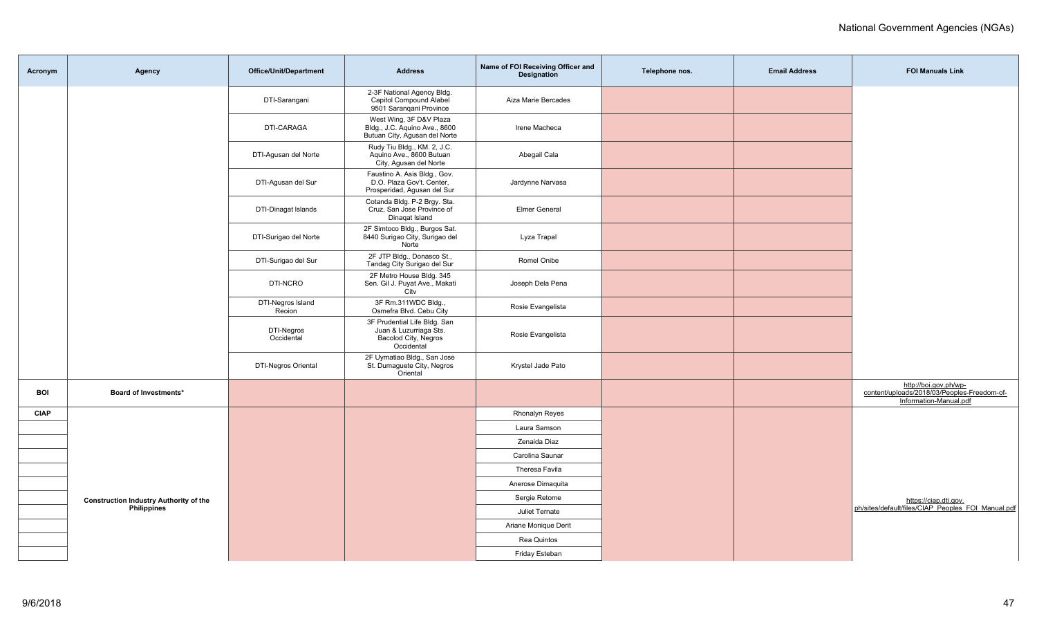| Acronym | Agency | Office/Unit/Department | Address | Name of FOI Receiving Officer and Designation | Telephone nos. | Email Address | FOI Manuals Link |
|---|---|---|---|---|---|---|---|
| | | DTI-Sarangani | 2-3F National Agency Bldg. Capitol Compound Alabel 9501 Saranqani Province | Aiza Marie Bercades | | | |
| | | DTI-CARAGA | West Wing, 3F D&V Plaza Bldg., J.C. Aquino Ave., 8600 Butuan City, Agusan del Norte | Irene Macheca | | | |
| | | DTI-Agusan del Norte | Rudy Tiu Bldg., KM. 2, J.C. Aquino Ave., 8600 Butuan City, Agusan del Norte | Abegail Cala | | | |
| | | DTI-Agusan del Sur | Faustino A. Asis Bldg., Gov. D.O. Plaza Gov't. Center, Prosperidad, Agusan del Sur | Jardynne Narvasa | | | |
| | | DTI-Dinagat Islands | Cotanda Bldg. P-2 Brgy. Sta. Cruz, San Jose Province of Dinagat Island | Elmer General | | | |
| | | DTI-Surigao del Norte | 2F Simtoco Bldg., Burgos Sat. 8440 Surigao City, Surigao del Norte | Lyza Trapal | | | |
| | | DTI-Surigao del Sur | 2F JTP Bldg., Donasco St., Tandag City Surigao del Sur | Romel Onibe | | | |
| | | DTI-NCRO | 2F Metro House Bldg. 345 Sen. Gil J. Puyat Ave., Makati City | Joseph Dela Pena | | | |
| | | DTI-Negros Island Region | 3F Rm.311WDC Bldg., Osmefra Blvd. Cebu City | Rosie Evangelista | | | |
| | | DTI-Negros Occidental | 3F Prudential Life Bldg. San Juan & Luzurriaga Sts. Bacolod City, Negros Occidental | Rosie Evangelista | | | |
| | | DTI-Negros Oriental | 2F Uymatiao Bldg., San Jose St. Dumaguete City, Negros Oriental | Krystel Jade Pato | | | |
| **BOI** | **Board of Investments*** | | | | | | http://boi.gov.ph/wp-content/uploads/2018/03/Peoples-Freedom-of-Information-Manual.pdf |
| **CIAP** | **Construction Industry Authority of the Philippines** | | | Rhonalyn Reyes | | | https://ciap.dti.gov.ph/sites/default/files/CIAP_Peoples_FOI_Manual.pdf |
| | | | | Laura Samson | | | |
| | | | | Zenaida Diaz | | | |
| | | | | Carolina Saunar | | | |
| | | | | Theresa Favila | | | |
| | | | | Anerose Dimaquita | | | |
| | | | | Sergie Retome | | | |
| | | | | Juliet Ternate | | | |
| | | | | Ariane Monique Derit | | | |
| | | | | Rea Quintos | | | |
| | | | | Friday Esteban | | | |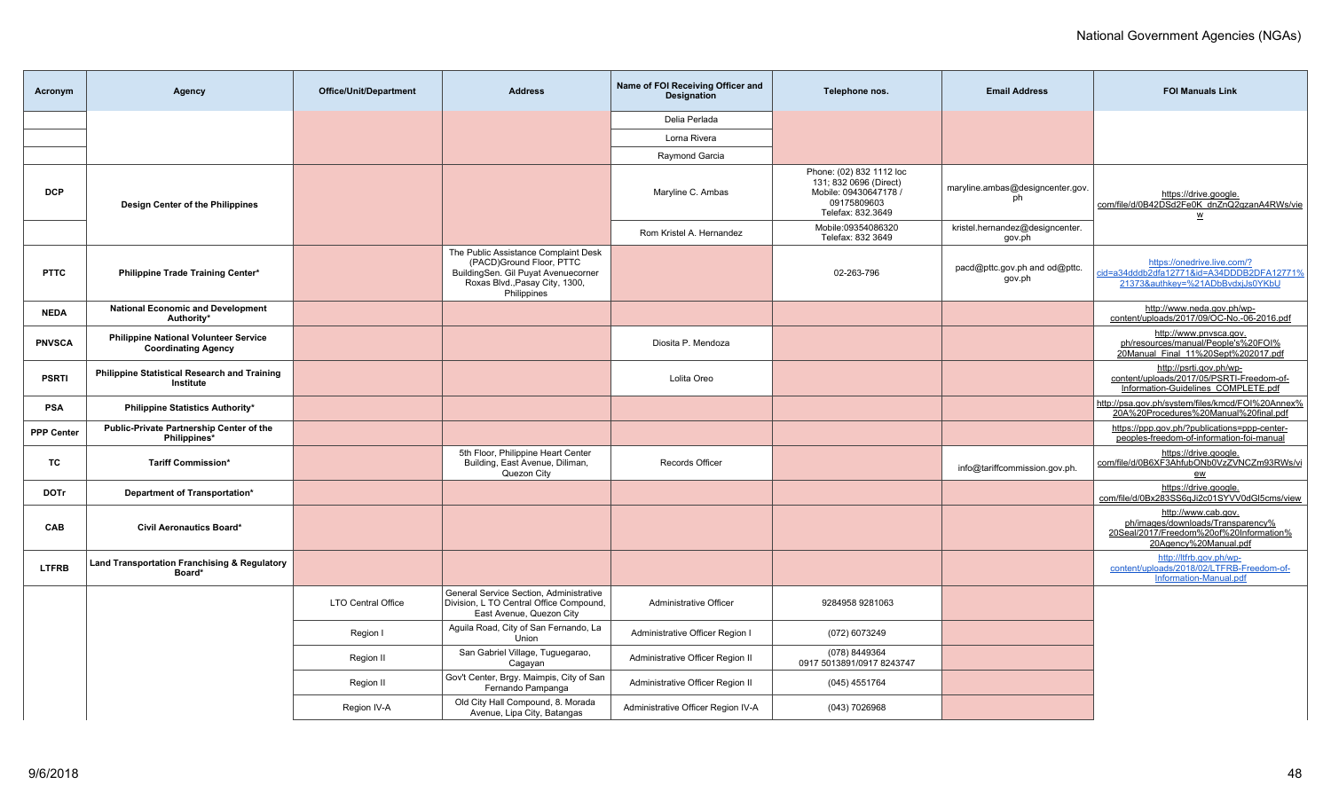# National Government Agencies (NGAs)

| Acronym | Agency | Office/Unit/Department | Address | Name of FOI Receiving Officer and Designation | Telephone nos. | Email Address | FOI Manuals Link |
|---|---|---|---|---|---|---|---|
| | | | | Delia Perlada | | | |
| | | | | Lorna Rivera | | | |
| | | | | Raymond Garcia | | | |
| DCP | Design Center of the Philippines | | | Maryline C. Ambas | Phone: (02) 832 1112 loc 131; 832 0696 (Direct) Mobile: 09430647178 / 09175809603 Telefax: 832.3649 | maryline.ambas@designcenter.gov.ph | https://drive.google.com/file/d/0B42DSd2Fe0K_dnZnQ2gzanA4RWs/view |
| | | | | Rom Kristel A. Hernandez | Mobile:09354086320 Telefax: 832 3649 | kristel.hernandez@designcenter.gov.ph | |
| PTTC | Philippine Trade Training Center* | | The Public Assistance Complaint Desk (PACD)Ground Floor, PTTC BuildingSen. Gil Puyat Avenuecorner Roxas Blvd.,Pasay City, 1300, Philippines | | 02-263-796 | pacd@pttc.gov.ph and od@pttc.gov.ph | https://onedrive.live.com/?cid=a34dddb2dfa12771&id=A34DDDB2DFA12771%21373&authkey=%21ADbBvdxJs0YKbU |
| NEDA | National Economic and Development Authority* | | | | | | http://www.neda.gov.ph/wp-content/uploads/2017/09/OC-No.-06-2016.pdf |
| PNVSCA | Philippine National Volunteer Service Coordinating Agency | | | Diosita P. Mendoza | | | http://www.pnvsca.gov.ph/resources/manual/People's%20FOI%20Manual_Final_11%20Sept%202017.pdf |
| PSRTI | Philippine Statistical Research and Training Institute | | | Lolita Oreo | | | http://psrti.gov.ph/wp-content/uploads/2017/05/PSRTI-Freedom-of-Information-Guidelines_COMPLETE.pdf |
| PSA | Philippine Statistics Authority* | | | | | | http://psa.gov.ph/system/files/kmcd/FOI%20Annex%20A%20Procedures%20Manual%20final.pdf |
| PPP Center | Public-Private Partnership Center of the Philippines* | | | | | | https://ppp.gov.ph/?publications=ppp-center-peoples-freedom-of-information-foi-manual |
| TC | Tariff Commission* | | 5th Floor, Philippine Heart Center Building, East Avenue, Diliman, Quezon City | Records Officer | | info@tariffcommission.gov.ph. | https://drive.google.com/file/d/0B6XF3AhfubONb0VzZVNCZm93RWs/view |
| DOTr | Department of Transportation* | | | | | | https://drive.google.com/file/d/0Bx283SS6qJi2c01SYVV0dGl5cms/view |
| CAB | Civil Aeronautics Board* | | | | | | http://www.cab.gov.ph/images/downloads/Transparency%20Seal/2017/Freedom%20of%20Information%20Agency%20Manual.pdf |
| LTFRB | Land Transportation Franchising & Regulatory Board* | | | | | | http://ltfrb.gov.ph/wp-content/uploads/2018/02/LTFRB-Freedom-of-Information-Manual.pdf |
| | | LTO Central Office | General Service Section, Administrative Division, L TO Central Office Compound, East Avenue, Quezon City | Administrative Officer | 9284958 9281063 | | |
| | | Region I | Aguila Road, City of San Fernando, La Union | Administrative Officer Region I | (072) 6073249 | | |
| | | Region II | San Gabriel Village, Tuguegarao, Cagayan | Administrative Officer Region II | (078) 8449364 0917 5013891/0917 8243747 | | |
| | | Region II | Gov't Center, Brgy. Maimpis, City of San Fernando Pampanga | Administrative Officer Region II | (045) 4551764 | | |
| | | Region IV-A | Old City Hall Compound, 8. Morada Avenue, Lipa City, Batangas | Administrative Officer Region IV-A | (043) 7026968 | | |

9/6/2018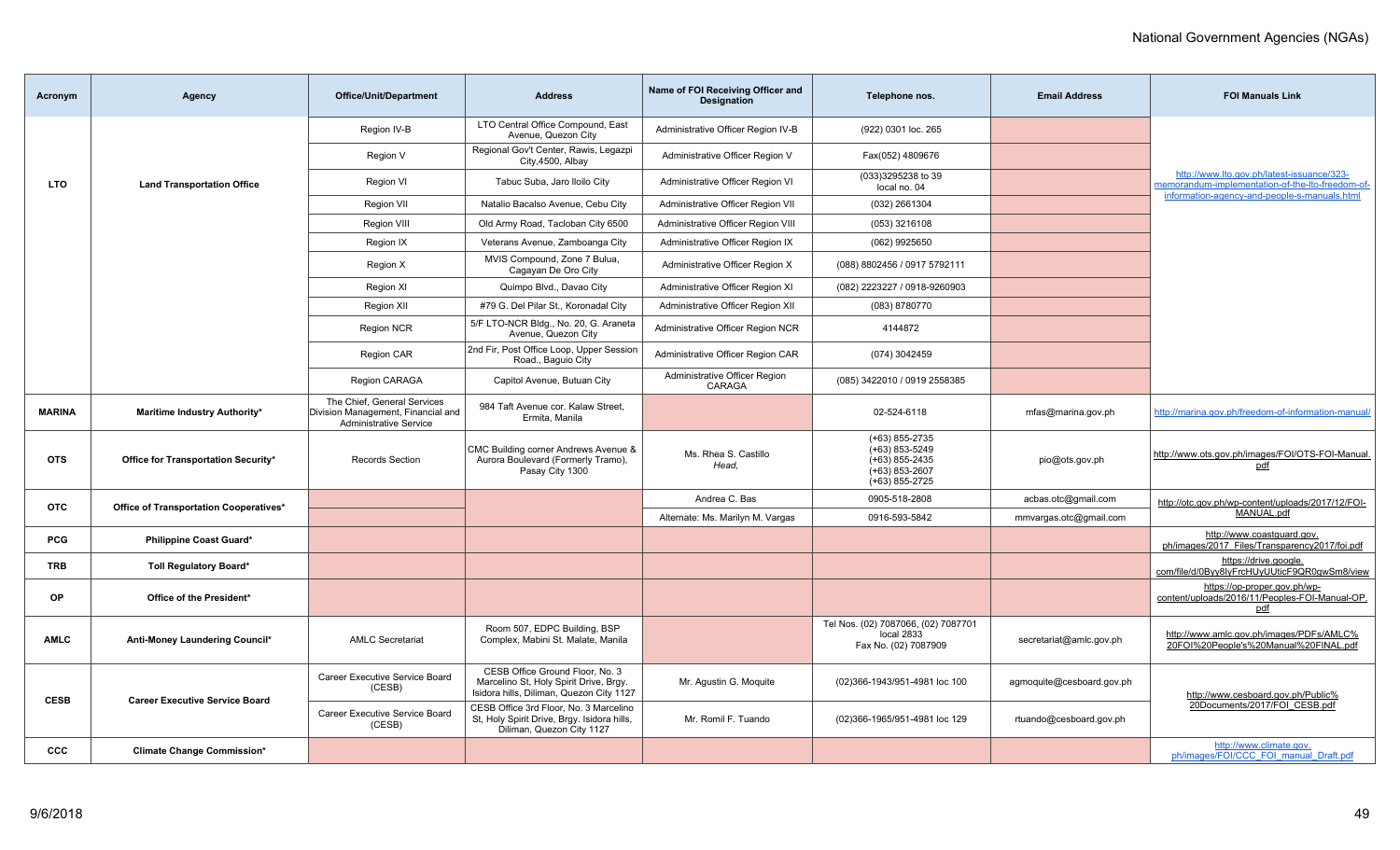# National Government Agencies (NGAs)

| Acronym | Agency | Office/Unit/Department | Address | Name of FOI Receiving Officer and Designation | Telephone nos. | Email Address | FOI Manuals Link |
|---|---|---|---|---|---|---|---|
| LTO | Land Transportation Office | Region IV-B | LTO Central Office Compound, East Avenue, Quezon City | Administrative Officer Region IV-B | (922) 0301 loc. 265 | | http://www.lto.gov.ph/latest-issuance/323-memorandum-implementation-of-the-lto-freedom-of-information-agency-and-people-s-manuals.html |
| | | Region V | Regional Gov't Center, Rawis, Legazpi City,4500, Albay | Administrative Officer Region V | Fax(052) 4809676 | | |
| | | Region VI | Tabuc Suba, Jaro Iloilo City | Administrative Officer Region VI | (033)3295238 to 39 local no. 04 | | |
| | | Region VII | Natalio Bacalso Avenue, Cebu City | Administrative Officer Region VII | (032) 2661304 | | |
| | | Region VIII | Old Army Road, Tacloban City 6500 | Administrative Officer Region VIII | (053) 3216108 | | |
| | | Region IX | Veterans Avenue, Zamboanga City | Administrative Officer Region IX | (062) 9925650 | | |
| | | Region X | MVIS Compound, Zone 7 Bulua, Cagayan De Oro City | Administrative Officer Region X | (088) 8802456 / 0917 5792111 | | |
| | | Region XI | Quimpo Blvd., Davao City | Administrative Officer Region XI | (082) 2223227 / 0918-9260903 | | |
| | | Region XII | #79 G. Del Pilar St., Koronadal City | Administrative Officer Region XII | (083) 8780770 | | |
| | | Region NCR | 5/F LTO-NCR Bldg., No. 20, G. Araneta Avenue, Quezon City | Administrative Officer Region NCR | 4144872 | | |
| | | Region CAR | 2nd Flr, Post Office Loop, Upper Session Road., Baguio City | Administrative Officer Region CAR | (074) 3042459 | | |
| | | Region CARAGA | Capitol Avenue, Butuan City | Administrative Officer Region CARAGA | (085) 3422010 / 0919 2558385 | | |
| MARINA | Maritime Industry Authority* | The Chief, General Services Division Management, Financial and Administrative Service | 984 Taft Avenue cor. Kalaw Street, Ermita, Manila | | 02-524-6118 | mfas@marina.gov.ph | http://marina.gov.ph/freedom-of-information-manual/ |
| OTS | Office for Transportation Security* | Records Section | CMC Building corner Andrews Avenue & Aurora Boulevard (Formerly Tramo), Pasay City 1300 | Ms. Rhea S. Castillo *Head,* | (+63) 855-2735 (+63) 853-5249 (+63) 855-2435 (+63) 853-2607 (+63) 855-2725 | pio@ots.gov.ph | http://www.ots.gov.ph/images/FOI/OTS-FOI-Manual.pdf |
| OTC | Office of Transportation Cooperatives* | | | Andrea C. Bas | 0905-518-2808 | acbas.otc@gmail.com | http://otc.gov.ph/wp-content/uploads/2017/12/FOI-MANUAL.pdf |
| | | | | Alternate: Ms. Marilyn M. Vargas | 0916-593-5842 | mmvargas.otc@gmail.com | |
| PCG | Philippine Coast Guard* | | | | | | http://www.coastguard.gov.ph/images/2017_Files/Transparency2017/foi.pdf |
| TRB | Toll Regulatory Board* | | | | | | https://drive.google.com/file/d/0Byy8lyFrcHUyUUticF9QR0gwSm8/view |
| OP | Office of the President* | | | | | | https://op-proper.gov.ph/wp-content/uploads/2016/11/Peoples-FOI-Manual-OP.pdf |
| AMLC | Anti-Money Laundering Council* | AMLC Secretariat | Room 507, EDPC Building, BSP Complex, Mabini St. Malate, Manila | | Tel Nos. (02) 7087066, (02) 7087701 local 2833 Fax No. (02) 7087909 | secretariat@amlc.gov.ph | http://www.amlc.gov.ph/images/PDFs/AMLC%20FOI%20People's%20Manual%20FINAL.pdf |
| CESB | Career Executive Service Board | Career Executive Service Board (CESB) | CESB Office Ground Floor, No. 3 Marcelino St, Holy Spirit Drive, Brgy. Isidora hills, Diliman, Quezon City 1127 | Mr. Agustin G. Moquite | (02)366-1943/951-4981 loc 100 | agmoquite@cesboard.gov.ph | http://www.cesboard.gov.ph/Public%20Documents/2017/FOI_CESB.pdf |
| | | Career Executive Service Board (CESB) | CESB Office 3rd Floor, No. 3 Marcelino St, Holy Spirit Drive, Brgy. Isidora hills, Diliman, Quezon City 1127 | Mr. Romil F. Tuando | (02)366-1965/951-4981 loc 129 | rtuando@cesboard.gov.ph | |
| CCC | Climate Change Commission* | | | | | | http://www.climate.gov.ph/images/FOI/CCC_FOI_manual_Draft.pdf |

9/6/2018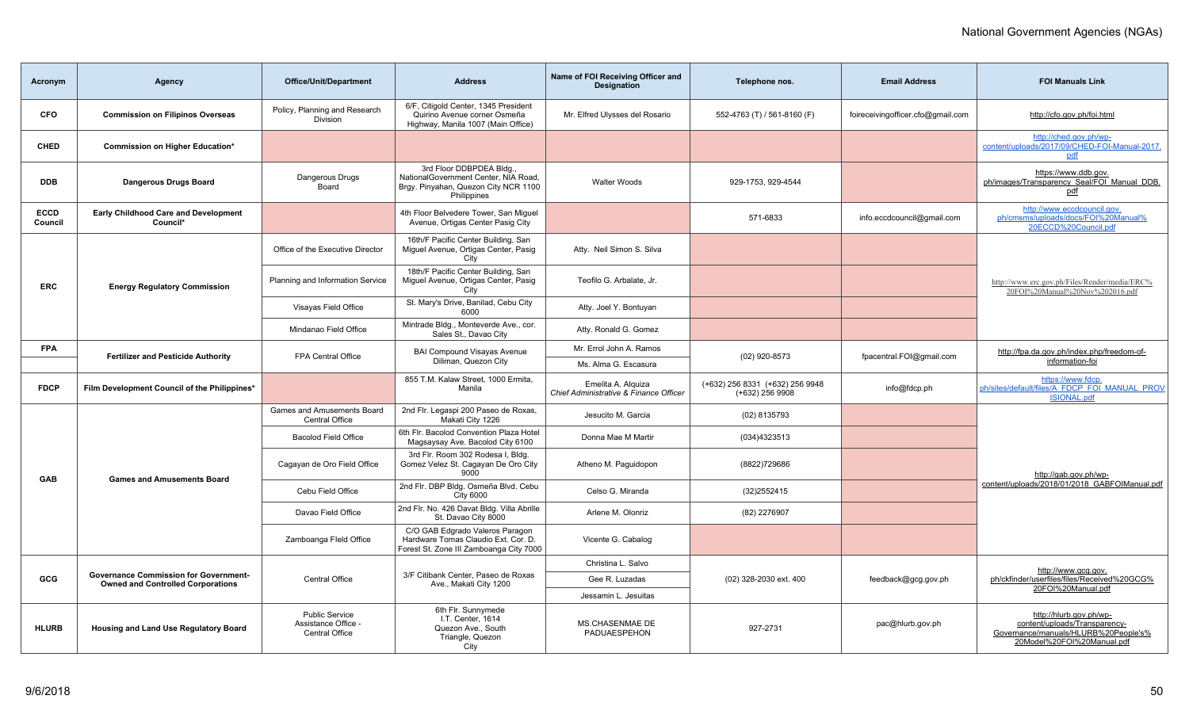# National Government Agencies (NGAs)

| Acronym | Agency | Office/Unit/Department | Address | Name of FOI Receiving Officer and Designation | Telephone nos. | Email Address | FOI Manuals Link |
|---|---|---|---|---|---|---|---|
| CFO | Commission on Filipinos Overseas | Policy, Planning and Research Division | 6/F, Citigold Center, 1345 President Quirino Avenue corner Osmeña Highway, Manila 1007 (Main Office) | Mr. Elfred Ulysses del Rosario | 552-4763 (T) / 561-8160 (F) | foireceivingofficer.cfo@gmail.com | http://cfo.gov.ph/foi.html |
| CHED | Commission on Higher Education* | | | | | | http://ched.gov.ph/wp-content/uploads/2017/09/CHED-FOI-Manual-2017.pdf |
| DDB | Dangerous Drugs Board | Dangerous Drugs Board | 3rd Floor DDBPDEA Bldg., NationalGovernment Center, NIA Road, Brgy. Pinyahan, Quezon City NCR 1100 Philippines | Walter Woods | 929-1753, 929-4544 | | https://www.ddb.gov.ph/images/Transparency_Seal/FOI_Manual_DDB.pdf |
| ECCD Council | Early Childhood Care and Development Council* | | 4th Floor Belvedere Tower, San Miguel Avenue, Ortigas Center Pasig City | | 571-6833 | info.eccdcouncil@gmail.com | http://www.eccdcouncil.gov.ph/cmsms/uploads/docs/FOI%20Manual%20ECCD%20Council.pdf |
| ERC | Energy Regulatory Commission | Office of the Executive Director | 16th/F Pacific Center Building, San Miguel Avenue, Ortigas Center, Pasig City | Atty. Neil Simon S. Silva | | | http://www.erc.gov.ph/Files/Render/media/ERC%20FOI%20Manual%20Nov%202016.pdf |
| | | Planning and Information Service | 18th/F Pacific Center Building, San Miguel Avenue, Ortigas Center, Pasig City | Teofilo G. Arbalate, Jr. | | | |
| | | Visayas Field Office | St. Mary's Drive, Banilad, Cebu City 6000 | Atty. Joel Y. Bontuyan | | | |
| | | Mindanao Field Office | Mintrade Bldg., Monteverde Ave., cor. Sales St., Davao City | Atty. Ronald G. Gomez | | | |
| FPA | Fertilizer and Pesticide Authority | FPA Central Office | BAI Compound Visayas Avenue Diliman, Quezon City | Mr. Errol John A. Ramos | (02) 920-8573 | fpacentral.FOI@gmail.com | http://fpa.da.gov.ph/index.php/freedom-of-information-foi |
| | | | | Ms. Alma G. Escasura | | | |
| FDCP | Film Development Council of the Philippines* | | 855 T.M. Kalaw Street, 1000 Ermita, Manila | Emelita A. Alquiza *Chief Administrative & Finance Officer* | (+632) 256 8331 (+632) 256 9948 (+632) 256 9908 | info@fdcp.ph | https://www.fdcp.ph/sites/default/files/A_FDCP_FOI_MANUAL_PROVISIONAL.pdf |
| GAB | Games and Amusements Board | Games and Amusements Board Central Office | 2nd Flr. Legaspi 200 Paseo de Roxas, Makati City 1226 | Jesucito M. Garcia | (02) 8135793 | | http://gab.gov.ph/wp-content/uploads/2018/01/2018_GABFOIManual.pdf |
| | | Bacolod Field Office | 6th Flr. Bacolod Convention Plaza Hotel Magsaysay Ave. Bacolod City 6100 | Donna Mae M Martir | (034)4323513 | | |
| | | Cagayan de Oro Field Office | 3rd Flr. Room 302 Rodesa I, Bldg. Gomez Velez St. Cagayan De Oro City 9000 | Atheno M. Paguidopon | (8822)729686 | | |
| | | Cebu Field Office | 2nd Flr. DBP Bldg. Osmeña Blvd. Cebu City 6000 | Celso G. Miranda | (32)2552415 | | |
| | | Davao Field Office | 2nd Flr. No. 426 Davat Bldg. Villa Abrille St. Davao City 8000 | Arlene M. Olonriz | (82) 2276907 | | |
| | | Zamboanga FIeld Office | C/O GAB Edgrado Valeros Paragon Hardware Tomas Claudio Ext. Cor. D. Forest St. Zone III Zamboanga City 7000 | Vicente G. Cabalog | | | |
| GCG | Governance Commission for Government-Owned and Controlled Corporations | Central Office | 3/F Citibank Center, Paseo de Roxas Ave., Makati City 1200 | Christina L. Salvo | (02) 328-2030 ext. 400 | feedback@gcg.gov.ph | http://www.gcg.gov.ph/ckfinder/userfiles/files/Received%20GCG%20FOI%20Manual.pdf |
| | | | | Gee R. Luzadas | | | |
| | | | | Jessamin L. Jesuitas | | | |
| HLURB | Housing and Land Use Regulatory Board | Public Service Assistance Office - Central Office | 6th Flr. Sunnymede I.T. Center, 1614 Quezon Ave., South Triangle, Quezon City | MS.CHASENMAE DE PADUAESPEHON | 927-2731 | pac@hlurb.gov.ph | http://hlurb.gov.ph/wp-content/uploads/Transparency-Governance/manuals/HLURB%20People's%20Model%20FOI%20Manual.pdf |

9/6/2018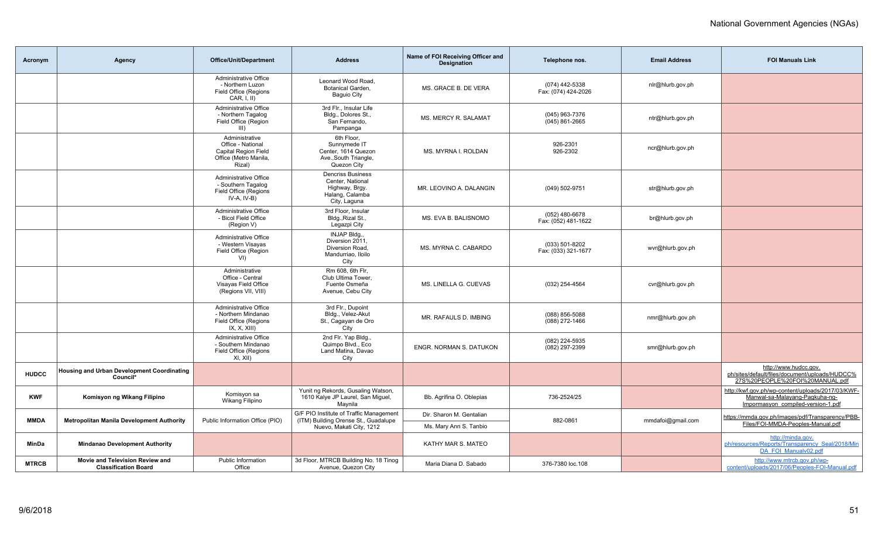| Acronym | Agency | Office/Unit/Department | Address | Name of FOI Receiving Officer and Designation | Telephone nos. | Email Address | FOI Manuals Link |
|---|---|---|---|---|---|---|---|
| | | Administrative Office - Northern Luzon Field Office (Regions CAR, I, II) | Leonard Wood Road, Botanical Garden, Baguio City | MS. GRACE B. DE VERA | (074) 442-5338 Fax: (074) 424-2026 | nlr@hlurb.gov.ph | |
| | | Administrative Office - Northern Tagalog Field Office (Region III) | 3rd Flr., Insular Life Bldg., Dolores St., San Fernando, Pampanga | MS. MERCY R. SALAMAT | (045) 963-7376 (045) 861-2665 | ntr@hlurb.gov.ph | |
| | | Administrative Office - National Capital Region Field Office (Metro Manila, Rizal) | 6th Floor, Sunnymede IT Center, 1614 Quezon Ave.,South Triangle, Quezon City | MS. MYRNA I. ROLDAN | 926-2301 926-2302 | ncr@hlurb.gov.ph | |
| | | Administrative Office - Southern Tagalog Field Office (Regions IV-A, IV-B) | Dencriss Business Center, National Highway, Brgy. Halang, Calamba City, Laguna | MR. LEOVINO A. DALANGIN | (049) 502-9751 | str@hlurb.gov.ph | |
| | | Administrative Office - Bicol Field Office (Region V) | 3rd Floor, Insular Bldg.,Rizal St., Legazpi City | MS. EVA B. BALISNOMO | (052) 480-6678 Fax: (052) 481-1622 | br@hlurb.gov.ph | |
| | | Administrative Office - Western Visayas Field Office (Region VI) | INJAP Bldg., Diversion 2011, Diversion Road, Mandurriao, Iloilo City | MS. MYRNA C. CABARDO | (033) 501-8202 Fax: (033) 321-1677 | wvr@hlurb.gov.ph | |
| | | Administrative Office - Central Visayas Field Office (Regions VII, VIII) | Rm 608, 6th Flr, Club Ultima Tower, Fuente Osmeña Avenue, Cebu City | MS. LINELLA G. CUEVAS | (032) 254-4564 | cvr@hlurb.gov.ph | |
| | | Administrative Office - Northern Mindanao Field Office (Regions IX, X, XIII) | 3rd Flr., Dupoint Bldg., Velez-Akut St., Cagayan de Oro City | MR. RAFAULS D. IMBING | (088) 856-5088 (088) 272-1466 | nmr@hlurb.gov.ph | |
| | | Administrative Office - Southern Mindanao Field Office (Regions XI, XII) | 2nd Flr. Yap Bldg., Quimpo Blvd., Eco Land Matina, Davao City | ENGR. NORMAN S. DATUKON | (082) 224-5935 (082) 297-2399 | smr@hlurb.gov.ph | |
| **HUDCC** | **Housing and Urban Development Coordinating Council*** | | | | | | http://www.hudcc.gov.ph/sites/default/files/document/uploads/HUDCC%27S%20PEOPLE%20FOI%20MANUAL.pdf |
| **KWF** | **Komisyon ng Wikang Filipino** | Komisyon sa Wikang Filipino | Yunit ng Rekords, Gusaling Watson, 1610 Kalye JP Laurel, San Miguel, Maynila | Bb. Agrifina O. Oblepias | 736-2524/25 | | http://kwf.gov.ph/wp-content/uploads/2017/03/KWF-Manwal-sa-Malayang-Pagkuha-ng-Impormasyon_compiled-version-1.pdf |
| **MMDA** | **Metropolitan Manila Development Authority** | Public Information Office (PIO) | G/F PIO Institute of Traffic Management (ITM) Building Orense St., Guadalupe Nuevo, Makati City, 1212 | Dir. Sharon M. Gentalian<br>Ms. Mary Ann S. Tanbio | 882-0861 | mmdafoi@gmail.com | https://mmda.gov.ph/images/pdf/Transparency/PBB-Files/FOI-MMDA-Peoples-Manual.pdf |
| **MinDa** | **Mindanao Development Authority** | | | KATHY MAR S. MATEO | | | http://minda.gov.ph/resources/Reports/Transparency_Seal/2018/MinDA_FOI_Manualv02.pdf |
| **MTRCB** | **Movie and Television Review and Classification Board** | Public Information Office | 3d Floor, MTRCB Building No. 18 Tinog Avenue, Quezon City | Maria Diana D. Sabado | 376-7380 loc.108 | | http://www.mtrcb.gov.ph/wp-content/uploads/2017/06/Peoples-FOI-Manual.pdf |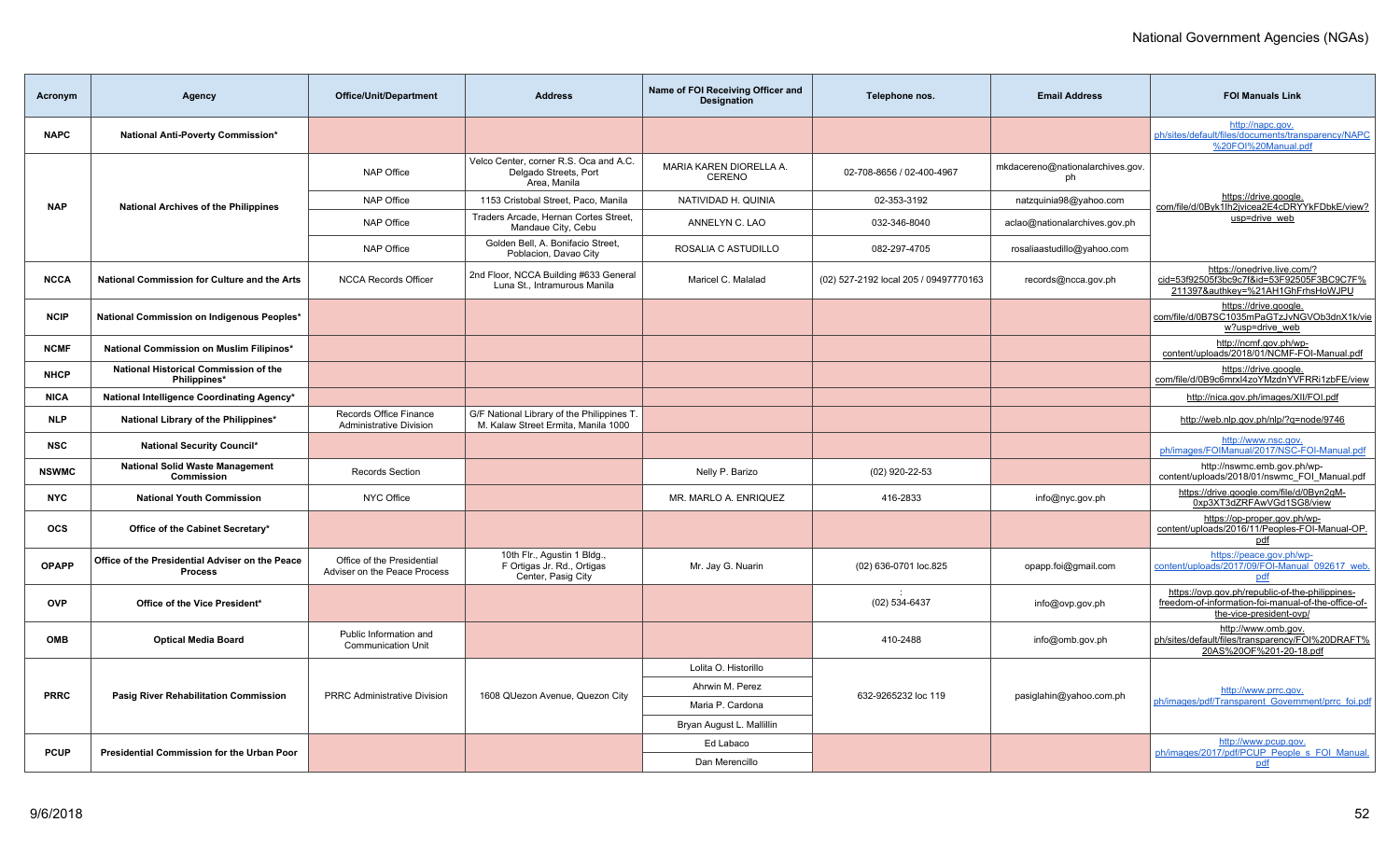# National Government Agencies (NGAs)

| Acronym | Agency | Office/Unit/Department | Address | Name of FOI Receiving Officer and Designation | Telephone nos. | Email Address | FOI Manuals Link |
|---|---|---|---|---|---|---|---|
| NAPC | National Anti-Poverty Commission* | | | | | | http://napc.gov.ph/sites/default/files/documents/transparency/NAPC%20FOI%20Manual.pdf |
| NAP | National Archives of the Philippines | NAP Office | Velco Center, corner R.S. Oca and A.C. Delgado Streets, Port Area, Manila | MARIA KAREN DIORELLA A. CERENO | 02-708-8656 / 02-400-4967 | mkdacereno@nationalarchives.gov.ph | https://drive.google.com/file/d/0Byk1lh2jvicea2E4cDRYYkFDbkE/view?usp=drive_web |
| | | NAP Office | 1153 Cristobal Street, Paco, Manila | NATIVIDAD H. QUINIA | 02-353-3192 | natzquinia98@yahoo.com | |
| | | NAP Office | Traders Arcade, Hernan Cortes Street, Mandaue City, Cebu | ANNELYN C. LAO | 032-346-8040 | aclao@nationalarchives.gov.ph | |
| | | NAP Office | Golden Bell, A. Bonifacio Street, Poblacion, Davao City | ROSALIA C ASTUDILLO | 082-297-4705 | rosaliaastudillo@yahoo.com | |
| NCCA | National Commission for Culture and the Arts | NCCA Records Officer | 2nd Floor, NCCA Building #633 General Luna St., Intramurous Manila | Maricel C. Malalad | (02) 527-2192 local 205 / 09497770163 | records@ncca.gov.ph | https://onedrive.live.com/?cid=53f92505f3bc9c7f&id=53F92505F3BC9C7F%211397&authkey=%21AH1GhFrhsHoWJPU |
| NCIP | National Commission on Indigenous Peoples* | | | | | | https://drive.google.com/file/d/0B7SC1035mPaGTzJvNGVOb3dnX1k/view?usp=drive_web |
| NCMF | National Commission on Muslim Filipinos* | | | | | | http://ncmf.gov.ph/wp-content/uploads/2018/01/NCMF-FOI-Manual.pdf |
| NHCP | National Historical Commission of the Philippines* | | | | | | https://drive.google.com/file/d/0B9c6mrxl4zoYMzdnYVFRRi1zbFE/view |
| NICA | National Intelligence Coordinating Agency* | | | | | | http://nica.gov.ph/images/XII/FOI.pdf |
| NLP | National Library of the Philippines* | Records Office Finance Administrative Division | G/F National Library of the Philippines T. M. Kalaw Street Ermita, Manila 1000 | | | | http://web.nlp.gov.ph/nlp/?q=node/9746 |
| NSC | National Security Council* | | | | | | http://www.nsc.gov.ph/images/FOIManual/2017/NSC-FOI-Manual.pdf |
| NSWMC | National Solid Waste Management Commission | Records Section | | Nelly P. Barizo | (02) 920-22-53 | | http://nswmc.emb.gov.ph/wp-content/uploads/2018/01/nswmc_FOI_Manual.pdf |
| NYC | National Youth Commission | NYC Office | | MR. MARLO A. ENRIQUEZ | 416-2833 | info@nyc.gov.ph | https://drive.google.com/file/d/0Byn2gM-0xp3XT3dZRFAwVGd1SG8/view |
| OCS | Office of the Cabinet Secretary* | | | | | | https://op-proper.gov.ph/wp-content/uploads/2016/11/Peoples-FOI-Manual-OP.pdf |
| OPAPP | Office of the Presidential Adviser on the Peace Process | Office of the Presidential Adviser on the Peace Process | 10th Flr., Agustin 1 Bldg., F Ortigas Jr. Rd., Ortigas Center, Pasig City | Mr. Jay G. Nuarin | (02) 636-0701 loc.825 | opapp.foi@gmail.com | https://peace.gov.ph/wp-content/uploads/2017/09/FOI-Manual_092617_web.pdf |
| OVP | Office of the Vice President* | | | | : (02) 534-6437 | info@ovp.gov.ph | https://ovp.gov.ph/republic-of-the-philippines-freedom-of-information-foi-manual-of-the-office-of-the-vice-president-ovp/ |
| OMB | Optical Media Board | Public Information and Communication Unit | | | 410-2488 | info@omb.gov.ph | http://www.omb.gov.ph/sites/default/files/transparency/FOI%20DRAFT%20AS%20OF%201-20-18.pdf |
| PRRC | Pasig River Rehabilitation Commission | PRRC Administrative Division | 1608 QUezon Avenue, Quezon City | Lolita O. Historillo | 632-9265232 loc 119 | pasiglahin@yahoo.com.ph | http://www.prrc.gov.ph/images/pdf/Transparent_Government/prrc_foi.pdf |
| | | | | Ahrwin M. Perez | | | |
| | | | | Maria P. Cardona | | | |
| | | | | Bryan August L. Mallillin | | | |
| PCUP | Presidential Commission for the Urban Poor | | | Ed Labaco | | | http://www.pcup.gov.ph/images/2017/pdf/PCUP_People_s_FOI_Manual.pdf |
| | | | | Dan Merencillo | | | |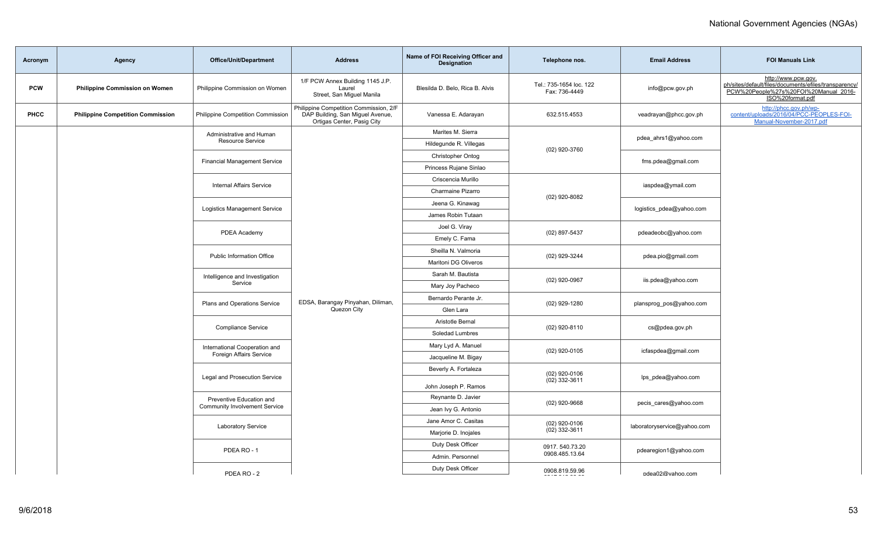| Acronym | Agency | Office/Unit/Department | Address | Name of FOI Receiving Officer and Designation | Telephone nos. | Email Address | FOI Manuals Link |
|---|---|---|---|---|---|---|---|
| PCW | Philippine Commission on Women | Philippine Commission on Women | 1/F PCW Annex Building 1145 J.P. Laurel Street, San Miguel Manila | Blesilda D. Belo, Rica B. Alvis | Tel.: 735-1654 loc. 122 Fax: 736-4449 | info@pcw.gov.ph | http://www.pcw.gov.ph/sites/default/files/documents/efiles/transparency/PCW%20People%27s%20FOI%20Manual_2016-ISO%20format.pdf |
| PHCC | Philippine Competition Commission | Philippine Competition Commission | Philippine Competition Commission, 2/F DAP Building, San Miguel Avenue, Ortigas Center, Pasig City | Vanessa E. Adarayan | 632.515.4553 | veadrayan@phcc.gov.ph | http://phcc.gov.ph/wp-content/uploads/2016/04/PCC-PEOPLES-FOI-Manual-November-2017.pdf |
| | | Administrative and Human Resource Service | EDSA, Barangay Pinyahan, Diliman, Quezon City | Marites M. Sierra | (02) 920-3760 | pdea_ahrs1@yahoo.com | |
| | | | | Hildegunde R. Villegas | | | |
| | | Financial Management Service | | Christopher Ontog | | fms.pdea@gmail.com | |
| | | | | Princess Rujane Sinlao | | | |
| | | Internal Affairs Service | | Criscencia Murillo | (02) 920-8082 | iaspdea@ymail.com | |
| | | | | Charmaine Pizarro | | | |
| | | Logistics Management Service | | Jeena G. Kinawag | | logistics_pdea@yahoo.com | |
| | | | | James Robin Tutaan | | | |
| | | PDEA Academy | | Joel G. Viray | (02) 897-5437 | pdeadeobc@yahoo.com | |
| | | | | Emely C. Fama | | | |
| | | Public Information Office | | Sheilla N. Valmoria | (02) 929-3244 | pdea.pio@gmail.com | |
| | | | | Maritoni DG Oliveros | | | |
| | | Intelligence and Investigation Service | | Sarah M. Bautista | (02) 920-0967 | iis.pdea@yahoo.com | |
| | | | | Mary Joy Pacheco | | | |
| | | Plans and Operations Service | | Bernardo Perante Jr. | (02) 929-1280 | plansprog_pos@yahoo.com | |
| | | | | Glen Lara | | | |
| | | Compliance Service | | Aristotle Bernal | (02) 920-8110 | cs@pdea.gov.ph | |
| | | | | Soledad Lumbres | | | |
| | | International Cooperation and Foreign Affairs Service | | Mary Lyd A. Manuel | (02) 920-0105 | icfaspdea@gmail.com | |
| | | | | Jacqueline M. Bigay | | | |
| | | Legal and Prosecution Service | | Beverly A. Fortaleza | (02) 920-0106 (02) 332-3611 | lps_pdea@yahoo.com | |
| | | | | John Joseph P. Ramos | | | |
| | | Preventive Education and Community Involvement Service | | Reynante D. Javier | (02) 920-9668 | pecis_cares@yahoo.com | |
| | | | | Jean Ivy G. Antonio | | | |
| | | Laboratory Service | | Jane Amor C. Casitas | (02) 920-0106 (02) 332-3611 | laboratoryservice@yahoo.com | |
| | | | | Marjorie D. Inojales | | | |
| | | PDEA RO - 1 | | Duty Desk Officer | 0917. 540.73.20 0908.485.13.64 | pdearegion1@yahoo.com | |
| | | | | Admin. Personnel | | | |
| | | PDEA RO - 2 | | Duty Desk Officer | 0908.819.59.96 | pdea02@yahoo.com | |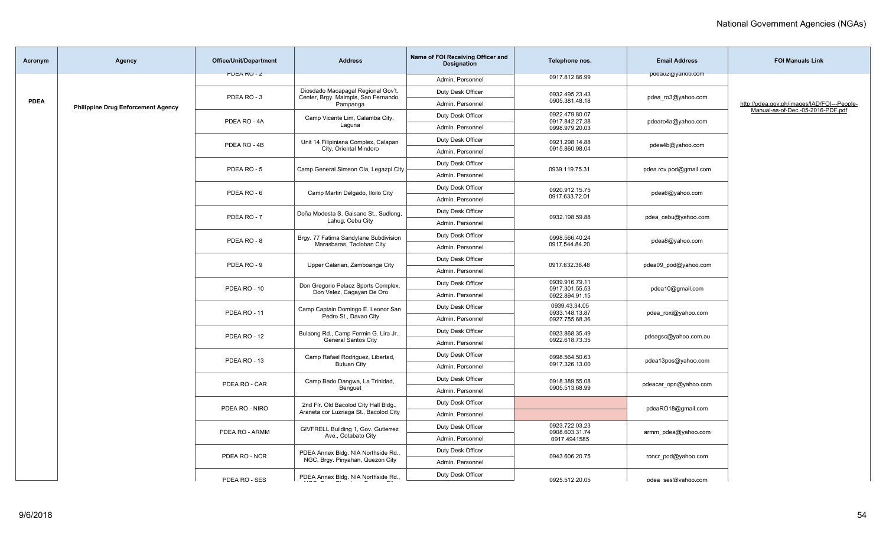| Acronym | Agency | Office/Unit/Department | Address | Name of FOI Receiving Officer and Designation | Telephone nos. | Email Address | FOI Manuals Link |
|---|---|---|---|---|---|---|---|
| PDEA | Philippine Drug Enforcement Agency | PDEA RO - 2 | | Admin. Personnel | 0917.812.86.99 | pdea02@yahoo.com | http://pdea.gov.ph/images/IAD/FOI---People-Manual-as-of-Dec.-05-2016-PDF.pdf |
| | | PDEA RO - 3 | Diosdado Macapagal Regional Gov't. Center, Brgy. Maimpis, San Fernando, Pampanga | Duty Desk Officer | 0932.495.23.43 0905.381.48.18 | pdea_ro3@yahoo.com | |
| | | | | Admin. Personnel | | | |
| | | PDEA RO - 4A | Camp Vicente Lim, Calamba City, Laguna | Duty Desk Officer | 0922.479.80.07 0917.842.27.38 0998.979.20.03 | pdearo4a@yahoo.com | |
| | | | | Admin. Personnel | | | |
| | | PDEA RO - 4B | Unit 14 Filipiniana Complex, Calapan City, Oriental Mindoro | Duty Desk Officer | 0921.298.14.88 0915.860.98.04 | pdea4b@yahoo.com | |
| | | | | Admin. Personnel | | | |
| | | PDEA RO - 5 | Camp General Simeon Ola, Legazpi City | Duty Desk Officer | 0939.119.75.31 | pdea.rov.pod@gmail.com | |
| | | | | Admin. Personnel | | | |
| | | PDEA RO - 6 | Camp Martin Delgado, Iloilo City | Duty Desk Officer | 0920.912.15.75 0917.633.72.01 | pdea6@yahoo.com | |
| | | | | Admin. Personnel | | | |
| | | PDEA RO - 7 | Doña Modesta S. Gaisano St., Sudlong, Lahug, Cebu City | Duty Desk Officer | 0932.198.59.88 | pdea_cebu@yahoo.com | |
| | | | | Admin. Personnel | | | |
| | | PDEA RO - 8 | Brgy. 77 Fatima Sandylane Subdivision Marasbaras, Tacloban City | Duty Desk Officer | 0998.566.40.24 0917.544.84.20 | pdea8@yahoo.com | |
| | | | | Admin. Personnel | | | |
| | | PDEA RO - 9 | Upper Calarian, Zamboanga City | Duty Desk Officer | 0917.632.36.48 | pdea09_pod@yahoo.com | |
| | | | | Admin. Personnel | | | |
| | | PDEA RO - 10 | Don Gregorio Pelaez Sports Complex, Don Velez, Cagayan De Oro | Duty Desk Officer | 0939.916.79.11 0917.301.55.53 0922.894.91.15 | pdea10@gmail.com | |
| | | | | Admin. Personnel | | | |
| | | PDEA RO - 11 | Camp Captain Domingo E. Leonor San Pedro St., Davao City | Duty Desk Officer | 0939.43.34.05 0933.148.13.87 0927.755.68.36 | pdea_roxi@yahoo.com | |
| | | | | Admin. Personnel | | | |
| | | PDEA RO - 12 | Bulaong Rd., Camp Fermin G. Lira Jr., General Santos City | Duty Desk Officer | 0923.868.35.49 0922.618.73.35 | pdeagsc@yahoo.com.au | |
| | | | | Admin. Personnel | | | |
| | | PDEA RO - 13 | Camp Rafael Rodriguez, Libertad, Butuan City | Duty Desk Officer | 0998.564.50.63 0917.326.13.00 | pdea13pos@yahoo.com | |
| | | | | Admin. Personnel | | | |
| | | PDEA RO - CAR | Camp Bado Dangwa, La Trinidad, Benguet | Duty Desk Officer | 0918.389.55.08 0905.513.68.99 | pdeacar_opn@yahoo.com | |
| | | | | Admin. Personnel | | | |
| | | PDEA RO - NIRO | 2nd Flr. Old Bacolod City Hall Bldg., Araneta cor Luzriaga St., Bacolod City | Duty Desk Officer | | pdeaRO18@gmail.com | |
| | | | | Admin. Personnel | | | |
| | | PDEA RO - ARMM | GIVFRELL Building 1, Gov. Gutierrez Ave., Cotabato City | Duty Desk Officer | 0923.722.03.23 0908.603.31.74 0917.4941585 | armm_pdea@yahoo.com | |
| | | | | Admin. Personnel | | | |
| | | PDEA RO - NCR | PDEA Annex Bldg. NIA Northside Rd., NGC, Brgy. Pinyahan, Quezon City | Duty Desk Officer | 0943.606.20.75 | roncr_pod@yahoo.com | |
| | | | | Admin. Personnel | | | |
| | | PDEA RO - SES | PDEA Annex Bldg. NIA Northside Rd., | Duty Desk Officer | 0925.512.20.05 | pdea_ses@yahoo.com | |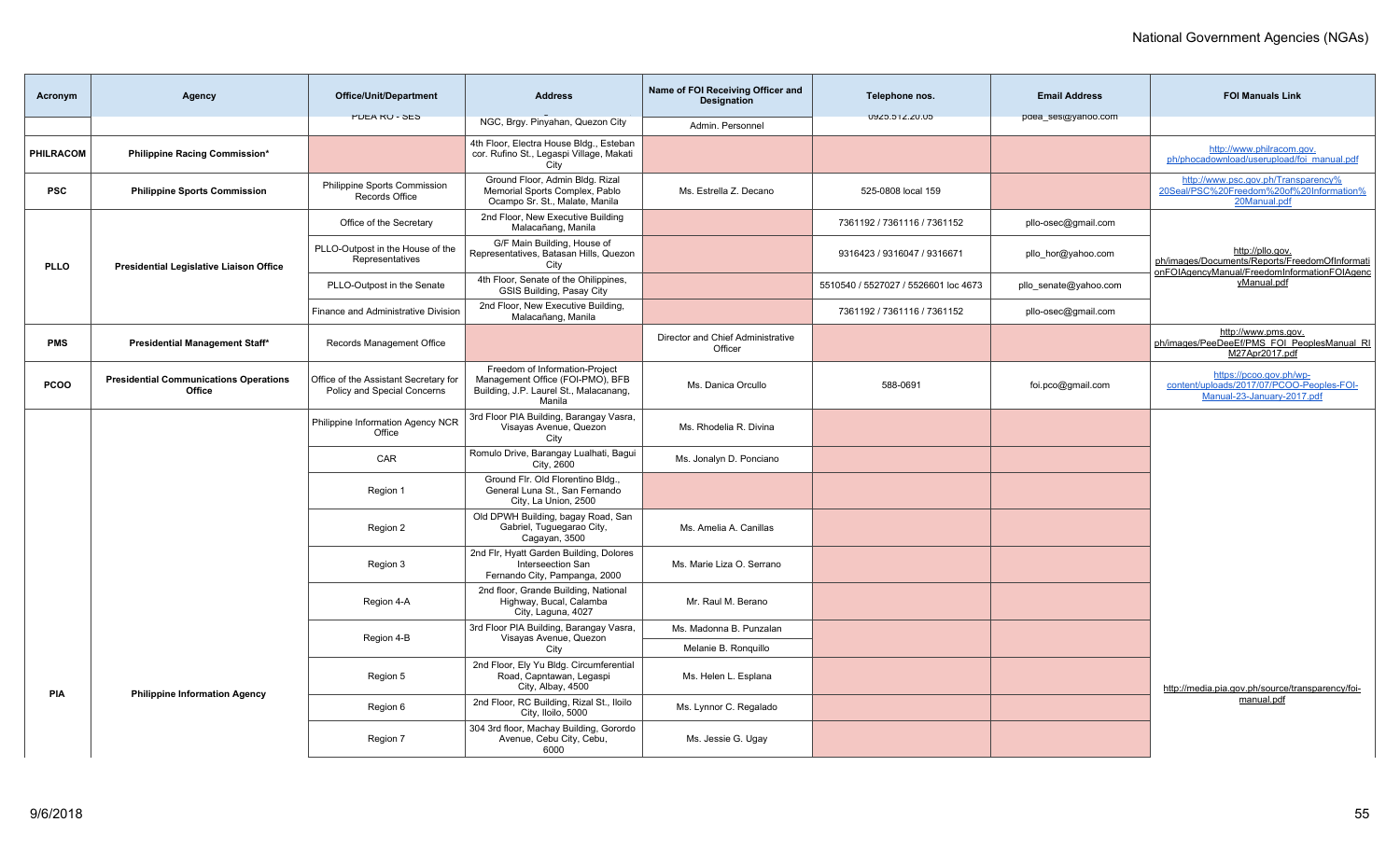| Acronym | Agency | Office/Unit/Department | Address | Name of FOI Receiving Officer and Designation | Telephone nos. | Email Address | FOI Manuals Link |
|---|---|---|---|---|---|---|---|
| | | PDEA RO - SES | NGC, Brgy. Pinyahan, Quezon City | Admin. Personnel | 0925.512.20.05 | pdea_ses@yahoo.com | |
| PHILRACOM | Philippine Racing Commission* | | 4th Floor, Electra House Bldg., Esteban cor. Rufino St., Legaspi Village, Makati City | | | | http://www.philracom.gov.ph/phocadownload/userupload/foi_manual.pdf |
| PSC | Philippine Sports Commission | Philippine Sports Commission Records Office | Ground Floor, Admin Bldg. Rizal Memorial Sports Complex, Pablo Ocampo Sr. St., Malate, Manila | Ms. Estrella Z. Decano | 525-0808 local 159 | | http://www.psc.gov.ph/Transparency%20Seal/PSC%20Freedom%20of%20Information%20Manual.pdf |
| PLLO | Presidential Legislative Liaison Office | Office of the Secretary | 2nd Floor, New Executive Building Malacañang, Manila | | 7361192 / 7361116 / 7361152 | pllo-osec@gmail.com | http://pllo.gov.ph/images/Documents/Reports/FreedomOfInformationFOIAgencyManual/FreedomInformationFOIAgencyManual.pdf |
| | | PLLO-Outpost in the House of the Representatives | G/F Main Building, House of Representatives, Batasan Hills, Quezon City | | 9316423 / 9316047 / 9316671 | pllo_hor@yahoo.com | |
| | | PLLO-Outpost in the Senate | 4th Floor, Senate of the Ohilippines, GSIS Building, Pasay City | | 5510540 / 5527027 / 5526601 loc 4673 | pllo_senate@yahoo.com | |
| | | Finance and Administrative Division | 2nd Floor, New Executive Building, Malacañang, Manila | | 7361192 / 7361116 / 7361152 | pllo-osec@gmail.com | |
| PMS | Presidential Management Staff* | Records Management Office | | Director and Chief Administrative Officer | | | http://www.pms.gov.ph/images/PeeDeeEf/PMS_FOI_PeoplesManual_RIM27Apr2017.pdf |
| PCOO | Presidential Communications Operations Office | Office of the Assistant Secretary for Policy and Special Concerns | Freedom of Information-Project Management Office (FOI-PMO), BFB Building, J.P. Laurel St., Malacanang, Manila | Ms. Danica Orcullo | 588-0691 | foi.pco@gmail.com | https://pcoo.gov.ph/wp-content/uploads/2017/07/PCOO-Peoples-FOI-Manual-23-January-2017.pdf |
| PIA | Philippine Information Agency | Philippine Information Agency NCR Office | 3rd Floor PIA Building, Barangay Vasra, Visayas Avenue, Quezon City | Ms. Rhodelia R. Divina | | | http://media.pia.gov.ph/source/transparency/foi-manual.pdf |
| | | CAR | Romulo Drive, Barangay Lualhati, Bagui City, 2600 | Ms. Jonalyn D. Ponciano | | | |
| | | Region 1 | Ground Flr. Old Florentino Bldg., General Luna St., San Fernando City, La Union, 2500 | | | | |
| | | Region 2 | Old DPWH Building, bagay Road, San Gabriel, Tuguegarao City, Cagayan, 3500 | Ms. Amelia A. Canillas | | | |
| | | Region 3 | 2nd Flr, Hyatt Garden Building, Dolores Interseection San Fernando City, Pampanga, 2000 | Ms. Marie Liza O. Serrano | | | |
| | | Region 4-A | 2nd floor, Grande Building, National Highway, Bucal, Calamba City, Laguna, 4027 | Mr. Raul M. Berano | | | |
| | | Region 4-B | 3rd Floor PIA Building, Barangay Vasra, Visayas Avenue, Quezon City | Ms. Madonna B. Punzalan | | | |
| | | | | Melanie B. Ronquillo | | | |
| | | Region 5 | 2nd Floor, Ely Yu Bldg. Circumferential Road, Capntawan, Legaspi City, Albay, 4500 | Ms. Helen L. Esplana | | | |
| | | Region 6 | 2nd Floor, RC Building, Rizal St., Iloilo City, Iloilo, 5000 | Ms. Lynnor C. Regalado | | | |
| | | Region 7 | 304 3rd floor, Machay Building, Gorordo Avenue, Cebu City, Cebu, 6000 | Ms. Jessie G. Ugay | | | |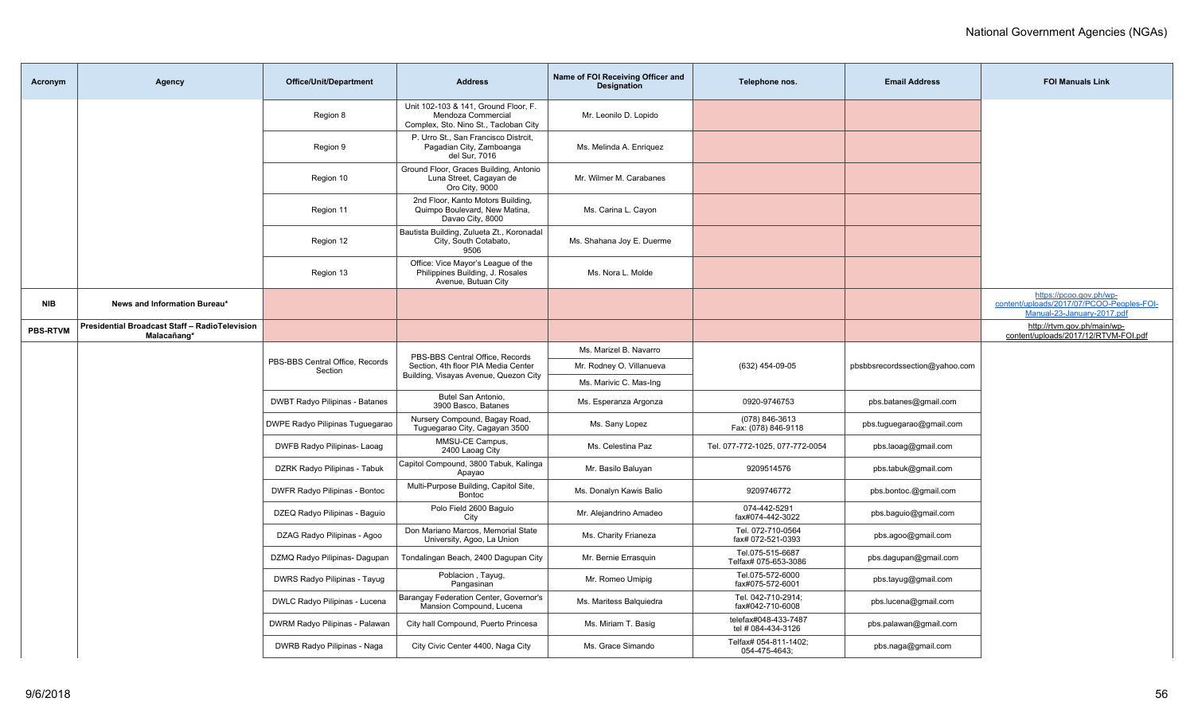| Acronym | Agency | Office/Unit/Department | Address | Name of FOI Receiving Officer and Designation | Telephone nos. | Email Address | FOI Manuals Link |
|---|---|---|---|---|---|---|---|
| | | Region 8 | Unit 102-103 & 141, Ground Floor, F. Mendoza Commercial Complex, Sto. Nino St., Tacloban City | Mr. Leonilo D. Lopido | | | |
| | | Region 9 | P. Urro St., San Francisco Distrcit, Pagadian City, Zamboanga del Sur, 7016 | Ms. Melinda A. Enriquez | | | |
| | | Region 10 | Ground Floor, Graces Building, Antonio Luna Street, Cagayan de Oro City, 9000 | Mr. Wilmer M. Carabanes | | | |
| | | Region 11 | 2nd Floor, Kanto Motors Building, Quimpo Boulevard, New Matina, Davao City, 8000 | Ms. Carina L. Cayon | | | |
| | | Region 12 | Bautista Building, Zulueta Zt., Koronadal City, South Cotabato, 9506 | Ms. Shahana Joy E. Duerme | | | |
| | | Region 13 | Office: Vice Mayor's League of the Philippines Building, J. Rosales Avenue, Butuan City | Ms. Nora L. Molde | | | |
| **NIB** | **News and Information Bureau*** | | | | | | https://pcoo.gov.ph/wp-content/uploads/2017/07/PCOO-Peoples-FOI-Manual-23-January-2017.pdf |
| **PBS-RTVM** | **Presidential Broadcast Staff – RadioTelevision Malacañang*** | | | | | | http://rtvm.gov.ph/main/wp-content/uploads/2017/12/RTVM-FOI.pdf |
| | | PBS-BBS Central Office, Records Section | PBS-BBS Central Office, Records Section, 4th floor PIA Media Center Building, Visayas Avenue, Quezon City | Ms. Marizel B. Navarro<br>Mr. Rodney O. Villanueva<br>Ms. Marivic C. Mas-Ing | (632) 454-09-05 | pbsbbsrecordssection@yahoo.com | |
| | | DWBT Radyo Pilipinas - Batanes | Butel San Antonio, 3900 Basco, Batanes | Ms. Esperanza Argonza | 0920-9746753 | pbs.batanes@gmail.com | |
| | | DWPE Radyo Pilipinas Tuguegarao | Nursery Compound, Bagay Road, Tuguegarao City, Cagayan 3500 | Ms. Sany Lopez | (078) 846-3613<br>Fax: (078) 846-9118 | pbs.tuguegarao@gmail.com | |
| | | DWFB Radyo Pilipinas- Laoag | MMSU-CE Campus, 2400 Laoag City | Ms. Celestina Paz | Tel. 077-772-1025, 077-772-0054 | pbs.laoag@gmail.com | |
| | | DZRK Radyo Pilipinas - Tabuk | Capitol Compound, 3800 Tabuk, Kalinga Apayao | Mr. Basilo Baluyan | 9209514576 | pbs.tabuk@gmail.com | |
| | | DWFR Radyo Pilipinas - Bontoc | Multi-Purpose Building, Capitol Site, Bontoc | Ms. Donalyn Kawis Balio | 9209746772 | pbs.bontoc.@gmail.com | |
| | | DZEQ Radyo Pilipinas - Baguio | Polo Field 2600 Baguio City | Mr. Alejandrino Amadeo | 074-442-5291<br>fax#074-442-3022 | pbs.baguio@gmail.com | |
| | | DZAG Radyo Pilipinas - Agoo | Don Mariano Marcos, Memorial State University, Agoo, La Union | Ms. Charity Frianeza | Tel. 072-710-0564<br>fax# 072-521-0393 | pbs.agoo@gmail.com | |
| | | DZMQ Radyo Pilipinas- Dagupan | Tondalingan Beach, 2400 Dagupan City | Mr. Bernie Errasquin | Tel.075-515-6687<br>Telfax# 075-653-3086 | pbs.dagupan@gmail.com | |
| | | DWRS Radyo Pilipinas - Tayug | Poblacion , Tayug, Pangasinan | Mr. Romeo Umipig | Tel.075-572-6000<br>fax#075-572-6001 | pbs.tayug@gmail.com | |
| | | DWLC Radyo Pilipinas - Lucena | Barangay Federation Center, Governor's Mansion Compound, Lucena | Ms. Maritess Balquiedra | Tel. 042-710-2914;<br>fax#042-710-6008 | pbs.lucena@gmail.com | |
| | | DWRM Radyo Pilipinas - Palawan | City hall Compound, Puerto Princesa | Ms. Miriam T. Basig | telefax#048-433-7487<br>tel # 084-434-3126 | pbs.palawan@gmail.com | |
| | | DWRB Radyo Pilipinas - Naga | City Civic Center 4400, Naga City | Ms. Grace Simando | Telfax# 054-811-1402;<br>054-475-4643; | pbs.naga@gmail.com | |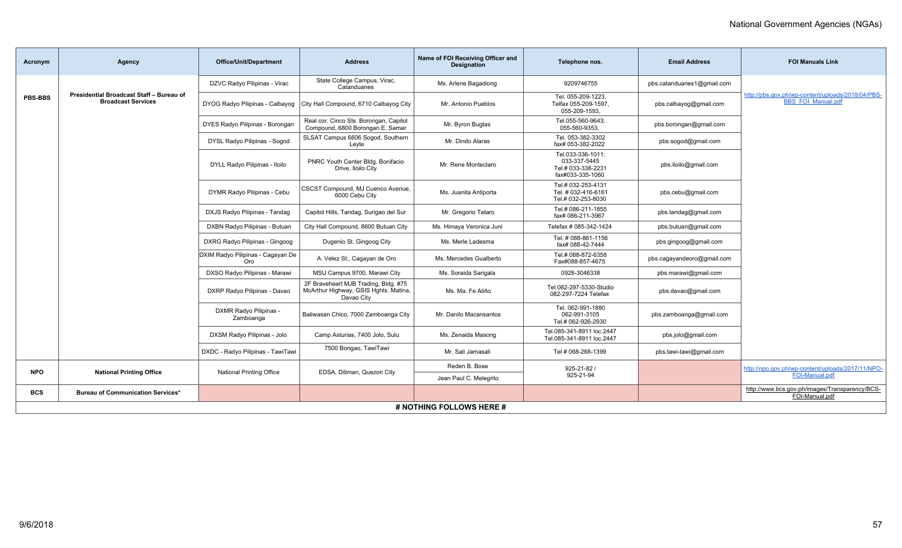| Acronym | Agency | Office/Unit/Department | Address | Name of FOI Receiving Officer and Designation | Telephone nos. | Email Address | FOI Manuals Link |
|---|---|---|---|---|---|---|---|
| PBS-BBS | Presidential Broadcast Staff – Bureau of Broadcast Services | DZVC Radyo Pilipinas - Virac | State College Campus, Virac, Catanduanes | Ms. Arlene Bagadiong | 9209746755 | pbs.catanduanes1@gmail.com | http://pbs.gov.ph/wp-content/uploads/2018/04/PBS-BBS_FOI_Manual.pdf |
| | | DYOG Radyo Pilipinas - Calbayog | City Hall Compound, 6710 Calbayog City | Mr. Antonio Pueblos | Tel. 055-209-1223, Telfax 055-209-1597, 055-209-1593, | pbs.calbayog@gmail.com | |
| | | DYES Radyo Pilipinas - Borongan | Real cor. Cinco Sts. Borongan, Capitol Compound, 6800 Borongan E. Samar | Mr. Byron Bugtas | Tel.055-560-9643; 055-560-9353, | pbs.borongan@gmail.com | |
| | | DYSL Radyo Pilipinas - Sogod | SLSAT Campus 6606 Sogod, Southern Leyte | Mr. Dindo Alaras | Tel. 053-382-3302 fax# 053-382-2022 | pbs.sogod@gmail.com | |
| | | DYLL Radyo Pilipinas - Iloilo | PNRC Youth Center Bldg. Bonifacio Drive, Iloilo City | Mr. Rene Monteclaro | Tel.033-336-1011; 033-337-5445 Tel.# 033-338-2231 fax#033-335-1060 | pbs.iloilo@gmail.com | |
| | | DYMR Radyo Pilipinas - Cebu | CSCST Compound, MJ Cuenco Avenue, 6000 Cebu City | Ms. Juanita Antiporta | Tel.# 032-253-4131 Tel. # 032-416-6161 Tel.# 032-253-8030 | pbs.cebu@gmail.com | |
| | | DXJS Radyo Pilipinas - Tandag | Capitol Hills, Tandag, Surigao del Sur | Mr. Gregorio Tataro | Tel.# 086-211-1855 fax# 086-211-3967 | pbs.tandag@gmail.com | |
| | | DXBN Radyo Pilipinas - Butuan | City Hall Compound, 8600 Butuan City | Ms. Himaya Veronica Juni | Telefax # 085-342-1424 | pbs.butuan@gmail.com | |
| | | DXRG Radyo Pilipinas - Gingoog | Dugenio St. Gingoog City | Ms. Merle Ladesma | Tel. # 088-861-1156 fax# 088-42-7444 | pbs.gingoog@gmail.com | |
| | | DXIM Radyo Pilipinas - Cagayan De Oro | A. Velez St., Cagayan de Oro | Ms. Mercedes Gualberto | Tel.# 088-872-6358 Fax#088-857-4675 | pbs.cagayandeoro@gmail.com | |
| | | DXSO Radyo Pilipinas - Marawi | MSU Campus 9700, Marawi City | Ms. Soraida Sarigala | 0928-3046338 | pbs.marawi@gmail.com | |
| | | DXRP Radyo Pilipinas - Davao | 2F Braveheart MJB Trading, Bldg. #75 McArthur Highway, GSIS Hghts. Matina, Davao City | Ms. Ma. Fe Aliño | Tel.082-297-5330-Studio 082-297-7224 Telefax | pbs.davao@gmail.com | |
| | | DXMR Radyo Pilipinas - Zamboanga | Baliwasan Chico, 7000 Zamboanga City | Mr. Danilo Macansantos | Tel. 062-991-1880 062-991-3105 Tel.# 062-926-2930 | pbs.zamboanga@gmail.com | |
| | | DXSM Radyo Pilipinas - Jolo | Camp Asturias, 7400 Jolo, Sulu | Ms. Zenaida Masong | Tel.085-341-8911 loc.2447 Tel.085-341-8911 loc.2447 | pbs.jolo@gmail.com | |
| | | DXDC - Radyo Pilipinas - TawiTawi | 7500 Bongao, TawiTawi | Mr. Sali Jamasali | Tel # 068-268-1399 | pbs.tawi-tawi@gmail.com | |
| NPO | National Printing Office | National Printing Office | EDSA, Diliman, Quezon City | Reden B. Bose | 925-21-82 / 925-21-94 | | http://npo.gov.ph/wp-content/uploads/2017/11/NPO-FOI-Manual.pdf |
| | | | | Jean Paul C. Melegrito | | | |
| BCS | Bureau of Communication Services* | | | | | | http://www.bcs.gov.ph/images/Transparency/BCS-FOI-Manual.pdf |

# NOTHING FOLLOWS HERE #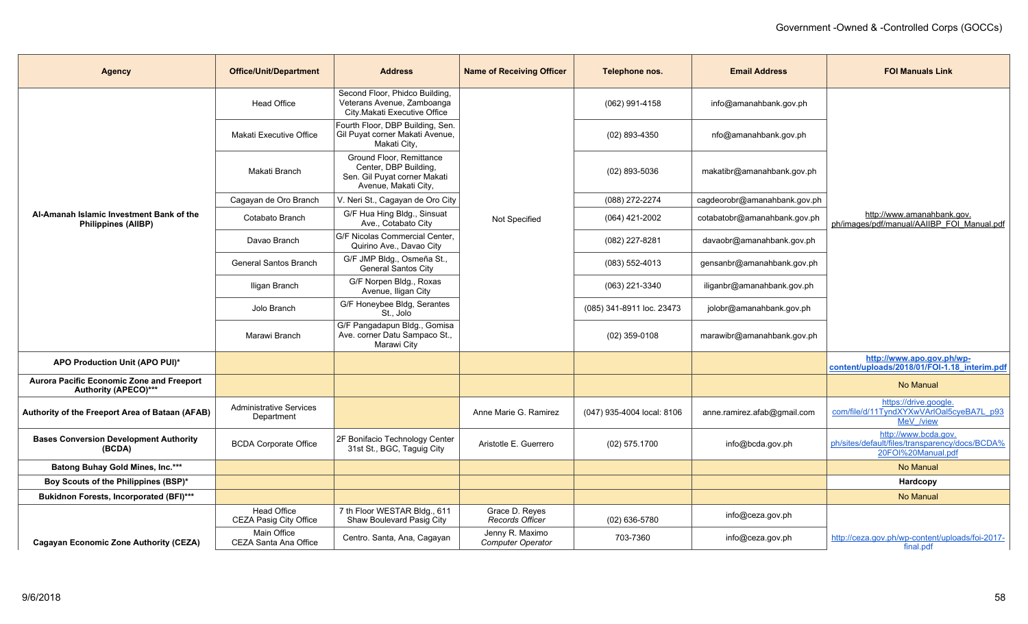| Agency | Office/Unit/Department | Address | Name of Receiving Officer | Telephone nos. | Email Address | FOI Manuals Link |
|---|---|---|---|---|---|---|
| Al-Amanah Islamic Investment Bank of the Philippines (AIIBP) | Head Office | Second Floor, Phidco Building, Veterans Avenue, Zamboanga City.Makati Executive Office | Not Specified | (062) 991-4158 | info@amanahbank.gov.ph | http://www.amanahbank.gov.ph/images/pdf/manual/AAIIBP_FOI_Manual.pdf |
| | Makati Executive Office | Fourth Floor, DBP Building, Sen. Gil Puyat corner Makati Avenue, Makati City, | | (02) 893-4350 | nfo@amanahbank.gov.ph | |
| | Makati Branch | Ground Floor, Remittance Center, DBP Building, Sen. Gil Puyat corner Makati Avenue, Makati City, | | (02) 893-5036 | makatibr@amanahbank.gov.ph | |
| | Cagayan de Oro Branch | V. Neri St., Cagayan de Oro City | | (088) 272-2274 | cagdeorobr@amanahbank.gov.ph | |
| | Cotabato Branch | G/F Hua Hing Bldg., Sinsuat Ave., Cotabato City | | (064) 421-2002 | cotabatobr@amanahbank.gov.ph | |
| | Davao Branch | G/F Nicolas Commercial Center, Quirino Ave., Davao City | | (082) 227-8281 | davaobr@amanahbank.gov.ph | |
| | General Santos Branch | G/F JMP Bldg., Osmeña St., General Santos City | | (083) 552-4013 | gensanbr@amanahbank.gov.ph | |
| | Iligan Branch | G/F Norpen Bldg., Roxas Avenue, Iligan City | | (063) 221-3340 | iliganbr@amanahbank.gov.ph | |
| | Jolo Branch | G/F Honeybee Bldg, Serantes St., Jolo | | (085) 341-8911 loc. 23473 | jolobr@amanahbank.gov.ph | |
| | Marawi Branch | G/F Pangadapun Bldg., Gomisa Ave. corner Datu Sampaco St., Marawi City | | (02) 359-0108 | marawibr@amanahbank.gov.ph | |
| APO Production Unit (APO PUI)* | | | | | | http://www.apo.gov.ph/wp-content/uploads/2018/01/FOI-1.18_interim.pdf |
| Aurora Pacific Economic Zone and Freeport Authority (APECO)*** | | | | | | No Manual |
| Authority of the Freeport Area of Bataan (AFAB) | Administrative Services Department | | Anne Marie G. Ramirez | (047) 935-4004 local: 8106 | anne.ramirez.afab@gmail.com | https://drive.google.com/file/d/11TyndXYXwVArlOal5cyeBA7L_p93MeV_/view |
| Bases Conversion Development Authority (BCDA) | BCDA Corporate Office | 2F Bonifacio Technology Center 31st St., BGC, Taguig City | Aristotle E. Guerrero | (02) 575.1700 | info@bcda.gov.ph | http://www.bcda.gov.ph/sites/default/files/transparency/docs/BCDA%20FOI%20Manual.pdf |
| Batong Buhay Gold Mines, Inc.*** | | | | | | No Manual |
| Boy Scouts of the Philippines (BSP)* | | | | | | Hardcopy |
| Bukidnon Forests, Incorporated (BFI)*** | | | | | | No Manual |
| Cagayan Economic Zone Authority (CEZA) | Head Office CEZA Pasig City Office | 7 th Floor WESTAR Bldg., 611 Shaw Boulevard Pasig City | Grace D. Reyes *Records Officer* | (02) 636-5780 | info@ceza.gov.ph | http://ceza.gov.ph/wp-content/uploads/foi-2017-final.pdf |
| | Main Office CEZA Santa Ana Office | Centro. Santa, Ana, Cagayan | Jenny R. Maximo *Computer Operator* | 703-7360 | info@ceza.gov.ph | |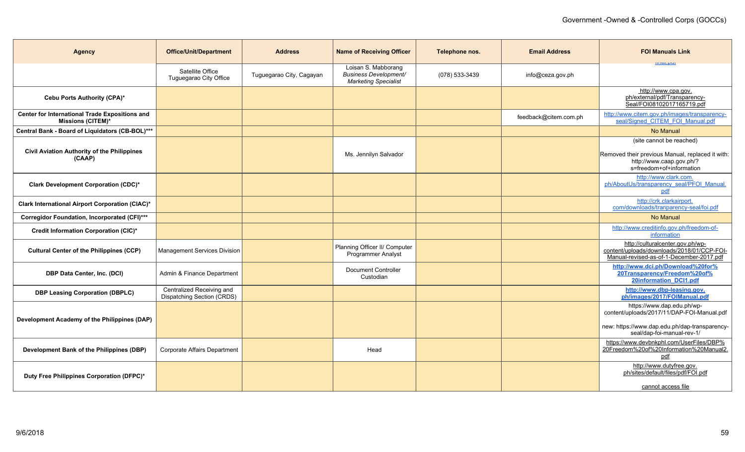| Agency | Office/Unit/Department | Address | Name of Receiving Officer | Telephone nos. | Email Address | FOI Manuals Link |
|---|---|---|---|---|---|---|
| | Satellite Office Tuguegarao City Office | Tuguegarao City, Cagayan | Loisan S. Mabborang *Business Development/ Marketing Specialist* | (078) 533-3439 | info@ceza.gov.ph | final.pdf |
| **Cebu Ports Authority (CPA)*** | | | | | | http://www.cpa.gov.ph/external/pdf/Transparency-Seal/FOI08102017165719.pdf |
| **Center for International Trade Expositions and Missions (CITEM)*** | | | | | feedback@citem.com.ph | http://www.citem.gov.ph/images/transparency-seal/Signed_CITEM_FOI_Manual.pdf |
| **Central Bank - Board of Liquidators (CB-BOL)***** | | | | | | No Manual |
| **Civil Aviation Authority of the Philippines (CAAP)** | | | Ms. Jennilyn Salvador | | | (site cannot be reached)<br><br>Removed their previous Manual, replaced it with: http://www.caap.gov.ph/?s=freedom+of+information |
| **Clark Development Corporation (CDC)*** | | | | | | http://www.clark.com.ph/AboutUs/transparency_seal/PFOI_Manual.pdf |
| **Clark International Airport Corporation (CIAC)*** | | | | | | http://crk.clarkairport.com/downloads/tranparency-seal/foi.pdf |
| **Corregidor Foundation, Incorporated (CFI)***** | | | | | | No Manual |
| **Credit Information Corporation (CIC)*** | | | | | | http://www.creditinfo.gov.ph/freedom-of-information |
| **Cultural Center of the Philippines (CCP)** | Management Services Division | | Planning Officer II/ Computer Programmer Analyst | | | http://culturalcenter.gov.ph/wp-content/uploads/downloads/2018/01/CCP-FOI-Manual-revised-as-of-1-December-2017.pdf |
| **DBP Data Center, Inc. (DCI)** | Admin & Finance Department | | Document Controller Custodian | | | **http://www.dci.ph/Download%20for%20Transparency/Freedom%20of%20information_DCI1.pdf** |
| **DBP Leasing Corporation (DBPLC)** | Centralized Receiving and Dispatching Section (CRDS) | | | | | **http://www.dbp-leasing.gov.ph/images/2017/FOIManual.pdf** |
| **Development Academy of the Philippines (DAP)** | | | | | | https://www.dap.edu.ph/wp-content/uploads/2017/11/DAP-FOI-Manual.pdf<br><br>new: https://www.dap.edu.ph/dap-transparency-seal/dap-foi-manual-rev-1/ |
| **Development Bank of the Philippines (DBP)** | Corporate Affairs Department | | Head | | | https://www.devbnkphl.com/UserFiles/DBP%20Freedom%20of%20Information%20Manual2.pdf |
| **Duty Free Philippines Corporation (DFPC)*** | | | | | | http://www.dutyfree.gov.ph/sites/default/files/pdf/FOI.pdf<br><br>cannot access file |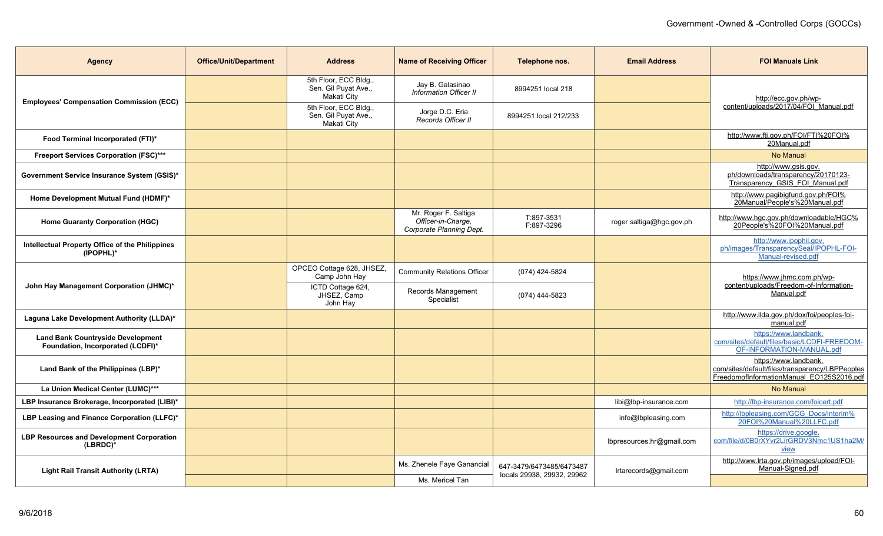# Government -Owned & -Controlled Corps (GOCCs)

| Agency | Office/Unit/Department | Address | Name of Receiving Officer | Telephone nos. | Email Address | FOI Manuals Link |
|---|---|---|---|---|---|---|
| Employees' Compensation Commission (ECC) | | 5th Floor, ECC Bldg., Sen. Gil Puyat Ave., Makati City | Jay B. Galasinao *Information Officer II* | 8994251 local 218 | | http://ecc.gov.ph/wp-content/uploads/2017/04/FOI_Manual.pdf |
| | | 5th Floor, ECC Bldg., Sen. Gil Puyat Ave., Makati City | Jorge D.C. Eria *Records Officer II* | 8994251 local 212/233 | | |
| Food Terminal Incorporated (FTI)* | | | | | | http://www.fti.gov.ph/FOI/FTI%20FOI%20Manual.pdf |
| Freeport Services Corporation (FSC)*** | | | | | | No Manual |
| Government Service Insurance System (GSIS)* | | | | | | http://www.gsis.gov.ph/downloads/transparency/20170123-Transparency_GSIS_FOI_Manual.pdf |
| Home Development Mutual Fund (HDMF)* | | | | | | http://www.pagibigfund.gov.ph/FOI%20Manual/People's%20Manual.pdf |
| Home Guaranty Corporation (HGC) | | | Mr. Roger F. Saltiga *Officer-in-Charge, Corporate Planning Dept.* | T:897-3531 F:897-3296 | roger saltiga@hgc.gov.ph | http://www.hgc.gov.ph/downloadable/HGC%20People's%20FOI%20Manual.pdf |
| Intellectual Property Office of the Philippines (IPOPHL)* | | | | | | http://www.ipophil.gov.ph/images/TransparencySeal/IPOPHL-FOI-Manual-revised.pdf |
| John Hay Management Corporation (JHMC)* | | OPCEO Cottage 628, JHSEZ, Camp John Hay | Community Relations Officer | (074) 424-5824 | | https://www.jhmc.com.ph/wp-content/uploads/Freedom-of-Information-Manual.pdf |
| | | ICTD Cottage 624, JHSEZ, Camp John Hay | Records Management Specialist | (074) 444-5823 | | |
| Laguna Lake Development Authority (LLDA)* | | | | | | http://www.llda.gov.ph/dox/foi/peoples-foi-manual.pdf |
| Land Bank Countryside Development Foundation, Incorporated (LCDFI)* | | | | | | https://www.landbank.com/sites/default/files/basic/LCDFI-FREEDOM-OF-INFORMATION-MANUAL.pdf |
| Land Bank of the Philippines (LBP)* | | | | | | https://www.landbank.com/sites/default/files/transparency/LBPPeoplesFreedomofInformationManual_EO125S2016.pdf |
| La Union Medical Center (LUMC)*** | | | | | | No Manual |
| LBP Insurance Brokerage, Incorporated (LIBI)* | | | | | libi@lbp-insurance.com | http://lbp-insurance.com/foicert.pdf |
| LBP Leasing and Finance Corporation (LLFC)* | | | | | info@lbpleasing.com | http://lbpleasing.com/GCG_Docs/Interim%20FOI%20Manual%20LLFC.pdf |
| LBP Resources and Development Corporation (LBRDC)* | | | | | lbpresources.hr@gmail.com | https://drive.google.com/file/d/0B0rXYvr2LirGRDV3Nmc1US1ha2M/view |
| Light Rail Transit Authority (LRTA) | | | Ms. Zhenele Faye Ganancial | 647-3479/6473485/6473487 locals 29938, 29932, 29962 | lrtarecords@gmail.com | http://www.lrta.gov.ph/images/upload/FOI-Manual-Signed.pdf |
| | | | Ms. Mericel Tan | | | |

9/6/2018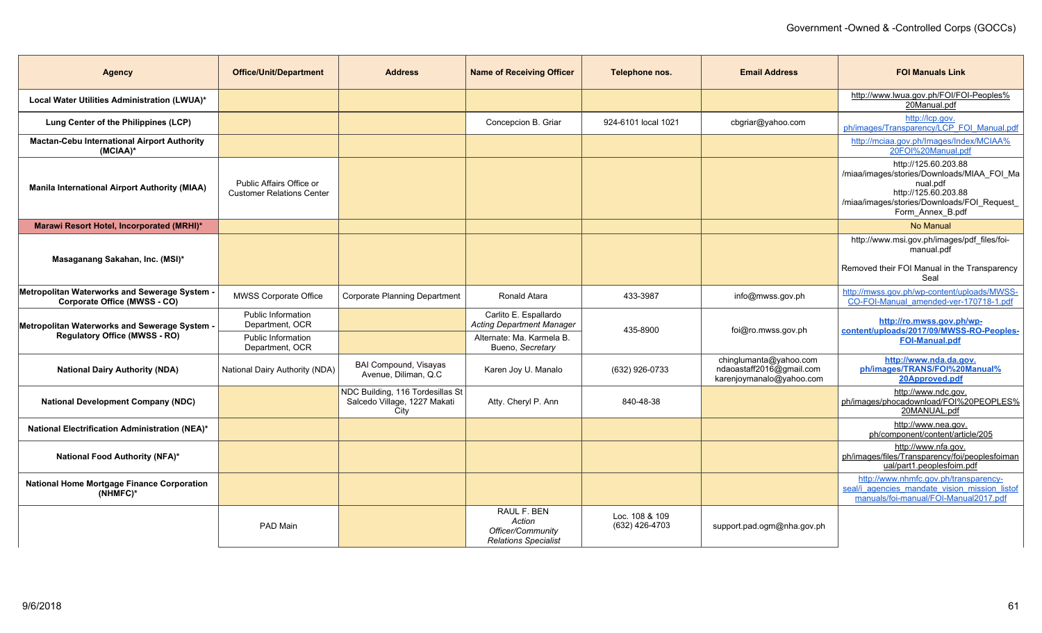| Agency | Office/Unit/Department | Address | Name of Receiving Officer | Telephone nos. | Email Address | FOI Manuals Link |
|---|---|---|---|---|---|---|
| **Local Water Utilities Administration (LWUA)*** | | | | | | http://www.lwua.gov.ph/FOI/FOI-Peoples%20Manual.pdf |
| **Lung Center of the Philippines (LCP)** | | | Concepcion B. Griar | 924-6101 local 1021 | cbgriar@yahoo.com | http://lcp.gov.ph/images/Transparency/LCP_FOI_Manual.pdf |
| **Mactan-Cebu International Airport Authority (MCIAA)*** | | | | | | http://mciaa.gov.ph/Images/Index/MCIAA%20FOI%20Manual.pdf |
| **Manila International Airport Authority (MIAA)** | Public Affairs Office or Customer Relations Center | | | | | http://125.60.203.88/miaa/images/stories/Downloads/MIAA_FOI_Manual.pdf http://125.60.203.88/miaa/images/stories/Downloads/FOI_Request_Form_Annex_B.pdf |
| **Marawi Resort Hotel, Incorporated (MRHI)*** | | | | | | No Manual |
| **Masaganang Sakahan, Inc. (MSI)*** | | | | | | http://www.msi.gov.ph/images/pdf_files/foi-manual.pdf Removed their FOI Manual in the Transparency Seal |
| **Metropolitan Waterworks and Sewerage System - Corporate Office (MWSS - CO)** | MWSS Corporate Office | Corporate Planning Department | Ronald Atara | 433-3987 | info@mwss.gov.ph | http://mwss.gov.ph/wp-content/uploads/MWSS-CO-FOI-Manual_amended-ver-170718-1.pdf |
| **Metropolitan Waterworks and Sewerage System - Regulatory Office (MWSS - RO)** | Public Information Department, OCR | | Carlito E. Espallardo *Acting Department Manager* | 435-8900 | foi@ro.mwss.gov.ph | **http://ro.mwss.gov.ph/wp-content/uploads/2017/09/MWSS-RO-Peoples-FOI-Manual.pdf** |
| | Public Information Department, OCR | | Alternate: Ma. Karmela B. Bueno, *Secretary* | | | |
| **National Dairy Authority (NDA)** | National Dairy Authority (NDA) | BAI Compound, Visayas Avenue, Diliman, Q.C | Karen Joy U. Manalo | (632) 926-0733 | chinglumanta@yahoo.com ndaoastaff2016@gmail.com karenjoymanalo@yahoo.com | **http://www.nda.da.gov.ph/images/TRANS/FOI%20Manual%20Approved.pdf** |
| **National Development Company (NDC)** | | NDC Building, 116 Tordesillas St Salcedo Village, 1227 Makati City | Atty. Cheryl P. Ann | 840-48-38 | | http://www.ndc.gov.ph/images/phocadownload/FOI%20PEOPLES%20MANUAL.pdf |
| **National Electrification Administration (NEA)*** | | | | | | http://www.nea.gov.ph/component/content/article/205 |
| **National Food Authority (NFA)*** | | | | | | http://www.nfa.gov.ph/images/files/Transparency/foi/peoplesfoimanual/part1.peoplesfoim.pdf |
| **National Home Mortgage Finance Corporation (NHMFC)*** | | | | | | http://www.nhmfc.gov.ph/transparency-seal/i_agencies_mandate_vision_mission_listofmanuals/foi-manual/FOI-Manual2017.pdf |
| | PAD Main | | RAUL F. BEN *Action Officer/Community Relations Specialist* | Loc. 108 & 109 (632) 426-4703 | support.pad.ogm@nha.gov.ph | |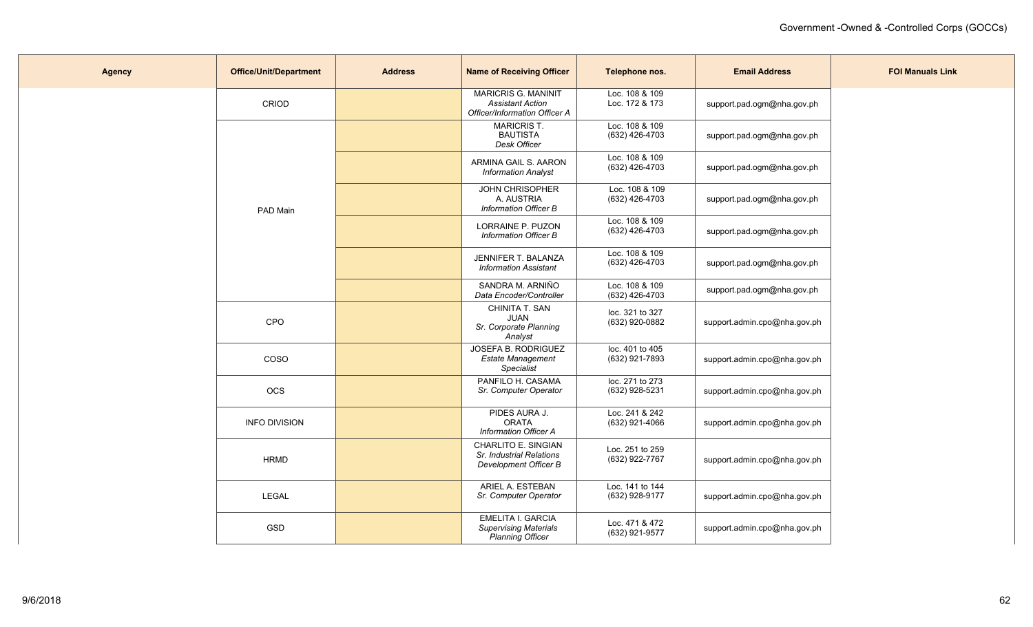| Agency | Office/Unit/Department | Address | Name of Receiving Officer | Telephone nos. | Email Address | FOI Manuals Link |
|---|---|---|---|---|---|---|
| | CRIOD | | MARICRIS G. MANINIT *Assistant Action Officer/Information Officer A* | Loc. 108 & 109 Loc. 172 & 173 | support.pad.ogm@nha.gov.ph | |
| | PAD Main | | MARICRIS T. BAUTISTA *Desk Officer* | Loc. 108 & 109 (632) 426-4703 | support.pad.ogm@nha.gov.ph | |
| | | | ARMINA GAIL S. AARON *Information Analyst* | Loc. 108 & 109 (632) 426-4703 | support.pad.ogm@nha.gov.ph | |
| | | | JOHN CHRISOPHER A. AUSTRIA *Information Officer B* | Loc. 108 & 109 (632) 426-4703 | support.pad.ogm@nha.gov.ph | |
| | | | LORRAINE P. PUZON *Information Officer B* | Loc. 108 & 109 (632) 426-4703 | support.pad.ogm@nha.gov.ph | |
| | | | JENNIFER T. BALANZA *Information Assistant* | Loc. 108 & 109 (632) 426-4703 | support.pad.ogm@nha.gov.ph | |
| | | | SANDRA M. ARNIÑO *Data Encoder/Controller* | Loc. 108 & 109 (632) 426-4703 | support.pad.ogm@nha.gov.ph | |
| | CPO | | CHINITA T. SAN JUAN *Sr. Corporate Planning Analyst* | loc. 321 to 327 (632) 920-0882 | support.admin.cpo@nha.gov.ph | |
| | COSO | | JOSEFA B. RODRIGUEZ *Estate Management Specialist* | loc. 401 to 405 (632) 921-7893 | support.admin.cpo@nha.gov.ph | |
| | OCS | | PANFILO H. CASAMA *Sr. Computer Operator* | loc. 271 to 273 (632) 928-5231 | support.admin.cpo@nha.gov.ph | |
| | INFO DIVISION | | PIDES AURA J. ORATA *Information Officer A* | Loc. 241 & 242 (632) 921-4066 | support.admin.cpo@nha.gov.ph | |
| | HRMD | | CHARLITO E. SINGIAN *Sr. Industrial Relations Development Officer B* | Loc. 251 to 259 (632) 922-7767 | support.admin.cpo@nha.gov.ph | |
| | LEGAL | | ARIEL A. ESTEBAN *Sr. Computer Operator* | Loc. 141 to 144 (632) 928-9177 | support.admin.cpo@nha.gov.ph | |
| | GSD | | EMELITA I. GARCIA *Supervising Materials Planning Officer* | Loc. 471 & 472 (632) 921-9577 | support.admin.cpo@nha.gov.ph | |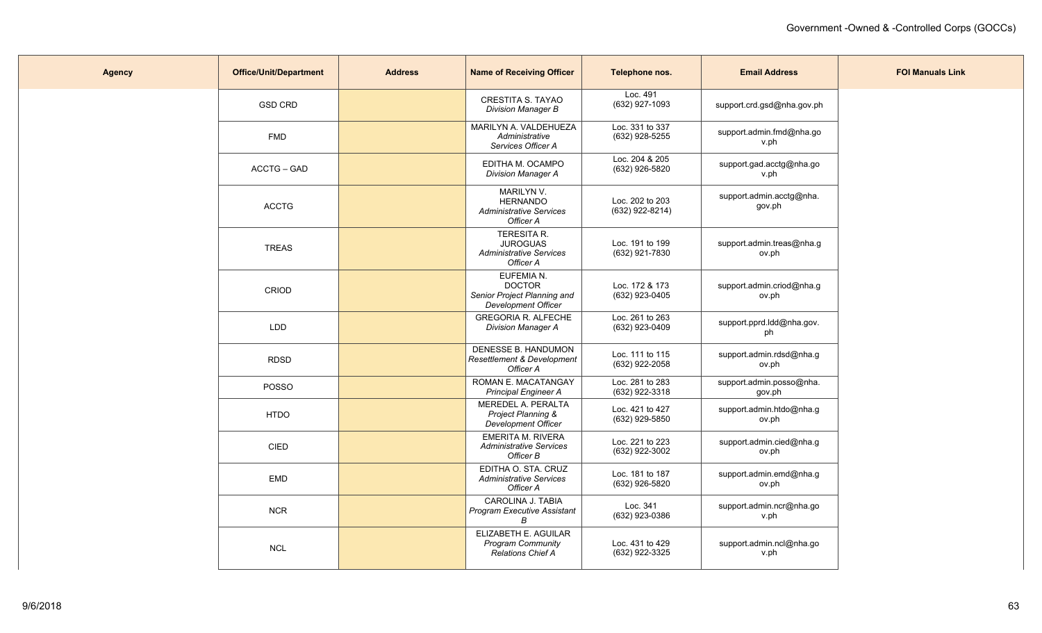| Agency | Office/Unit/Department | Address | Name of Receiving Officer | Telephone nos. | Email Address | FOI Manuals Link |
|---|---|---|---|---|---|---|
| | GSD CRD | | CRESTITA S. TAYAO<br>*Division Manager B* | Loc. 491<br>(632) 927-1093 | support.crd.gsd@nha.gov.ph | |
| | FMD | | MARILYN A. VALDEHUEZA<br>*Administrative Services Officer A* | Loc. 331 to 337<br>(632) 928-5255 | support.admin.fmd@nha.gov.ph | |
| | ACCTG – GAD | | EDITHA M. OCAMPO<br>*Division Manager A* | Loc. 204 & 205<br>(632) 926-5820 | support.gad.acctg@nha.gov.ph | |
| | ACCTG | | MARILYN V. HERNANDO<br>*Administrative Services Officer A* | Loc. 202 to 203<br>(632) 922-8214) | support.admin.acctg@nha.gov.ph | |
| | TREAS | | TERESITA R. JUROGUAS<br>*Administrative Services Officer A* | Loc. 191 to 199<br>(632) 921-7830 | support.admin.treas@nha.gov.ph | |
| | CRIOD | | EUFEMIA N. DOCTOR<br>*Senior Project Planning and Development Officer* | Loc. 172 & 173<br>(632) 923-0405 | support.admin.criod@nha.gov.ph | |
| | LDD | | GREGORIA R. ALFECHE<br>*Division Manager A* | Loc. 261 to 263<br>(632) 923-0409 | support.pprd.ldd@nha.gov.ph | |
| | RDSD | | DENESSE B. HANDUMON<br>*Resettlement & Development Officer A* | Loc. 111 to 115<br>(632) 922-2058 | support.admin.rdsd@nha.gov.ph | |
| | POSSO | | ROMAN E. MACATANGAY<br>*Principal Engineer A* | Loc. 281 to 283<br>(632) 922-3318 | support.admin.posso@nha.gov.ph | |
| | HTDO | | MEREDEL A. PERALTA<br>*Project Planning & Development Officer* | Loc. 421 to 427<br>(632) 929-5850 | support.admin.htdo@nha.gov.ph | |
| | CIED | | EMERITA M. RIVERA<br>*Administrative Services Officer B* | Loc. 221 to 223<br>(632) 922-3002 | support.admin.cied@nha.gov.ph | |
| | EMD | | EDITHA O. STA. CRUZ<br>*Administrative Services Officer A* | Loc. 181 to 187<br>(632) 926-5820 | support.admin.emd@nha.gov.ph | |
| | NCR | | CAROLINA J. TABIA<br>*Program Executive Assistant B* | Loc. 341<br>(632) 923-0386 | support.admin.ncr@nha.gov.ph | |
| | NCL | | ELIZABETH E. AGUILAR<br>*Program Community Relations Chief A* | Loc. 431 to 429<br>(632) 922-3325 | support.admin.ncl@nha.gov.ph | |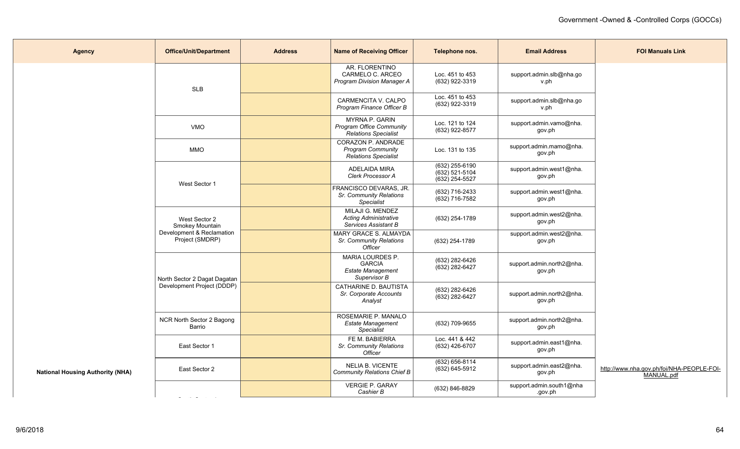| Agency | Office/Unit/Department | Address | Name of Receiving Officer | Telephone nos. | Email Address | FOI Manuals Link |
|---|---|---|---|---|---|---|
| National Housing Authority (NHA) | SLB | | AR. FLORENTINO CARMELO C. ARCEO *Program Division Manager A* | Loc. 451 to 453 (632) 922-3319 | support.admin.slb@nha.gov.ph | http://www.nha.gov.ph/foi/NHA-PEOPLE-FOI-MANUAL.pdf |
| | | | CARMENCITA V. CALPO *Program Finance Officer B* | Loc. 451 to 453 (632) 922-3319 | support.admin.slb@nha.gov.ph | |
| | VMO | | MYRNA P. GARIN *Program Office Community Relations Specialist* | Loc. 121 to 124 (632) 922-8577 | support.admin.vamo@nha.gov.ph | |
| | MMO | | CORAZON P. ANDRADE *Program Community Relations Specialist* | Loc. 131 to 135 | support.admin.mamo@nha.gov.ph | |
| | West Sector 1 | | ADELAIDA MIRA *Clerk Processor A* | (632) 255-6190 (632) 521-5104 (632) 254-5527 | support.admin.west1@nha.gov.ph | |
| | | | FRANCISCO DEVARAS, JR. *Sr. Community Relations Specialist* | (632) 716-2433 (632) 716-7582 | support.admin.west1@nha.gov.ph | |
| | West Sector 2 Smokey Mountain Development & Reclamation Project (SMDRP) | | MILAJI G. MENDEZ *Acting Administrative Services Assistant B* | (632) 254-1789 | support.admin.west2@nha.gov.ph | |
| | | | MARY GRACE S. ALMAYDA *Sr. Community Relations Officer* | (632) 254-1789 | support.admin.west2@nha.gov.ph | |
| | North Sector 2 Dagat Dagatan Development Project (DDDP) | | MARIA LOURDES P. GARCIA *Estate Management Supervisor B* | (632) 282-6426 (632) 282-6427 | support.admin.north2@nha.gov.ph | |
| | | | CATHARINE D. BAUTISTA *Sr. Corporate Accounts Analyst* | (632) 282-6426 (632) 282-6427 | support.admin.north2@nha.gov.ph | |
| | NCR North Sector 2 Bagong Barrio | | ROSEMARIE P. MANALO *Estate Management Specialist* | (632) 709-9655 | support.admin.north2@nha.gov.ph | |
| | East Sector 1 | | FE M. BABIERRA *Sr. Community Relations Officer* | Loc. 441 & 442 (632) 426-6707 | support.admin.east1@nha.gov.ph | |
| | East Sector 2 | | NELIA B. VICENTE *Community Relations Chief B* | (632) 656-8114 (632) 645-5912 | support.admin.east2@nha.gov.ph | |
| | | | VERGIE P. GARAY *Cashier B* | (632) 846-8829 | support.admin.south1@nha.gov.ph | |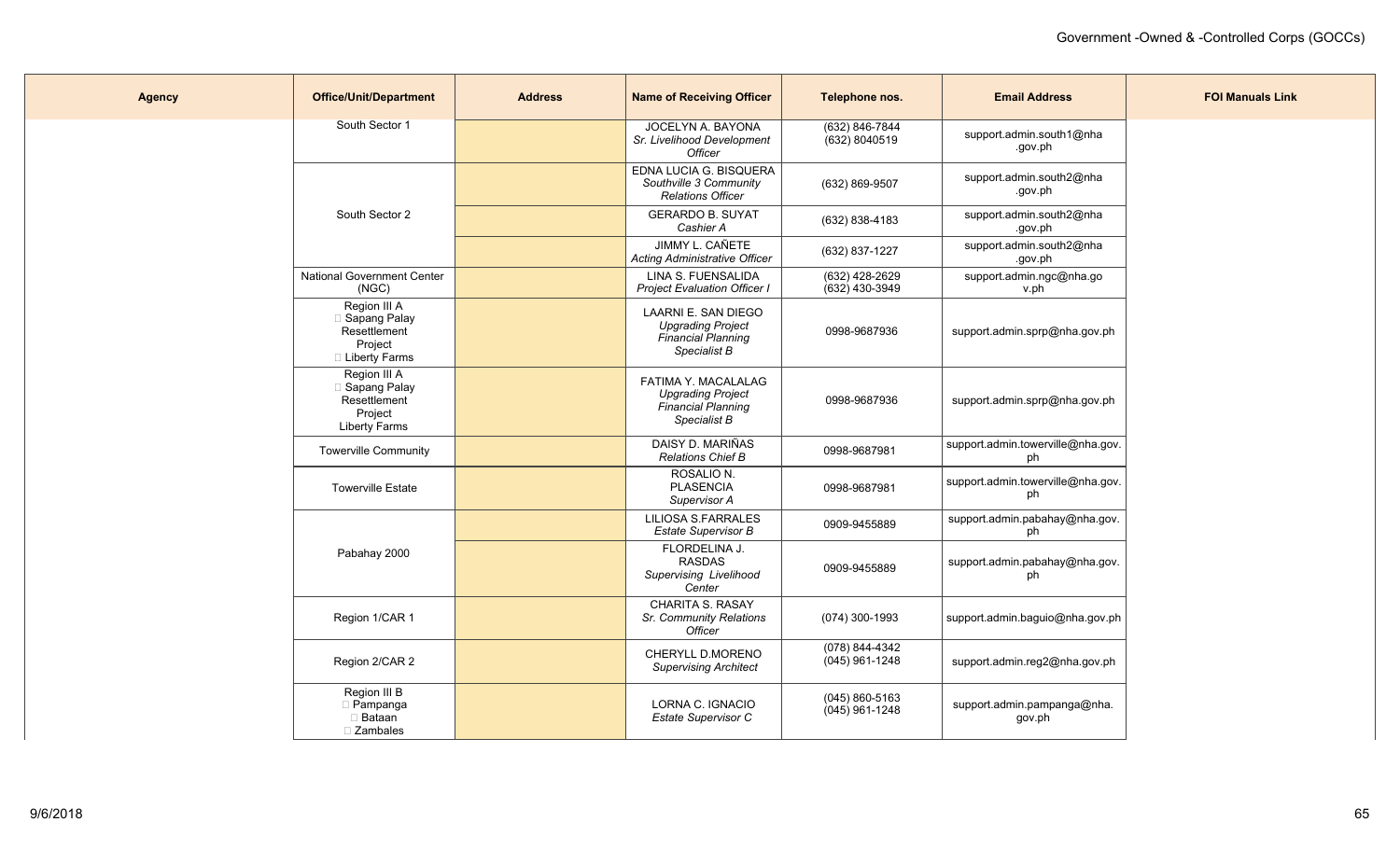| Agency | Office/Unit/Department | Address | Name of Receiving Officer | Telephone nos. | Email Address | FOI Manuals Link |
|---|---|---|---|---|---|---|
| | South Sector 1 | | JOCELYN A. BAYONA *Sr. Livelihood Development Officer* | (632) 846-7844 (632) 8040519 | support.admin.south1@nha.gov.ph | |
| | South Sector 2 | | EDNA LUCIA G. BISQUERA *Southville 3 Community Relations Officer* | (632) 869-9507 | support.admin.south2@nha.gov.ph | |
| | | | GERARDO B. SUYAT *Cashier A* | (632) 838-4183 | support.admin.south2@nha.gov.ph | |
| | | | JIMMY L. CAÑETE *Acting Administrative Officer* | (632) 837-1227 | support.admin.south2@nha.gov.ph | |
| | National Government Center (NGC) | | LINA S. FUENSALIDA *Project Evaluation Officer I* | (632) 428-2629 (632) 430-3949 | support.admin.ngc@nha.gov.ph | |
| | Region III A  Sapang Palay Resettlement Project  Liberty Farms | | LAARNI E. SAN DIEGO *Upgrading Project Financial Planning Specialist B* | 0998-9687936 | support.admin.sprp@nha.gov.ph | |
| | Region III A  Sapang Palay Resettlement Project Liberty Farms | | FATIMA Y. MACALALAG *Upgrading Project Financial Planning Specialist B* | 0998-9687936 | support.admin.sprp@nha.gov.ph | |
| | Towerville Community | | DAISY D. MARIÑAS *Relations Chief B* | 0998-9687981 | support.admin.towerville@nha.gov.ph | |
| | Towerville Estate | | ROSALIO N. PLASENCIA *Supervisor A* | 0998-9687981 | support.admin.towerville@nha.gov.ph | |
| | Pabahay 2000 | | LILIOSA S.FARRALES *Estate Supervisor B* | 0909-9455889 | support.admin.pabahay@nha.gov.ph | |
| | | | FLORDELINA J. RASDAS *Supervising Livelihood Center* | 0909-9455889 | support.admin.pabahay@nha.gov.ph | |
| | Region 1/CAR 1 | | CHARITA S. RASAY *Sr. Community Relations Officer* | (074) 300-1993 | support.admin.baguio@nha.gov.ph | |
| | Region 2/CAR 2 | | CHERYLL D.MORENO *Supervising Architect* | (078) 844-4342 (045) 961-1248 | support.admin.reg2@nha.gov.ph | |
| | Region III B  Pampanga  Bataan  Zambales | | LORNA C. IGNACIO *Estate Supervisor C* | (045) 860-5163 (045) 961-1248 | support.admin.pampanga@nha.gov.ph | |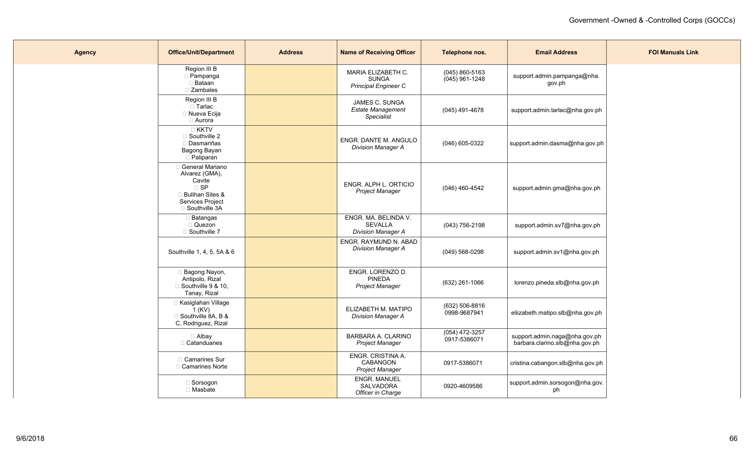| Agency | Office/Unit/Department | Address | Name of Receiving Officer | Telephone nos. | Email Address | FOI Manuals Link |
|---|---|---|---|---|---|---|
| | Region III B<br> Pampanga<br> Bataan<br> Zambales | | MARIA ELIZABETH C. SUNGA<br>*Principal Engineer C* | (045) 860-5163<br>(045) 961-1248 | support.admin.pampanga@nha.gov.ph | |
| | Region III B<br> Tarlac<br> Nueva Ecija<br> Aurora | | JAMES C. SUNGA<br>*Estate Management Specialist* | (045) 491-4678 | support.admin.tarlac@nha.gov.ph | |
| |  KKTV<br> Southville 2<br> Dasmariñas Bagong Bayan<br> Paliparan | | ENGR. DANTE M. ANGULO<br>*Division Manager A* | (046) 605-0322 | support.admin.dasma@nha.gov.ph | |
| |  General Mariano Alvarez (GMA), Cavite<br> SP<br> Bulihan Sites & Services Project<br> Southville 3A | | ENGR. ALPH L. ORTICIO<br>*Project Manager* | (046) 460-4542 | support.admin.gma@nha.gov.ph | |
| |  Batangas<br> Quezon<br> Southville 7 | | ENGR. MA. BELINDA V. SEVALLA<br>*Division Manager A* | (043) 756-2198 | support.admin.sv7@nha.gov.ph | |
| | Southville 1, 4, 5, 5A & 6 | | ENGR. RAYMUND N. ABAD<br>*Division Manager A* | (049) 568-0298 | support.admin.sv1@nha.gov.ph | |
| |  Bagong Nayon, Antipolo, Rizal<br> Southville 9 & 10, Tanay, Rizal | | ENGR. LORENZO D. PINEDA<br>*Project Manager* | (632) 261-1066 | lorenzo.pineda.slb@nha.gov.ph | |
| |  Kasiglahan Village 1 (KV)<br> Southville 8A, B & C, Rodriguez, Rizal | | ELIZABETH M. MATIPO<br>*Division Manager A* | (632) 506-8816<br>0998-9687941 | eliizabeth.matipo.slb@nha.gov.ph | |
| |  Albay<br> Catanduanes | | BARBARA A. CLARINO<br>*Project Manager* | (054) 472-3257<br>0917-5386071 | support.admin.naga@nha.gov.ph<br>barbara.clarino.slb@nha.gov.ph | |
| |  Camarines Sur<br> Camarines Norte | | ENGR. CRISTINA A. CABANGON<br>*Project Manager* | 0917-5386071 | cristina.cabangon.slb@nha.gov.ph | |
| |  Sorsogon<br> Masbate | | ENGR. MANUEL SALVADORA<br>*Officer in Charge* | 0920-4609586 | support.admin.sorsogon@nha.gov.ph | |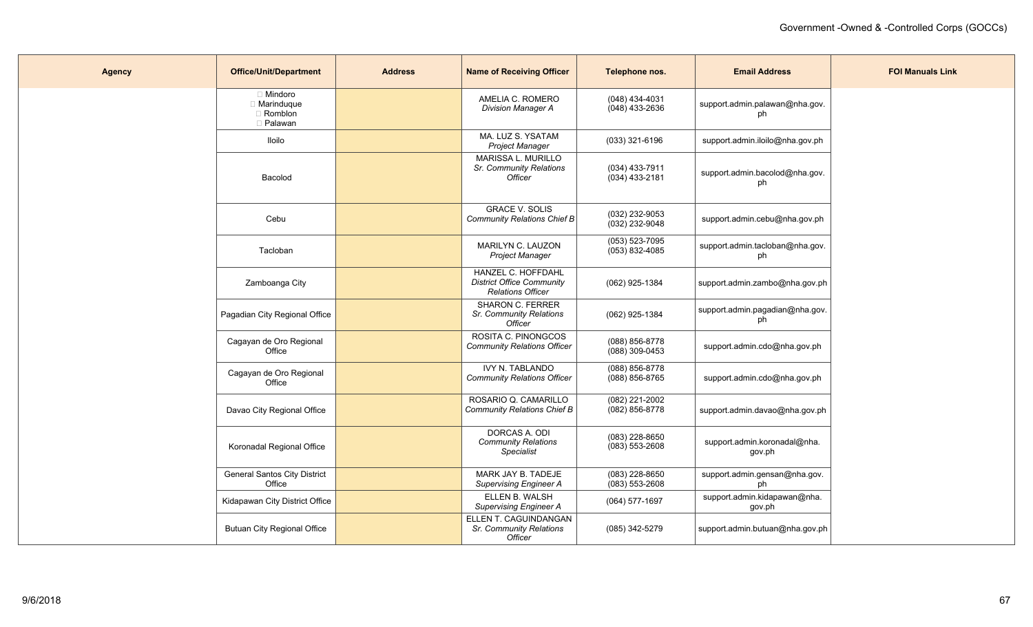| Agency | Office/Unit/Department | Address | Name of Receiving Officer | Telephone nos. | Email Address | FOI Manuals Link |
|---|---|---|---|---|---|---|
| | Mindoro<br>Marinduque<br>Romblon<br>Palawan | | AMELIA C. ROMERO<br>*Division Manager A* | (048) 434-4031<br>(048) 433-2636 | support.admin.palawan@nha.gov.ph | |
| | Iloilo | | MA. LUZ S. YSATAM<br>*Project Manager* | (033) 321-6196 | support.admin.iloilo@nha.gov.ph | |
| | Bacolod | | MARISSA L. MURILLO<br>*Sr. Community Relations Officer* | (034) 433-7911<br>(034) 433-2181 | support.admin.bacolod@nha.gov.ph | |
| | Cebu | | GRACE V. SOLIS<br>*Community Relations Chief B* | (032) 232-9053<br>(032) 232-9048 | support.admin.cebu@nha.gov.ph | |
| | Tacloban | | MARILYN C. LAUZON<br>*Project Manager* | (053) 523-7095<br>(053) 832-4085 | support.admin.tacloban@nha.gov.ph | |
| | Zamboanga City | | HANZEL C. HOFFDAHL<br>*District Office Community Relations Officer* | (062) 925-1384 | support.admin.zambo@nha.gov.ph | |
| | Pagadian City Regional Office | | SHARON C. FERRER<br>*Sr. Community Relations Officer* | (062) 925-1384 | support.admin.pagadian@nha.gov.ph | |
| | Cagayan de Oro Regional Office | | ROSITA C. PINONGCOS<br>*Community Relations Officer* | (088) 856-8778<br>(088) 309-0453 | support.admin.cdo@nha.gov.ph | |
| | Cagayan de Oro Regional Office | | IVY N. TABLANDO<br>*Community Relations Officer* | (088) 856-8778<br>(088) 856-8765 | support.admin.cdo@nha.gov.ph | |
| | Davao City Regional Office | | ROSARIO Q. CAMARILLO<br>*Community Relations Chief B* | (082) 221-2002<br>(082) 856-8778 | support.admin.davao@nha.gov.ph | |
| | Koronadal Regional Office | | DORCAS A. ODI<br>*Community Relations Specialist* | (083) 228-8650<br>(083) 553-2608 | support.admin.koronadal@nha.gov.ph | |
| | General Santos City District Office | | MARK JAY B. TADEJE<br>*Supervising Engineer A* | (083) 228-8650<br>(083) 553-2608 | support.admin.gensan@nha.gov.ph | |
| | Kidapawan City District Office | | ELLEN B. WALSH<br>*Supervising Engineer A* | (064) 577-1697 | support.admin.kidapawan@nha.gov.ph | |
| | Butuan City Regional Office | | ELLEN T. CAGUINDANGAN<br>*Sr. Community Relations Officer* | (085) 342-5279 | support.admin.butuan@nha.gov.ph | |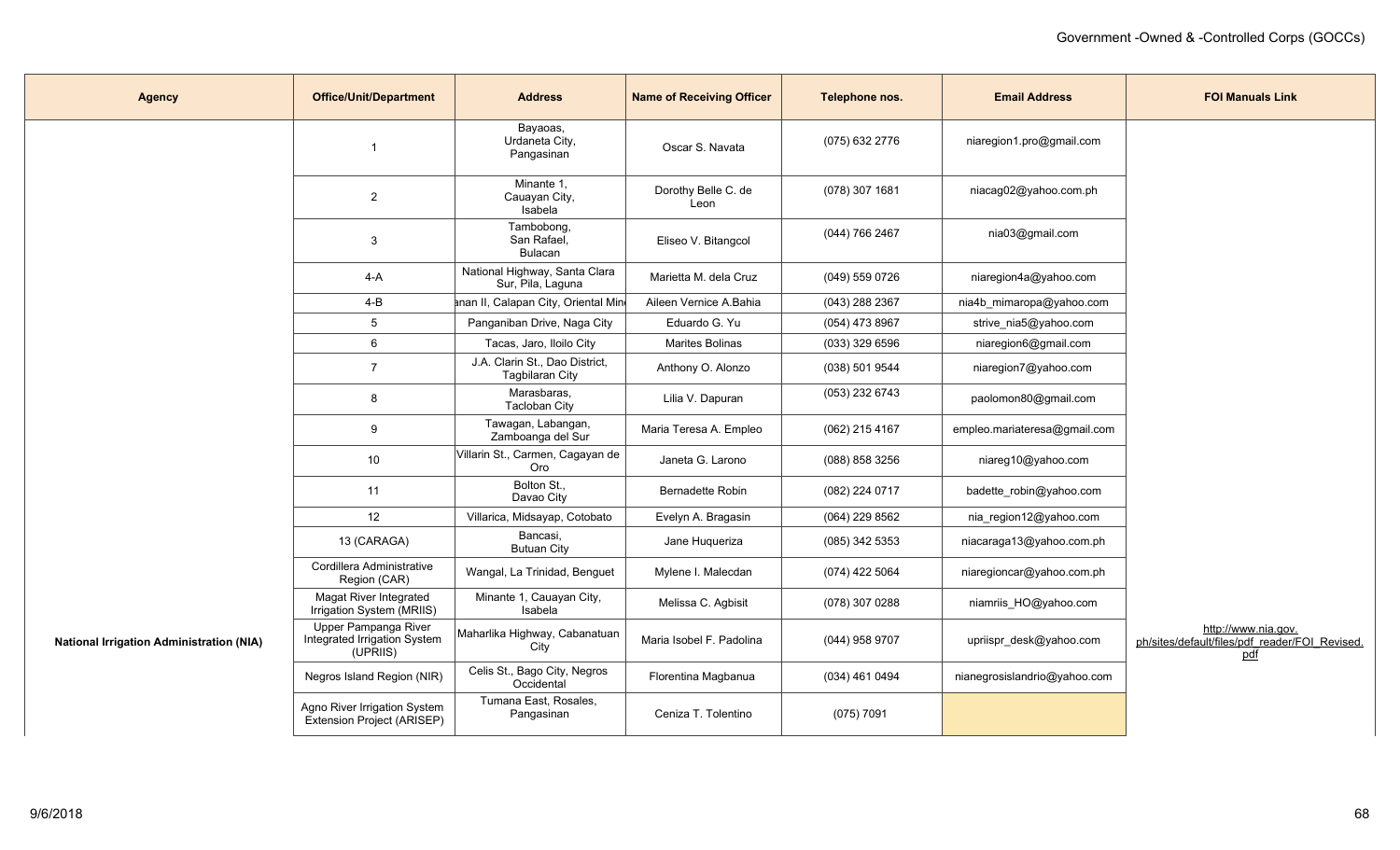| Agency | Office/Unit/Department | Address | Name of Receiving Officer | Telephone nos. | Email Address | FOI Manuals Link |
|---|---|---|---|---|---|---|
| National Irrigation Administration (NIA) | 1 | Bayaoas, Urdaneta City, Pangasinan | Oscar S. Navata | (075) 632 2776 | niaregion1.pro@gmail.com | http://www.nia.gov.ph/sites/default/files/pdf_reader/FOI_Revised.pdf |
| | 2 | Minante 1, Cauayan City, Isabela | Dorothy Belle C. de Leon | (078) 307 1681 | niacag02@yahoo.com.ph | |
| | 3 | Tambobong, San Rafael, Bulacan | Eliseo V. Bitangcol | (044) 766 2467 | nia03@gmail.com | |
| | 4-A | National Highway, Santa Clara Sur, Pila, Laguna | Marietta M. dela Cruz | (049) 559 0726 | niaregion4a@yahoo.com | |
| | 4-B | anan II, Calapan City, Oriental Min | Aileen Vernice A.Bahia | (043) 288 2367 | nia4b_mimaropa@yahoo.com | |
| | 5 | Panganiban Drive, Naga City | Eduardo G. Yu | (054) 473 8967 | strive_nia5@yahoo.com | |
| | 6 | Tacas, Jaro, Iloilo City | Marites Bolinas | (033) 329 6596 | niaregion6@gmail.com | |
| | 7 | J.A. Clarin St., Dao District, Tagbilaran City | Anthony O. Alonzo | (038) 501 9544 | niaregion7@yahoo.com | |
| | 8 | Marasbaras, Tacloban City | Lilia V. Dapuran | (053) 232 6743 | paolomon80@gmail.com | |
| | 9 | Tawagan, Labangan, Zamboanga del Sur | Maria Teresa A. Empleo | (062) 215 4167 | empleo.mariateresa@gmail.com | |
| | 10 | Villarin St., Carmen, Cagayan de Oro | Janeta G. Larono | (088) 858 3256 | niareg10@yahoo.com | |
| | 11 | Bolton St., Davao City | Bernadette Robin | (082) 224 0717 | badette_robin@yahoo.com | |
| | 12 | Villarica, Midsayap, Cotobato | Evelyn A. Bragasin | (064) 229 8562 | nia_region12@yahoo.com | |
| | 13 (CARAGA) | Bancasi, Butuan City | Jane Huqueriza | (085) 342 5353 | niacaraga13@yahoo.com.ph | |
| | Cordillera Administrative Region (CAR) | Wangal, La Trinidad, Benguet | Mylene I. Malecdan | (074) 422 5064 | niaregioncar@yahoo.com.ph | |
| | Magat River Integrated Irrigation System (MRIIS) | Minante 1, Cauayan City, Isabela | Melissa C. Agbisit | (078) 307 0288 | niamriis_HO@yahoo.com | |
| | Upper Pampanga River Integrated Irrigation System (UPRIIS) | Maharlika Highway, Cabanatuan City | Maria Isobel F. Padolina | (044) 958 9707 | upriispr_desk@yahoo.com | |
| | Negros Island Region (NIR) | Celis St., Bago City, Negros Occidental | Florentina Magbanua | (034) 461 0494 | nianegrosislandrio@yahoo.com | |
| | Agno River Irrigation System Extension Project (ARISEP) | Tumana East, Rosales, Pangasinan | Ceniza T. Tolentino | (075) 7091 | | |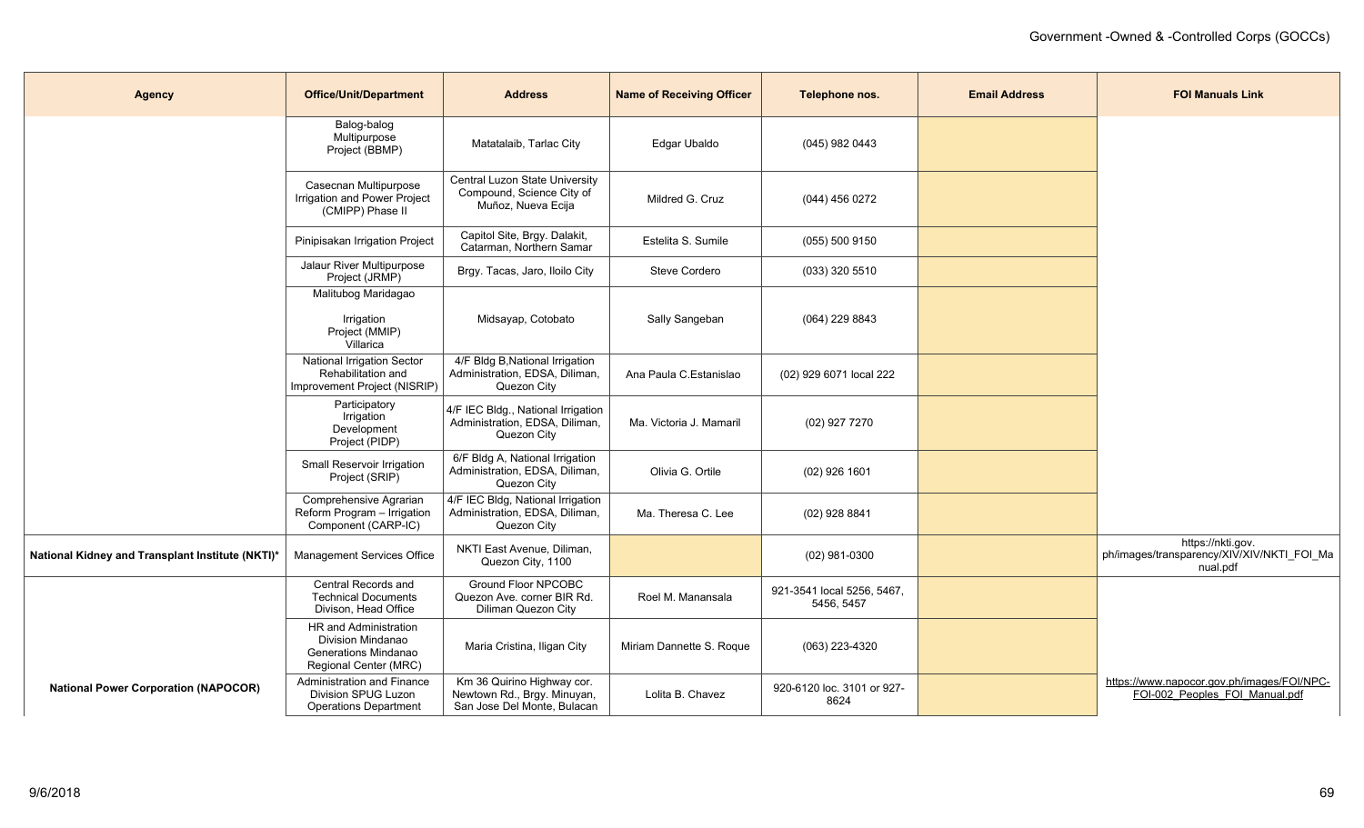| Agency | Office/Unit/Department | Address | Name of Receiving Officer | Telephone nos. | Email Address | FOI Manuals Link |
|---|---|---|---|---|---|---|
| | Balog-balog Multipurpose Project (BBMP) | Matatalaib, Tarlac City | Edgar Ubaldo | (045) 982 0443 | | |
| | Casecnan Multipurpose Irrigation and Power Project (CMIPP) Phase II | Central Luzon State University Compound, Science City of Muñoz, Nueva Ecija | Mildred G. Cruz | (044) 456 0272 | | |
| | Pinipisakan Irrigation Project | Capitol Site, Brgy. Dalakit, Catarman, Northern Samar | Estelita S. Sumile | (055) 500 9150 | | |
| | Jalaur River Multipurpose Project (JRMP) | Brgy. Tacas, Jaro, Iloilo City | Steve Cordero | (033) 320 5510 | | |
| | Malitubog Maridagao Irrigation Project (MMIP) Villarica | Midsayap, Cotobato | Sally Sangeban | (064) 229 8843 | | |
| | National Irrigation Sector Rehabilitation and Improvement Project (NISRIP) | 4/F Bldg B,National Irrigation Administration, EDSA, Diliman, Quezon City | Ana Paula C.Estanislao | (02) 929 6071 local 222 | | |
| | Participatory Irrigation Development Project (PIDP) | 4/F IEC Bldg., National Irrigation Administration, EDSA, Diliman, Quezon City | Ma. Victoria J. Mamaril | (02) 927 7270 | | |
| | Small Reservoir Irrigation Project (SRIP) | 6/F Bldg A, National Irrigation Administration, EDSA, Diliman, Quezon City | Olivia G. Ortile | (02) 926 1601 | | |
| | Comprehensive Agrarian Reform Program – Irrigation Component (CARP-IC) | 4/F IEC Bldg, National Irrigation Administration, EDSA, Diliman, Quezon City | Ma. Theresa C. Lee | (02) 928 8841 | | |
| **National Kidney and Transplant Institute (NKTI)*** | Management Services Office | NKTI East Avenue, Diliman, Quezon City, 1100 | | (02) 981-0300 | | https://nkti.gov.ph/images/transparency/XIV/XIV/NKTI_FOI_Manual.pdf |
| **National Power Corporation (NAPOCOR)** | Central Records and Technical Documents Divison, Head Office | Ground Floor NPCOBC Quezon Ave. corner BIR Rd. Diliman Quezon City | Roel M. Manansala | 921-3541 local 5256, 5467, 5456, 5457 | | https://www.napocor.gov.ph/images/FOI/NPC-FOI-002_Peoples_FOI_Manual.pdf |
| | HR and Administration Division Mindanao Generations Mindanao Regional Center (MRC) | Maria Cristina, Iligan City | Miriam Dannette S. Roque | (063) 223-4320 | | |
| | Administration and Finance Division SPUG Luzon Operations Department | Km 36 Quirino Highway cor. Newtown Rd., Brgy. Minuyan, San Jose Del Monte, Bulacan | Lolita B. Chavez | 920-6120 loc. 3101 or 927-8624 | | |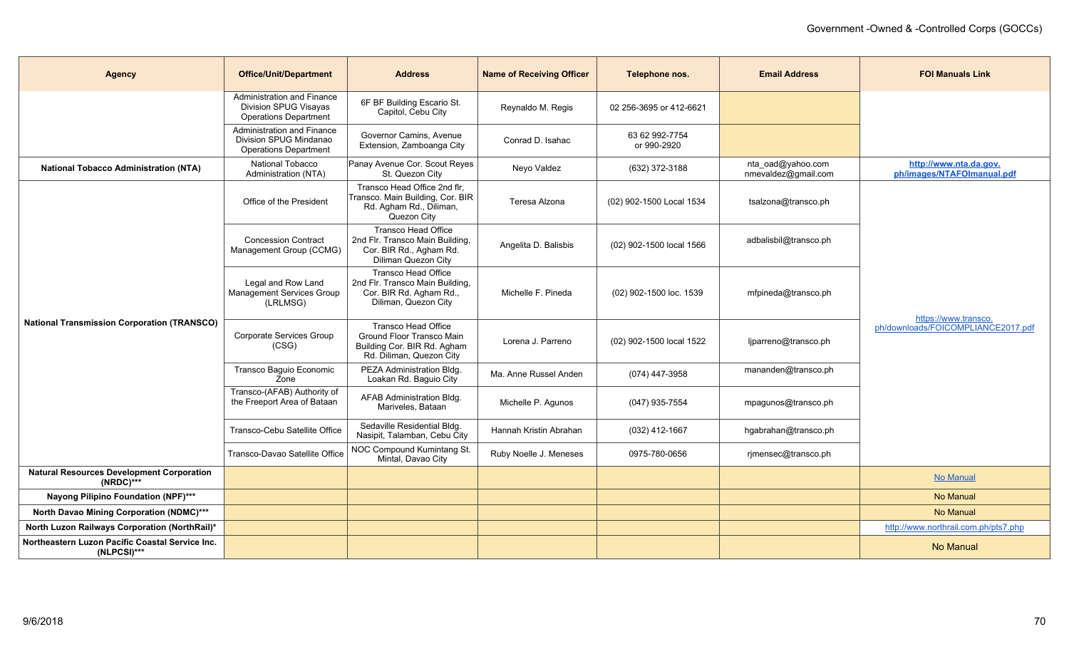| Agency | Office/Unit/Department | Address | Name of Receiving Officer | Telephone nos. | Email Address | FOI Manuals Link |
|---|---|---|---|---|---|---|
| | Administration and Finance Division SPUG Visayas Operations Department | 6F BF Building Escario St. Capitol, Cebu City | Reynaldo M. Regis | 02 256-3695 or 412-6621 | | |
| | Administration and Finance Division SPUG Mindanao Operations Department | Governor Camins, Avenue Extension, Zamboanga City | Conrad D. Isahac | 63 62 992-7754 or 990-2920 | | |
| **National Tobacco Administration (NTA)** | National Tobacco Administration (NTA) | Panay Avenue Cor. Scout Reyes St. Quezon City | Neyo Valdez | (632) 372-3188 | nta_oad@yahoo.com nmevaldez@gmail.com | **http://www.nta.da.gov.ph/images/NTAFOImanual.pdf** |
| **National Transmission Corporation (TRANSCO)** | Office of the President | Transco Head Office 2nd flr, Transco. Main Building, Cor. BIR Rd. Agham Rd., Diliman, Quezon City | Teresa Alzona | (02) 902-1500 Local 1534 | tsalzona@transco.ph | https://www.transco.ph/downloads/FOICOMPLIANCE2017.pdf |
| | Concession Contract Management Group (CCMG) | Transco Head Office 2nd Flr. Transco Main Building, Cor. BIR Rd., Agham Rd. Diliman Quezon City | Angelita D. Balisbis | (02) 902-1500 local 1566 | adbalisbil@transco.ph | |
| | Legal and Row Land Management Services Group (LRLMSG) | Transco Head Office 2nd Flr. Transco Main Building, Cor. BIR Rd. Agham Rd., Diliman, Quezon City | Michelle F. Pineda | (02) 902-1500 loc. 1539 | mfpineda@transco.ph | |
| | Corporate Services Group (CSG) | Transco Head Office Ground Floor Transco Main Building Cor. BIR Rd. Agham Rd. Diliman, Quezon City | Lorena J. Parreno | (02) 902-1500 local 1522 | ljparreno@transco.ph | |
| | Transco Baguio Economic Zone | PEZA Administration Bldg. Loakan Rd. Baguio City | Ma. Anne Russel Anden | (074) 447-3958 | mananden@transco.ph | |
| | Transco-(AFAB) Authority of the Freeport Area of Bataan | AFAB Administration Bldg. Mariveles, Bataan | Michelle P. Agunos | (047) 935-7554 | mpagunos@transco.ph | |
| | Transco-Cebu Satellite Office | Sedaville Residential Bldg. Nasipit, Talamban, Cebu City | Hannah Kristin Abrahan | (032) 412-1667 | hgabrahan@transco.ph | |
| | Transco-Davao Satellite Office | NOC Compound Kumintang St. Mintal, Davao City | Ruby Noelle J. Meneses | 0975-780-0656 | rjmensec@transco.ph | |
| **Natural Resources Development Corporation (NRDC)*** ** | | | | | | No Manual |
| **Nayong Pilipino Foundation (NPF)*** ** | | | | | | No Manual |
| **North Davao Mining Corporation (NDMC)*** ** | | | | | | No Manual |
| **North Luzon Railways Corporation (NorthRail)*** | | | | | | http://www.northrail.com.ph/pts7.php |
| **Northeastern Luzon Pacific Coastal Service Inc. (NLPCSI)*** ** | | | | | | No Manual |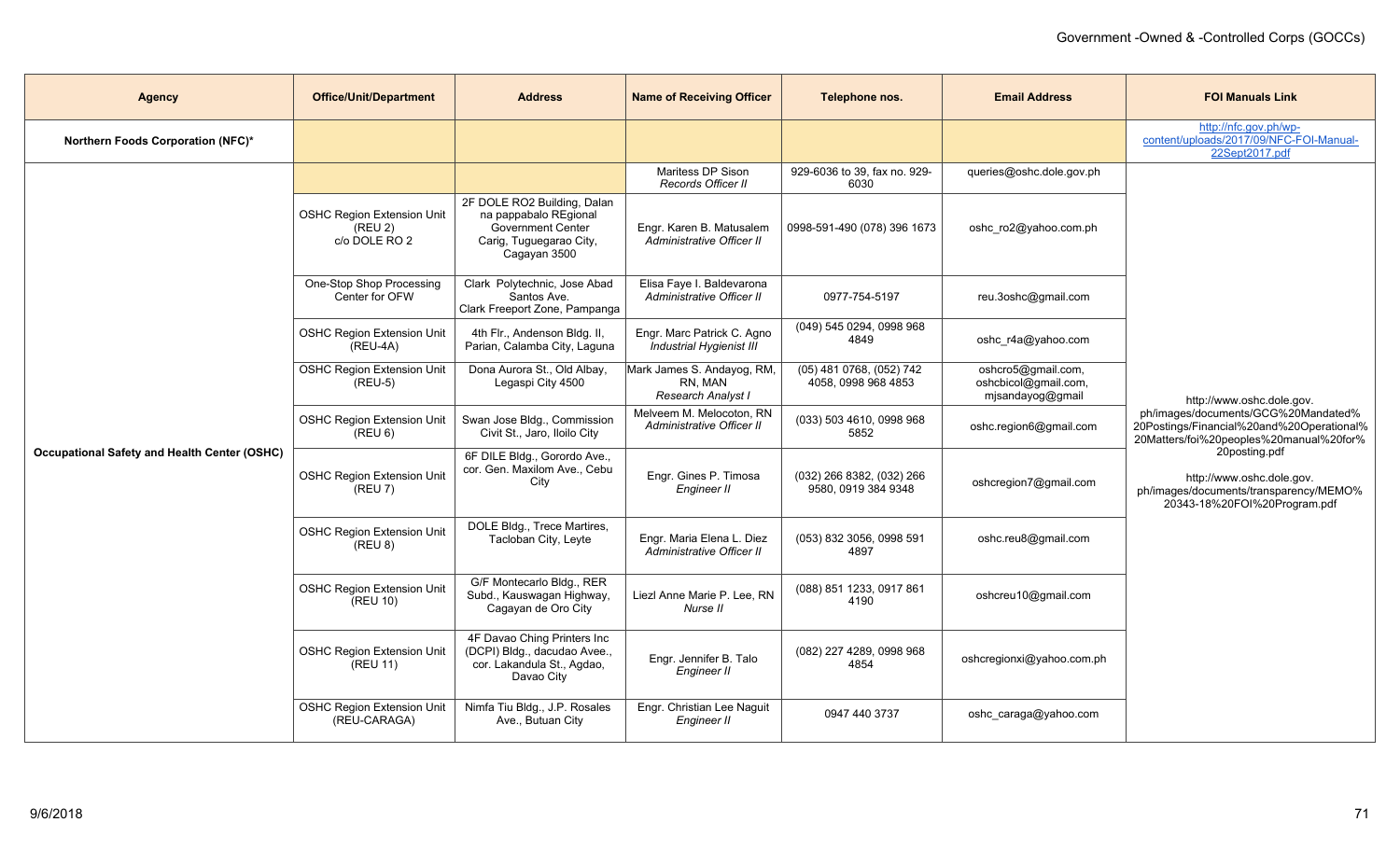| Agency | Office/Unit/Department | Address | Name of Receiving Officer | Telephone nos. | Email Address | FOI Manuals Link |
| --- | --- | --- | --- | --- | --- | --- |
| **Northern Foods Corporation (NFC)*** | | | | | | http://nfc.gov.ph/wp-content/uploads/2017/09/NFC-FOI-Manual-22Sept2017.pdf |
| **Occupational Safety and Health Center (OSHC)** | | | Maritess DP Sison *Records Officer II* | 929-6036 to 39, fax no. 929-6030 | queries@oshc.dole.gov.ph | http://www.oshc.dole.gov.ph/images/documents/GCG%20Mandated%20Postings/Financial%20and%20Operational%20Matters/foi%20peoples%20manual%20for%20posting.pdf http://www.oshc.dole.gov.ph/images/documents/transparency/MEMO%20343-18%20FOI%20Program.pdf |
| | OSHC Region Extension Unit (REU 2) c/o DOLE RO 2 | 2F DOLE RO2 Building, Dalan na pappabalo REgional Government Center Carig, Tuguegarao City, Cagayan 3500 | Engr. Karen B. Matusalem *Administrative Officer II* | 0998-591-490 (078) 396 1673 | oshc_ro2@yahoo.com.ph | |
| | One-Stop Shop Processing Center for OFW | Clark Polytechnic, Jose Abad Santos Ave. Clark Freeport Zone, Pampanga | Elisa Faye I. Baldevarona *Administrative Officer II* | 0977-754-5197 | reu.3oshc@gmail.com | |
| | OSHC Region Extension Unit (REU-4A) | 4th Flr., Andenson Bldg. II, Parian, Calamba City, Laguna | Engr. Marc Patrick C. Agno *Industrial Hygienist III* | (049) 545 0294, 0998 968 4849 | oshc_r4a@yahoo.com | |
| | OSHC Region Extension Unit (REU-5) | Dona Aurora St., Old Albay, Legaspi City 4500 | Mark James S. Andayog, RM, RN, MAN *Research Analyst I* | (05) 481 0768, (052) 742 4058, 0998 968 4853 | oshcro5@gmail.com, oshcbicol@gmail.com, mjsandayog@gmail | |
| | OSHC Region Extension Unit (REU 6) | Swan Jose Bldg., Commission Civit St., Jaro, Iloilo City | Melveem M. Melocoton, RN *Administrative Officer II* | (033) 503 4610, 0998 968 5852 | oshc.region6@gmail.com | |
| | OSHC Region Extension Unit (REU 7) | 6F DILE Bldg., Gorordo Ave., cor. Gen. Maxilom Ave., Cebu City | Engr. Gines P. Timosa *Engineer II* | (032) 266 8382, (032) 266 9580, 0919 384 9348 | oshcregion7@gmail.com | |
| | OSHC Region Extension Unit (REU 8) | DOLE Bldg., Trece Martires, Tacloban City, Leyte | Engr. Maria Elena L. Diez *Administrative Officer II* | (053) 832 3056, 0998 591 4897 | oshc.reu8@gmail.com | |
| | OSHC Region Extension Unit (REU 10) | G/F Montecarlo Bldg., RER Subd., Kauswagan Highway, Cagayan de Oro City | Liezl Anne Marie P. Lee, RN *Nurse II* | (088) 851 1233, 0917 861 4190 | oshcreu10@gmail.com | |
| | OSHC Region Extension Unit (REU 11) | 4F Davao Ching Printers Inc (DCPI) Bldg., dacudao Avee., cor. Lakandula St., Agdao, Davao City | Engr. Jennifer B. Talo *Engineer II* | (082) 227 4289, 0998 968 4854 | oshcregionxi@yahoo.com.ph | |
| | OSHC Region Extension Unit (REU-CARAGA) | Nimfa Tiu Bldg., J.P. Rosales Ave., Butuan City | Engr. Christian Lee Naguit *Engineer II* | 0947 440 3737 | oshc_caraga@yahoo.com | |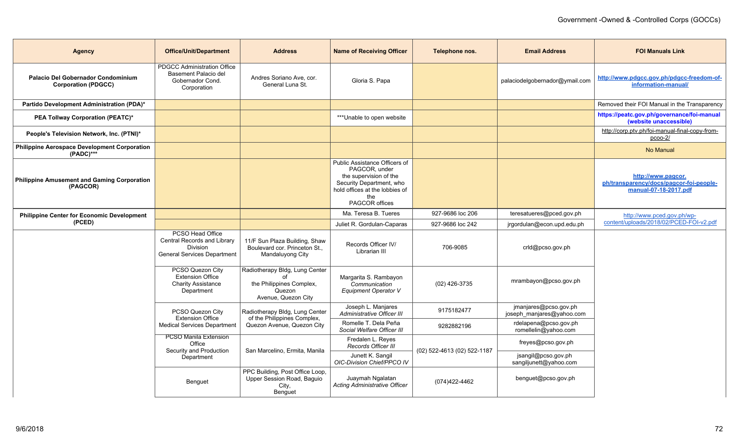| Agency | Office/Unit/Department | Address | Name of Receiving Officer | Telephone nos. | Email Address | FOI Manuals Link |
|---|---|---|---|---|---|---|
| **Palacio Del Gobernador Condominium Corporation (PDGCC)** | PDGCC Administration Office Basement Palacio del Gobernador Cond. Corporation | Andres Soriano Ave, cor. General Luna St. | Gloria S. Papa | | palaciodelgobernador@ymail.com | **http://www.pdgcc.gov.ph/pdgcc-freedom-of-information-manual/** |
| **Partido Development Administration (PDA)*** | | | | | | Removed their FOI Manual in the Transparency |
| **PEA Tollway Corporation (PEATC)*** | | | ***Unable to open website | | | **https://peatc.gov.ph/governance/foi-manual (website unaccessible)** |
| **People's Television Network, Inc. (PTNI)*** | | | | | | http://corp.ptv.ph/foi-manual-final-copy-from-pcoo-2/ |
| **Philippine Aerospace Development Corporation (PADC)***** | | | | | | No Manual |
| **Philippine Amusement and Gaming Corporation (PAGCOR)** | | | Public Assistance Officers of PAGCOR, under the supervision of the Security Department, who hold offices at the lobbies of the PAGCOR offices | | | **http://www.pagcor.ph/transparency/docs/pagcor-foi-people-manual-07-18-2017.pdf** |
| **Philippine Center for Economic Development (PCED)** | | | Ma. Teresa B. Tueres | 927-9686 loc 206 | teresatueres@pced.gov.ph | http://www.pced.gov.ph/wp-content/uploads/2018/02/PCED-FOI-v2.pdf |
| | | | Juliet R. Gordulan-Caparas | 927-9686 loc 242 | jrgordulan@econ.upd.edu.ph | |
| | PCSO Head Office Central Records and Library Division General Services Department | 11/F Sun Plaza Building, Shaw Boulevard cor. Princeton St., Mandaluyong City | Records Officer IV/ Librarian III | 706-9085 | crld@pcso.gov.ph | |
| | PCSO Quezon City Extension Office Charity Assistance Department | Radiotherapy Bldg, Lung Center of the Philippines Complex, Quezon Avenue, Quezon City | Margarita S. Rambayon *Communication Equipment Operator V* | (02) 426-3735 | mrambayon@pcso.gov.ph | |
| | PCSO Quezon City Extension Office Medical Services Department | Radiotherapy Bldg, Lung Center of the Philippines Complex, Quezon Avenue, Quezon City | Joseph L. Manjares *Administrative Officer III* | 9175182477 | jmanjares@pcso.gov.ph joseph_manjares@yahoo.com | |
| | | | Romelle T. Dela Peña *Social Welfare Officer III* | 9282882196 | rdelapena@pcso.gov.ph romellein@yahoo.com | |
| | PCSO Manila Extension Office Security and Production Department | San Marcelino, Ermita, Manila | Fredalen L. Reyes *Records Officer III* | (02) 522-4613 (02) 522-1187 | freyes@pcso.gov.ph | |
| | | | Junett K. Sangil *OIC-Division Chief/PPCO IV* | | jsangil@pcso.gov.ph sangiljunett@yahoo.com | |
| | Benguet | PPC Building, Post Office Loop, Upper Session Road, Baguio City, Benguet | Juaymah Ngalatan *Acting Administrative Officer* | (074)422-4462 | benguet@pcso.gov.ph | |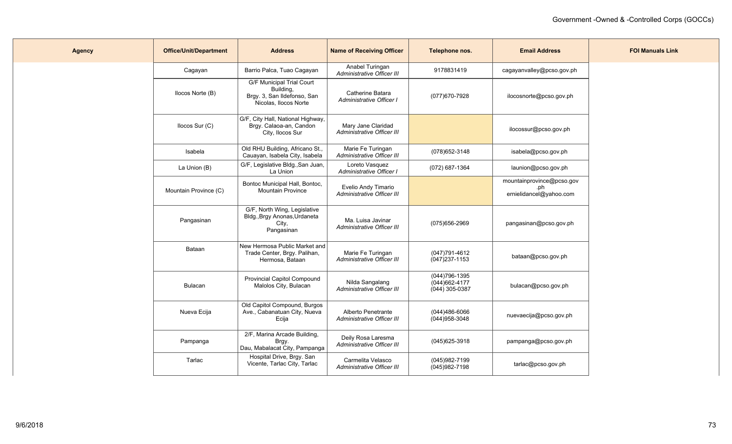| Agency | Office/Unit/Department | Address | Name of Receiving Officer | Telephone nos. | Email Address | FOI Manuals Link |
|---|---|---|---|---|---|---|
| | Cagayan | Barrio Palca, Tuao Cagayan | Anabel Turingan *Administrative Officer III* | 9178831419 | cagayanvalley@pcso.gov.ph | |
| | Ilocos Norte (B) | G/F Municipal Trial Court Building, Brgy. 3, San Ildefonso, San Nicolas, Ilocos Norte | Catherine Batara *Administrative Officer I* | (077)670-7928 | ilocosnorte@pcso.gov.ph | |
| | Ilocos Sur (C) | G/F, City Hall, National Highway, Brgy. Calaoa-an, Candon City, Ilocos Sur | Mary Jane Claridad *Administrative Officer III* | | ilocossur@pcso.gov.ph | |
| | Isabela | Old RHU Building, Africano St., Cauayan, Isabela City, Isabela | Marie Fe Turingan *Administrative Officer III* | (078)652-3148 | isabela@pcso.gov.ph | |
| | La Union (B) | G/F, Legislative Bldg.,San Juan, La Union | Loreto Vasquez *Administrative Officer I* | (072) 687-1364 | launion@pcso.gov.ph | |
| | Mountain Province (C) | Bontoc Municipal Hall, Bontoc, Mountain Province | Evelio Andy Timario *Administrative Officer III* | | mountainprovince@pcso.gov.ph ernielidancel@yahoo.com | |
| | Pangasinan | G/F, North Wing, Legislative Bldg.,Brgy Anonas,Urdaneta City, Pangasinan | Ma. Luisa Javinar *Administrative Officer III* | (075)656-2969 | pangasinan@pcso.gov.ph | |
| | Bataan | New Hermosa Public Market and Trade Center, Brgy. Palihan, Hermosa, Bataan | Marie Fe Turingan *Administrative Officer III* | (047)791-4612 (047)237-1153 | bataan@pcso.gov.ph | |
| | Bulacan | Provincial Capitol Compound Malolos City, Bulacan | Nilda Sangalang *Administrative Officer III* | (044)796-1395 (044)662-4177 (044) 305-0387 | bulacan@pcso.gov.ph | |
| | Nueva Ecija | Old Capitol Compound, Burgos Ave., Cabanatuan City, Nueva Ecija | Alberto Penetrante *Administrative Officer III* | (044)486-6066 (044)958-3048 | nuevaecija@pcso.gov.ph | |
| | Pampanga | 2/F, Marina Arcade Building, Brgy. Dau, Mabalacat City, Pampanga | Deily Rosa Laresma *Administrative Officer III* | (045)625-3918 | pampanga@pcso.gov.ph | |
| | Tarlac | Hospital Drive, Brgy. San Vicente, Tarlac City, Tarlac | Carmelita Velasco *Administrative Officer III* | (045)982-7199 (045)982-7198 | tarlac@pcso.gov.ph | |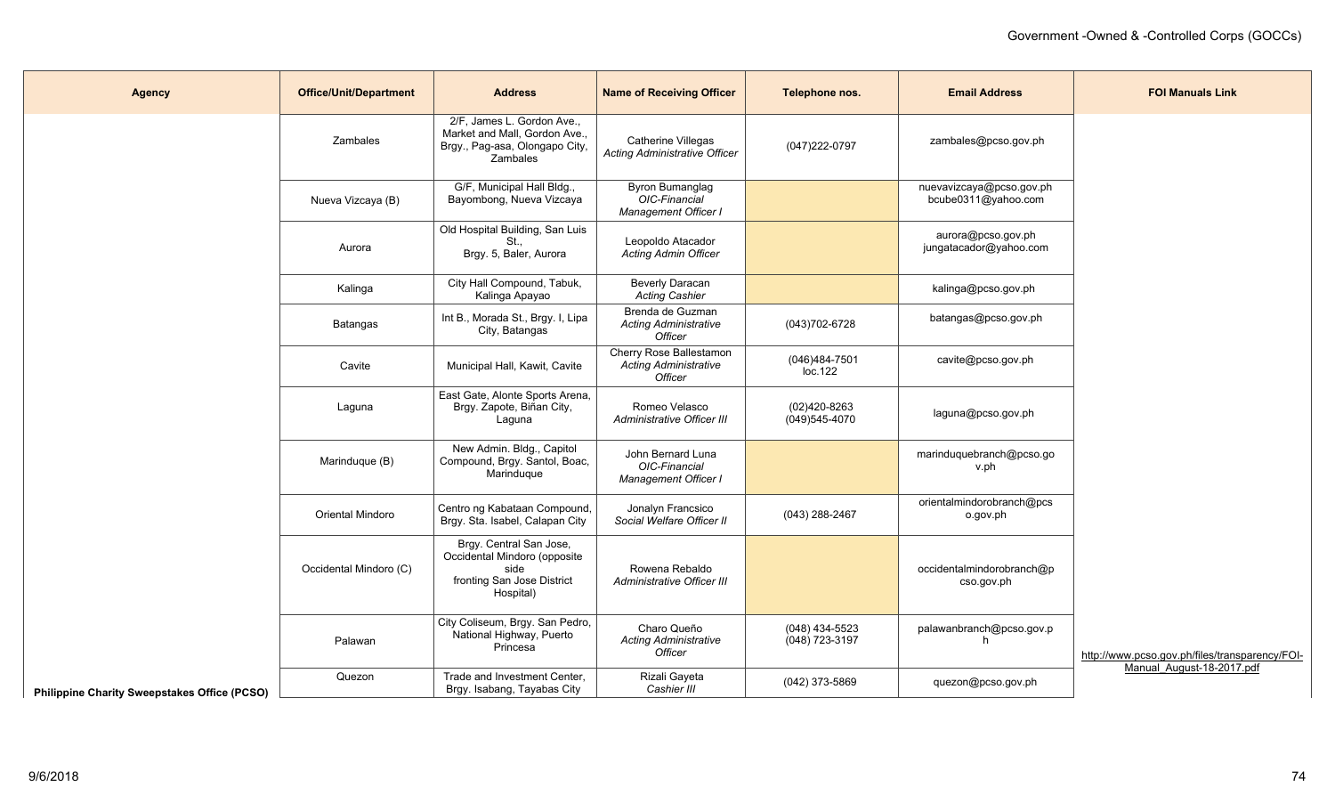| Agency | Office/Unit/Department | Address | Name of Receiving Officer | Telephone nos. | Email Address | FOI Manuals Link |
|---|---|---|---|---|---|---|
| | Zambales | 2/F, James L. Gordon Ave., Market and Mall, Gordon Ave., Brgy., Pag-asa, Olongapo City, Zambales | Catherine Villegas *Acting Administrative Officer* | (047)222-0797 | zambales@pcso.gov.ph | |
| | Nueva Vizcaya (B) | G/F, Municipal Hall Bldg., Bayombong, Nueva Vizcaya | Byron Bumanglag *OIC-Financial Management Officer I* | | nuevavizcaya@pcso.gov.ph bcube0311@yahoo.com | |
| | Aurora | Old Hospital Building, San Luis St., Brgy. 5, Baler, Aurora | Leopoldo Atacador *Acting Admin Officer* | | aurora@pcso.gov.ph jungatacador@yahoo.com | |
| | Kalinga | City Hall Compound, Tabuk, Kalinga Apayao | Beverly Daracan *Acting Cashier* | | kalinga@pcso.gov.ph | |
| | Batangas | Int B., Morada St., Brgy. I, Lipa City, Batangas | Brenda de Guzman *Acting Administrative Officer* | (043)702-6728 | batangas@pcso.gov.ph | |
| | Cavite | Municipal Hall, Kawit, Cavite | Cherry Rose Ballestamon *Acting Administrative Officer* | (046)484-7501 loc.122 | cavite@pcso.gov.ph | |
| | Laguna | East Gate, Alonte Sports Arena, Brgy. Zapote, Biñan City, Laguna | Romeo Velasco *Administrative Officer III* | (02)420-8263 (049)545-4070 | laguna@pcso.gov.ph | |
| | Marinduque (B) | New Admin. Bldg., Capitol Compound, Brgy. Santol, Boac, Marinduque | John Bernard Luna *OIC-Financial Management Officer I* | | marinduquebranch@pcso.gov.ph | |
| | Oriental Mindoro | Centro ng Kabataan Compound, Brgy. Sta. Isabel, Calapan City | Jonalyn Francsico *Social Welfare Officer II* | (043) 288-2467 | orientalmindorobranch@pcso.gov.ph | |
| | Occidental Mindoro (C) | Brgy. Central San Jose, Occidental Mindoro (opposite side fronting San Jose District Hospital) | Rowena Rebaldo *Administrative Officer III* | | occidentalmindorobranch@pcso.gov.ph | |
| | Palawan | City Coliseum, Brgy. San Pedro, National Highway, Puerto Princesa | Charo Queño *Acting Administrative Officer* | (048) 434-5523 (048) 723-3197 | palawanbranch@pcso.gov.ph | http://www.pcso.gov.ph/files/transparency/FOI-Manual_August-18-2017.pdf |
| Philippine Charity Sweepstakes Office (PCSO) | Quezon | Trade and Investment Center, Brgy. Isabang, Tayabas City | Rizali Gayeta *Cashier III* | (042) 373-5869 | quezon@pcso.gov.ph | |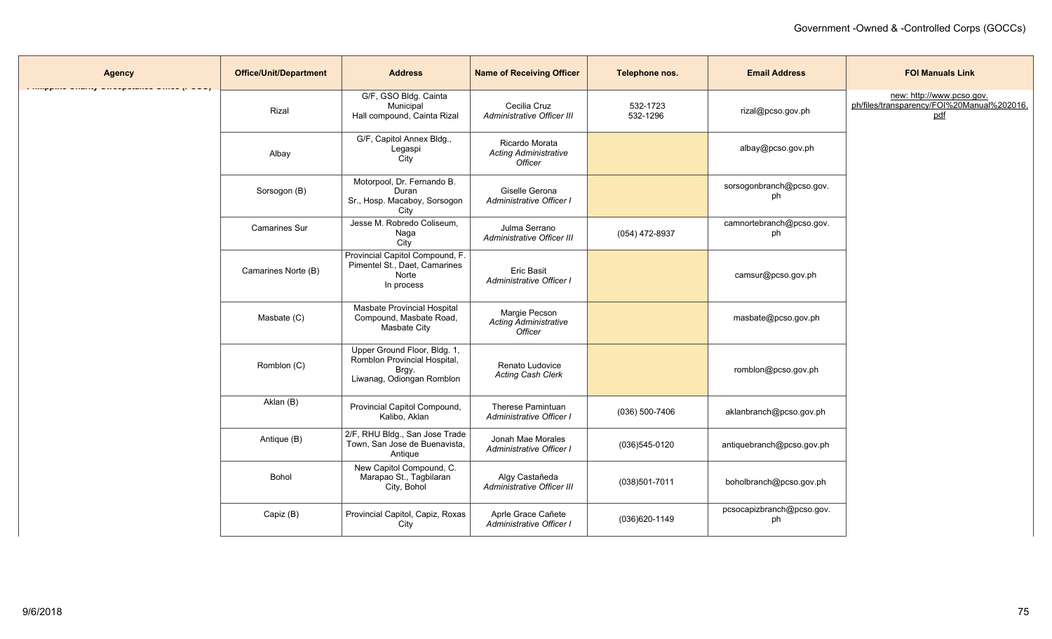| Agency | Office/Unit/Department | Address | Name of Receiving Officer | Telephone nos. | Email Address | FOI Manuals Link |
|---|---|---|---|---|---|---|
| Philippine Charity Sweepstakes Office (PCSO) | Rizal | G/F, GSO Bldg. Cainta Municipal Hall compound, Cainta Rizal | Cecilia Cruz *Administrative Officer III* | 532-1723 532-1296 | rizal@pcso.gov.ph | new: http://www.pcso.gov.ph/files/transparency/FOI%20Manual%202016.pdf |
| | Albay | G/F, Capitol Annex Bldg., Legaspi City | Ricardo Morata *Acting Administrative Officer* | | albay@pcso.gov.ph | |
| | Sorsogon (B) | Motorpool, Dr. Fernando B. Duran Sr., Hosp. Macaboy, Sorsogon City | Giselle Gerona *Administrative Officer I* | | sorsogonbranch@pcso.gov.ph | |
| | Camarines Sur | Jesse M. Robredo Coliseum, Naga City | Julma Serrano *Administrative Officer III* | (054) 472-8937 | camnortebranch@pcso.gov.ph | |
| | Camarines Norte (B) | Provincial Capitol Compound, F. Pimentel St., Daet, Camarines Norte In process | Eric Basit *Administrative Officer I* | | camsur@pcso.gov.ph | |
| | Masbate (C) | Masbate Provincial Hospital Compound, Masbate Road, Masbate City | Margie Pecson *Acting Administrative Officer* | | masbate@pcso.gov.ph | |
| | Romblon (C) | Upper Ground Floor, Bldg. 1, Romblon Provincial Hospital, Brgy. Liwanag, Odiongan Romblon | Renato Ludovice *Acting Cash Clerk* | | romblon@pcso.gov.ph | |
| | Aklan (B) | Provincial Capitol Compound, Kalibo, Aklan | Therese Pamintuan *Administrative Officer I* | (036) 500-7406 | aklanbranch@pcso.gov.ph | |
| | Antique (B) | 2/F, RHU Bldg., San Jose Trade Town, San Jose de Buenavista, Antique | Jonah Mae Morales *Administrative Officer I* | (036)545-0120 | antiquebranch@pcso.gov.ph | |
| | Bohol | New Capitol Compound, C. Marapao St., Tagbilaran City, Bohol | Algy Castañeda *Administrative Officer III* | (038)501-7011 | boholbranch@pcso.gov.ph | |
| | Capiz (B) | Provincial Capitol, Capiz, Roxas City | Aprle Grace Cañete *Administrative Officer I* | (036)620-1149 | pcsocapizbranch@pcso.gov.ph | |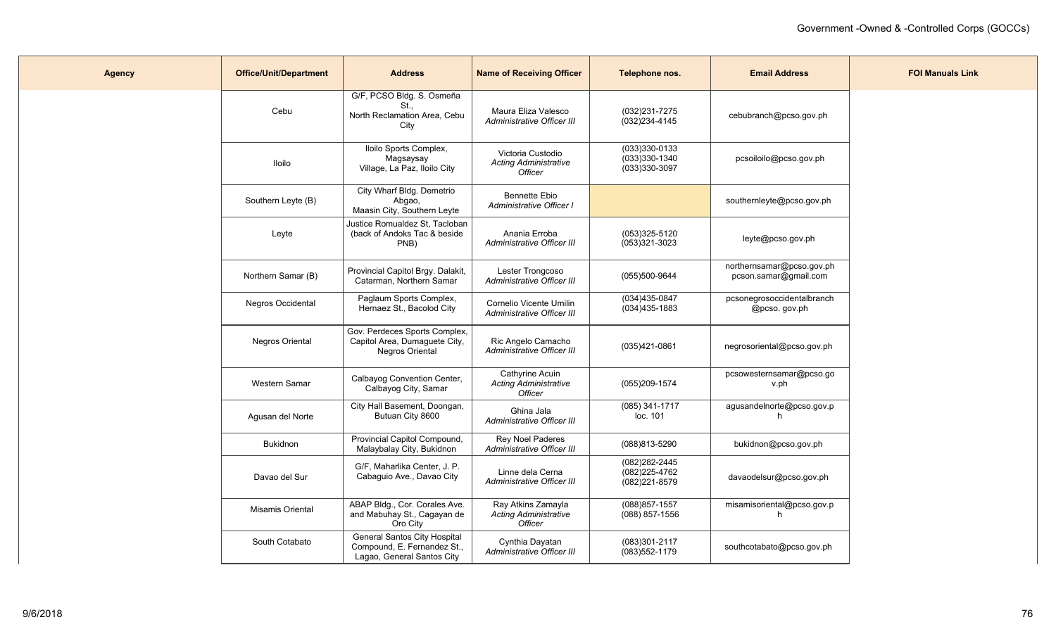| Agency | Office/Unit/Department | Address | Name of Receiving Officer | Telephone nos. | Email Address | FOI Manuals Link |
|---|---|---|---|---|---|---|
| | Cebu | G/F, PCSO Bldg. S. Osmeña St., North Reclamation Area, Cebu City | Maura Eliza Valesco *Administrative Officer III* | (032)231-7275 (032)234-4145 | cebubranch@pcso.gov.ph | |
| | Iloilo | Iloilo Sports Complex, Magsaysay Village, La Paz, Iloilo City | Victoria Custodio *Acting Administrative Officer* | (033)330-0133 (033)330-1340 (033)330-3097 | pcsoiloilo@pcso.gov.ph | |
| | Southern Leyte (B) | City Wharf Bldg. Demetrio Abgao, Maasin City, Southern Leyte | Bennette Ebio *Administrative Officer I* | | southernleyte@pcso.gov.ph | |
| | Leyte | Justice Romualdez St, Tacloban (back of Andoks Tac & beside PNB) | Anania Erroba *Administrative Officer III* | (053)325-5120 (053)321-3023 | leyte@pcso.gov.ph | |
| | Northern Samar (B) | Provincial Capitol Brgy. Dalakit, Catarman, Northern Samar | Lester Trongcoso *Administrative Officer III* | (055)500-9644 | northernsamar@pcso.gov.ph pcson.samar@gmail.com | |
| | Negros Occidental | Paglaum Sports Complex, Hernaez St., Bacolod City | Cornelio Vicente Umilin *Administrative Officer III* | (034)435-0847 (034)435-1883 | pcsonegrosoccidentalbranch @pcso. gov.ph | |
| | Negros Oriental | Gov. Perdeces Sports Complex, Capitol Area, Dumaguete City, Negros Oriental | Ric Angelo Camacho *Administrative Officer III* | (035)421-0861 | negrosoriental@pcso.gov.ph | |
| | Western Samar | Calbayog Convention Center, Calbayog City, Samar | Cathyrine Acuin *Acting Administrative Officer* | (055)209-1574 | pcsowesternsamar@pcso.gov.ph | |
| | Agusan del Norte | City Hall Basement, Doongan, Butuan City 8600 | Ghina Jala *Administrative Officer III* | (085) 341-1717 loc. 101 | agusandelnorte@pcso.gov.ph | |
| | Bukidnon | Provincial Capitol Compound, Malaybalay City, Bukidnon | Rey Noel Paderes *Administrative Officer III* | (088)813-5290 | bukidnon@pcso.gov.ph | |
| | Davao del Sur | G/F, Maharlika Center, J. P. Cabaguio Ave., Davao City | Linne dela Cerna *Administrative Officer III* | (082)282-2445 (082)225-4762 (082)221-8579 | davaodelsur@pcso.gov.ph | |
| | Misamis Oriental | ABAP Bldg., Cor. Corales Ave. and Mabuhay St., Cagayan de Oro City | Ray Atkins Zamayla *Acting Administrative Officer* | (088)857-1557 (088) 857-1556 | misamisoriental@pcso.gov.ph | |
| | South Cotabato | General Santos City Hospital Compound, E. Fernandez St., Lagao, General Santos City | Cynthia Dayatan *Administrative Officer III* | (083)301-2117 (083)552-1179 | southcotabato@pcso.gov.ph | |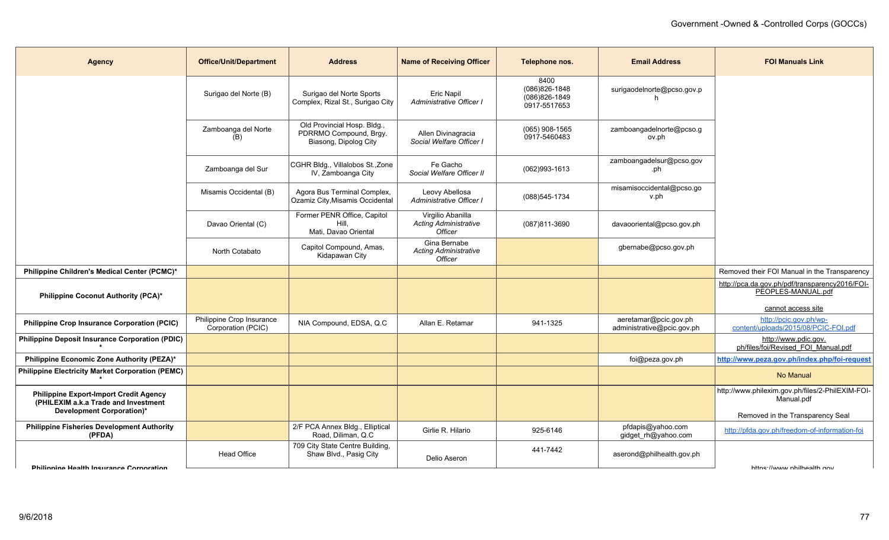| Agency | Office/Unit/Department | Address | Name of Receiving Officer | Telephone nos. | Email Address | FOI Manuals Link |
|---|---|---|---|---|---|---|
| | Surigao del Norte (B) | Surigao del Norte Sports Complex, Rizal St., Surigao City | Eric Napil *Administrative Officer I* | 8400 (086)826-1848 (086)826-1849 0917-5517653 | surigaodelnorte@pcso.gov.ph | |
| | Zamboanga del Norte (B) | Old Provincial Hosp. Bldg., PDRRMO Compound, Brgy. Biasong, Dipolog City | Allen Divinagracia *Social Welfare Officer I* | (065) 908-1565 0917-5460483 | zamboangadelnorte@pcso.gov.ph | |
| | Zamboanga del Sur | CGHR Bldg., Villalobos St.,Zone IV, Zamboanga City | Fe Gacho *Social Welfare Officer II* | (062)993-1613 | zamboangadelsur@pcso.gov.ph | |
| | Misamis Occidental (B) | Agora Bus Terminal Complex, Ozamiz City,Misamis Occidental | Leovy Abellosa *Administrative Officer I* | (088)545-1734 | misamisoccidental@pcso.gov.ph | |
| | Davao Oriental (C) | Former PENR Office, Capitol Hill, Mati, Davao Oriental | Virgilio Abanilla *Acting Administrative Officer* | (087)811-3690 | davaooriental@pcso.gov.ph | |
| | North Cotabato | Capitol Compound, Amas, Kidapawan City | Gina Bernabe *Acting Administrative Officer* | | gbernabe@pcso.gov.ph | |
| **Philippine Children's Medical Center (PCMC)*** | | | | | | Removed their FOI Manual in the Transparency |
| **Philippine Coconut Authority (PCA)*** | | | | | | http://pca.da.gov.ph/pdf/transparency2016/FOI-PEOPLES-MANUAL.pdf cannot access site |
| **Philippine Crop Insurance Corporation (PCIC)** | Philippine Crop Insurance Corporation (PCIC) | NIA Compound, EDSA, Q.C | Allan E. Retamar | 941-1325 | aeretamar@pcic.gov.ph administrative@pcic.gov.ph | http://pcic.gov.ph/wp-content/uploads/2015/08/PCIC-FOI.pdf |
| **Philippine Deposit Insurance Corporation (PDIC)*** | | | | | | http://www.pdic.gov.ph/files/foi/Revised_FOI_Manual.pdf |
| **Philippine Economic Zone Authority (PEZA)*** | | | | | foi@peza.gov.ph | **http://www.peza.gov.ph/index.php/foi-request** |
| **Philippine Electricity Market Corporation (PEMC)*** | | | | | | No Manual |
| **Philippine Export-Import Credit Agency (PHILEXIM a.k.a Trade and Investment Development Corporation)*** | | | | | | http://www.philexim.gov.ph/files/2-PhilEXIM-FOI-Manual.pdf Removed in the Transparency Seal |
| **Philippine Fisheries Development Authority (PFDA)** | | 2/F PCA Annex Bldg., Elliptical Road, Diliman, Q.C | Girlie R. Hilario | 925-6146 | pfdapis@yahoo.com gidget_rh@yahoo.com | http://pfda.gov.ph/freedom-of-information-foi |
| **Philippine Health Insurance Corporation** | Head Office | 709 City State Centre Building, Shaw Blvd., Pasig City | Delio Aseron | 441-7442 | aserond@philhealth.gov.ph | https://www.philhealth.gov |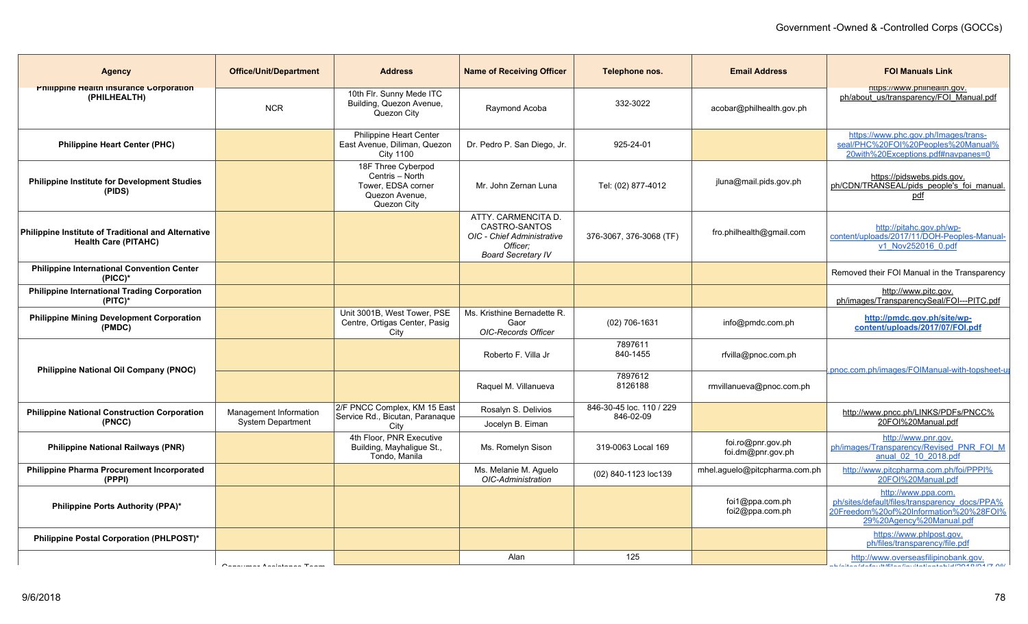| Agency | Office/Unit/Department | Address | Name of Receiving Officer | Telephone nos. | Email Address | FOI Manuals Link |
|---|---|---|---|---|---|---|
| **Philippine Health Insurance Corporation (PHILHEALTH)** | NCR | 10th Flr. Sunny Mede ITC Building, Quezon Avenue, Quezon City | Raymond Acoba | 332-3022 | acobar@philhealth.gov.ph | https://www.philhealth.gov.ph/about_us/transparency/FOI_Manual.pdf |
| **Philippine Heart Center (PHC)** | | Philippine Heart Center East Avenue, Diliman, Quezon City 1100 | Dr. Pedro P. San Diego, Jr. | 925-24-01 | | https://www.phc.gov.ph/Images/trans-seal/PHC%20FOI%20Peoples%20Manual%20with%20Exceptions.pdf#navpanes=0 |
| **Philippine Institute for Development Studies (PIDS)** | | 18F Three Cyberpod Centris – North Tower, EDSA corner Quezon Avenue, Quezon City | Mr. John Zernan Luna | Tel: (02) 877-4012 | jluna@mail.pids.gov.ph | https://pidswebs.pids.gov.ph/CDN/TRANSEAL/pids_people's_foi_manual.pdf |
| **Philippine Institute of Traditional and Alternative Health Care (PITAHC)** | | | ATTY. CARMENCITA D. CASTRO-SANTOS *OIC - Chief Administrative Officer; Board Secretary IV* | 376-3067, 376-3068 (TF) | fro.philhealth@gmail.com | http://pitahc.gov.ph/wp-content/uploads/2017/11/DOH-Peoples-Manual-v1_Nov252016_0.pdf |
| **Philippine International Convention Center (PICC)*** | | | | | | Removed their FOI Manual in the Transparency |
| **Philippine International Trading Corporation (PITC)*** | | | | | | http://www.pitc.gov.ph/images/TransparencySeal/FOI---PITC.pdf |
| **Philippine Mining Development Corporation (PMDC)** | | Unit 3001B, West Tower, PSE Centre, Ortigas Center, Pasig City | Ms. Kristhine Bernadette R. Gaor *OIC-Records Officer* | (02) 706-1631 | info@pmdc.com.ph | **http://pmdc.gov.ph/site/wp-content/uploads/2017/07/FOI.pdf** |
| **Philippine National Oil Company (PNOC)** | | | Roberto F. Villa Jr | 7897611 840-1455 | rfvilla@pnoc.com.ph | pnoc.com.ph/images/FOIManual-with-topsheet-u |
| | | | Raquel M. Villanueva | 7897612 8126188 | rmvillanueva@pnoc.com.ph | |
| **Philippine National Construction Corporation (PNCC)** | Management Information System Department | 2/F PNCC Complex, KM 15 East Service Rd., Bicutan, Paranaque City | Rosalyn S. Delivios | 846-30-45 loc. 110 / 229 846-02-09 | | http://www.pncc.ph/LINKS/PDFs/PNCC%20FOI%20Manual.pdf |
| | | | Jocelyn B. Eiman | | | |
| **Philippine National Railways (PNR)** | | 4th Floor, PNR Executive Building, Mayhaligue St., Tondo, Manila | Ms. Romelyn Sison | 319-0063 Local 169 | foi.ro@pnr.gov.ph foi.dm@pnr.gov.ph | http://www.pnr.gov.ph/images/Transparency/Revised_PNR_FOI_Manual_02_10_2018.pdf |
| **Philippine Pharma Procurement Incorporated (PPPI)** | | | Ms. Melanie M. Aguelo *OIC-Administration* | (02) 840-1123 loc139 | mhel.aguelo@pitcpharma.com.ph | http://www.pitcpharma.com.ph/foi/PPPI%20FOI%20Manual.pdf |
| **Philippine Ports Authority (PPA)*** | | | | | foi1@ppa.com.ph foi2@ppa.com.ph | http://www.ppa.com.ph/sites/default/files/transparency_docs/PPA%20Freedom%20of%20Information%20%28FOI%29%20Agency%20Manual.pdf |
| **Philippine Postal Corporation (PHLPOST)*** | | | | | | https://www.phlpost.gov.ph/files/transparency/file.pdf |
| | Consumer Assistance Team | | Alan | 125 | | http://www.overseasfilipinobank.gov.ph/sites/default/files/invitationtobid/2018/01/7.0% |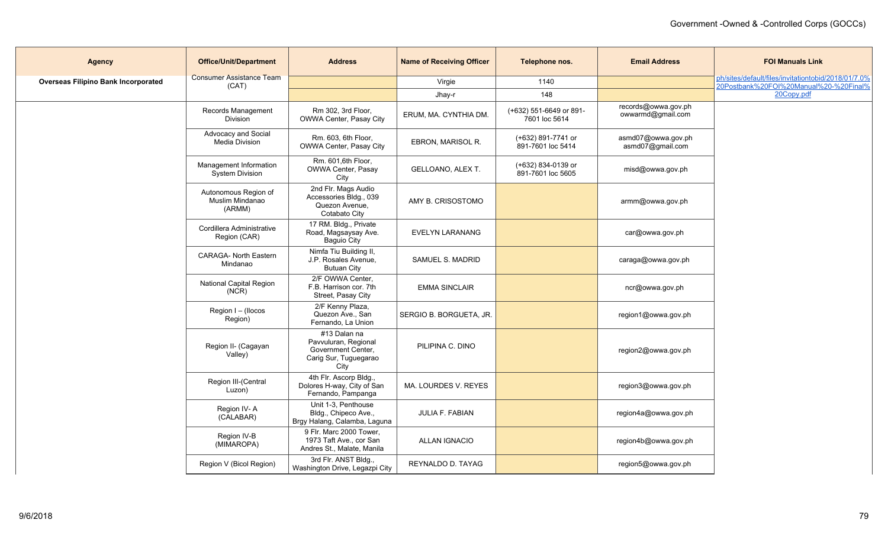| Agency | Office/Unit/Department | Address | Name of Receiving Officer | Telephone nos. | Email Address | FOI Manuals Link |
| --- | --- | --- | --- | --- | --- | --- |
| **Overseas Filipino Bank Incorporated** | Consumer Assistance Team (CAT) | | Virgie | 1140 | | ph/sites/default/files/invitationtobid/2018/01/7.0%20Postbank%20FOI%20Manual%20-%20Final%20Copy.pdf |
| | | | Jhay-r | 148 | | |
| | Records Management Division | Rm 302, 3rd Floor, OWWA Center, Pasay City | ERUM, MA. CYNTHIA DM. | (+632) 551-6649 or 891-7601 loc 5614 | records@owwa.gov.ph owwarmd@gmail.com | |
| | Advocacy and Social Media Division | Rm. 603, 6th Floor, OWWA Center, Pasay City | EBRON, MARISOL R. | (+632) 891-7741 or 891-7601 loc 5414 | asmd07@owwa.gov.ph asmd07@gmail.com | |
| | Management Information System Division | Rm. 601,6th Floor, OWWA Center, Pasay City | GELLOANO, ALEX T. | (+632) 834-0139 or 891-7601 loc 5605 | misd@owwa.gov.ph | |
| | Autonomous Region of Muslim Mindanao (ARMM) | 2nd Flr. Mags Audio Accessories Bldg., 039 Quezon Avenue, Cotabato City | AMY B. CRISOSTOMO | | armm@owwa.gov.ph | |
| | Cordillera Administrative Region (CAR) | 17 RM. Bldg., Private Road, Magsaysay Ave. Baguio City | EVELYN LARANANG | | car@owwa.gov.ph | |
| | CARAGA- North Eastern Mindanao | Nimfa Tiu Building II, J.P. Rosales Avenue, Butuan City | SAMUEL S. MADRID | | caraga@owwa.gov.ph | |
| | National Capital Region (NCR) | 2/F OWWA Center, F.B. Harrison cor. 7th Street, Pasay City | EMMA SINCLAIR | | ncr@owwa.gov.ph | |
| | Region I – (Ilocos Region) | 2/F Kenny Plaza, Quezon Ave., San Fernando, La Union | SERGIO B. BORGUETA, JR. | | region1@owwa.gov.ph | |
| | Region II- (Cagayan Valley) | #13 Dalan na Pavvuluran, Regional Government Center, Carig Sur, Tuguegarao City | PILIPINA C. DINO | | region2@owwa.gov.ph | |
| | Region III-(Central Luzon) | 4th Flr. Ascorp Bldg., Dolores H-way, City of San Fernando, Pampanga | MA. LOURDES V. REYES | | region3@owwa.gov.ph | |
| | Region IV- A (CALABAR) | Unit 1-3, Penthouse Bldg., Chipeco Ave., Brgy Halang, Calamba, Laguna | JULIA F. FABIAN | | region4a@owwa.gov.ph | |
| | Region IV-B (MIMAROPA) | 9 Flr. Marc 2000 Tower, 1973 Taft Ave., cor San Andres St., Malate, Manila | ALLAN IGNACIO | | region4b@owwa.gov.ph | |
| | Region V (Bicol Region) | 3rd Flr. ANST Bldg., Washington Drive, Legazpi City | REYNALDO D. TAYAG | | region5@owwa.gov.ph | |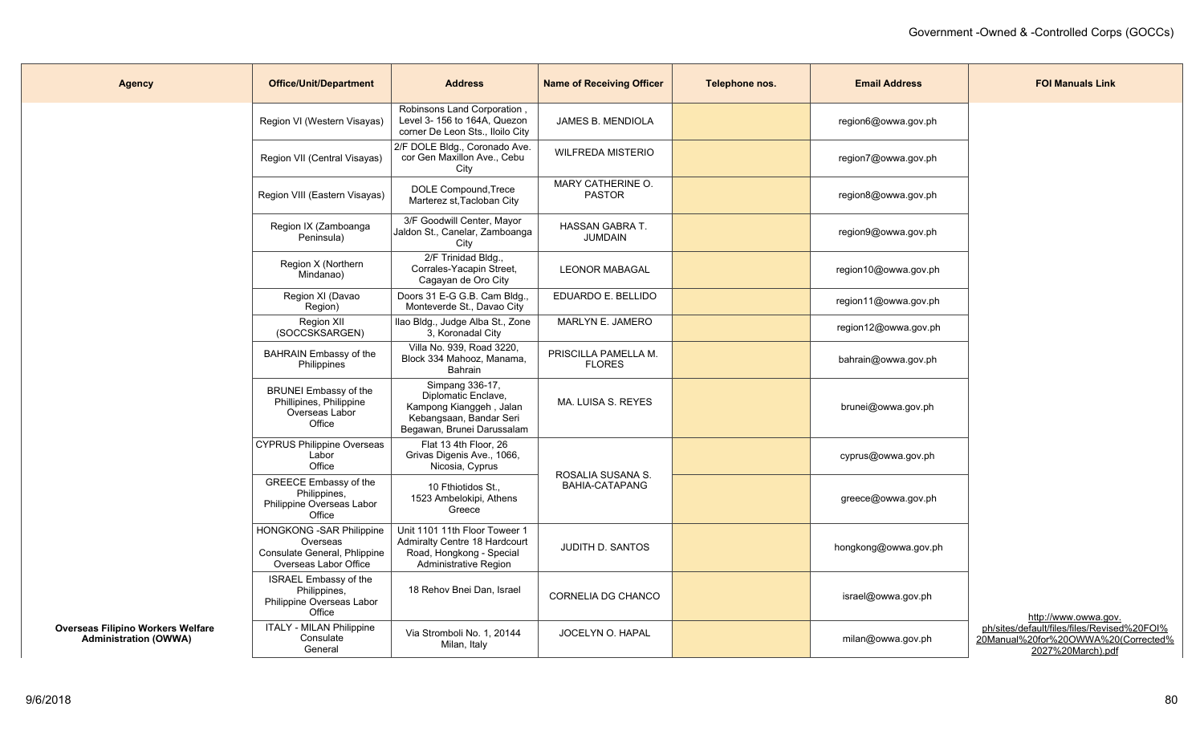Government -Owned & -Controlled Corps (GOCCs)

| Agency | Office/Unit/Department | Address | Name of Receiving Officer | Telephone nos. | Email Address | FOI Manuals Link |
|---|---|---|---|---|---|---|
| | Region VI (Western Visayas) | Robinsons Land Corporation , Level 3- 156 to 164A, Quezon corner De Leon Sts., Iloilo City | JAMES B. MENDIOLA | | region6@owwa.gov.ph | |
| | Region VII (Central Visayas) | 2/F DOLE Bldg., Coronado Ave. cor Gen Maxillon Ave., Cebu City | WILFREDA MISTERIO | | region7@owwa.gov.ph | |
| | Region VIII (Eastern Visayas) | DOLE Compound,Trece Marterez st,Tacloban City | MARY CATHERINE O. PASTOR | | region8@owwa.gov.ph | |
| | Region IX (Zamboanga Peninsula) | 3/F Goodwill Center, Mayor Jaldon St., Canelar, Zamboanga City | HASSAN GABRA T. JUMDAIN | | region9@owwa.gov.ph | |
| | Region X (Northern Mindanao) | 2/F Trinidad Bldg., Corrales-Yacapin Street, Cagayan de Oro City | LEONOR MABAGAL | | region10@owwa.gov.ph | |
| | Region XI (Davao Region) | Doors 31 E-G G.B. Cam Bldg., Monteverde St., Davao City | EDUARDO E. BELLIDO | | region11@owwa.gov.ph | |
| | Region XII (SOCCSKSARGEN) | Ilao Bldg., Judge Alba St., Zone 3, Koronadal City | MARLYN E. JAMERO | | region12@owwa.gov.ph | |
| | BAHRAIN Embassy of the Philippines | Villa No. 939, Road 3220, Block 334 Mahooz, Manama, Bahrain | PRISCILLA PAMELLA M. FLORES | | bahrain@owwa.gov.ph | |
| | BRUNEI Embassy of the Phillipines, Philippine Overseas Labor Office | Simpang 336-17, Diplomatic Enclave, Kampong Kianggeh , Jalan Kebangsaan, Bandar Seri Begawan, Brunei Darussalam | MA. LUISA S. REYES | | brunei@owwa.gov.ph | |
| | CYPRUS Philippine Overseas Labor Office | Flat 13 4th Floor, 26 Grivas Digenis Ave., 1066, Nicosia, Cyprus | ROSALIA SUSANA S. BAHIA-CATAPANG | | cyprus@owwa.gov.ph | |
| | GREECE Embassy of the Philippines, Philippine Overseas Labor Office | 10 Fthiotidos St., 1523 Ambelokipi, Athens Greece | ROSALIA SUSANA S. BAHIA-CATAPANG | | greece@owwa.gov.ph | |
| | HONGKONG -SAR Philippine Overseas Consulate General, Phlippine Overseas Labor Office | Unit 1101 11th Floor Toweer 1 Admiralty Centre 18 Hardcourt Road, Hongkong - Special Administrative Region | JUDITH D. SANTOS | | hongkong@owwa.gov.ph | |
| | ISRAEL Embassy of the Philippines, Philippine Overseas Labor Office | 18 Rehov Bnei Dan, Israel | CORNELIA DG CHANCO | | israel@owwa.gov.ph | |
| **Overseas Filipino Workers Welfare Administration (OWWA)** | ITALY - MILAN Philippine Consulate General | Via Stromboli No. 1, 20144 Milan, Italy | JOCELYN O. HAPAL | | milan@owwa.gov.ph | http://www.owwa.gov.ph/sites/default/files/files/Revised%20FOI%20Manual%20for%20OWWA%20(Corrected%2027%20March).pdf |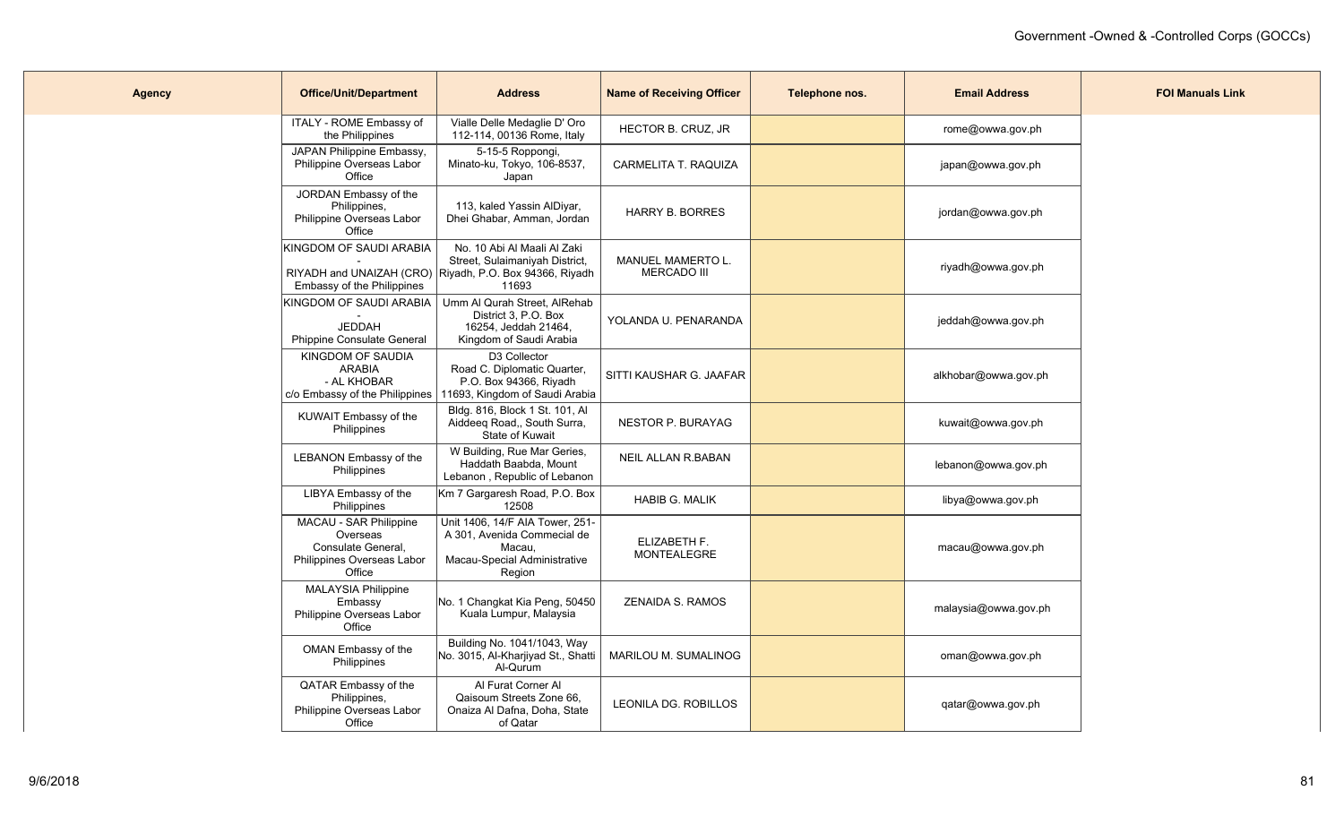| Agency | Office/Unit/Department | Address | Name of Receiving Officer | Telephone nos. | Email Address | FOI Manuals Link |
|---|---|---|---|---|---|---|
| | ITALY - ROME Embassy of the Philippines | Vialle Delle Medaglie D' Oro 112-114, 00136 Rome, Italy | HECTOR B. CRUZ, JR | | rome@owwa.gov.ph | |
| | JAPAN Philippine Embassy, Philippine Overseas Labor Office | 5-15-5 Roppongi, Minato-ku, Tokyo, 106-8537, Japan | CARMELITA T. RAQUIZA | | japan@owwa.gov.ph | |
| | JORDAN Embassy of the Philippines, Philippine Overseas Labor Office | 113, kaled Yassin AlDiyar, Dhei Ghabar, Amman, Jordan | HARRY B. BORRES | | jordan@owwa.gov.ph | |
| | KINGDOM OF SAUDI ARABIA - RIYADH and UNAIZAH (CRO) Embassy of the Philippines | No. 10 Abi Al Maali Al Zaki Street, Sulaimaniyah District, Riyadh, P.O. Box 94366, Riyadh 11693 | MANUEL MAMERTO L. MERCADO III | | riyadh@owwa.gov.ph | |
| | KINGDOM OF SAUDI ARABIA - JEDDAH Phippine Consulate General | Umm Al Qurah Street, AlRehab District 3, P.O. Box 16254, Jeddah 21464, Kingdom of Saudi Arabia | YOLANDA U. PENARANDA | | jeddah@owwa.gov.ph | |
| | KINGDOM OF SAUDIA ARABIA - AL KHOBAR c/o Embassy of the Philippines | D3 Collector Road C. Diplomatic Quarter, P.O. Box 94366, Riyadh 11693, Kingdom of Saudi Arabia | SITTI KAUSHAR G. JAAFAR | | alkhobar@owwa.gov.ph | |
| | KUWAIT Embassy of the Philippines | Bldg. 816, Block 1 St. 101, Al Aiddeeq Road,, South Surra, State of Kuwait | NESTOR P. BURAYAG | | kuwait@owwa.gov.ph | |
| | LEBANON Embassy of the Philippines | W Building, Rue Mar Geries, Haddath Baabda, Mount Lebanon , Republic of Lebanon | NEIL ALLAN R.BABAN | | lebanon@owwa.gov.ph | |
| | LIBYA Embassy of the Philippines | Km 7 Gargaresh Road, P.O. Box 12508 | HABIB G. MALIK | | libya@owwa.gov.ph | |
| | MACAU - SAR Philippine Overseas Consulate General, Philippines Overseas Labor Office | Unit 1406, 14/F AIA Tower, 251-A 301, Avenida Commecial de Macau, Macau-Special Administrative Region | ELIZABETH F. MONTEALEGRE | | macau@owwa.gov.ph | |
| | MALAYSIA Philippine Embassy Philippine Overseas Labor Office | No. 1 Changkat Kia Peng, 50450 Kuala Lumpur, Malaysia | ZENAIDA S. RAMOS | | malaysia@owwa.gov.ph | |
| | OMAN Embassy of the Philippines | Building No. 1041/1043, Way No. 3015, Al-Kharjiyad St., Shatti Al-Qurum | MARILOU M. SUMALINOG | | oman@owwa.gov.ph | |
| | QATAR Embassy of the Philippines, Philippine Overseas Labor Office | Al Furat Corner Al Qaisoum Streets Zone 66, Onaiza Al Dafna, Doha, State of Qatar | LEONILA DG. ROBILLOS | | qatar@owwa.gov.ph | |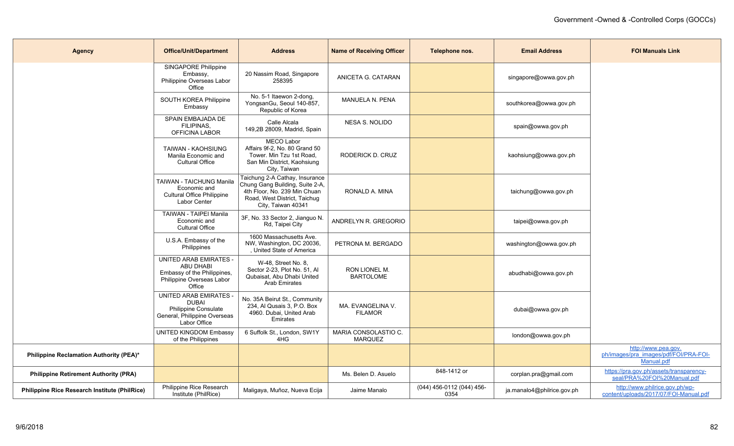| Agency | Office/Unit/Department | Address | Name of Receiving Officer | Telephone nos. | Email Address | FOI Manuals Link |
|---|---|---|---|---|---|---|
| | SINGAPORE Philippine Embassy, Philippine Overseas Labor Office | 20 Nassim Road, Singapore 258395 | ANICETA G. CATARAN | | singapore@owwa.gov.ph | |
| | SOUTH KOREA Philippine Embassy | No. 5-1 Itaewon 2-dong, YongsanGu, Seoul 140-857, Republic of Korea | MANUELA N. PENA | | southkorea@owwa.gov.ph | |
| | SPAIN EMBAJADA DE FILIPINAS, OFFICINA LABOR | Calle Alcala 149,2B 28009, Madrid, Spain | NESA S. NOLIDO | | spain@owwa.gov.ph | |
| | TAIWAN - KAOHSIUNG Manila Economic and Cultural Office | MECO Labor Affairs 9f-2, No. 80 Grand 50 Tower. Min Tzu 1st Road, San Min District, Kaohsiung City, Taiwan | RODERICK D. CRUZ | | kaohsiung@owwa.gov.ph | |
| | TAIWAN - TAICHUNG Manila Economic and Cultural Office Philippine Labor Center | Taichung 2-A Cathay, Insurance Chung Gang Building, Suite 2-A, 4th Floor, No. 239 Min Chuan Road, West District, Taichug City, Taiwan 40341 | RONALD A. MINA | | taichung@owwa.gov.ph | |
| | TAIWAN - TAIPEI Manila Economic and Cultural Office | 3F, No. 33 Sector 2, Jianguo N. Rd, Taipei City | ANDRELYN R. GREGORIO | | taipei@owwa.gov.ph | |
| | U.S.A. Embassy of the Philippines | 1600 Massachusetts Ave. NW, Washington, DC 20036, , United State of America | PETRONA M. BERGADO | | washington@owwa.gov.ph | |
| | UNITED ARAB EMIRATES - ABU DHABI Embassy of the Philippines, Philippine Overseas Labor Office | W-48, Street No. 8, Sector 2-23, Plot No. 51, Al Qubaisat, Abu Dhabi United Arab Emirates | RON LIONEL M. BARTOLOME | | abudhabi@owwa.gov.ph | |
| | UNITED ARAB EMIRATES - DUBAI Philippine Consulate General, Philippine Overseas Labor Office | No. 35A Beirut St., Community 234, Al Qusais 3, P.O. Box 4960. Dubai, United Arab Emirates | MA. EVANGELINA V. FILAMOR | | dubai@owwa.gov.ph | |
| | UNITED KINGDOM Embassy of the Philippines | 6 Suffolk St., London, SW1Y 4HG | MARIA CONSOLASTIO C. MARQUEZ | | london@owwa.gov.ph | |
| **Philippine Reclamation Authority (PEA)*** | | | | | | http://www.pea.gov.ph/images/pra_images/pdf/FOI/PRA-FOI-Manual.pdf |
| **Philippine Retirement Authority (PRA)** | | | Ms. Belen D. Asuelo | 848-1412 or | corplan.pra@gmail.com | https://pra.gov.ph/assets/transparency-seal/PRA%20FOI%20Manual.pdf |
| **Philippine Rice Research Institute (PhilRice)** | Philippine Rice Research Institute (PhilRice) | Maligaya, Muñoz, Nueva Ecija | Jaime Manalo | (044) 456-0112 (044) 456-0354 | ja.manalo4@philrice.gov.ph | http://www.philrice.gov.ph/wp-content/uploads/2017/07/FOI-Manual.pdf |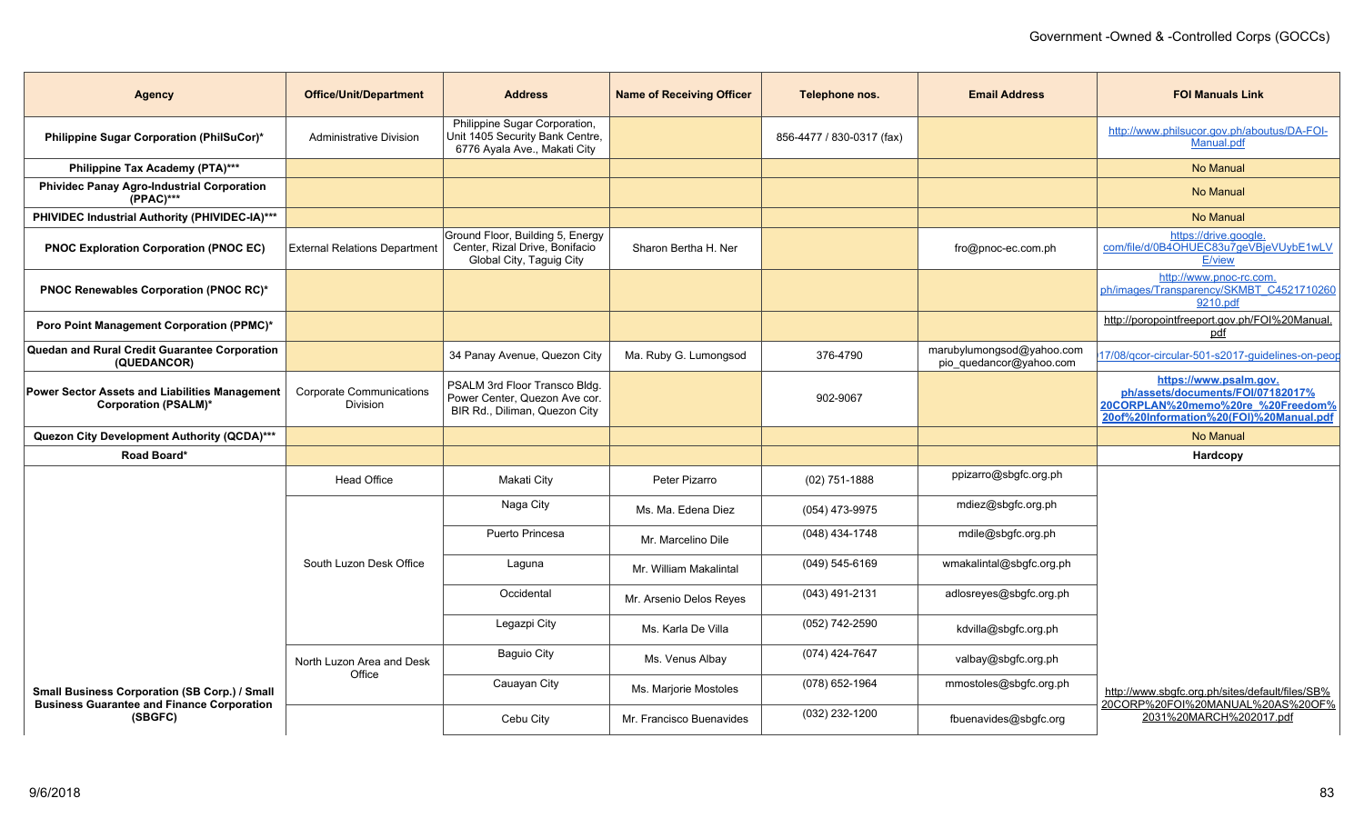| Agency | Office/Unit/Department | Address | Name of Receiving Officer | Telephone nos. | Email Address | FOI Manuals Link |
|---|---|---|---|---|---|---|
| Philippine Sugar Corporation (PhilSuCor)* | Administrative Division | Philippine Sugar Corporation, Unit 1405 Security Bank Centre, 6776 Ayala Ave., Makati City | | 856-4477 / 830-0317 (fax) | | http://www.philsucor.gov.ph/aboutus/DA-FOI-Manual.pdf |
| Philippine Tax Academy (PTA)*** | | | | | | No Manual |
| Phividec Panay Agro-Industrial Corporation (PPAC)*** | | | | | | No Manual |
| PHIVIDEC Industrial Authority (PHIVIDEC-IA)*** | | | | | | No Manual |
| PNOC Exploration Corporation (PNOC EC) | External Relations Department | Ground Floor, Building 5, Energy Center, Rizal Drive, Bonifacio Global City, Taguig City | Sharon Bertha H. Ner | | fro@pnoc-ec.com.ph | https://drive.google.com/file/d/0B4OHUEC83u7geVBjeVUybE1wLVE/view |
| PNOC Renewables Corporation (PNOC RC)* | | | | | | http://www.pnoc-rc.com.ph/images/Transparency/SKMBT_C4521710260 9210.pdf |
| Poro Point Management Corporation (PPMC)* | | | | | | http://poropointfreeport.gov.ph/FOI%20Manual.pdf |
| Quedan and Rural Credit Guarantee Corporation (QUEDANCOR) | | 34 Panay Avenue, Quezon City | Ma. Ruby G. Lumongsod | 376-4790 | marubylumongsod@yahoo.com pio_quedancor@yahoo.com | 17/08/qcor-circular-501-s2017-guidelines-on-peop |
| Power Sector Assets and Liabilities Management Corporation (PSALM)* | Corporate Communications Division | PSALM 3rd Floor Transco Bldg. Power Center, Quezon Ave cor. BIR Rd., Diliman, Quezon City | | 902-9067 | | **https://www.psalm.gov.ph/assets/documents/FOI/07182017%20CORPLAN%20memo%20re_%20Freedom%20of%20Information%20(FOI)%20Manual.pdf** |
| Quezon City Development Authority (QCDA)*** | | | | | | No Manual |
| Road Board* | | | | | | **Hardcopy** |
| Small Business Corporation (SB Corp.) / Small Business Guarantee and Finance Corporation (SBGFC) | Head Office | Makati City | Peter Pizarro | (02) 751-1888 | ppizarro@sbgfc.org.ph | http://www.sbgfc.org.ph/sites/default/files/SB%20CORP%20FOI%20MANUAL%20AS%20OF%2031%20MARCH%202017.pdf |
| | South Luzon Desk Office | Naga City | Ms. Ma. Edena Diez | (054) 473-9975 | mdiez@sbgfc.org.ph | |
| | | Puerto Princesa | Mr. Marcelino Dile | (048) 434-1748 | mdile@sbgfc.org.ph | |
| | | Laguna | Mr. William Makalintal | (049) 545-6169 | wmakalintal@sbgfc.org.ph | |
| | | Occidental | Mr. Arsenio Delos Reyes | (043) 491-2131 | adlosreyes@sbgfc.org.ph | |
| | | Legazpi City | Ms. Karla De Villa | (052) 742-2590 | kdvilla@sbgfc.org.ph | |
| | North Luzon Area and Desk Office | Baguio City | Ms. Venus Albay | (074) 424-7647 | valbay@sbgfc.org.ph | |
| | | Cauayan City | Ms. Marjorie Mostoles | (078) 652-1964 | mmostoles@sbgfc.org.ph | |
| | | Cebu City | Mr. Francisco Buenavides | (032) 232-1200 | fbuenavides@sbgfc.org | |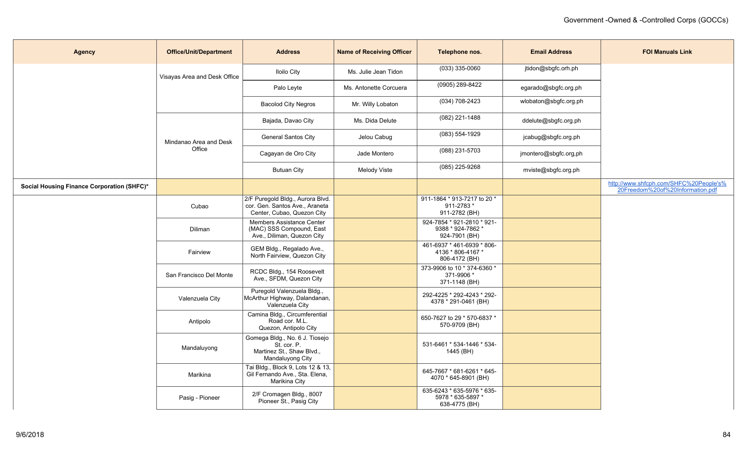| Agency | Office/Unit/Department | Address | Name of Receiving Officer | Telephone nos. | Email Address | FOI Manuals Link |
|---|---|---|---|---|---|---|
| | Visayas Area and Desk Office | Iloilo City | Ms. Julie Jean Tidon | (033) 335-0060 | jtidon@sbgfc.orh.ph | |
| | | Palo Leyte | Ms. Antonette Corcuera | (0905) 289-8422 | egarado@sbgfc.org.ph | |
| | | Bacolod City Negros | Mr. Willy Lobaton | (034) 708-2423 | wlobaton@sbgfc.org.ph | |
| | Mindanao Area and Desk Office | Bajada, Davao City | Ms. Dida Delute | (082) 221-1488 | ddelute@sbgfc.org.ph | |
| | | General Santos City | Jelou Cabug | (083) 554-1929 | jcabug@sbgfc.org.ph | |
| | | Cagayan de Oro City | Jade Montero | (088) 231-5703 | jmontero@sbgfc.org,ph | |
| | | Butuan City | Melody Viste | (085) 225-9268 | mviste@sbgfc.org.ph | |
| **Social Housing Finance Corporation (SHFC)*** | | | | | | http://www.shfcph.com/SHFC%20People's%20Freedom%20of%20Information.pdf |
| | Cubao | 2/F Puregold Bldg., Aurora Blvd. cor. Gen. Santos Ave., Araneta Center, Cubao, Quezon City | | 911-1864 * 913-7217 to 20 * 911-2783 * 911-2782 (BH) | | |
| | Diliman | Members Assistance Center (MAC) SSS Compound, East Ave., Diliman, Quezon City | | 924-7854 * 921-2810 * 921-9388 * 924-7862 * 924-7901 (BH) | | |
| | Fairview | GEM Bldg., Regalado Ave., North Fairview, Quezon City | | 461-6937 * 461-6939 * 806-4136 * 806-4167 * 806-4172 (BH) | | |
| | San Francisco Del Monte | RCDC Bldg., 154 Roosevelt Ave., SFDM, Quezon City | | 373-9906 to 10 * 374-6360 * 371-9906 * 371-1148 (BH) | | |
| | Valenzuela City | Puregold Valenzuela Bldg., McArthur Highway, Dalandanan, Valenzuela City | | 292-4225 * 292-4243 * 292-4378 * 291-0461 (BH) | | |
| | Antipolo | Camina Bldg., Circumferential Road cor. M.L. Quezon, Antipolo City | | 650-7627 to 29 * 570-6837 * 570-9709 (BH) | | |
| | Mandaluyong | Gomega Bldg., No. 6 J. Tiosejo St. cor. P. Martinez St., Shaw Blvd., Mandaluyong City | | 531-6461 * 534-1446 * 534-1445 (BH) | | |
| | Marikina | Tai Bldg., Block 9, Lots 12 & 13, Gil Fernando Ave., Sta. Elena, Marikina City | | 645-7667 * 681-6261 * 645-4070 * 645-8901 (BH) | | |
| | Pasig - Pioneer | 2/F Cromagen Bldg., 8007 Pioneer St., Pasig City | | 635-6243 * 635-5976 * 635-5978 * 635-5897 * 638-4775 (BH) | | |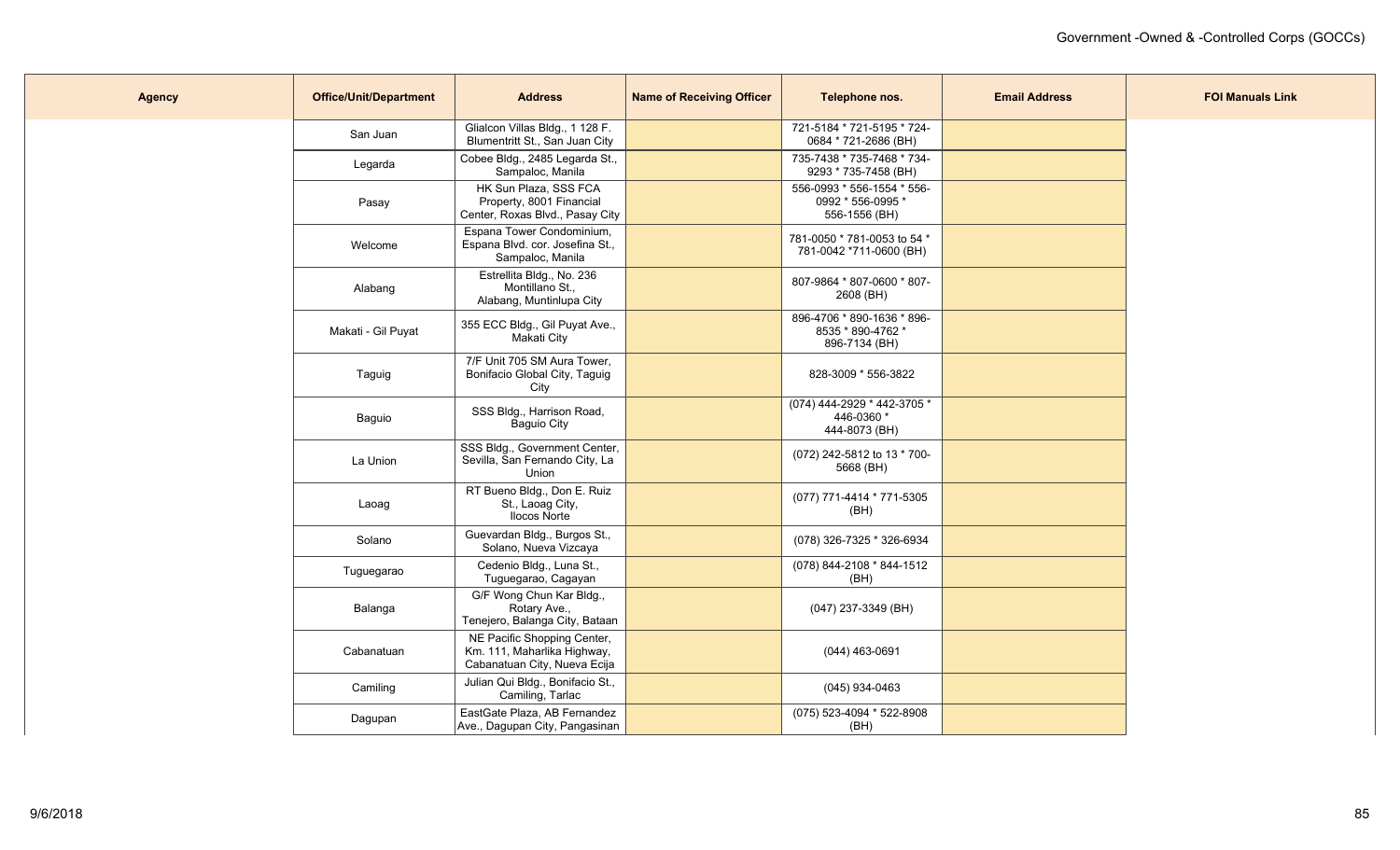| Agency | Office/Unit/Department | Address | Name of Receiving Officer | Telephone nos. | Email Address | FOI Manuals Link |
|---|---|---|---|---|---|---|
| | San Juan | Glialcon Villas Bldg., 1 128 F. Blumentritt St., San Juan City | | 721-5184 * 721-5195 * 724-0684 * 721-2686 (BH) | | |
| | Legarda | Cobee Bldg., 2485 Legarda St., Sampaloc, Manila | | 735-7438 * 735-7468 * 734-9293 * 735-7458 (BH) | | |
| | Pasay | HK Sun Plaza, SSS FCA Property, 8001 Financial Center, Roxas Blvd., Pasay City | | 556-0993 * 556-1554 * 556-0992 * 556-0995 * 556-1556 (BH) | | |
| | Welcome | Espana Tower Condominium, Espana Blvd. cor. Josefina St., Sampaloc, Manila | | 781-0050 * 781-0053 to 54 * 781-0042 *711-0600 (BH) | | |
| | Alabang | Estrellita Bldg., No. 236 Montillano St., Alabang, Muntinlupa City | | 807-9864 * 807-0600 * 807-2608 (BH) | | |
| | Makati - Gil Puyat | 355 ECC Bldg., Gil Puyat Ave., Makati City | | 896-4706 * 890-1636 * 896-8535 * 890-4762 * 896-7134 (BH) | | |
| | Taguig | 7/F Unit 705 SM Aura Tower, Bonifacio Global City, Taguig City | | 828-3009 * 556-3822 | | |
| | Baguio | SSS Bldg., Harrison Road, Baguio City | | (074) 444-2929 * 442-3705 * 446-0360 * 444-8073 (BH) | | |
| | La Union | SSS Bldg., Government Center, Sevilla, San Fernando City, La Union | | (072) 242-5812 to 13 * 700-5668 (BH) | | |
| | Laoag | RT Bueno Bldg., Don E. Ruiz St., Laoag City, Ilocos Norte | | (077) 771-4414 * 771-5305 (BH) | | |
| | Solano | Guevardan Bldg., Burgos St., Solano, Nueva Vizcaya | | (078) 326-7325 * 326-6934 | | |
| | Tuguegarao | Cedenio Bldg., Luna St., Tuguegarao, Cagayan | | (078) 844-2108 * 844-1512 (BH) | | |
| | Balanga | G/F Wong Chun Kar Bldg., Rotary Ave., Tenejero, Balanga City, Bataan | | (047) 237-3349 (BH) | | |
| | Cabanatuan | NE Pacific Shopping Center, Km. 111, Maharlika Highway, Cabanatuan City, Nueva Ecija | | (044) 463-0691 | | |
| | Camiling | Julian Qui Bldg., Bonifacio St., Camiling, Tarlac | | (045) 934-0463 | | |
| | Dagupan | EastGate Plaza, AB Fernandez Ave., Dagupan City, Pangasinan | | (075) 523-4094 * 522-8908 (BH) | | |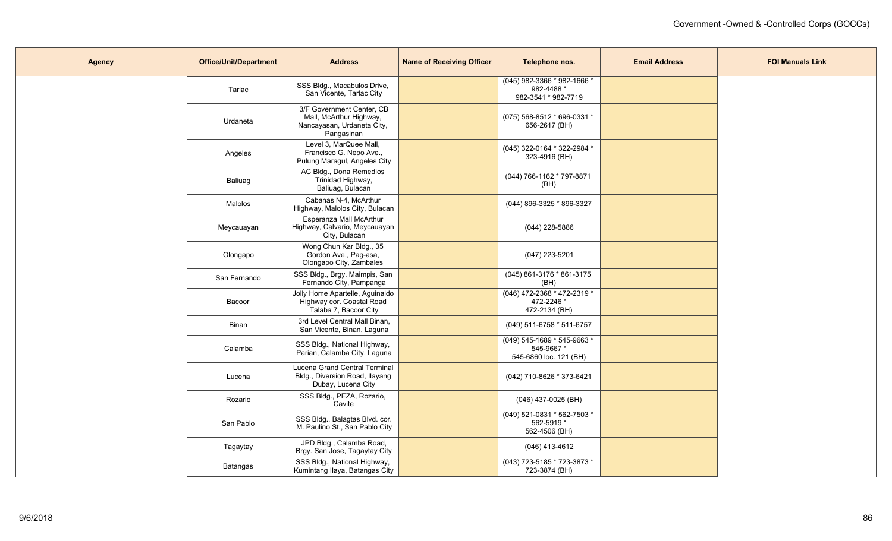| Agency | Office/Unit/Department | Address | Name of Receiving Officer | Telephone nos. | Email Address | FOI Manuals Link |
|---|---|---|---|---|---|---|
| | Tarlac | SSS Bldg., Macabulos Drive, San Vicente, Tarlac City | | (045) 982-3366 * 982-1666 * 982-4488 * 982-3541 * 982-7719 | | |
| | Urdaneta | 3/F Government Center, CB Mall, McArthur Highway, Nancayasan, Urdaneta City, Pangasinan | | (075) 568-8512 * 696-0331 * 656-2617 (BH) | | |
| | Angeles | Level 3, MarQuee Mall, Francisco G. Nepo Ave., Pulung Maragul, Angeles City | | (045) 322-0164 * 322-2984 * 323-4916 (BH) | | |
| | Baliuag | AC Bldg., Dona Remedios Trinidad Highway, Baliuag, Bulacan | | (044) 766-1162 * 797-8871 (BH) | | |
| | Malolos | Cabanas N-4, McArthur Highway, Malolos City, Bulacan | | (044) 896-3325 * 896-3327 | | |
| | Meycauayan | Esperanza Mall McArthur Highway, Calvario, Meycauayan City, Bulacan | | (044) 228-5886 | | |
| | Olongapo | Wong Chun Kar Bldg., 35 Gordon Ave., Pag-asa, Olongapo City, Zambales | | (047) 223-5201 | | |
| | San Fernando | SSS Bldg., Brgy. Maimpis, San Fernando City, Pampanga | | (045) 861-3176 * 861-3175 (BH) | | |
| | Bacoor | Jolly Home Apartelle, Aguinaldo Highway cor. Coastal Road Talaba 7, Bacoor City | | (046) 472-2368 * 472-2319 * 472-2246 * 472-2134 (BH) | | |
| | Binan | 3rd Level Central Mall Binan, San Vicente, Binan, Laguna | | (049) 511-6758 * 511-6757 | | |
| | Calamba | SSS Bldg., National Highway, Parian, Calamba City, Laguna | | (049) 545-1689 * 545-9663 * 545-9667 * 545-6860 loc. 121 (BH) | | |
| | Lucena | Lucena Grand Central Terminal Bldg., Diversion Road, Ilayang Dubay, Lucena City | | (042) 710-8626 * 373-6421 | | |
| | Rozario | SSS Bldg., PEZA, Rozario, Cavite | | (046) 437-0025 (BH) | | |
| | San Pablo | SSS Bldg., Balagtas Blvd. cor. M. Paulino St., San Pablo City | | (049) 521-0831 * 562-7503 * 562-5919 * 562-4506 (BH) | | |
| | Tagaytay | JPD Bldg., Calamba Road, Brgy. San Jose, Tagaytay City | | (046) 413-4612 | | |
| | Batangas | SSS Bldg., National Highway, Kumintang Ilaya, Batangas City | | (043) 723-5185 * 723-3873 * 723-3874 (BH) | | |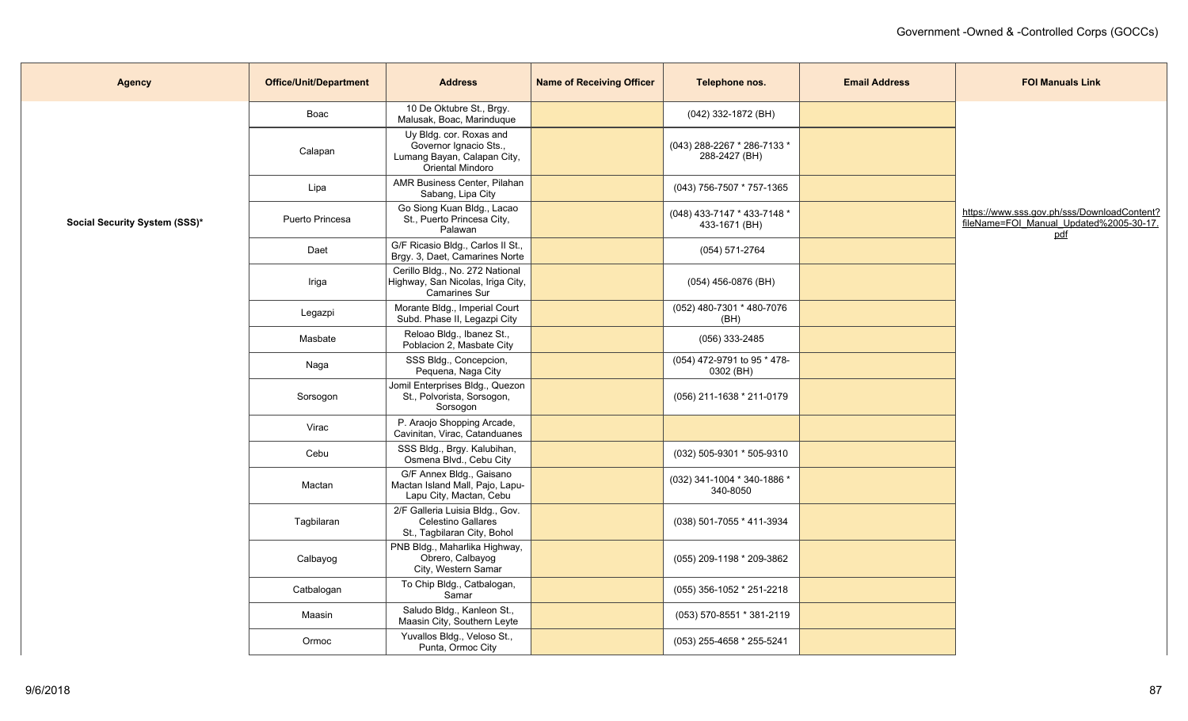| Agency | Office/Unit/Department | Address | Name of Receiving Officer | Telephone nos. | Email Address | FOI Manuals Link |
|---|---|---|---|---|---|---|
| Social Security System (SSS)* | Boac | 10 De Oktubre St., Brgy. Malusak, Boac, Marinduque | | (042) 332-1872 (BH) | | https://www.sss.gov.ph/sss/DownloadContent?fileName=FOI_Manual_Updated%2005-30-17.pdf |
| | Calapan | Uy Bldg. cor. Roxas and Governor Ignacio Sts., Lumang Bayan, Calapan City, Oriental Mindoro | | (043) 288-2267 * 286-7133 * 288-2427 (BH) | | |
| | Lipa | AMR Business Center, Pilahan Sabang, Lipa City | | (043) 756-7507 * 757-1365 | | |
| | Puerto Princesa | Go Siong Kuan Bldg., Lacao St., Puerto Princesa City, Palawan | | (048) 433-7147 * 433-7148 * 433-1671 (BH) | | |
| | Daet | G/F Ricasio Bldg., Carlos II St., Brgy. 3, Daet, Camarines Norte | | (054) 571-2764 | | |
| | Iriga | Cerillo Bldg., No. 272 National Highway, San Nicolas, Iriga City, Camarines Sur | | (054) 456-0876 (BH) | | |
| | Legazpi | Morante Bldg., Imperial Court Subd. Phase II, Legazpi City | | (052) 480-7301 * 480-7076 (BH) | | |
| | Masbate | Reloao Bldg., Ibanez St., Poblacion 2, Masbate City | | (056) 333-2485 | | |
| | Naga | SSS Bldg., Concepcion, Pequena, Naga City | | (054) 472-9791 to 95 * 478-0302 (BH) | | |
| | Sorsogon | Jomil Enterprises Bldg., Quezon St., Polvorista, Sorsogon, Sorsogon | | (056) 211-1638 * 211-0179 | | |
| | Virac | P. Araojo Shopping Arcade, Cavinitan, Virac, Catanduanes | | | | |
| | Cebu | SSS Bldg., Brgy. Kalubihan, Osmena Blvd., Cebu City | | (032) 505-9301 * 505-9310 | | |
| | Mactan | G/F Annex Bldg., Gaisano Mactan Island Mall, Pajo, Lapu-Lapu City, Mactan, Cebu | | (032) 341-1004 * 340-1886 * 340-8050 | | |
| | Tagbilaran | 2/F Galleria Luisia Bldg., Gov. Celestino Gallares St., Tagbilaran City, Bohol | | (038) 501-7055 * 411-3934 | | |
| | Calbayog | PNB Bldg., Maharlika Highway, Obrero, Calbayog City, Western Samar | | (055) 209-1198 * 209-3862 | | |
| | Catbalogan | To Chip Bldg., Catbalogan, Samar | | (055) 356-1052 * 251-2218 | | |
| | Maasin | Saludo Bldg., Kanleon St., Maasin City, Southern Leyte | | (053) 570-8551 * 381-2119 | | |
| | Ormoc | Yuvallos Bldg., Veloso St., Punta, Ormoc City | | (053) 255-4658 * 255-5241 | | |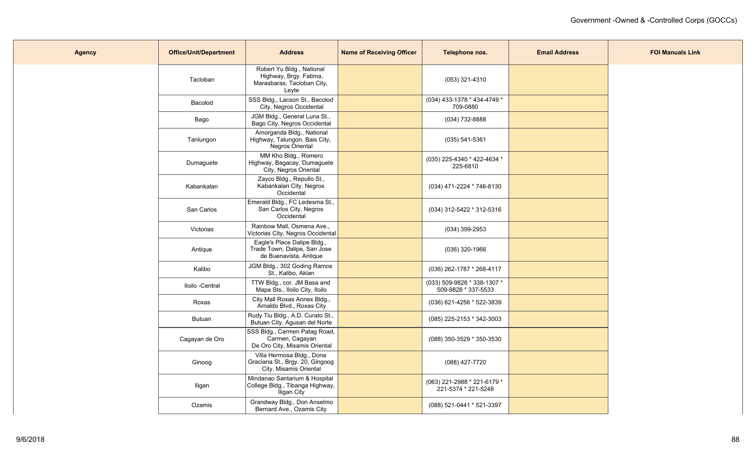| Agency | Office/Unit/Department | Address | Name of Receiving Officer | Telephone nos. | Email Address | FOI Manuals Link |
|---|---|---|---|---|---|---|
| | Tacloban | Robert Yu Bldg., National Highway, Brgy. Fatima, Marasbaras, Tacloban City, Leyte | | (053) 321-4310 | | |
| | Bacolod | SSS Bldg., Lacson St., Bacolod City, Negros Occidental | | (034) 433-1378 * 434-4749 * 709-0880 | | |
| | Bago | JGM Bldg., General Luna St., Bago City, Negros Occidental | | (034) 732-8888 | | |
| | Tanlungon | Amorganda Bldg., National Highway, Talungon, Bais City, Negros Oriental | | (035) 541-5361 | | |
| | Dumaguete | MM Kho Bldg., Romero Highway, Bagacay, Dumaguete City, Negros Oriental | | (035) 225-4340 * 422-4634 * 225-6810 | | |
| | Kabankalan | Zayco Bldg., Repullo St., Kabankalan City, Negros Occidental | | (034) 471-2224 * 746-8130 | | |
| | San Carlos | Emerald Bldg., FC Ledesma St., San Carlos City, Negros Occidental | | (034) 312-5422 * 312-5316 | | |
| | Victorias | Rainbow Mall, Osmena Ave., Victorias City, Negros Occidental | | (034) 399-2953 | | |
| | Antique | Eagle's Place Dalipe Bldg., Trade Town, Dalipe, San Jose de Buenavista, Antique | | (036) 320-1966 | | |
| | Kalibo | JGM Bldg., 302 Goding Ramos St., Kalibo, Aklan | | (036) 262-1787 * 268-4117 | | |
| | Iloilo -Central | TTW Bldg., cor. JM Basa and Mapa Sts., Iloilo City, Iloilo | | (033) 509-9826 * 338-1307 * 509-9828 * 337-5533 | | |
| | Roxas | City Mall Roxas Annex Bldg., Arnaldo Blvd., Roxas City | | (036) 621-4256 * 522-3839 | | |
| | Butuan | Rudy Tiu Bldg., A.D. Curato St., Butuan City, Agusan del Norte | | (085) 225-2153 * 342-3003 | | |
| | Cagayan de Oro | SSS Bldg., Carmen Patag Road, Carmen, Cagayan De Oro City, Misamis Oriental | | (088) 350-3529 * 350-3530 | | |
| | Ginoog | Villa Hermosa Bldg., Dona Graciana St., Brgy. 20, Gingoog City, Misamis Oriental | | (088) 427-7720 | | |
| | Iligan | Mindanao Santarium & Hospital College Bldg., Tibanga Highway, Iligan City | | (063) 221-2988 * 221-6179 * 221-5374 * 221-5248 | | |
| | Ozamis | Grandway Bldg., Don Anselmo Bernard Ave., Ozamis City | | (088) 521-0441 * 521-3397 | | |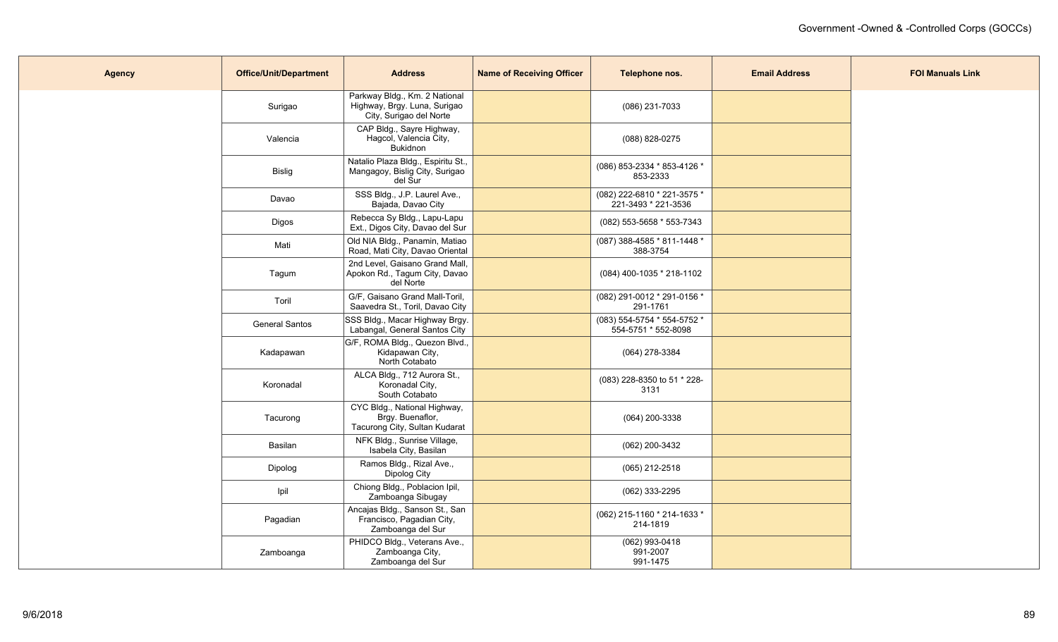| Agency | Office/Unit/Department | Address | Name of Receiving Officer | Telephone nos. | Email Address | FOI Manuals Link |
|---|---|---|---|---|---|---|
| | Surigao | Parkway Bldg., Km. 2 National Highway, Brgy. Luna, Surigao City, Surigao del Norte | | (086) 231-7033 | | |
| | Valencia | CAP Bldg., Sayre Highway, Hagcol, Valencia City, Bukidnon | | (088) 828-0275 | | |
| | Bislig | Natalio Plaza Bldg., Espiritu St., Mangagoy, Bislig City, Surigao del Sur | | (086) 853-2334 * 853-4126 * 853-2333 | | |
| | Davao | SSS Bldg., J.P. Laurel Ave., Bajada, Davao City | | (082) 222-6810 * 221-3575 * 221-3493 * 221-3536 | | |
| | Digos | Rebecca Sy Bldg., Lapu-Lapu Ext., Digos City, Davao del Sur | | (082) 553-5658 * 553-7343 | | |
| | Mati | Old NIA Bldg., Panamin, Matiao Road, Mati City, Davao Oriental | | (087) 388-4585 * 811-1448 * 388-3754 | | |
| | Tagum | 2nd Level, Gaisano Grand Mall, Apokon Rd., Tagum City, Davao del Norte | | (084) 400-1035 * 218-1102 | | |
| | Toril | G/F, Gaisano Grand Mall-Toril, Saavedra St., Toril, Davao City | | (082) 291-0012 * 291-0156 * 291-1761 | | |
| | General Santos | SSS Bldg., Macar Highway Brgy. Labangal, General Santos City | | (083) 554-5754 * 554-5752 * 554-5751 * 552-8098 | | |
| | Kadapawan | G/F, ROMA Bldg., Quezon Blvd., Kidapawan City, North Cotabato | | (064) 278-3384 | | |
| | Koronadal | ALCA Bldg., 712 Aurora St., Koronadal City, South Cotabato | | (083) 228-8350 to 51 * 228-3131 | | |
| | Tacurong | CYC Bldg., National Highway, Brgy. Buenaflor, Tacurong City, Sultan Kudarat | | (064) 200-3338 | | |
| | Basilan | NFK Bldg., Sunrise Village, Isabela City, Basilan | | (062) 200-3432 | | |
| | Dipolog | Ramos Bldg., Rizal Ave., Dipolog City | | (065) 212-2518 | | |
| | Ipil | Chiong Bldg., Poblacion Ipil, Zamboanga Sibugay | | (062) 333-2295 | | |
| | Pagadian | Ancajas Bldg., Sanson St., San Francisco, Pagadian City, Zamboanga del Sur | | (062) 215-1160 * 214-1633 * 214-1819 | | |
| | Zamboanga | PHIDCO Bldg., Veterans Ave., Zamboanga City, Zamboanga del Sur | | (062) 993-0418 991-2007 991-1475 | | |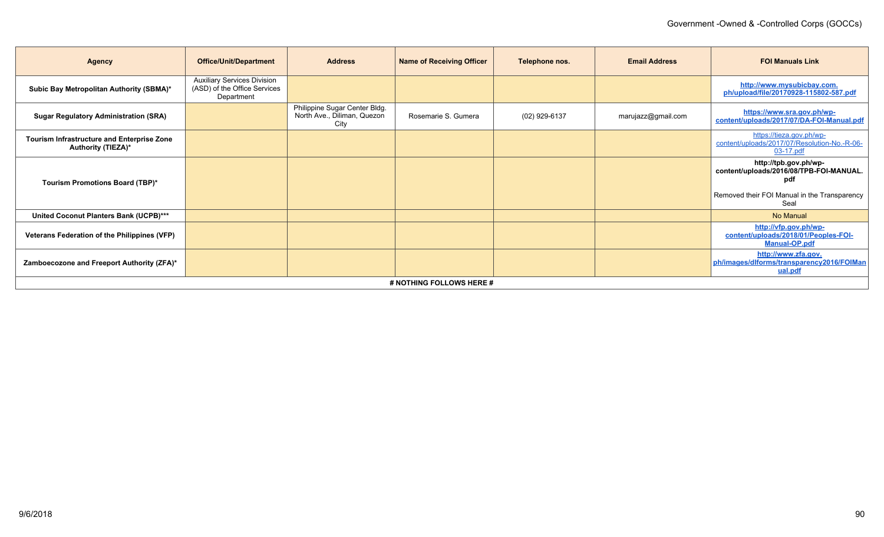| Agency | Office/Unit/Department | Address | Name of Receiving Officer | Telephone nos. | Email Address | FOI Manuals Link |
|---|---|---|---|---|---|---|
| **Subic Bay Metropolitan Authority (SBMA)*** | Auxiliary Services Division (ASD) of the Office Services Department | | | | | **http://www.mysubicbay.com.ph/upload/file/20170928-115802-587.pdf** |
| **Sugar Regulatory Administration (SRA)** | | Philippine Sugar Center Bldg. North Ave., Diliman, Quezon City | Rosemarie S. Gumera | (02) 929-6137 | marujazz@gmail.com | **https://www.sra.gov.ph/wp-content/uploads/2017/07/DA-FOI-Manual.pdf** |
| **Tourism Infrastructure and Enterprise Zone Authority (TIEZA)*** | | | | | | https://tieza.gov.ph/wp-content/uploads/2017/07/Resolution-No.-R-06-03-17.pdf |
| **Tourism Promotions Board (TBP)*** | | | | | | **http://tpb.gov.ph/wp-content/uploads/2016/08/TPB-FOI-MANUAL.pdf**<br><br>Removed their FOI Manual in the Transparency Seal |
| **United Coconut Planters Bank (UCPB)***** | | | | | | No Manual |
| **Veterans Federation of the Philippines (VFP)** | | | | | | **http://vfp.gov.ph/wp-content/uploads/2018/01/Peoples-FOI-Manual-OP.pdf** |
| **Zamboecozone and Freeport Authority (ZFA)*** | | | | | | **http://www.zfa.gov.ph/images/dlforms/transparency2016/FOIManual.pdf** |

**# NOTHING FOLLOWS HERE #**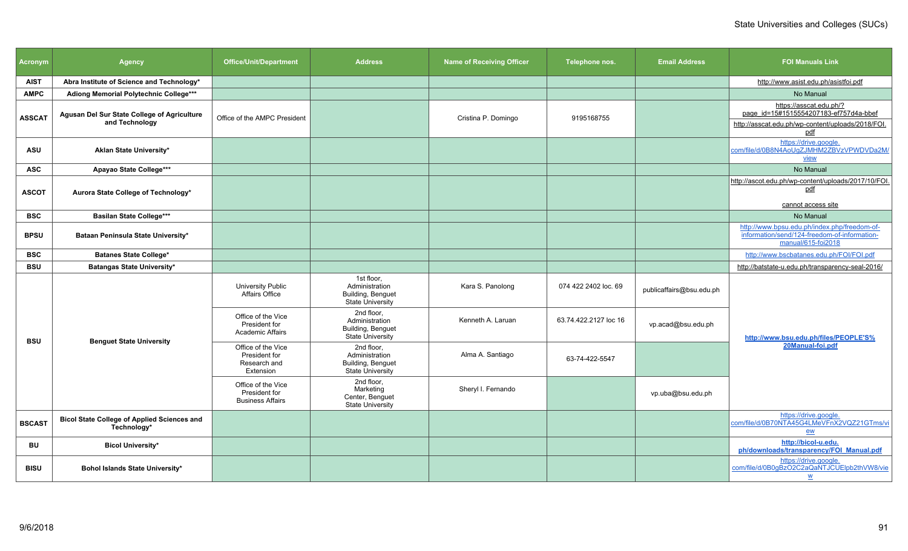| Acronym | Agency | Office/Unit/Department | Address | Name of Receiving Officer | Telephone nos. | Email Address | FOI Manuals Link |
|---|---|---|---|---|---|---|---|
| AIST | Abra Institute of Science and Technology* | | | | | | http://www.asist.edu.ph/asistfoi.pdf |
| AMPC | Adiong Memorial Polytechnic College*** | | | | | | No Manual |
| ASSCAT | Agusan Del Sur State College of Agriculture and Technology | Office of the AMPC President | | Cristina P. Domingo | 9195168755 | | https://asscat.edu.ph/?page_id=15#1515554207183-ef757d4a-bbef<br>http://asscat.edu.ph/wp-content/uploads/2018/FOI.pdf |
| ASU | Aklan State University* | | | | | | https://drive.google.com/file/d/0B8N4AoUgZJMHM2ZBVzVPWDVDa2M/view |
| ASC | Apayao State College*** | | | | | | No Manual |
| ASCOT | Aurora State College of Technology* | | | | | | http://ascot.edu.ph/wp-content/uploads/2017/10/FOI.pdf<br><br>cannot access site |
| BSC | Basilan State College*** | | | | | | No Manual |
| BPSU | Bataan Peninsula State University* | | | | | | http://www.bpsu.edu.ph/index.php/freedom-of-information/send/124-freedom-of-information-manual/615-foi2018 |
| BSC | Batanes State College* | | | | | | http://www.bscbatanes.edu.ph/FOI/FOI.pdf |
| BSU | Batangas State University* | | | | | | http://batstate-u.edu.ph/transparency-seal-2016/ |
| BSU | Benguet State University | University Public Affairs Office | 1st floor, Administration Building, Benguet State University | Kara S. Panolong | 074 422 2402 loc. 69 | publicaffairs@bsu.edu.ph | http://www.bsu.edu.ph/files/PEOPLE'S%20Manual-foi.pdf |
| | | Office of the Vice President for Academic Affairs | 2nd floor, Administration Building, Benguet State University | Kenneth A. Laruan | 63.74.422.2127 loc 16 | vp.acad@bsu.edu.ph | |
| | | Office of the Vice President for Research and Extension | 2nd floor, Administration Building, Benguet State University | Alma A. Santiago | 63-74-422-5547 | | |
| | | Office of the Vice President for Business Affairs | 2nd floor, Marketing Center, Benguet State University | Sheryl I. Fernando | | vp.uba@bsu.edu.ph | |
| BSCAST | Bicol State College of Applied Sciences and Technology* | | | | | | https://drive.google.com/file/d/0B70NTA45G4LMeVFnX2VQZ21GTms/view |
| BU | Bicol University* | | | | | | http://bicol-u.edu.ph/downloads/transparency/FOI_Manual.pdf |
| BISU | Bohol Islands State University* | | | | | | https://drive.google.com/file/d/0B0gBzO2C2aQaNTJCUElpb2thVW8/view |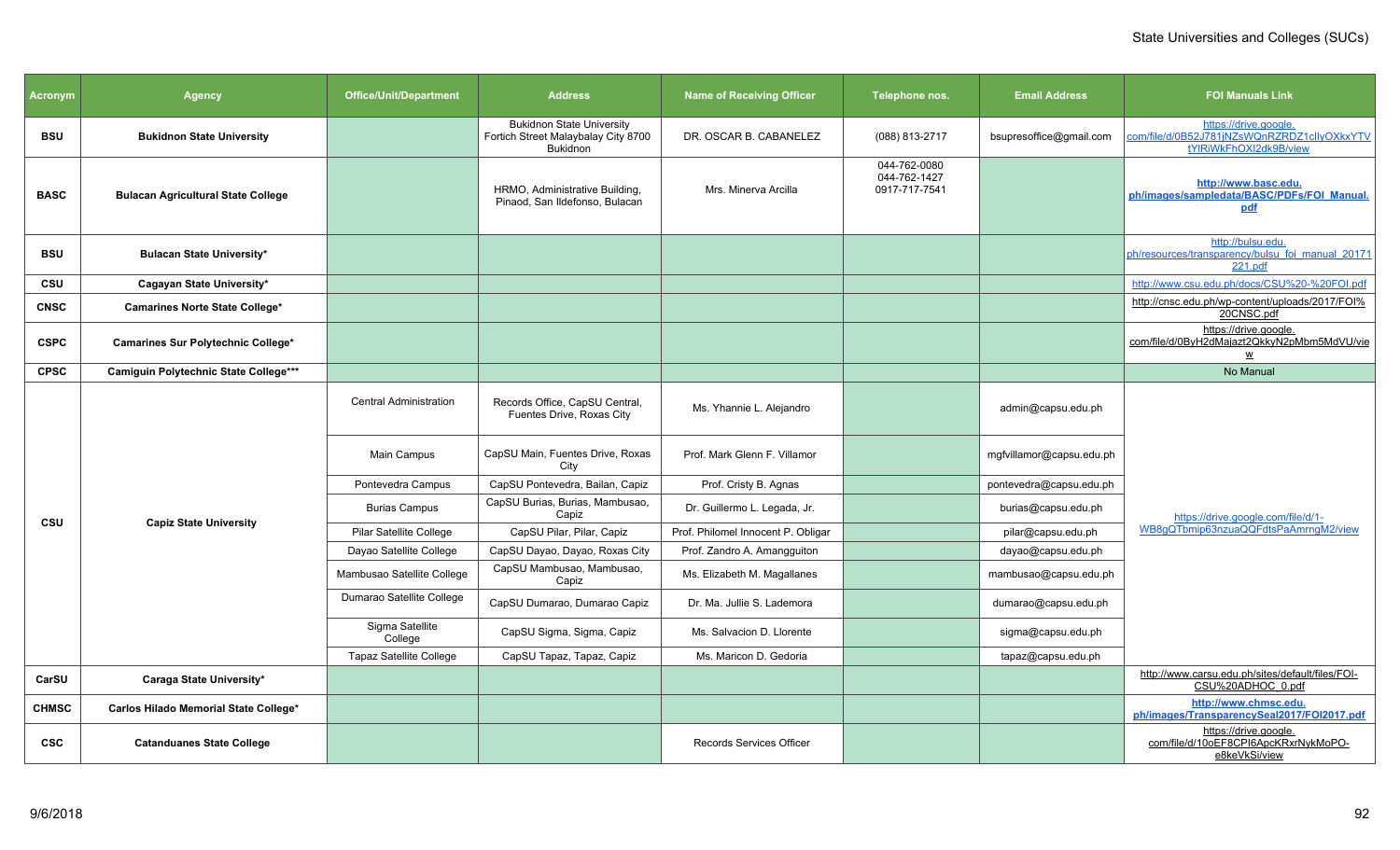State Universities and Colleges (SUCs)

| Acronym | Agency | Office/Unit/Department | Address | Name of Receiving Officer | Telephone nos. | Email Address | FOI Manuals Link |
|---|---|---|---|---|---|---|---|
| BSU | Bukidnon State University | | Bukidnon State University Fortich Street Malaybalay City 8700 Bukidnon | DR. OSCAR B. CABANELEZ | (088) 813-2717 | bsupresoffice@gmail.com | https://drive.google.com/file/d/0B52J781jNZsWQnRZRDZ1cllyOXkxYTVtYlRiWkFhOXl2dk9B/view |
| BASC | Bulacan Agricultural State College | | HRMO, Administrative Building, Pinaod, San Ildefonso, Bulacan | Mrs. Minerva Arcilla | 044-762-0080 044-762-1427 0917-717-7541 | | **http://www.basc.edu.ph/images/sampledata/BASC/PDFs/FOI_Manual.pdf** |
| BSU | Bulacan State University* | | | | | | http://bulsu.edu.ph/resources/transparency/bulsu_foi_manual_20171221.pdf |
| CSU | Cagayan State University* | | | | | | http://www.csu.edu.ph/docs/CSU%20-%20FOI.pdf |
| CNSC | Camarines Norte State College* | | | | | | http://cnsc.edu.ph/wp-content/uploads/2017/FOI%20CNSC.pdf |
| CSPC | Camarines Sur Polytechnic College* | | | | | | https://drive.google.com/file/d/0ByH2dMajazt2QkkyN2pMbm5MdVU/view |
| CPSC | Camiguin Polytechnic State College*** | | | | | | No Manual |
| CSU | Capiz State University | Central Administration | Records Office, CapSU Central, Fuentes Drive, Roxas City | Ms. Yhannie L. Alejandro | | admin@capsu.edu.ph | https://drive.google.com/file/d/1-WB8gQTbmip63nzuaQQFdtsPaAmrngM2/view |
| | | Main Campus | CapSU Main, Fuentes Drive, Roxas City | Prof. Mark Glenn F. Villamor | | mgfvillamor@capsu.edu.ph | |
| | | Pontevedra Campus | CapSU Pontevedra, Bailan, Capiz | Prof. Cristy B. Agnas | | pontevedra@capsu.edu.ph | |
| | | Burias Campus | CapSU Burias, Burias, Mambusao, Capiz | Dr. Guillermo L. Legada, Jr. | | burias@capsu.edu.ph | |
| | | Pilar Satellite College | CapSU Pilar, Pilar, Capiz | Prof. Philomel Innocent P. Obligar | | pilar@capsu.edu.ph | |
| | | Dayao Satellite College | CapSU Dayao, Dayao, Roxas City | Prof. Zandro A. Amangguiton | | dayao@capsu.edu.ph | |
| | | Mambusao Satellite College | CapSU Mambusao, Mambusao, Capiz | Ms. Elizabeth M. Magallanes | | mambusao@capsu.edu.ph | |
| | | Dumarao Satellite College | CapSU Dumarao, Dumarao Capiz | Dr. Ma. Jullie S. Lademora | | dumarao@capsu.edu.ph | |
| | | Sigma Satellite College | CapSU Sigma, Sigma, Capiz | Ms. Salvacion D. Llorente | | sigma@capsu.edu.ph | |
| | | Tapaz Satellite College | CapSU Tapaz, Tapaz, Capiz | Ms. Maricon D. Gedoria | | tapaz@capsu.edu.ph | |
| CarSU | Caraga State University* | | | | | | http://www.carsu.edu.ph/sites/default/files/FOI-CSU%20ADHOC_0.pdf |
| CHMSC | Carlos Hilado Memorial State College* | | | | | | **http://www.chmsc.edu.ph/images/TransparencySeal2017/FOI2017.pdf** |
| CSC | Catanduanes State College | | | Records Services Officer | | | https://drive.google.com/file/d/10oEF8CPI6ApcKRxrNykMoPO-e8keVkSi/view |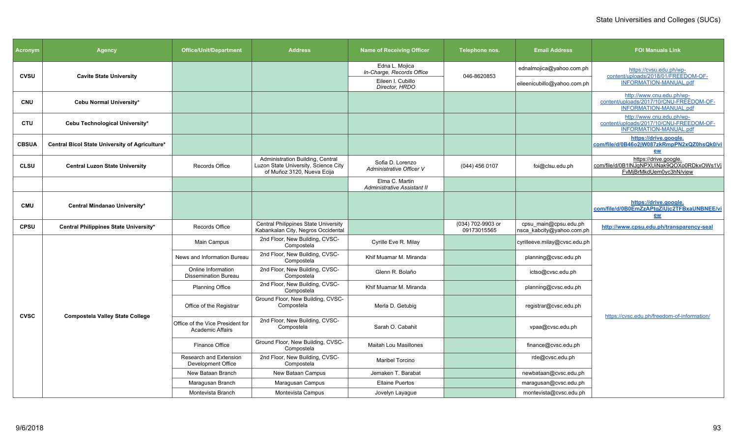| Acronym | Agency | Office/Unit/Department | Address | Name of Receiving Officer | Telephone nos. | Email Address | FOI Manuals Link |
|---|---|---|---|---|---|---|---|
| CVSU | Cavite State University | | | Edna L. Mojica *In-Charge, Records Office* | 046-8620853 | ednalmojica@yahoo.com.ph | https://cvsu.edu.ph/wp-content/uploads/2018/01/FREEDOM-OF-INFORMATION-MANUAL.pdf |
| | | | | Eileen I. Cubillo *Director, HRDO* | | eileenicubillo@yahoo.com.ph | |
| CNU | Cebu Normal University* | | | | | | http://www.cnu.edu.ph/wp-content/uploads/2017/10/CNU-FREEDOM-OF-INFORMATION-MANUAL.pdf |
| CTU | Cebu Technological University* | | | | | | http://www.cnu.edu.ph/wp-content/uploads/2017/10/CNU-FREEDOM-OF-INFORMATION-MANUAL.pdf |
| CBSUA | Central Bicol State University of Agriculture* | | | | | | **https://drive.google.com/file/d/0B46o2jW087zkRmpPN2xQZ0hsQk0/view** |
| CLSU | Central Luzon State University | Records Office | Administration Building, Central Luzon State University, Science City of Muñoz 3120, Nueva Ecija | Sofia D. Lorenzo *Administrative Officer V* | (044) 456 0107 | foi@clsu.edu.ph | https://drive.google.com/file/d/0B1INJgNPXUiNak9QOXo0RDkxOWs1VjFvMjBrMkdUem0yc3hN/view |
| | | | | Elma C. Martin *Administrative Assistant II* | | | |
| CMU | Central Mindanao University* | | | | | | **https://drive.google.com/file/d/0B0EmZzAPtgZiUjc2TFBxaUNBNEE/view** |
| CPSU | Central Philippines State University* | Records Office | Central Philippines State University Kabankalan City, Negros Occidental | | (034) 702-9903 or 09173015565 | cpsu_main@cpsu.edu.ph nsca_kabcity@yahoo.com.ph | **http://www.cpsu.edu.ph/transparency-seal** |
| CVSC | Compostela Valley State College | Main Campus | 2nd Floor, New Building, CVSC-Compostela | Cyrille Eve R. Milay | | cyrilleeve.milay@cvsc.edu.ph | https://cvsc.edu.ph/freedom-of-information/ |
| | | News and Information Bureau | 2nd Floor, New Building, CVSC-Compostela | Khif Muamar M. Miranda | | planning@cvsc.edu.ph | |
| | | Online Information Dissemination Bureau | 2nd Floor, New Building, CVSC-Compostela | Glenn R. Bolaño | | ictso@cvsc.edu.ph | |
| | | Planning Office | 2nd Floor, New Building, CVSC-Compostela | Khif Muamar M. Miranda | | planning@cvsc.edu.ph | |
| | | Office of the Registrar | Ground Floor, New Building, CVSC-Compostela | Merla D. Getubig | | registrar@cvsc.edu.ph | |
| | | Office of the Vice President for Academic Affairs | 2nd Floor, New Building, CVSC-Compostela | Sarah O. Cabahit | | vpaa@cvsc.edu.ph | |
| | | Finance Office | Ground Floor, New Building, CVSC-Compostela | Maitah Lou Masillones | | finance@cvsc.edu.ph | |
| | | Research and Extension Development Office | 2nd Floor, New Building, CVSC-Compostela | Maribel Torcino | | rde@cvsc.edu.ph | |
| | | New Bataan Branch | New Bataan Campus | Jemaken T. Barabat | | newbataan@cvsc.edu.ph | |
| | | Maragusan Branch | Maragusan Campus | Ellaine Puertos | | maragusan@cvsc.edu.ph | |
| | | Montevista Branch | Montevista Campus | Jovelyn Layague | | montevista@cvsc.edu.ph | |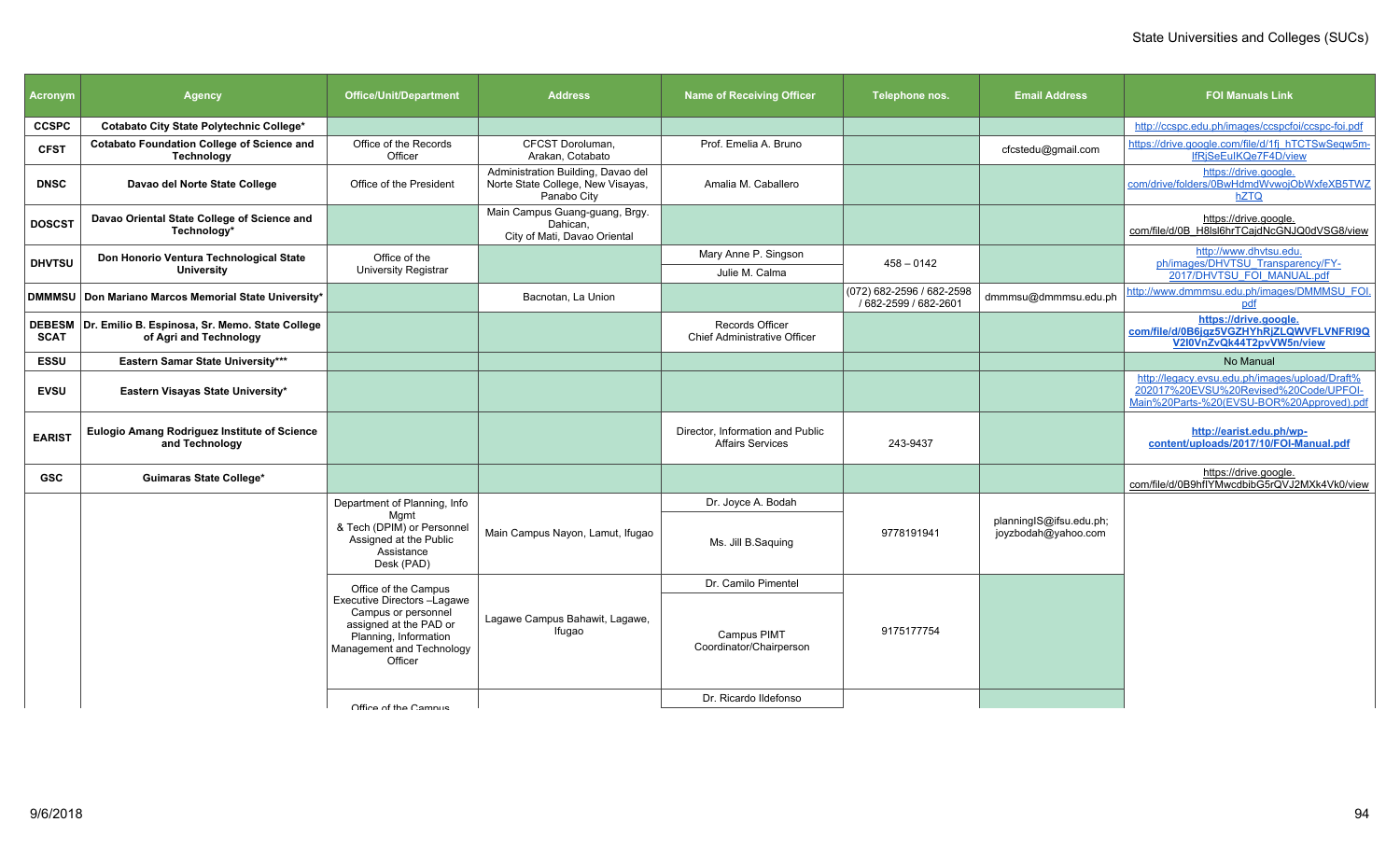State Universities and Colleges (SUCs)

| Acronym | Agency | Office/Unit/Department | Address | Name of Receiving Officer | Telephone nos. | Email Address | FOI Manuals Link |
|---|---|---|---|---|---|---|---|
| CCSPC | Cotabato City State Polytechnic College* | | | | | | http://ccspc.edu.ph/images/ccspcfoi/ccspc-foi.pdf |
| CFST | Cotabato Foundation College of Science and Technology | Office of the Records Officer | CFCST Doroluman, Arakan, Cotabato | Prof. Emelia A. Bruno | | cfcstedu@gmail.com | https://drive.google.com/file/d/1fj_hTCTSwSeqw5m-lfRjSeEulKQe7F4D/view |
| DNSC | Davao del Norte State College | Office of the President | Administration Building, Davao del Norte State College, New Visayas, Panabo City | Amalia M. Caballero | | | https://drive.google.com/drive/folders/0BwHdmdWvwojObWxfeXB5TWZhZTQ |
| DOSCST | Davao Oriental State College of Science and Technology* | | Main Campus Guang-guang, Brgy. Dahican, City of Mati, Davao Oriental | | | | https://drive.google.com/file/d/0B_H8lsl6hrTCajdNcGNJQ0dVSG8/view |
| DHVTSU | Don Honorio Ventura Technological State University | Office of the University Registrar | | Mary Anne P. Singson<br>Julie M. Calma | 458 – 0142 | | http://www.dhvtsu.edu.ph/images/DHVTSU_Transparency/FY-2017/DHVTSU_FOI_MANUAL.pdf |
| DMMMSU | Don Mariano Marcos Memorial State University* | | Bacnotan, La Union | | (072) 682-2596 / 682-2598 / 682-2599 / 682-2601 | dmmmsu@dmmmsu.edu.ph | http://www.dmmmsu.edu.ph/images/DMMMSU_FOI.pdf |
| DEBESMSCAT | Dr. Emilio B. Espinosa, Sr. Memo. State College of Agri and Technology | | | Records Officer<br>Chief Administrative Officer | | | **https://drive.google.com/file/d/0B6jgz5VGZHYhRjZLQWVFLVNFRI9QV2l0VnZvQk44T2pvVW5n/view** |
| ESSU | Eastern Samar State University*** | | | | | | No Manual |
| EVSU | Eastern Visayas State University* | | | | | | http://legacy.evsu.edu.ph/images/upload/Draft%202017%20EVSU%20Revised%20Code/UPFOI-Main%20Parts-%20(EVSU-BOR%20Approved).pdf |
| EARIST | Eulogio Amang Rodriguez Institute of Science and Technology | | | Director, Information and Public Affairs Services | 243-9437 | | **http://earist.edu.ph/wp-content/uploads/2017/10/FOI-Manual.pdf** |
| GSC | Guimaras State College* | | | | | | https://drive.google.com/file/d/0B9hflYMwcdbibG5rQVJ2MXk4Vk0/view |
| | | Department of Planning, Info Mgmt & Tech (DPIM) or Personnel Assigned at the Public Assistance Desk (PAD) | Main Campus Nayon, Lamut, Ifugao | Dr. Joyce A. Bodah<br>Ms. Jill B.Saquing | 9778191941 | planningIS@ifsu.edu.ph; joyzbodah@yahoo.com | |
| | | Office of the Campus Executive Directors –Lagawe Campus or personnel assigned at the PAD or Planning, Information Management and Technology Officer | Lagawe Campus Bahawit, Lagawe, Ifugao | Dr. Camilo Pimentel<br>Campus PIMT Coordinator/Chairperson | 9175177754 | | |
| | | Office of the Campus | | Dr. Ricardo Ildefonso | | | |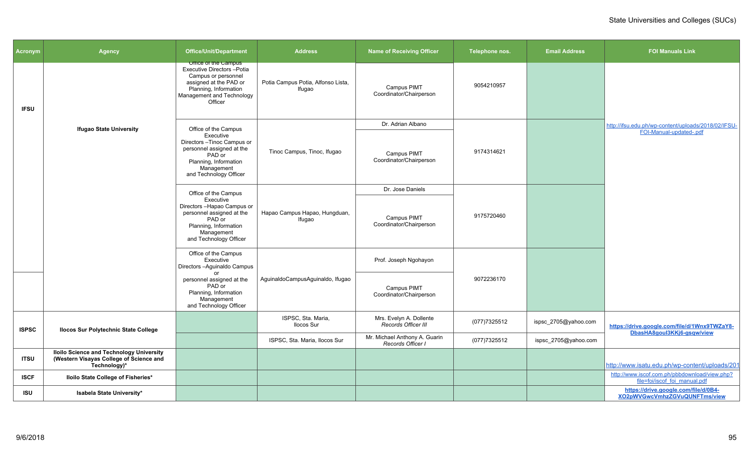| Acronym | Agency | Office/Unit/Department | Address | Name of Receiving Officer | Telephone nos. | Email Address | FOI Manuals Link |
|---|---|---|---|---|---|---|---|
| IFSU | Ifugao State University | Office of the Campus Executive Directors –Potia Campus or personnel assigned at the PAD or Planning, Information Management and Technology Officer | Potia Campus Potia, Alfonso Lista, Ifugao | Campus PIMT Coordinator/Chairperson | 9054210957 | | http://ifsu.edu.ph/wp-content/uploads/2018/02/IFSU-FOI-Manual-updated-.pdf |
| | | Office of the Campus Executive Directors –Tinoc Campus or personnel assigned at the PAD or Planning, Information Management and Technology Officer | Tinoc Campus, Tinoc, Ifugao | Dr. Adrian Albano<br>Campus PIMT Coordinator/Chairperson | 9174314621 | | |
| | | Office of the Campus Executive Directors –Hapao Campus or personnel assigned at the PAD or Planning, Information Management and Technology Officer | Hapao Campus Hapao, Hungduan, Ifugao | Dr. Jose Daniels<br>Campus PIMT Coordinator/Chairperson | 9175720460 | | |
| | | Office of the Campus Executive Directors –Aguinaldo Campus or personnel assigned at the PAD or Planning, Information Management and Technology Officer | AguinaldoCampusAguinaldo, Ifugao | Prof. Joseph Ngohayon<br>Campus PIMT Coordinator/Chairperson | 9072236170 | | |
| ISPSC | Ilocos Sur Polytechnic State College | | ISPSC, Sta. Maria, Ilocos Sur | Mrs. Evelyn A. Dollente<br>*Records Officer III* | (077)7325512 | ispsc_2705@yahoo.com | https://drive.google.com/file/d/1Wnx9TWZaY8-DbasHA8goul3KKj6-gsqw/view |
| | | | ISPSC, Sta. Maria, Ilocos Sur | Mr. Michael Anthony A. Guarin<br>*Records Officer I* | (077)7325512 | ispsc_2705@yahoo.com | |
| ITSU | Iloilo Science and Technology University (Western Visayas College of Science and Technology)* | | | | | | http://www.isatu.edu.ph/wp-content/uploads/201 |
| ISCF | Iloilo State College of Fisheries* | | | | | | http://www.iscof.com.ph/pbbdownload/view.php?file=foi/iscof_foi_manual.pdf |
| ISU | Isabela State University* | | | | | | https://drive.google.com/file/d/0B4-XO2pWVGwcVmhzZGVuQUNFTms/view |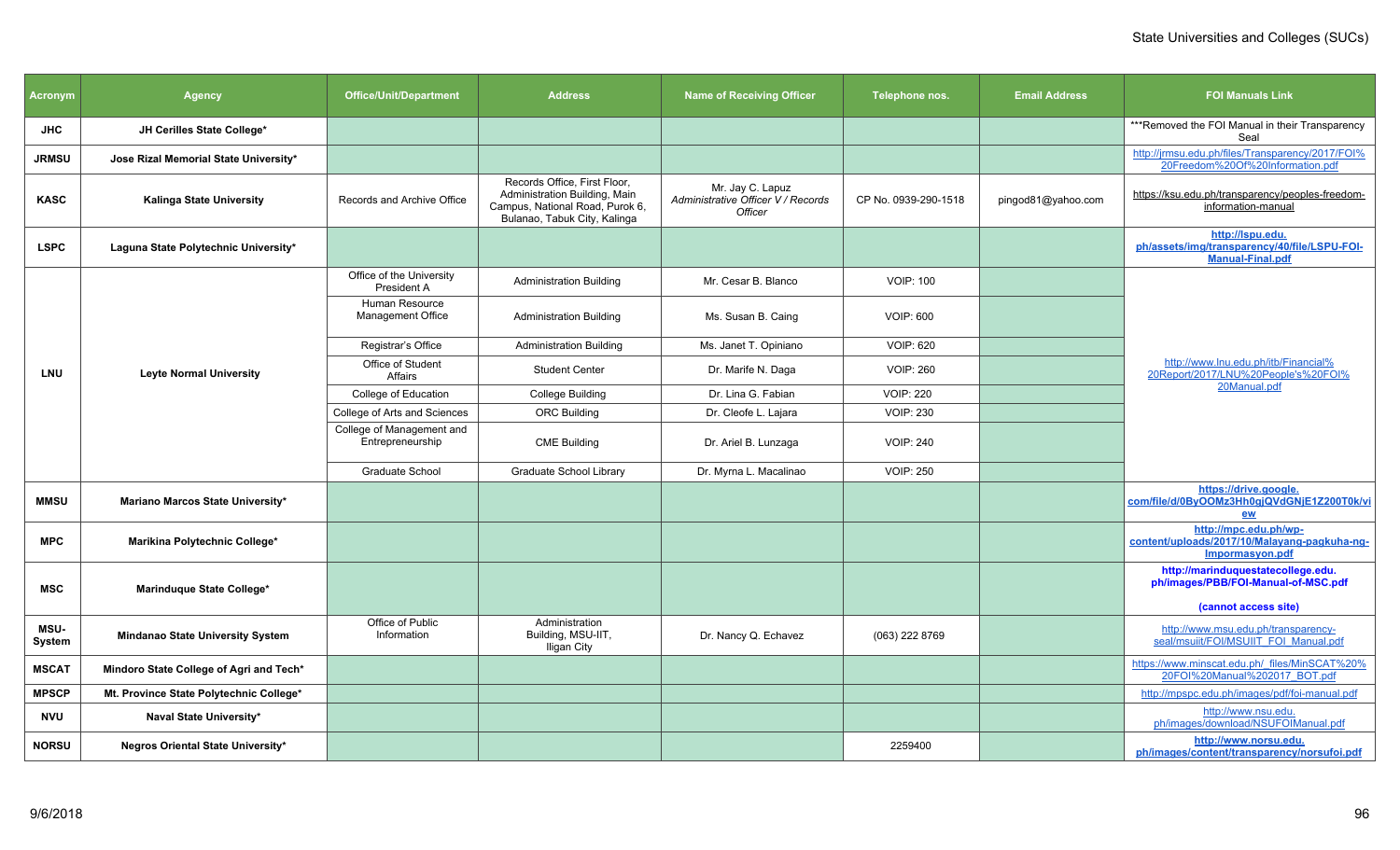State Universities and Colleges (SUCs)

| Acronym | Agency | Office/Unit/Department | Address | Name of Receiving Officer | Telephone nos. | Email Address | FOI Manuals Link |
|---|---|---|---|---|---|---|---|
| **JHC** | **JH Cerilles State College*** | | | | | | ***Removed the FOI Manual in their Transparency Seal |
| **JRMSU** | **Jose Rizal Memorial State University*** | | | | | | http://jrmsu.edu.ph/files/Transparency/2017/FOI%20Freedom%20Of%20Information.pdf |
| **KASC** | **Kalinga State University** | Records and Archive Office | Records Office, First Floor, Administration Building, Main Campus, National Road, Purok 6, Bulanao, Tabuk City, Kalinga | Mr. Jay C. Lapuz *Administrative Officer V / Records Officer* | CP No. 0939-290-1518 | pingod81@yahoo.com | https://ksu.edu.ph/transparency/peoples-freedom-information-manual |
| **LSPC** | **Laguna State Polytechnic University*** | | | | | | **http://lspu.edu.ph/assets/img/transparency/40/file/LSPU-FOI-Manual-Final.pdf** |
| **LNU** | **Leyte Normal University** | Office of the University President A | Administration Building | Mr. Cesar B. Blanco | VOIP: 100 | | http://www.lnu.edu.ph/itb/Financial%20Report/2017/LNU%20People's%20FOI%20Manual.pdf |
| | | Human Resource Management Office | Administration Building | Ms. Susan B. Caing | VOIP: 600 | | |
| | | Registrar's Office | Administration Building | Ms. Janet T. Opiniano | VOIP: 620 | | |
| | | Office of Student Affairs | Student Center | Dr. Marife N. Daga | VOIP: 260 | | |
| | | College of Education | College Building | Dr. Lina G. Fabian | VOIP: 220 | | |
| | | College of Arts and Sciences | ORC Building | Dr. Cleofe L. Lajara | VOIP: 230 | | |
| | | College of Management and Entrepreneurship | CME Building | Dr. Ariel B. Lunzaga | VOIP: 240 | | |
| | | Graduate School | Graduate School Library | Dr. Myrna L. Macalinao | VOIP: 250 | | |
| **MMSU** | **Mariano Marcos State University*** | | | | | | **https://drive.google.com/file/d/0ByOOMz3Hh0gjQVdGNjE1Z200T0k/view** |
| **MPC** | **Marikina Polytechnic College*** | | | | | | **http://mpc.edu.ph/wp-content/uploads/2017/10/Malayang-pagkuha-ng-Impormasyon.pdf** |
| **MSC** | **Marinduque State College*** | | | | | | **http://marinduquestatecollege.edu.ph/images/PBB/FOI-Manual-of-MSC.pdf** **(cannot access site)** |
| **MSU-System** | **Mindanao State University System** | Office of Public Information | Administration Building, MSU-IIT, Iligan City | Dr. Nancy Q. Echavez | (063) 222 8769 | | http://www.msu.edu.ph/transparency-seal/msuiit/FOI/MSUIIT_FOI_Manual.pdf |
| **MSCAT** | **Mindoro State College of Agri and Tech*** | | | | | | https://www.minscat.edu.ph/_files/MinSCAT%20FOI%20Manual%202017_BOT.pdf |
| **MPSCP** | **Mt. Province State Polytechnic College*** | | | | | | http://mpspc.edu.ph/images/pdf/foi-manual.pdf |
| **NVU** | **Naval State University*** | | | | | | http://www.nsu.edu.ph/images/download/NSUFOIManual.pdf |
| **NORSU** | **Negros Oriental State University*** | | | | 2259400 | | **http://www.norsu.edu.ph/images/content/transparency/norsufoi.pdf** |

9/6/2018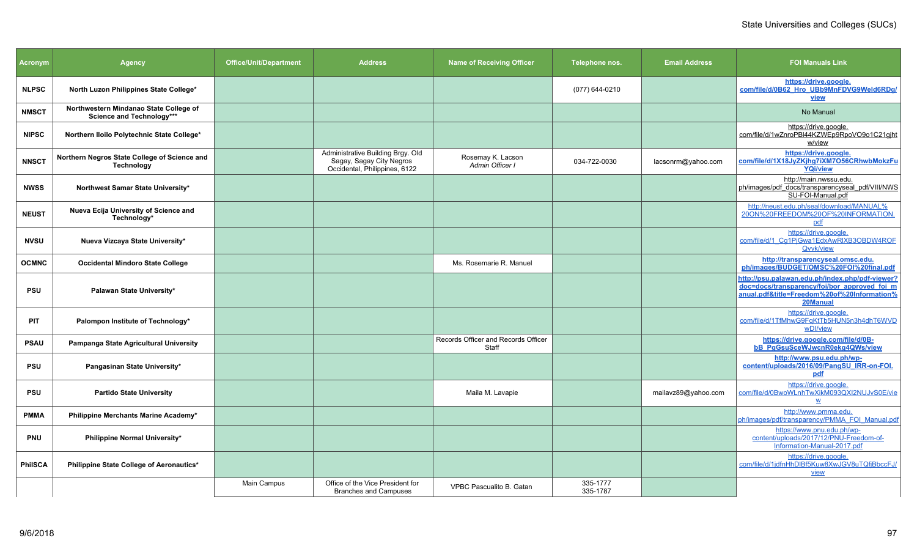| Acronym | Agency | Office/Unit/Department | Address | Name of Receiving Officer | Telephone nos. | Email Address | FOI Manuals Link |
|---|---|---|---|---|---|---|---|
| **NLPSC** | **North Luzon Philippines State College*** | | | | (077) 644-0210 | | **https://drive.google.com/file/d/0B62_Hro_UBb9MnFDVG9Weld6RDg/view** |
| **NMSCT** | **Northwestern Mindanao State College of Science and Technology*** | | | | | | No Manual |
| **NIPSC** | **Northern Iloilo Polytechnic State College*** | | | | | | https://drive.google.com/file/d/1wZnroPBl44KZWEp9RpoVO9o1C21gjhtw/view |
| **NNSCT** | **Northern Negros State College of Science and Technology** | | Administrative Building Brgy. Old Sagay, Sagay City Negros Occidental, Philippines, 6122 | Rosemay K. Lacson *Admin Officer I* | 034-722-0030 | lacsonrm@yahoo.com | **https://drive.google.com/file/d/1X18JyZKjhg7iXM7O56CRhwbMokzFuYQi/view** |
| **NWSS** | **Northwest Samar State University*** | | | | | | http://main.nwssu.edu.ph/images/pdf_docs/transparencyseal_pdf/VIII/NWSSU-FOI-Manual.pdf |
| **NEUST** | **Nueva Ecija University of Science and Technology*** | | | | | | http://neust.edu.ph/seal/download/MANUAL%20ON%20FREEDOM%20OF%20INFORMATION.pdf |
| **NVSU** | **Nueva Vizcaya State University*** | | | | | | https://drive.google.com/file/d/1_Cg1PjGwa1EdxAwRlXB3OBDW4ROFQvvk/view |
| **OCMNC** | **Occidental Mindoro State College** | | | Ms. Rosemarie R. Manuel | | | **http://transparencyseal.omsc.edu.ph/images/BUDGET/OMSC%20FOI%20final.pdf** |
| **PSU** | **Palawan State University*** | | | | | | **http://psu.palawan.edu.ph/index.php/pdf-viewer?doc=docs/transparency/foi/bor_approved_foi_manual.pdf&title=Freedom%20of%20Information%20Manual** |
| **PIT** | **Palompon Institute of Technology*** | | | | | | https://drive.google.com/file/d/1TfMhwG9FqKtTb5HUN5n3h4dhT6WVDwDl/view |
| **PSAU** | **Pampanga State Agricultural University** | | | Records Officer and Records Officer Staff | | | **https://drive.google.com/file/d/0B-bB_PgGsuSceWJwcnR0ekg4QWs/view** |
| **PSU** | **Pangasinan State University*** | | | | | | **http://www.psu.edu.ph/wp-content/uploads/2016/09/PangSU_IRR-on-FOI.pdf** |
| **PSU** | **Partido State University** | | | Maila M. Lavapie | | mailavz89@yahoo.com | https://drive.google.com/file/d/0BwoWLnhTwXikM093QXl2NUJvS0E/view |
| **PMMA** | **Philippine Merchants Marine Academy*** | | | | | | http://www.pmma.edu.ph/images/pdf/transparency/PMMA_FOI_Manual.pdf |
| **PNU** | **Philippine Normal University*** | | | | | | https://www.pnu.edu.ph/wp-content/uploads/2017/12/PNU-Freedom-of-Information-Manual-2017.pdf |
| **PhilSCA** | **Philippine State College of Aeronautics*** | | | | | | https://drive.google.com/file/d/1jdfnHhDlBf5Kuw8XwJGV8uTQfjBbccFJ/view |
| | | Main Campus | Office of the Vice President for Branches and Campuses | VPBC Pascualito B. Gatan | 335-1777 335-1787 | | |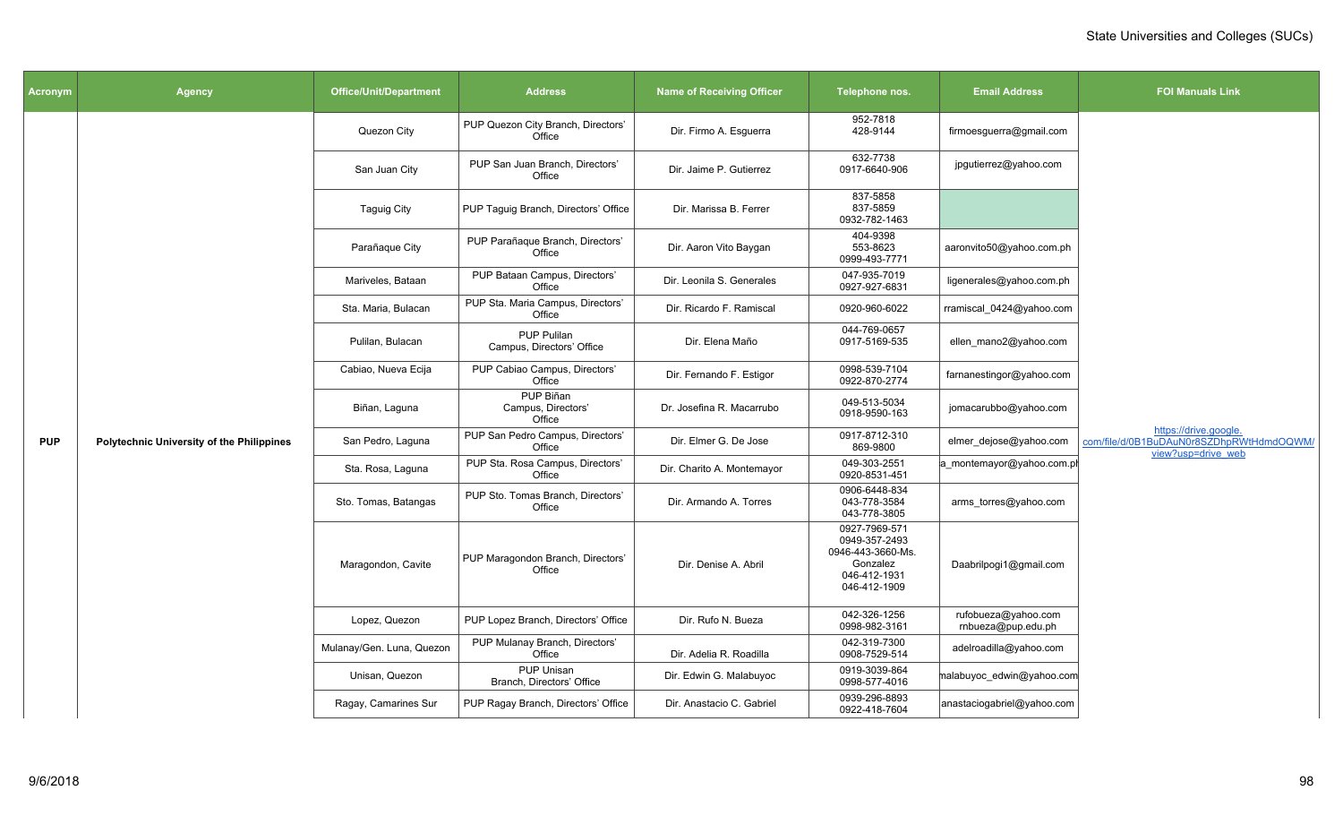| Acronym | Agency | Office/Unit/Department | Address | Name of Receiving Officer | Telephone nos. | Email Address | FOI Manuals Link |
|---|---|---|---|---|---|---|---|
| PUP | Polytechnic University of the Philippines | Quezon City | PUP Quezon City Branch, Directors' Office | Dir. Firmo A. Esguerra | 952-7818<br>428-9144 | firmoesguerra@gmail.com | https://drive.google.com/file/d/0B1BuDAuN0r8SZDhpRWtHdmdOQWM/view?usp=drive_web |
| | | San Juan City | PUP San Juan Branch, Directors' Office | Dir. Jaime P. Gutierrez | 632-7738<br>0917-6640-906 | jpgutierrez@yahoo.com | |
| | | Taguig City | PUP Taguig Branch, Directors' Office | Dir. Marissa B. Ferrer | 837-5858<br>837-5859<br>0932-782-1463 | | |
| | | Parañaque City | PUP Parañaque Branch, Directors' Office | Dir. Aaron Vito Baygan | 404-9398<br>553-8623<br>0999-493-7771 | aaronvito50@yahoo.com.ph | |
| | | Mariveles, Bataan | PUP Bataan Campus, Directors' Office | Dir. Leonila S. Generales | 047-935-7019<br>0927-927-6831 | ligenerales@yahoo.com.ph | |
| | | Sta. Maria, Bulacan | PUP Sta. Maria Campus, Directors' Office | Dir. Ricardo F. Ramiscal | 0920-960-6022 | rramiscal_0424@yahoo.com | |
| | | Pulilan, Bulacan | PUP Pulilan Campus, Directors' Office | Dir. Elena Maño | 044-769-0657<br>0917-5169-535 | ellen_mano2@yahoo.com | |
| | | Cabiao, Nueva Ecija | PUP Cabiao Campus, Directors' Office | Dir. Fernando F. Estigor | 0998-539-7104<br>0922-870-2774 | farnanestingor@yahoo.com | |
| | | Biñan, Laguna | PUP Biñan Campus, Directors' Office | Dir. Josefina R. Macarrubo | 049-513-5034<br>0918-9590-163 | jomacarubbo@yahoo.com | |
| | | San Pedro, Laguna | PUP San Pedro Campus, Directors' Office | Dir. Elmer G. De Jose | 0917-8712-310<br>869-9800 | elmer_dejose@yahoo.com | |
| | | Sta. Rosa, Laguna | PUP Sta. Rosa Campus, Directors' Office | Dir. Charito A. Montemayor | 049-303-2551<br>0920-8531-451 | a_montemayor@yahoo.com.ph | |
| | | Sto. Tomas, Batangas | PUP Sto. Tomas Branch, Directors' Office | Dir. Armando A. Torres | 0906-6448-834<br>043-778-3584<br>043-778-3805 | arms_torres@yahoo.com | |
| | | Maragondon, Cavite | PUP Maragondon Branch, Directors' Office | Dir. Denise A. Abril | 0927-7969-571<br>0949-357-2493<br>0946-443-3660-Ms. Gonzalez<br>046-412-1931<br>046-412-1909 | Daabrilpogi1@gmail.com | |
| | | Lopez, Quezon | PUP Lopez Branch, Directors' Office | Dir. Rufo N. Bueza | 042-326-1256<br>0998-982-3161 | rufobueza@yahoo.com<br>rnbueza@pup.edu.ph | |
| | | Mulanay/Gen. Luna, Quezon | PUP Mulanay Branch, Directors' Office | Dir. Adelia R. Roadilla | 042-319-7300<br>0908-7529-514 | adelroadilla@yahoo.com | |
| | | Unisan, Quezon | PUP Unisan Branch, Directors' Office | Dir. Edwin G. Malabuyoc | 0919-3039-864<br>0998-577-4016 | malabuyoc_edwin@yahoo.com | |
| | | Ragay, Camarines Sur | PUP Ragay Branch, Directors' Office | Dir. Anastacio C. Gabriel | 0939-296-8893<br>0922-418-7604 | anastaciogabriel@yahoo.com | |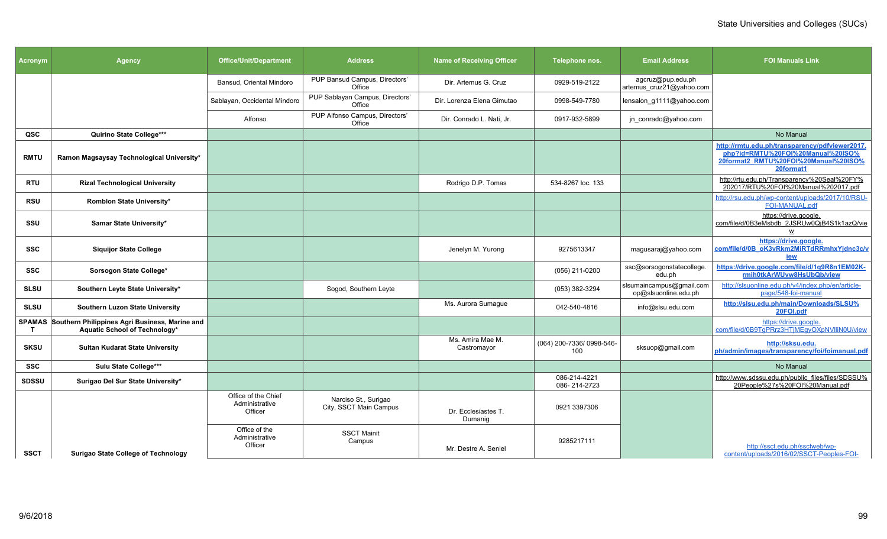| Acronym | Agency | Office/Unit/Department | Address | Name of Receiving Officer | Telephone nos. | Email Address | FOI Manuals Link |
|---|---|---|---|---|---|---|---|
| | | Bansud, Oriental Mindoro | PUP Bansud Campus, Directors' Office | Dir. Artemus G. Cruz | 0929-519-2122 | agcruz@pup.edu.ph artemus_cruz21@yahoo.com | |
| | | Sablayan, Occidental Mindoro | PUP Sablayan Campus, Directors' Office | Dir. Lorenza Elena Gimutao | 0998-549-7780 | lensalon_g1111@yahoo.com | |
| | | Alfonso | PUP Alfonso Campus, Directors' Office | Dir. Conrado L. Nati, Jr. | 0917-932-5899 | jn_conrado@yahoo.com | |
| **QSC** | **Quirino State College*** | | | | | | No Manual |
| **RMTU** | **Ramon Magsaysay Technological University*** | | | | | | **http://rmtu.edu.ph/transparency/pdfviewer2017.php?id=RMTU%20FOI%20Manual%20ISO%20format2_RMTU%20FOI%20Manual%20ISO%20format1** |
| **RTU** | **Rizal Technological University** | | | Rodrigo D.P. Tomas | 534-8267 loc. 133 | | http://rtu.edu.ph/Transparency%20Seal%20FY%202017/RTU%20FOI%20Manual%202017.pdf |
| **RSU** | **Romblon State University*** | | | | | | http://rsu.edu.ph/wp-content/uploads/2017/10/RSU-FOI-MANUAL.pdf |
| **SSU** | **Samar State University*** | | | | | | https://drive.google.com/file/d/0B3eMsbdb_2JSRUw0QjB4S1k1azQ/view |
| **SSC** | **Siquijor State College** | | | Jenelyn M. Yurong | 9275613347 | magusaraj@yahoo.com | **https://drive.google.com/file/d/0B_oK3vRkm2MiRTdRRmhxYjdnc3c/view** |
| **SSC** | **Sorsogon State College*** | | | | (056) 211-0200 | ssc@sorsogonstatecollege.edu.ph | **https://drive.google.com/file/d/1g9R8n1EM02K-rmih0tkArWUvw8HsUbQb/view** |
| **SLSU** | **Southern Leyte State University*** | | Sogod, Southern Leyte | | (053) 382-3294 | slsumaincampus@gmail.com op@slsuonline.edu.ph | http://slsuonline.edu.ph/v4/index.php/en/article-page/548-foi-manual |
| **SLSU** | **Southern Luzon State University** | | | Ms. Aurora Sumague | 042-540-4816 | info@slsu.edu.com | **http://slsu.edu.ph/main/Downloads/SLSU%20FOI.pdf** |
| **SPAMAST** | **Southern Philippines Agri Business, Marine and Aquatic School of Technology*** | | | | | | https://drive.google.com/file/d/0B9TqPRrz3HTjMEgyOXpNVlliN0U/view |
| **SKSU** | **Sultan Kudarat State University** | | | Ms. Amira Mae M. Castromayor | (064) 200-7336/ 0998-546-100 | sksuop@gmail.com | **http://sksu.edu.ph/admin/images/transparency/foi/foimanual.pdf** |
| **SSC** | **Sulu State College*** | | | | | | No Manual |
| **SDSSU** | **Surigao Del Sur State University*** | | | | 086-214-4221 086- 214-2723 | | http://www.sdssu.edu.ph/public_files/files/SDSSU%20People%27s%20FOI%20Manual.pdf |
| | | Office of the Chief Administrative Officer | Narciso St., Surigao City, SSCT Main Campus | Dr. Ecclesiastes T. Dumanig | 0921 3397306 | | |
| **SSCT** | **Surigao State College of Technology** | Office of the Administrative Officer | SSCT Mainit Campus | Mr. Destre A. Seniel | 9285217111 | | http://ssct.edu.ph/ssctweb/wp-content/uploads/2016/02/SSCT-Peoples-FOI- |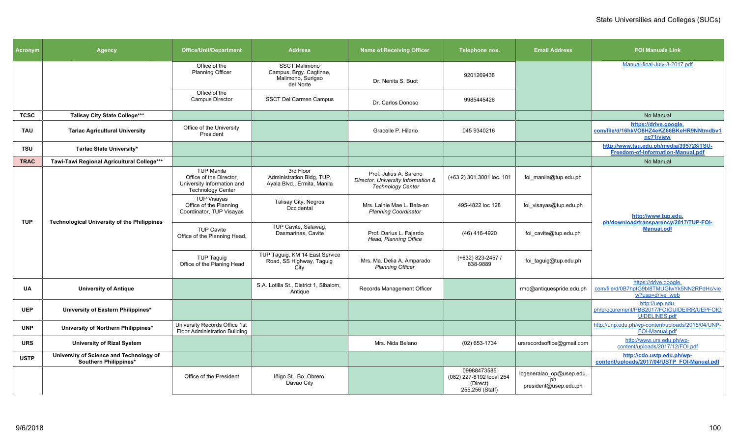| Acronym | Agency | Office/Unit/Department | Address | Name of Receiving Officer | Telephone nos. | Email Address | FOI Manuals Link |
|---|---|---|---|---|---|---|---|
| | | Office of the Planning Officer | SSCT Malimono Campus, Brgy. Cagtinae, Malimono, Surigao del Norte | Dr. Nenita S. Buot | 9201269438 | | Manual-final-July-3-2017.pdf |
| | | Office of the Campus Director | SSCT Del Carmen Campus | Dr. Carlos Donoso | 9985445426 | | |
| **TCSC** | **Talisay City State College*** | | | | | | No Manual |
| **TAU** | **Tarlac Agricultural University** | Office of the University President | | Gracelle P. Hilario | 045 9340216 | | **https://drive.google.com/file/d/16hkVO8HZ4eKZ66BKeHR9NNtmdbv1nc71/view** |
| **TSU** | **Tarlac State University*** | | | | | | **http://www.tsu.edu.ph/media/395728/TSU-Freedom-of-Information-Manual.pdf** |
| **TRAC** | **Tawi-Tawi Regional Agricultural College*** | | | | | | No Manual |
| **TUP** | **Technological University of the Philippines** | TUP Manila Office of the Director, University Information and Technology Center | 3rd Floor Administration Bldg, TUP, Ayala Blvd., Ermita, Manila | Prof. Julius A. Sareno *Director, University Information & Technology Center* | (+63 2) 301.3001 loc. 101 | foi_manila@tup.edu.ph | **http://www.tup.edu.ph/download/transparency/2017/TUP-FOI-Manual.pdf** |
| | | TUP Visayas Office of the Planning Coordinator, TUP Visayas | Talisay City, Negros Occidental | Mrs. Lainie Mae L. Bala-an *Planning Coordinator* | 495-4822 loc 128 | foi_visayas@tup.edu.ph | |
| | | TUP Cavite Office of the Planning Head, | TUP Cavite, Salawag, Dasmarinas, Cavite | Prof. Darius L. Fajardo *Head, Planning Office* | (46) 416-4920 | foi_cavite@tup.edu.ph | |
| | | TUP Taguig Office of the Planing Head | TUP Taguig, KM 14 East Service Road, SS Highway, Taguig City | Mrs. Ma. Delia A. Amparado *Planning Officer* | (+632) 823-2457 / 838-9889 | foi_taguig@tup.edu.ph | |
| **UA** | **University of Antique** | | S.A. Lotilla St., District 1, Sibalom, Antique | Records Management Officer | | rmo@antiquespride.edu.ph | https://drive.google.com/file/d/0B7hptG9bI8TMUGlwYk5NN2RPdHc/view?usp=drive_web |
| **UEP** | **University of Eastern Philippines*** | | | | | | http://uep.edu.ph/procurement/PBB2017/FOIGUIDEIRR/UEPFOIGUIDELINES.pdf |
| **UNP** | **University of Northern Philippines*** | University Records Office 1st Floor Administration Building | | | | | http://unp.edu.ph/wp-content/uploads/2015/04/UNP-FOI-Manual.pdf |
| **URS** | **University of Rizal System** | | | Mrs. Nida Belano | (02) 653-1734 | ursrecordsoffice@gmail.com | http://www.urs.edu.ph/wp-content/uploads/2017/12/FOI.pdf |
| **USTP** | **University of Science and Technology of Southern Philippines*** | | | | | | **http://cdo.ustp.edu.ph/wp-content/uploads/2017/04/USTP_FOI-Manual.pdf** |
| | | Office of the President | Iñigo St., Bo. Obrero, Davao City | | 09988473585 (082) 227-8192 local 254 (Direct) 255,256 (Staff) | lcgeneralao_op@usep.edu.ph president@usep.edu.ph | |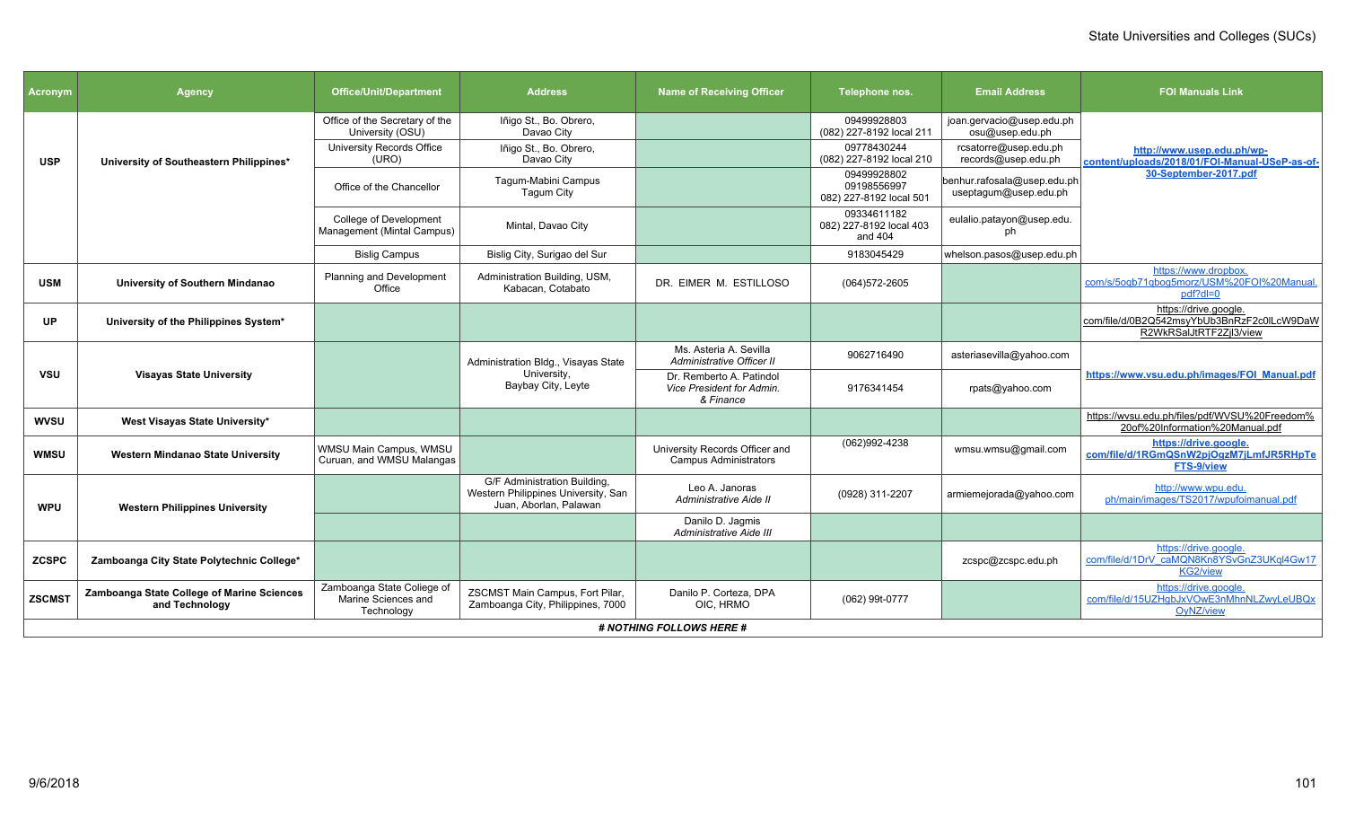State Universities and Colleges (SUCs)

| Acronym | Agency | Office/Unit/Department | Address | Name of Receiving Officer | Telephone nos. | Email Address | FOI Manuals Link |
|---|---|---|---|---|---|---|---|
| USP | University of Southeastern Philippines* | Office of the Secretary of the University (OSU) | Iñigo St., Bo. Obrero, Davao City | | 09499928803 (082) 227-8192 local 211 | joan.gervacio@usep.edu.ph osu@usep.edu.ph | http://www.usep.edu.ph/wp-content/uploads/2018/01/FOI-Manual-USeP-as-of-30-September-2017.pdf |
| | | University Records Office (URO) | Iñigo St., Bo. Obrero, Davao City | | 09778430244 (082) 227-8192 local 210 | rcsatorre@usep.edu.ph records@usep.edu.ph | |
| | | Office of the Chancellor | Tagum-Mabini Campus Tagum City | | 09499928802 09198556997 082) 227-8192 local 501 | benhur.rafosala@usep.edu.ph useptagum@usep.edu.ph | |
| | | College of Development Management (Mintal Campus) | Mintal, Davao City | | 09334611182 082) 227-8192 local 403 and 404 | eulalio.patayon@usep.edu.ph | |
| | | Bislig Campus | Bislig City, Surigao del Sur | | 9183045429 | whelson.pasos@usep.edu.ph | |
| USM | University of Southern Mindanao | Planning and Development Office | Administration Building, USM, Kabacan, Cotabato | DR. EIMER M. ESTILLOSO | (064)572-2605 | | https://www.dropbox.com/s/5oqb71qboq5morz/USM%20FOI%20Manual.pdf?dl=0 |
| UP | University of the Philippines System* | | | | | | https://drive.google.com/file/d/0B2Q542msyYbUb3BnRzF2c0lLcW9DaWR2WkRSalJtRTF2Zjl3/view |
| VSU | Visayas State University | | Administration Bldg., Visayas State University, Baybay City, Leyte | Ms. Asteria A. Sevilla *Administrative Officer II* | 9062716490 | asteriasevilla@yahoo.com | https://www.vsu.edu.ph/images/FOI_Manual.pdf |
| | | | | Dr. Remberto A. Patindol *Vice President for Admin. & Finance* | 9176341454 | rpats@yahoo.com | |
| WVSU | West Visayas State University* | | | | | | https://wvsu.edu.ph/files/pdf/WVSU%20Freedom%20of%20Information%20Manual.pdf |
| WMSU | Western Mindanao State University | WMSU Main Campus, WMSU Curuan, and WMSU Malangas | | University Records Officer and Campus Administrators | (062)992-4238 | wmsu.wmsu@gmail.com | https://drive.google.com/file/d/1RGmQSnW2pjOgzM7jLmfJR5RHpTeFTS-9/view |
| WPU | Western Philippines University | | G/F Administration Building, Western Philippines University, San Juan, Aborlan, Palawan | Leo A. Janoras *Administrative Aide II* | (0928) 311-2207 | armiemejorada@yahoo.com | http://www.wpu.edu.ph/main/images/TS2017/wpufoimanual.pdf |
| | | | | Danilo D. Jagmis *Administrative Aide III* | | | |
| ZCSPC | Zamboanga City State Polytechnic College* | | | | | zcspc@zcspc.edu.ph | https://drive.google.com/file/d/1DrV_caMQN8Kn8YSvGnZ3UKql4Gw17KG2/view |
| ZSCMST | Zamboanga State College of Marine Sciences and Technology | Zamboanga State College of Marine Sciences and Technology | ZSCMST Main Campus, Fort Pilar, Zamboanga City, Philippines, 7000 | Danilo P. Corteza, DPA OIC, HRMO | (062) 99t-0777 | | https://drive.google.com/file/d/15UZHqbJxVOwE3nMhnNLZwyLeUBQxOyNZ/view |

***# NOTHING FOLLOWS HERE #***

9/6/2018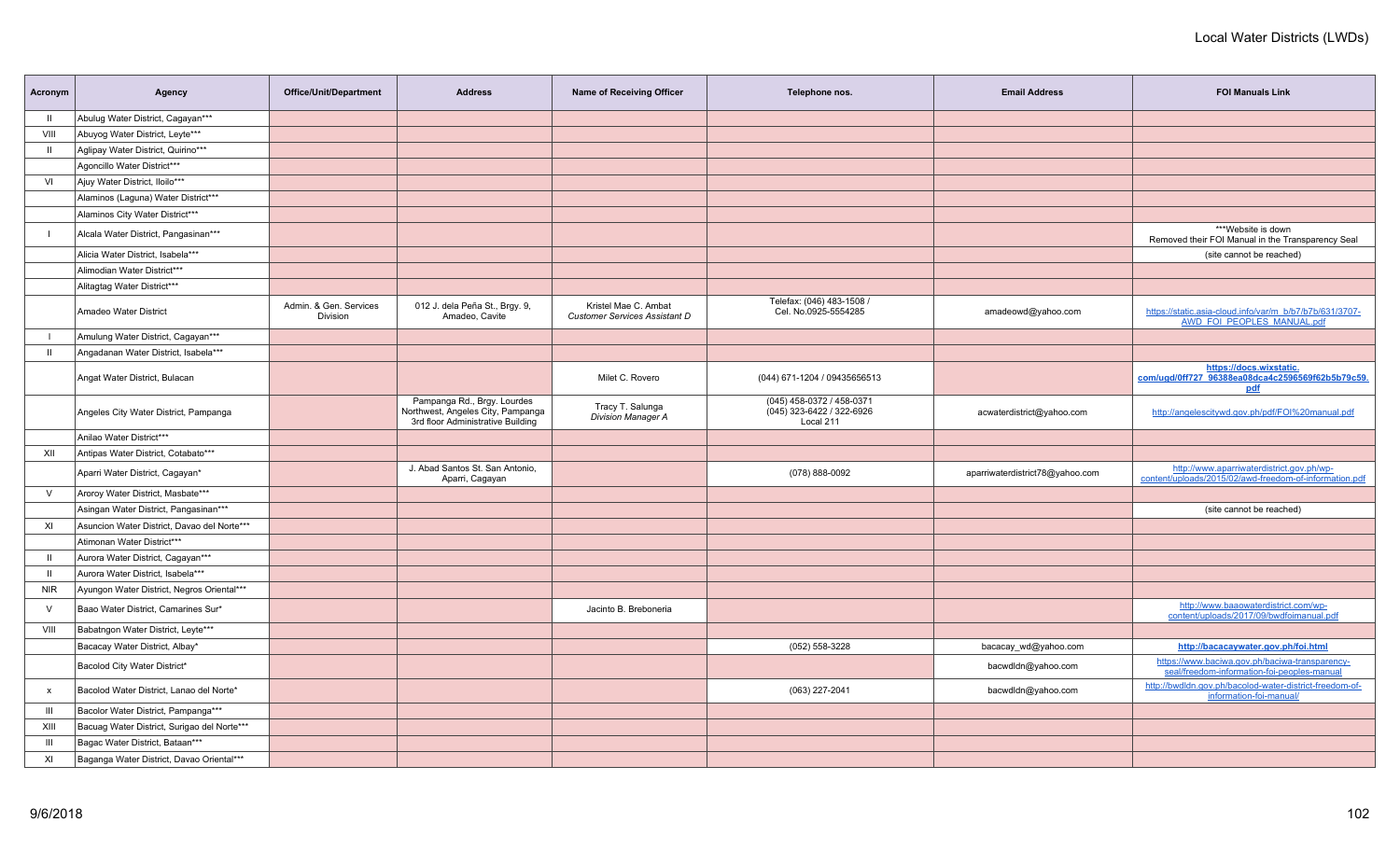# Local Water Districts (LWDs)

| Acronym | Agency | Office/Unit/Department | Address | Name of Receiving Officer | Telephone nos. | Email Address | FOI Manuals Link |
|---|---|---|---|---|---|---|---|
| II | Abulug Water District, Cagayan*** | | | | | | |
| VIII | Abuyog Water District, Leyte*** | | | | | | |
| II | Aglipay Water District, Quirino*** | | | | | | |
| | Agoncillo Water District*** | | | | | | |
| VI | Ajuy Water District, Iloilo*** | | | | | | |
| | Alaminos (Laguna) Water District*** | | | | | | |
| | Alaminos City Water District*** | | | | | | |
| I | Alcala Water District, Pangasinan*** | | | | | | ***Website is down Removed their FOI Manual in the Transparency Seal |
| | Alicia Water District, Isabela*** | | | | | | (site cannot be reached) |
| | Alimodian Water District*** | | | | | | |
| | Alitagtag Water District*** | | | | | | |
| | Amadeo Water District | Admin. & Gen. Services Division | 012 J. dela Peña St., Brgy. 9, Amadeo, Cavite | Kristel Mae C. Ambat *Customer Services Assistant D* | Telefax: (046) 483-1508 / Cel. No.0925-5554285 | amadeowd@yahoo.com | https://static.asia-cloud.info/var/m_b/b7/b7b/631/3707-AWD_FOI_PEOPLES_MANUAL.pdf |
| I | Amulung Water District, Cagayan*** | | | | | | |
| II | Angadanan Water District, Isabela*** | | | | | | |
| | Angat Water District, Bulacan | | | Milet C. Rovero | (044) 671-1204 / 09435656513 | | **https://docs.wixstatic.com/ugd/0ff727_96388ea08dca4c2596569f62b5b79c59.pdf** |
| | Angeles City Water District, Pampanga | | Pampanga Rd., Brgy. Lourdes Northwest, Angeles City, Pampanga 3rd floor Administrative Building | Tracy T. Salunga *Division Manager A* | (045) 458-0372 / 458-0371 (045) 323-6422 / 322-6926 Local 211 | acwaterdistrict@yahoo.com | http://angelescitywd.gov.ph/pdf/FOI%20manual.pdf |
| | Anilao Water District*** | | | | | | |
| XII | Antipas Water District, Cotabato*** | | | | | | |
| | Aparri Water District, Cagayan* | | J. Abad Santos St. San Antonio, Aparri, Cagayan | | (078) 888-0092 | aparriwaterdistrict78@yahoo.com | http://www.aparriwaterdistrict.gov.ph/wp-content/uploads/2015/02/awd-freedom-of-information.pdf |
| V | Aroroy Water District, Masbate*** | | | | | | |
| | Asingan Water District, Pangasinan*** | | | | | | (site cannot be reached) |
| XI | Asuncion Water District, Davao del Norte*** | | | | | | |
| | Atimonan Water District*** | | | | | | |
| II | Aurora Water District, Cagayan*** | | | | | | |
| II | Aurora Water District, Isabela*** | | | | | | |
| NIR | Ayungon Water District, Negros Oriental*** | | | | | | |
| V | Baao Water District, Camarines Sur* | | | Jacinto B. Breboneria | | | http://www.baaowaterdistrict.com/wp-content/uploads/2017/09/bwdfoimanual.pdf |
| VIII | Babatngon Water District, Leyte*** | | | | | | |
| | Bacacay Water District, Albay* | | | | (052) 558-3228 | bacacay_wd@yahoo.com | **http://bacacaywater.gov.ph/foi.html** |
| | Bacolod City Water District* | | | | | bacwdldn@yahoo.com | https://www.baciwa.gov.ph/baciwa-transparency-seal/freedom-information-foi-peoples-manual |
| x | Bacolod Water District, Lanao del Norte* | | | | (063) 227-2041 | bacwdldn@yahoo.com | http://bwdldn.gov.ph/bacolod-water-district-freedom-of-information-foi-manual/ |
| III | Bacolor Water District, Pampanga*** | | | | | | |
| XIII | Bacuag Water District, Surigao del Norte*** | | | | | | |
| III | Bagac Water District, Bataan*** | | | | | | |
| XI | Baganga Water District, Davao Oriental*** | | | | | | |

9/6/2018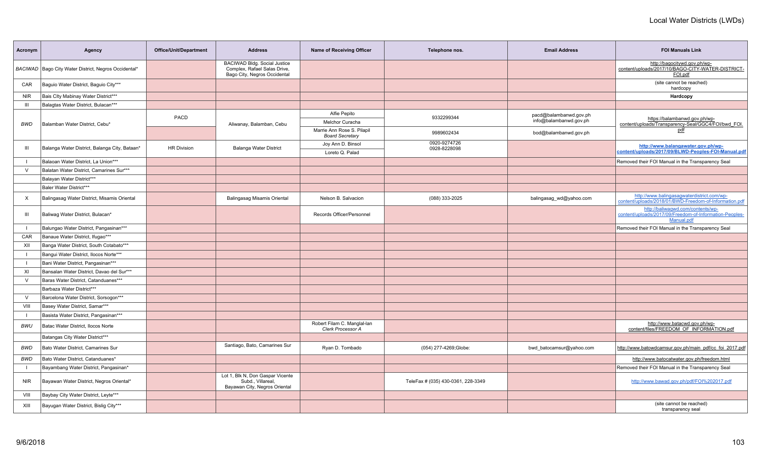# Local Water Districts (LWDs)

| Acronym | Agency | Office/Unit/Department | Address | Name of Receiving Officer | Telephone nos. | Email Address | FOI Manuals Link |
|---|---|---|---|---|---|---|---|
| *BACIWAD* | Bago City Water District, Negros Occidental* | | BACIWAD Bldg. Social Justice Complex, Rafael Salas Drive, Bago City, Negros Occidental | | | | http://bagocitywd.gov.ph/wp-content/uploads/2017/10/BAGO-CITY-WATER-DISTRICT-FOI.pdf |
| CAR | Baguio Water District, Baguio City*** | | | | | | (site cannot be reached) hardcopy |
| NIR | Bais CIty Mabinay Water District*** | | | | | | **Hardcopy** |
| III | Balagtas Water District, Bulacan*** | | | | | | |
| *BWD* | Balamban Water District, Cebu* | PACD | Aliwanay, Balamban, Cebu | Alfie Pepito | 9332299344 | pacd@balambanwd.gov.ph info@balambanwd.gov.ph | https://balambanwd.gov.ph/wp-content/uploads/Transparency-Seal/GGC4/FOI/bwd_FOI.pdf |
| | | | | Melchor Curacha | | | |
| | | | | Marrie Ann Rose S. Pilapil *Board Secretary* | 9989602434 | bod@balambanwd.gov.ph | |
| III | Balanga Water District, Balanga City, Bataan* | HR Division | Balanga Water District | Joy Ann D. Binsol | 0920-9274726 0928-8228098 | | **http://www.balangawater.gov.ph/wp-content/uploads/2017/09/BLWD-Peoples-FOI-Manual.pdf** |
| | | | | Loreto Q. Palad | | | |
| I | Balaoan Water District, La Union*** | | | | | | Removed their FOI Manual in the Transparency Seal |
| V | Balatan Water District, Camarines Sur*** | | | | | | |
| | Balayan Water District*** | | | | | | |
| | Baler Water District*** | | | | | | |
| X | Balingasag Water District, Misamis Oriental | | Balingasag Misamis Oriental | Nelson B. Salvacion | (088) 333-2025 | balingasag_wd@yahoo.com | http://www.balingasagwaterdistrict.com/wp-content/uploads/2018/01/BWD-Freedom-of-Information.pdf |
| III | Baliwag Water District, Bulacan* | | | Records Officer/Personnel | | | http://baliwagwd.com/contents/wp-content/uploads/2017/09/Freedom-of-Information-Peoples-Manual.pdf |
| I | Balungao Water District, Pangasinan*** | | | | | | Removed their FOI Manual in the Transparency Seal |
| CAR | Banaue Water District, Ifugao*** | | | | | | |
| XII | Banga Water District, South Cotabato*** | | | | | | |
| I | Bangui Water District, Ilocos Norte*** | | | | | | |
| I | Bani Water District, Pangasinan*** | | | | | | |
| XI | Bansalan Water District, Davao del Sur*** | | | | | | |
| V | Baras Water District, Catanduanes*** | | | | | | |
| | Barbaza Water District*** | | | | | | |
| V | Barcelona Water District, Sorsogon*** | | | | | | |
| VIII | Basey Water District, Samar*** | | | | | | |
| I | Basista Water District, Pangasinan*** | | | | | | |
| *BWU* | Batac Water District, Ilocos Norte | | | Robert Filam C. Manglal-lan *Clerk Processor A* | | | http://www.batacwd.gov.ph/wp-content/files/FREEDOM_OF_INFORMATION.pdf |
| | Batangas City Water District*** | | | | | | |
| *BWD* | Bato Water District, Camarines Sur | | Santiago, Bato, Camarines Sur | Ryan D. Tombado | (054) 277-4269;Globe: | bwd_batocamsur@yahoo.com | http://www.batowdcamsur.gov.ph/main_pdf/cc_foi_2017.pdf |
| *BWD* | Bato Water District, Catanduanes* | | | | | | http://www.batocatwater.gov.ph/freedom.html |
| I | Bayambang Water District, Pangasinan* | | | | | | Removed their FOI Manual in the Transparency Seal |
| NIR | Bayawan Water District, Negros Oriental* | | Lot 1, Blk N, Don Gaspar Vicente Subd., Villareal, Bayawan City, Negros Oriental | | TeleFax # (035) 430-0361, 228-3349 | | http://www.bawad.gov.ph/pdf/FOI%202017.pdf |
| VIII | Baybay City Water District, Leyte*** | | | | | | |
| XIII | Bayugan Water District, Bislig City*** | | | | | | (site cannot be reached) transparency seal |

9/6/2018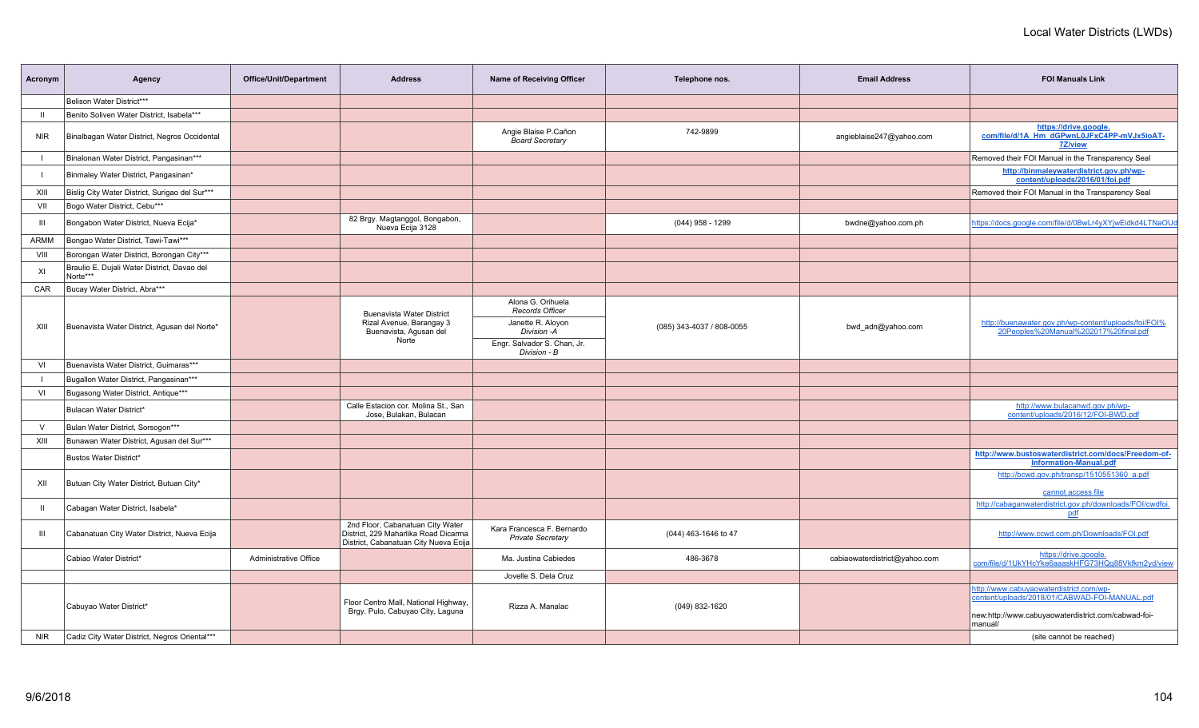# Local Water Districts (LWDs)

| Acronym | Agency | Office/Unit/Department | Address | Name of Receiving Officer | Telephone nos. | Email Address | FOI Manuals Link |
|---|---|---|---|---|---|---|---|
| | Belison Water District*** | | | | | | |
| II | Benito Soliven Water District, Isabela*** | | | | | | |
| NIR | Binalbagan Water District, Negros Occidental | | | Angie Blaise P.Cañon *Board Secretary* | 742-9899 | angieblaise247@yahoo.com | **https://drive.google.com/file/d/1A_Hm_dGPwnL0JFxC4PP-mVJx5ioAT-7Z/view** |
| I | Binalonan Water District, Pangasinan*** | | | | | | Removed their FOI Manual in the Transparency Seal |
| I | Binmaley Water District, Pangasinan* | | | | | | **http://binmaleywaterdistrict.gov.ph/wp-content/uploads/2016/01/foi.pdf** |
| XIII | Bislig City Water District, Surigao del Sur*** | | | | | | Removed their FOI Manual in the Transparency Seal |
| VII | Bogo Water District, Cebu*** | | | | | | |
| III | Bongabon Water District, Nueva Ecija* | | 82 Brgy. Magtanggol, Bongabon, Nueva Ecija 3128 | | (044) 958 - 1299 | bwdne@yahoo.com.ph | https://docs.google.com/file/d/0BwLr4yXYjwEidkd4LTNaOUd |
| ARMM | Bongao Water District, Tawi-Tawi*** | | | | | | |
| VIII | Borongan Water District, Borongan City*** | | | | | | |
| XI | Braulio E. Dujali Water District, Davao del Norte*** | | | | | | |
| CAR | Bucay Water District, Abra*** | | | | | | |
| XIII | Buenavista Water District, Agusan del Norte* | | Buenavista Water District Rizal Avenue, Barangay 3 Buenavista, Agusan del Norte | Alona G. Orihuela *Records Officer*<br>Janette R. Aloyon *Division -A*<br>Engr. Salvador S. Chan, Jr. *Division - B* | (085) 343-4037 / 808-0055 | bwd_adn@yahoo.com | http://buenawater.gov.ph/wp-content/uploads/foi/FOI%20Peoples%20Manual%202017%20final.pdf |
| VI | Buenavista Water District, Guimaras*** | | | | | | |
| I | Bugallon Water District, Pangasinan*** | | | | | | |
| VI | Bugasong Water District, Antique*** | | | | | | |
| | Bulacan Water District* | | Calle Estacion cor. Molina St., San Jose, Bulakan, Bulacan | | | | http://www.bulacanwd.gov.ph/wp-content/uploads/2016/12/FOI-BWD.pdf |
| V | Bulan Water District, Sorsogon*** | | | | | | |
| XIII | Bunawan Water District, Agusan del Sur*** | | | | | | |
| | Bustos Water District* | | | | | | **http://www.bustoswaterdistrict.com/docs/Freedom-of-Information-Manual.pdf** |
| XII | Butuan City Water District, Butuan City* | | | | | | http://bcwd.gov.ph/transp/1510551360_a.pdf<br>cannot access file |
| II | Cabagan Water District, Isabela* | | | | | | http://cabaganwaterdistrict.gov.ph/downloads/FOI/cwdfoi.pdf |
| III | Cabanatuan City Water District, Nueva Ecija | | 2nd Floor, Cabanatuan City Water District, 229 Maharlika Road Dicarma District, Cabanatuan City Nueva Ecija | Kara Francesca F. Bernardo *Private Secretary* | (044) 463-1646 to 47 | | http://www.ccwd.com.ph/Downloads/FOI.pdf |
| | Cabiao Water District* | Administrative Office | | Ma. Justina Cabiedes | 486-3678 | cabiaowaterdistrict@yahoo.com | https://drive.google.com/file/d/1UkYHcYke6aaaskHFG73HQg88Vkfkm2yd/view |
| | | | | Jovelle S. Dela Cruz | | | |
| | Cabuyao Water District* | | Floor Centro Mall, National Highway, Brgy. Pulo, Cabuyao City, Laguna | Rizza A. Manalac | (049) 832-1620 | | http://www.cabuyaowaterdistrict.com/wp-content/uploads/2018/01/CABWAD-FOI-MANUAL.pdf<br>new:http://www.cabuyaowaterdistrict.com/cabwad-foi-manual/ |
| NIR | Cadiz City Water District, Negros Oriental*** | | | | | | (site cannot be reached) |

9/6/2018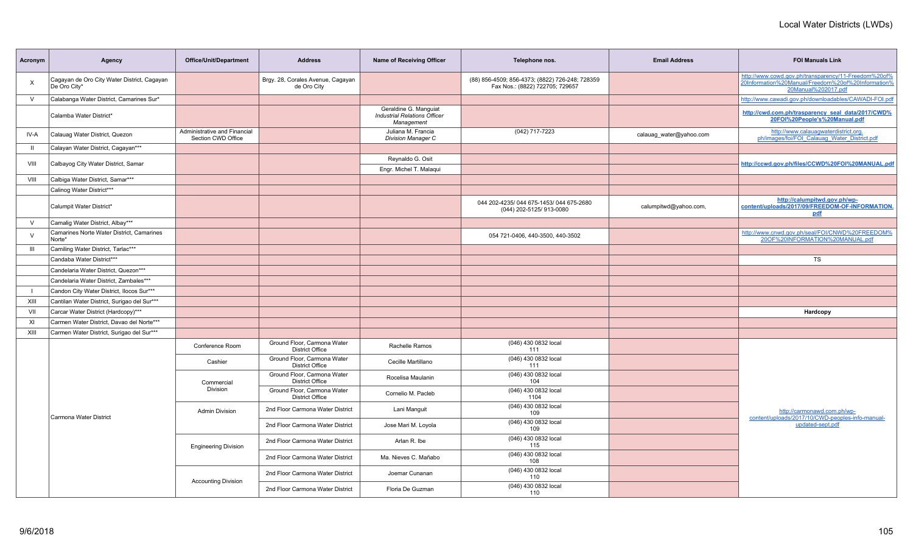# Local Water Districts (LWDs)

| Acronym | Agency | Office/Unit/Department | Address | Name of Receiving Officer | Telephone nos. | Email Address | FOI Manuals Link |
|---|---|---|---|---|---|---|---|
| X | Cagayan de Oro City Water District, Cagayan De Oro City* | | Brgy. 28, Corales Avenue, Cagayan de Oro City | | (88) 856-4509; 856-4373; (8822) 726-248; 728359 Fax Nos.: (8822) 722705; 729657 | | http://www.cowd.gov.ph/transparency/11-Freedom%20of%20Information%20Manual/Freedom%20of%20Information%20Manual%202017.pdf |
| V | Calabanga Water District, Camarines Sur* | | | | | | http://www.cawadi.gov.ph/downloadables/CAWADI-FOI.pdf |
| | Calamba Water District* | | | Geraldine G. Manguiat *Industrial Relations Officer Management* | | | **http://cwd.com.ph/trasparency_seal_data/2017/CWD%20FOI%20People's%20Manual.pdf** |
| IV-A | Calauag Water District, Quezon | Administrative and Financial Section CWD Office | | Juliana M. Francia *Division Manager C* | (042) 717-7223 | calauag_water@yahoo.com | http://www.calauagwaterdistrict.org.ph/images/foi/FOI_Calauag_Water_District.pdf |
| II | Calayan Water District, Cagayan*** | | | | | | |
| VIII | Calbayog City Water District, Samar | | | Reynaldo G. Osit | | | **http://ccwd.gov.ph/files/CCWD%20FOI%20MANUAL.pdf** |
| | | | | Engr. Michel T. Malaqui | | | |
| VIII | Calbiga Water District, Samar*** | | | | | | |
| | Calinog Water District*** | | | | | | |
| | Calumpit Water District* | | | | 044 202-4235/ 044 675-1453/ 044 675-2680 (044) 202-5125/ 913-0080 | calumpitwd@yahoo.com, | **http://calumpitwd.gov.ph/wp-content/uploads/2017/09/FREEDOM-OF-INFORMATION.pdf** |
| V | Camalig Water District, Albay*** | | | | | | |
| V | Camarines Norte Water District, Camarines Norte* | | | | 054 721-0406, 440-3500, 440-3502 | | http://www.cnwd.gov.ph/seal/FOI/CNWD%20FREEDOM%20OF%20INFORMATION%20MANUAL.pdf |
| III | Camiling Water District, Tarlac*** | | | | | | |
| | Candaba Water District*** | | | | | | TS |
| | Candelaria Water District, Quezon*** | | | | | | |
| | Candelaria Water District, Zambales*** | | | | | | |
| I | Candon City Water District, Ilocos Sur*** | | | | | | |
| XIII | Cantilan Water District, Surigao del Sur*** | | | | | | |
| VII | Carcar Water District (Hardcopy)*** | | | | | | **Hardcopy** |
| XI | Carmen Water District, Davao del Norte*** | | | | | | |
| XIII | Carmen Water District, Surigao del Sur*** | | | | | | |
| | Carmona Water District | Conference Room | Ground Floor, Carmona Water District Office | Rachelle Ramos | (046) 430 0832 local 111 | | http://carmonawd.com.ph/wp-content/uploads/2017/10/CWD-peoples-info-manual-updated-sept.pdf |
| | | Cashier | Ground Floor, Carmona Water District Office | Cecille Martillano | (046) 430 0832 local 111 | | |
| | | Commercial Division | Ground Floor, Carmona Water District Office | Rocelisa Maulanin | (046) 430 0832 local 104 | | |
| | | | Ground Floor, Carmona Water District Office | Cornelio M. Pacleb | (046) 430 0832 local 1104 | | |
| | | Admin Division | 2nd Floor Carmona Water District | Lani Manguit | (046) 430 0832 local 109 | | |
| | | | 2nd Floor Carmona Water District | Jose Mari M. Loyola | (046) 430 0832 local 109 | | |
| | | Engineering Division | 2nd Floor Carmona Water District | Arlan R. Ibe | (046) 430 0832 local 115 | | |
| | | | 2nd Floor Carmona Water District | Ma. Nieves C. Mañabo | (046) 430 0832 local 108 | | |
| | | Accounting Division | 2nd Floor Carmona Water District | Joemar Cunanan | (046) 430 0832 local 110 | | |
| | | | 2nd Floor Carmona Water District | Floria De Guzman | (046) 430 0832 local 110 | | |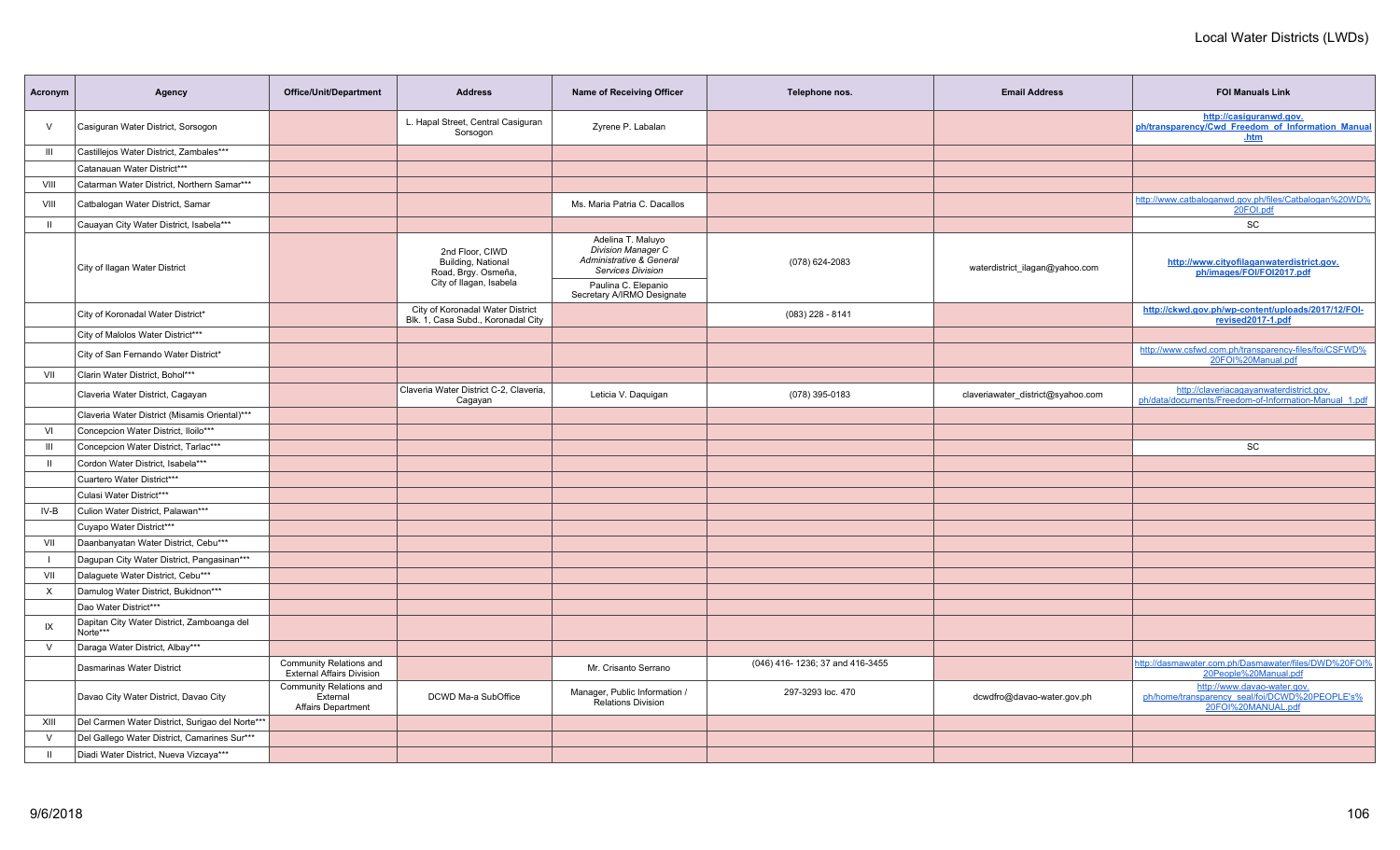# Local Water Districts (LWDs)

| Acronym | Agency | Office/Unit/Department | Address | Name of Receiving Officer | Telephone nos. | Email Address | FOI Manuals Link |
|---|---|---|---|---|---|---|---|
| V | Casiguran Water District, Sorsogon | | L. Hapal Street, Central Casiguran Sorsogon | Zyrene P. Labalan | | | **http://casiguranwd.gov.ph/transparency/Cwd_Freedom_of_Information_Manual.htm** |
| III | Castillejos Water District, Zambales*** | | | | | | |
| | Catanauan Water District*** | | | | | | |
| VIII | Catarman Water District, Northern Samar*** | | | | | | |
| VIII | Catbalogan Water District, Samar | | | Ms. Maria Patria C. Dacallos | | | http://www.catbaloganwd.gov.ph/files/Catbalogan%20WD%20FOI.pdf |
| II | Cauayan City Water District, Isabela*** | | | | | | SC |
| | City of Ilagan Water District | | 2nd Floor, CIWD Building, National Road, Brgy. Osmeña, City of Ilagan, Isabela | Adelina T. Maluyo *Division Manager C Administrative & General Services Division* Paulina C. Elepanio Secretary A/IRMO Designate | (078) 624-2083 | waterdistrict_ilagan@yahoo.com | **http://www.cityofilaganwaterdistrict.gov.ph/images/FOI/FOI2017.pdf** |
| | City of Koronadal Water District* | | City of Koronadal Water District Blk. 1, Casa Subd., Koronadal City | | (083) 228 - 8141 | | **http://ckwd.gov.ph/wp-content/uploads/2017/12/FOI-revised2017-1.pdf** |
| | City of Malolos Water District*** | | | | | | |
| | City of San Fernando Water District* | | | | | | http://www.csfwd.com.ph/transparency-files/foi/CSFWD%20FOI%20Manual.pdf |
| VII | Clarin Water District, Bohol*** | | | | | | |
| | Claveria Water District, Cagayan | | Claveria Water District C-2, Claveria, Cagayan | Leticia V. Daquigan | (078) 395-0183 | claveriawater_district@syahoo.com | http://claveriacagayanwaterdistrict.gov.ph/data/documents/Freedom-of-Information-Manual_1.pdf |
| | Claveria Water District (Misamis Oriental)*** | | | | | | |
| VI | Concepcion Water District, Iloilo*** | | | | | | |
| III | Concepcion Water District, Tarlac*** | | | | | | SC |
| II | Cordon Water District, Isabela*** | | | | | | |
| | Cuartero Water District*** | | | | | | |
| | Culasi Water District*** | | | | | | |
| IV-B | Culion Water District, Palawan*** | | | | | | |
| | Cuyapo Water District*** | | | | | | |
| VII | Daanbanyatan Water District, Cebu*** | | | | | | |
| I | Dagupan City Water District, Pangasinan*** | | | | | | |
| VII | Dalaguete Water District, Cebu*** | | | | | | |
| X | Damulog Water District, Bukidnon*** | | | | | | |
| | Dao Water District*** | | | | | | |
| IX | Dapitan City Water District, Zamboanga del Norte*** | | | | | | |
| V | Daraga Water District, Albay*** | | | | | | |
| | Dasmarinas Water District | Community Relations and External Affairs Division | | Mr. Crisanto Serrano | (046) 416- 1236; 37 and 416-3455 | | http://dasmawater.com.ph/Dasmawater/files/DWD%20FOI%20People%20Manual.pdf |
| | Davao City Water District, Davao City | Community Relations and External Affairs Department | DCWD Ma-a SubOffice | Manager, Public Information / Relations Division | 297-3293 loc. 470 | dcwdfro@davao-water.gov.ph | http://www.davao-water.gov.ph/home/transparency_seal/foi/DCWD%20PEOPLE's%20FOI%20MANUAL.pdf |
| XIII | Del Carmen Water District, Surigao del Norte*** | | | | | | |
| V | Del Gallego Water District, Camarines Sur*** | | | | | | |
| II | Diadi Water District, Nueva Vizcaya*** | | | | | | |

9/6/2018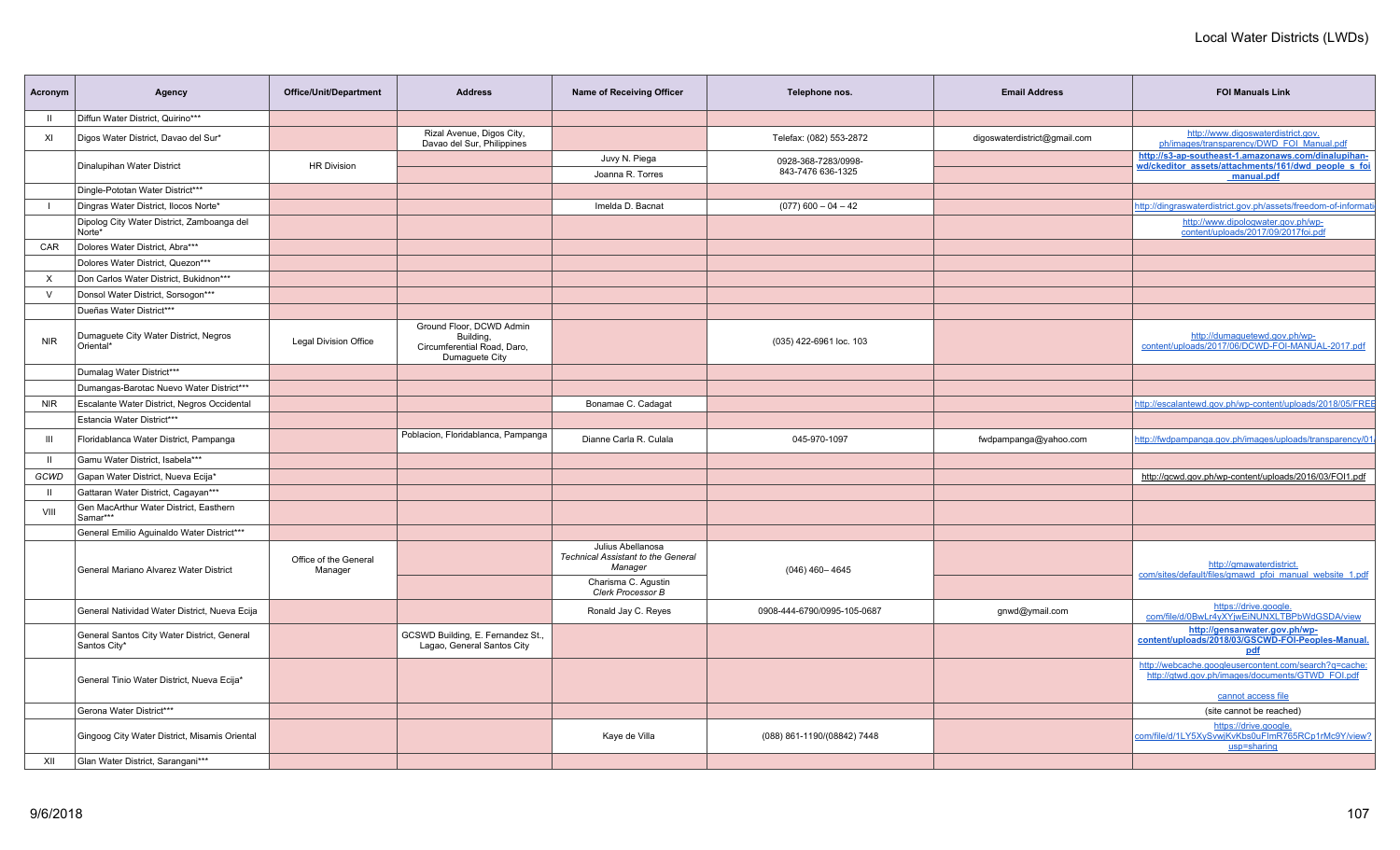# Local Water Districts (LWDs)

| Acronym | Agency | Office/Unit/Department | Address | Name of Receiving Officer | Telephone nos. | Email Address | FOI Manuals Link |
|---|---|---|---|---|---|---|---|
| II | Diffun Water District, Quirino*** | | | | | | |
| XI | Digos Water District, Davao del Sur* | | Rizal Avenue, Digos City, Davao del Sur, Philippines | | Telefax: (082) 553-2872 | digoswaterdistrict@gmail.com | http://www.digoswaterdistrict.gov.ph/images/transparency/DWD_FOI_Manual.pdf |
| | Dinalupihan Water District | HR Division | | Juvy N. Piega<br>Joanna R. Torres | 0928-368-7283/0998-843-7476 636-1325 | | **http://s3-ap-southeast-1.amazonaws.com/dinalupihan-wd/ckeditor_assets/attachments/161/dwd_people_s_foi_manual.pdf** |
| | Dingle-Pototan Water District*** | | | | | | |
| I | Dingras Water District, Ilocos Norte* | | | Imelda D. Bacnat | (077) 600 – 04 – 42 | | http://dingraswaterdistrict.gov.ph/assets/freedom-of-informati |
| | Dipolog City Water District, Zamboanga del Norte* | | | | | | http://www.dipologwater.gov.ph/wp-content/uploads/2017/09/2017foi.pdf |
| CAR | Dolores Water District, Abra*** | | | | | | |
| | Dolores Water District, Quezon*** | | | | | | |
| X | Don Carlos Water District, Bukidnon*** | | | | | | |
| V | Donsol Water District, Sorsogon*** | | | | | | |
| | Dueñas Water District*** | | | | | | |
| NIR | Dumaguete City Water District, Negros Oriental* | Legal Division Office | Ground Floor, DCWD Admin Building, Circumferential Road, Daro, Dumaguete City | | (035) 422-6961 loc. 103 | | http://dumaguetewd.gov.ph/wp-content/uploads/2017/06/DCWD-FOI-MANUAL-2017.pdf |
| | Dumalag Water District*** | | | | | | |
| | Dumangas-Barotac Nuevo Water District*** | | | | | | |
| NIR | Escalante Water District, Negros Occidental | | | Bonamae C. Cadagat | | | http://escalantewd.gov.ph/wp-content/uploads/2018/05/FREE |
| | Estancia Water District*** | | | | | | |
| III | Floridablanca Water District, Pampanga | | Poblacion, Floridablanca, Pampanga | Dianne Carla R. Culala | 045-970-1097 | fwdpampanga@yahoo.com | http://fwdpampanga.gov.ph/images/uploads/transparency/01/ |
| II | Gamu Water District, Isabela*** | | | | | | |
| *GCWD* | Gapan Water District, Nueva Ecija* | | | | | | http://gcwd.gov.ph/wp-content/uploads/2016/03/FOI1.pdf |
| II | Gattaran Water District, Cagayan*** | | | | | | |
| VIII | Gen MacArthur Water District, Easthern Samar*** | | | | | | |
| | General Emilio Aguinaldo Water District*** | | | | | | |
| | General Mariano Alvarez Water District | Office of the General Manager | | Julius Abellanosa<br>*Technical Assistant to the General Manager*<br>Charisma C. Agustin<br>*Clerk Processor B* | (046) 460– 4645 | | http://gmawaterdistrict.com/sites/default/files/gmawd_pfoi_manual_website_1.pdf |
| | General Natividad Water District, Nueva Ecija | | | Ronald Jay C. Reyes | 0908-444-6790/0995-105-0687 | gnwd@ymail.com | https://drive.google.com/file/d/0BwLr4yXYjwEiNUNXLTBPbWdGSDA/view |
| | General Santos City Water District, General Santos City* | | GCSWD Building, E. Fernandez St., Lagao, General Santos City | | | | **http://gensanwater.gov.ph/wp-content/uploads/2018/03/GSCWD-FOI-Peoples-Manual.pdf** |
| | General Tinio Water District, Nueva Ecija* | | | | | | http://webcache.googleusercontent.com/search?q=cache:http://gtwd.gov.ph/images/documents/GTWD_FOI.pdf<br>cannot access file |
| | Gerona Water District*** | | | | | | (site cannot be reached) |
| | Gingoog City Water District, Misamis Oriental | | | Kaye de Villa | (088) 861-1190/(08842) 7448 | | https://drive.google.com/file/d/1LY5XySvwjKvKbs0uFlmR765RCp1rMc9Y/view?usp=sharing |
| XII | Glan Water District, Sarangani*** | | | | | | |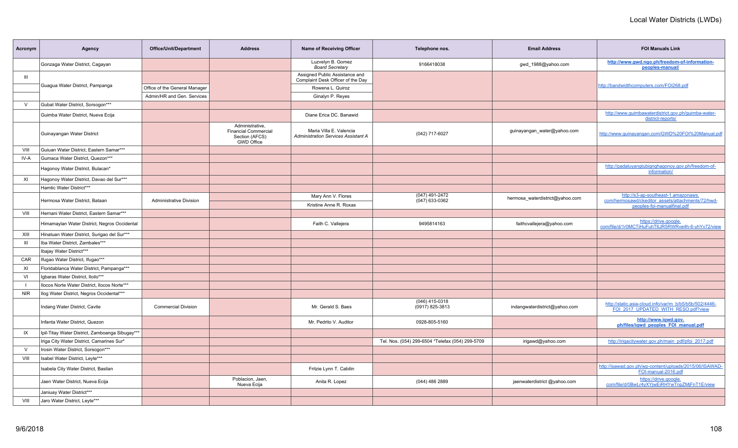# Local Water Districts (LWDs)

| Acronym | Agency | Office/Unit/Department | Address | Name of Receiving Officer | Telephone nos. | Email Address | FOI Manuals Link |
|---|---|---|---|---|---|---|---|
| | Gonzaga Water District, Cagayan | | | Luzvelyn B. Gomez *Board Secretary* | 9166418038 | gwd_1988@yahoo.com | **http://www.gwd.ngo.ph/freedom-of-information-peoples-manual/** |
| III | Guagua Water District, Pampanga | | | Assigned Public Assistance and Complaint Desk Officer of the Day | | | http://bandwidthcomputers.com/FOI268.pdf |
| | | Office of the General Manager | | Rowena L. Quiroz | | | |
| | | Admin/HR and Gen. Services | | Ginalyn P. Reyes | | | |
| V | Gubat Water District, Sorsogon*** | | | | | | |
| | Guimba Water District, Nueva Ecija | | | Diane Erica DC. Banawid | | | http://www.guimbawaterdistrict.gov.ph/guimba-water-district-reports/ |
| | Guinayangan Water District | | Administrative, Financial Commercial Section (AFCS) GWD Office | Maria Villa E. Valencia *Administration Services Assistant A* | (042) 717-6027 | guinayangan_water@yahoo.com | http://www.guinayangan.com/GWD%20FOI%20Manual.pdf |
| VIII | Guiuan Water District, Eastern Samar*** | | | | | | |
| IV-A | Gumaca Water District, Quezon*** | | | | | | |
| | Hagonoy Water District, Bulacan* | | | | | | http://padaluyangtubignghagonoy.gov.ph/freedom-of-information/ |
| XI | Hagonoy Water District, Davao del Sur*** | | | | | | |
| | Hamtic Water District*** | | | | | | |
| | Hermosa Water District, Bataan | Administrative Division | | Mary Ann V. Flores | (047) 491-2472 (047) 633-0362 | hermosa_waterdistrict@yahoo.com | http://s3-ap-southeast-1.amazonaws.com/hermosawd/ckeditor_assets/attachments/72/hwd-peoples-foi-manualfinal.pdf |
| | | | | Kristine Anne R. Roxas | | | |
| VIII | Hernani Water District, Eastern Samar*** | | | | | | |
| | Himamaylan Water District, Negros Occidental | | | Faith C. Vallejera | 9495814163 | faithcvallejera@yahoo.com | https://drive.google.com/file/d/1r0MCTiHuFuhT6JR5RWRve4h-6-yhYv72/view |
| XIII | Hinatuan Water District, Surigao del Sur*** | | | | | | |
| III | Iba Water District, Zambales*** | | | | | | |
| | Ibajay Water District*** | | | | | | |
| CAR | Ifugao Water District, Ifugao*** | | | | | | |
| XI | Floridablanca Water District, Pampanga*** | | | | | | |
| VI | Igbaras Water District, Iloilo*** | | | | | | |
| I | Ilocos Norte Water District, Ilocos Norte*** | | | | | | |
| NIR | Ilog Water District, Negros Occidental*** | | | | | | |
| | Indang Water District, Cavite | Commercial Division | | Mr. Gerald S. Baes | (046) 415-0318 (0917) 825-3813 | indangwaterdistrict@yahoo.com | http://static.asia-cloud.info/var/m_b/b5/b5b/502/4446-FOI_2017_UPDATED_WITH_RESO.pdf?view |
| | Infanta Water District, Quezon | | | Mr. Pedrito V. Auditor | 0928-805-5160 | | **http://www.iqwd.gov.ph/files/iqwd_peoples_FOI_manual.pdf** |
| IX | Ipil-Titay Water District, Zamboanga Sibugay*** | | | | | | |
| | Iriga City Water District, Camarines Sur* | | | | Tel. Nos. (054) 299-6504 *Telefax (054) 299-5709 | irigawd@yahoo.com | http://irigacitywater.gov.ph/main_pdf/pfoi_2017.pdf |
| V | Irosin Water District, Sorsogon*** | | | | | | |
| VIII | Isabel Water District, Leyte*** | | | | | | |
| | Isabela City Water District, Basilan | | | Fritzie Lynn T. Cabilin | | | http://isawad.gov.ph/wp-content/uploads/2015/06/ISAWAD-FOI-manual-2016.pdf |
| | Jaen Water District, Nueva Ecija | | Poblacion, Jaen, Nueva Ecija | Anita R. Lopez | (044) 486 2889 | jaenwaterdistrict @yahoo.com | https://drive.google.com/file/d/0BwLr4yXYjwEiRHYwTnpZMjFnT1E/view |
| | Janiuay Water District*** | | | | | | |
| VIII | Jaro Water District, Leyte*** | | | | | | |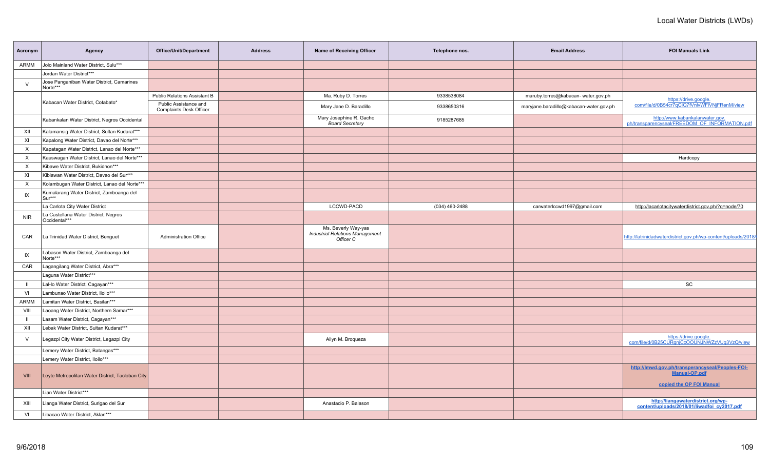# Local Water Districts (LWDs)

| Acronym | Agency | Office/Unit/Department | Address | Name of Receiving Officer | Telephone nos. | Email Address | FOI Manuals Link |
|---|---|---|---|---|---|---|---|
| ARMM | Jolo Mainland Water District, Sulu*** | | | | | | |
| | Jordan Water District*** | | | | | | |
| V | Jose Panganiban Water District, Camarines Norte*** | | | | | | |
| | Kabacan Water District, Cotabato* | Public Relations Assistant B | | Ma. Ruby D. Torres | 9338538084 | maruby.torres@kabacan- water.gov.ph | https://drive.google.com/file/d/0B54cr7qClQ7fVnlvWFlVNjFRenM/view |
| | | Public Assistance and Complaints Desk Officer | | Mary Jane D. Baradillo | 9338650316 | maryjane.baradillo@kabacan-water.gov.ph | |
| | Kabankalan Water District, Negros Occidental | | | Mary Josephine R. Gacho *Board Secretary* | 9185287685 | | http://www.kabankalanwater.gov.ph/transparencyseal/FREEDOM_OF_INFORMATION.pdf |
| XII | Kalamansig Water District, Sultan Kudarat*** | | | | | | |
| XI | Kapalong Water District, Davao del Norte*** | | | | | | |
| X | Kapatagan Water District, Lanao del Norte*** | | | | | | |
| X | Kauswagan Water District, Lanao del Norte*** | | | | | | Hardcopy |
| X | Kibawe Water District, Bukidnon*** | | | | | | |
| XI | Kiblawan Water District, Davao del Sur*** | | | | | | |
| X | Kolambugan Water District, Lanao del Norte*** | | | | | | |
| IX | Kumalarang Water District, Zamboanga del Sur*** | | | | | | |
| | La Carlota City Water District | | | LCCWD-PACD | (034) 460-2488 | carwaterlccwd1997@gmail.com | http://lacarlotacitywaterdistrict.gov.ph/?q=node/70 |
| NIR | La Castellana Water District, Negros Occidental*** | | | | | | |
| CAR | La Trinidad Water District, Benguet | Administration Office | | Ms. Beverly Way-yas *Industrial Relations Management Officer C* | | | http://latrinidadwaterdistrict.gov.ph/wp-content/uploads/2018/ |
| IX | Labason Water District, Zamboanga del Norte*** | | | | | | |
| CAR | Lagangilang Water District, Abra*** | | | | | | |
| | Laguna Water District*** | | | | | | |
| II | Lal-lo Water District, Cagayan*** | | | | | | SC |
| VI | Lambunao Water District, Iloilo*** | | | | | | |
| ARMM | Lamitan Water District, Basilan*** | | | | | | |
| VIII | Laoang Water District, Northern Samar*** | | | | | | |
| II | Lasam Water District, Cagayan*** | | | | | | |
| XII | Lebak Water District, Sultan Kudarat*** | | | | | | |
| V | Legazpi City Water District, Legazpi City | | | Ailyn M. Broqueza | | | https://drive.google.com/file/d/0B25CURqnjCcOOUNJNWZzVUg3VzQ/view |
| | Lemery Water District, Batangas*** | | | | | | |
| | Lemery Water District, Iloilo*** | | | | | | |
| VIII | Leyte Metropolitan Water District, Tacloban City | | | | | | **http://lmwd.gov.ph/transperancyseal/Peoples-FOI-Manual-OP.pdf** **copied the OP FOI Manual** |
| | Lian Water District*** | | | | | | |
| XIII | Lianga Water District, Surigao del Sur | | | Anastacio P. Balason | | | **http://liangawaterdistrict.org/wp-content/uploads/2018/01/liwadfoi_cy2017.pdf** |
| VI | Libacao Water District, Aklan*** | | | | | | |

9/6/2018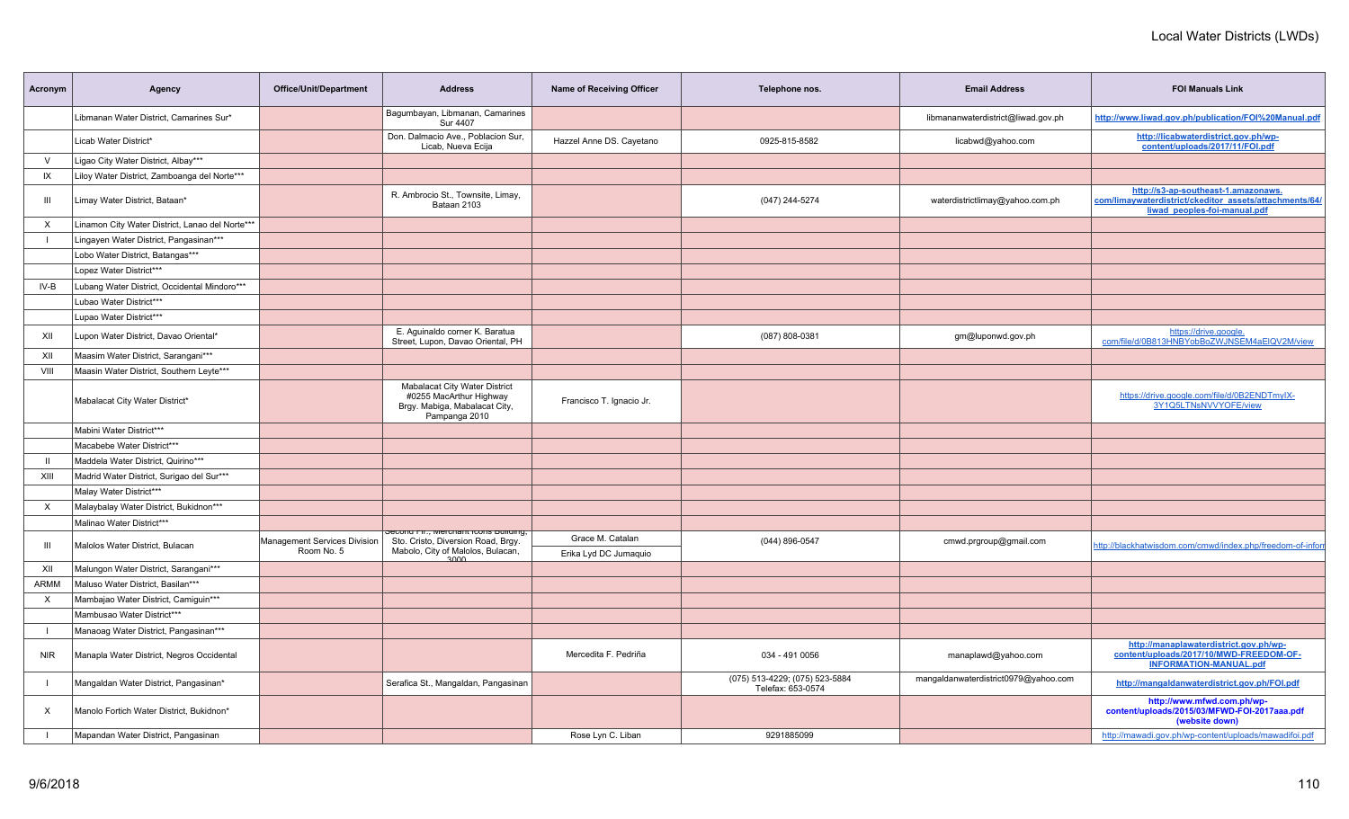# Local Water Districts (LWDs)

| Acronym | Agency | Office/Unit/Department | Address | Name of Receiving Officer | Telephone nos. | Email Address | FOI Manuals Link |
|---|---|---|---|---|---|---|---|
| | Libmanan Water District, Camarines Sur* | | Bagumbayan, Libmanan, Camarines Sur 4407 | | | libmananwaterdistrict@liwad.gov.ph | http://www.liwad.gov.ph/publication/FOI%20Manual.pdf |
| | Licab Water District* | | Don. Dalmacio Ave., Poblacion Sur, Licab, Nueva Ecija | Hazzel Anne DS. Cayetano | 0925-815-8582 | licabwd@yahoo.com | http://licabwaterdistrict.gov.ph/wp-content/uploads/2017/11/FOI.pdf |
| V | Ligao City Water District, Albay*** | | | | | | |
| IX | Liloy Water District, Zamboanga del Norte*** | | | | | | |
| III | Limay Water District, Bataan* | | R. Ambrocio St., Townsite, Limay, Bataan 2103 | | (047) 244-5274 | waterdistrictlimay@yahoo.com.ph | http://s3-ap-southeast-1.amazonaws.com/limaywaterdistrict/ckeditor_assets/attachments/64/liwad_peoples-foi-manual.pdf |
| X | Linamon City Water District, Lanao del Norte*** | | | | | | |
| I | Lingayen Water District, Pangasinan*** | | | | | | |
| | Lobo Water District, Batangas*** | | | | | | |
| | Lopez Water District*** | | | | | | |
| IV-B | Lubang Water District, Occidental Mindoro*** | | | | | | |
| | Lubao Water District*** | | | | | | |
| | Lupao Water District*** | | | | | | |
| XII | Lupon Water District, Davao Oriental* | | E. Aguinaldo corner K. Baratua Street, Lupon, Davao Oriental, PH | | (087) 808-0381 | gm@luponwd.gov.ph | https://drive.google.com/file/d/0B813HNBYobBoZWJNSEM4aElQV2M/view |
| XII | Maasim Water District, Sarangani*** | | | | | | |
| VIII | Maasin Water District, Southern Leyte*** | | | | | | |
| | Mabalacat City Water District* | | Mabalacat City Water District #0255 MacArthur Highway Brgy. Mabiga, Mabalacat City, Pampanga 2010 | Francisco T. Ignacio Jr. | | | https://drive.google.com/file/d/0B2ENDTmyIX-3Y1Q5LTNsNVVYOFE/view |
| | Mabini Water District*** | | | | | | |
| | Macabebe Water District*** | | | | | | |
| II | Maddela Water District, Quirino*** | | | | | | |
| XIII | Madrid Water District, Surigao del Sur*** | | | | | | |
| | Malay Water District*** | | | | | | |
| X | Malaybalay Water District, Bukidnon*** | | | | | | |
| | Malinao Water District*** | | | | | | |
| III | Malolos Water District, Bulacan | Management Services Division Room No. 5 | Second Flr., Merchant Icons Building, Sto. Cristo, Diversion Road, Brgy. Mabolo, City of Malolos, Bulacan, 3000 | Grace M. Catalan<br>Erika Lyd DC Jumaquio | (044) 896-0547 | cmwd.prgroup@gmail.com | http://blackhatwisdom.com/cmwd/index.php/freedom-of-infor |
| XII | Malungon Water District, Sarangani*** | | | | | | |
| ARMM | Maluso Water District, Basilan*** | | | | | | |
| X | Mambajao Water District, Camiguin*** | | | | | | |
| | Mambusao Water District*** | | | | | | |
| I | Manaoag Water District, Pangasinan*** | | | | | | |
| NIR | Manapla Water District, Negros Occidental | | | Mercedita F. Pedriña | 034 - 491 0056 | manaplawd@yahoo.com | http://manaplawaterdistrict.gov.ph/wp-content/uploads/2017/10/MWD-FREEDOM-OF-INFORMATION-MANUAL.pdf |
| I | Mangaldan Water District, Pangasinan* | | Serafica St., Mangaldan, Pangasinan | | (075) 513-4229; (075) 523-5884 Telefax: 653-0574 | mangaldanwaterdistrict0979@yahoo.com | http://mangaldanwaterdistrict.gov.ph/FOI.pdf |
| X | Manolo Fortich Water District, Bukidnon* | | | | | | http://www.mfwd.com.ph/wp-content/uploads/2015/03/MFWD-FOI-2017aaa.pdf (website down) |
| I | Mapandan Water District, Pangasinan | | | Rose Lyn C. Liban | 9291885099 | | http://mawadi.gov.ph/wp-content/uploads/mawadifoi.pdf |

9/6/2018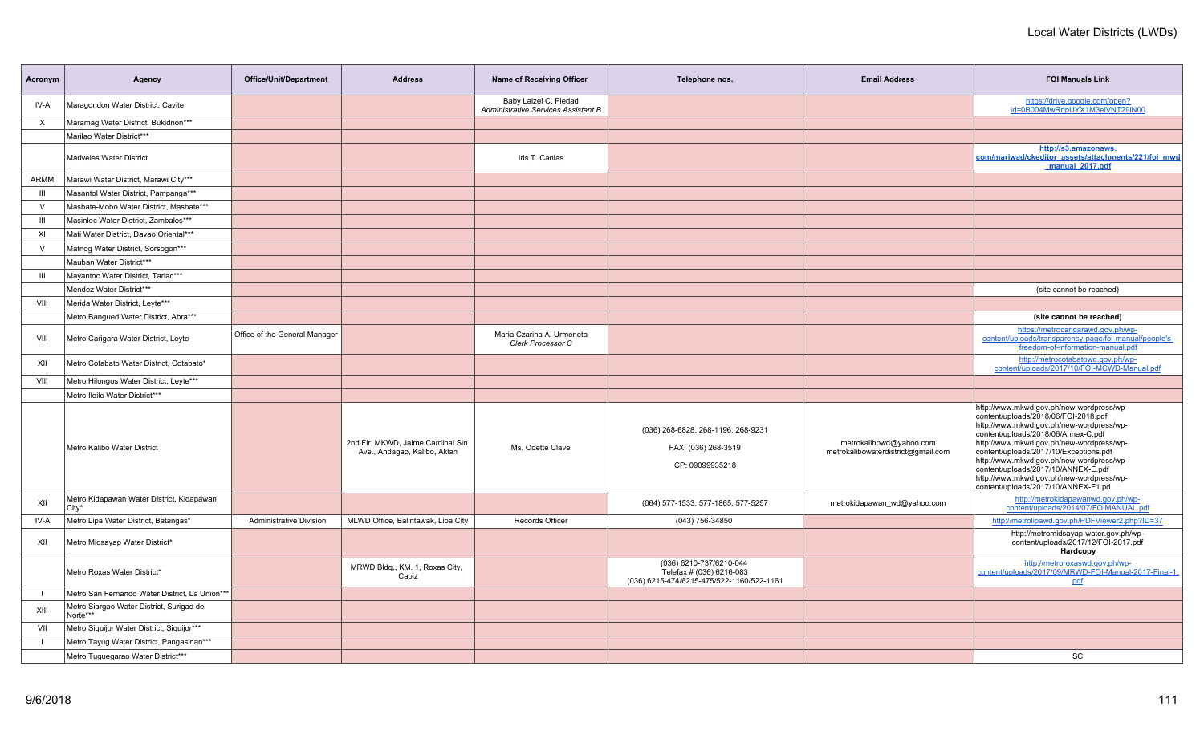# Local Water Districts (LWDs)

| Acronym | Agency | Office/Unit/Department | Address | Name of Receiving Officer | Telephone nos. | Email Address | FOI Manuals Link |
|---|---|---|---|---|---|---|---|
| IV-A | Maragondon Water District, Cavite | | | Baby Laizel C. Piedad *Administrative Services Assistant B* | | | https://drive.google.com/open?id=0B004MwRripUYX1M3elVNT29iN00 |
| X | Maramag Water District, Bukidnon*** | | | | | | |
| | Marilao Water District*** | | | | | | |
| | Mariveles Water District | | | Iris T. Canlas | | | **http://s3.amazonaws.com/mariwad/ckeditor_assets/attachments/221/foi_mwd_manual_2017.pdf** |
| ARMM | Marawi Water District, Marawi City*** | | | | | | |
| III | Masantol Water District, Pampanga*** | | | | | | |
| V | Masbate-Mobo Water District, Masbate*** | | | | | | |
| III | Masinloc Water District, Zambales*** | | | | | | |
| XI | Mati Water District, Davao Oriental*** | | | | | | |
| V | Matnog Water District, Sorsogon*** | | | | | | |
| | Mauban Water District*** | | | | | | |
| III | Mayantoc Water District, Tarlac*** | | | | | | |
| | Mendez Water District*** | | | | | | (site cannot be reached) |
| VIII | Merida Water District, Leyte*** | | | | | | |
| | Metro Bangued Water District, Abra*** | | | | | | **(site cannot be reached)** |
| VIII | Metro Carigara Water District, Leyte | Office of the General Manager | | Maria Czarina A. Urmeneta *Clerk Processor C* | | | https://metrocarigarawd.gov.ph/wp-content/uploads/transparency-page/foi-manual/people's-freedom-of-information-manual.pdf |
| XII | Metro Cotabato Water District, Cotabato* | | | | | | http://metrocotabatowd.gov.ph/wp-content/uploads/2017/10/FOI-MCWD-Manual.pdf |
| VIII | Metro Hilongos Water District, Leyte*** | | | | | | |
| | Metro Iloilo Water District*** | | | | | | |
| | Metro Kalibo Water District | | 2nd Flr. MKWD, Jaime Cardinal Sin Ave., Andagao, Kalibo, Aklan | Ms. Odette Clave | (036) 268-6828, 268-1196, 268-9231<br>FAX: (036) 268-3519<br>CP: 09099935218 | metrokalibowd@yahoo.com<br>metrokalibowaterdistrict@gmail.com | http://www.mkwd.gov.ph/new-wordpress/wp-content/uploads/2018/06/FOI-2018.pdf<br>http://www.mkwd.gov.ph/new-wordpress/wp-content/uploads/2018/06/Annex-C.pdf<br>http://www.mkwd.gov.ph/new-wordpress/wp-content/uploads/2017/10/Exceptions.pdf<br>http://www.mkwd.gov.ph/new-wordpress/wp-content/uploads/2017/10/ANNEX-E.pdf<br>http://www.mkwd.gov.ph/new-wordpress/wp-content/uploads/2017/10/ANNEX-F1.pd |
| XII | Metro Kidapawan Water District, Kidapawan City* | | | | (064) 577-1533, 577-1865, 577-5257 | metrokidapawan_wd@yahoo.com | http://metrokidapawanwd.gov.ph/wp-content/uploads/2014/07/FOIMANUAL.pdf |
| IV-A | Metro Lipa Water District, Batangas* | Administrative Division | MLWD Office, Balintawak, Lipa City | Records Officer | (043) 756-34850 | | http://metrolipawd.gov.ph/PDFViewer2.php?ID=37 |
| XII | Metro Midsayap Water District* | | | | | | http://metromidsayap-water.gov.ph/wp-content/uploads/2017/12/FOI-2017.pdf<br>**Hardcopy** |
| | Metro Roxas Water District* | | MRWD Bldg., KM. 1, Roxas City, Capiz | | (036) 6210-737/6210-044<br>Telefax # (036) 6216-083<br>(036) 6215-474/6215-475/522-1160/522-1161 | | http://metroroxaswd.gov.ph/wp-content/uploads/2017/09/MRWD-FOI-Manual-2017-Final-1.pdf |
| I | Metro San Fernando Water District, La Union*** | | | | | | |
| XIII | Metro Siargao Water District, Surigao del Norte*** | | | | | | |
| VII | Metro Siquijor Water District, Siquijor*** | | | | | | |
| I | Metro Tayug Water District, Pangasinan*** | | | | | | |
| | Metro Tuguegarao Water District*** | | | | | | SC |

9/6/2018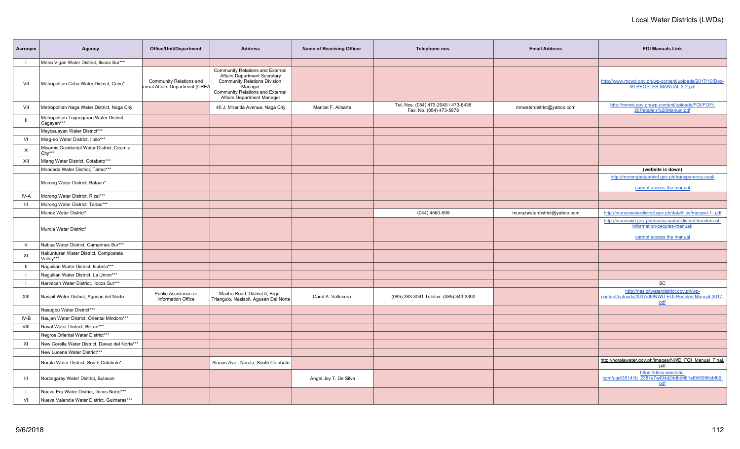# Local Water Districts (LWDs)

| Acronym | Agency | Office/Unit/Department | Address | Name of Receiving Officer | Telephone nos. | Email Address | FOI Manuals Link |
|---|---|---|---|---|---|---|---|
| I | Metro Vigan Water District, Ilocos Sur*** | | | | | | |
| VII | Metropolitan Cebu Water District, Cebu* | Community Relations and ternal Affairs Department (CREA | Community Relations and External Affairs Department Secretary Community Relations Division Manager Community Relations and External Affairs Department Manager | | | | http://www.mcwd.gov.ph/wp-content/uploads/2017/10/Doc-09-PEOPLES-MANUAL.3-2.pdf |
| VII | Metropolitan Naga Water District, Naga City | | 40 J. Miranda Avenue, Naga City | Maricel F. Alinarte | Tel. Nos. (054) 473-2040 / 473-8438 Fax. No. (054) 473-5878 | mnwaterdistrict@yahoo.com | http://mnwd.gov.ph/wp-content/uploads/FOI/FOI%20People's%20Manual.pdf |
| II | Metropolitan Tuguegarao Water District, Cagayan*** | | | | | | |
| | Meycauayan Water District*** | | | | | | |
| VI | Miag-ao Water District, Iloilo*** | | | | | | |
| X | Misamis Occidental Water District, Ozamiz City*** | | | | | | |
| XII | Mlang Water District, Cotabato*** | | | | | | |
| | Moncada Water District, Tarlac*** | | | | | | **(website is down)** |
| | Morong Water District, Bataan* | | | | | | http://morongbataanwd.gov.ph/transparency-seal/ cannot access the manual |
| IV-A | Morong Water District, Rizal*** | | | | | | |
| III | Morong Water District, Tarlac*** | | | | | | |
| | Munoz Water District* | | | | (044) 4560-599 | munozwaterdistrict@yahoo.com | http://munozwaterdistrict.gov.ph/data/files/merged-1-.pdf |
| | Murcia Water District* | | | | | | http://murciawd.gov.ph/murcia-water-district-freedom-of-information-peoples-manual/ cannot access the manual |
| V | Nabua Water District, Camarines Sur*** | | | | | | |
| XI | Nabunturan Water District, Compostela Valley*** | | | | | | |
| II | Naguilian Water District, Isabela*** | | | | | | |
| I | Naguilian Water District, La Union*** | | | | | | |
| I | Narvacan Water District, Ilocos Sur*** | | | | | | SC |
| XIII | Nasipit Water District, Agusan del Norte | Public Assistance or Information Office | Maubo Road, District 5, Brgu. Triangulo, Nasisipit, Agusan Del Norte | Carol A. Vallecera | (085) 283-3061 Telefax: (085) 343-3302 | | http://nasipitwaterdistrict.gov.ph/wp-content/uploads/2017/09/NWD-FOI-Peoples-Manual-2017.pdf |
| | Nasugbu Water District*** | | | | | | |
| IV-B | Naujan Water District, Oriental Mindoro*** | | | | | | |
| VIII | Naval Water District, Biliran*** | | | | | | |
| | Negros Oriental Water District*** | | | | | | |
| XI | New Corella Water District, Davao del Norte*** | | | | | | |
| | New Lucena Water District*** | | | | | | |
| | Norala Water District, South Cotabato* | | Alunan Ave., Norala, South Cotabato | | | | http://noralawater.gov.ph/images/NWD_FOI_Manual_Final.pdf |
| III | Norzagaray Water District, Bulacan | | | Angel Joy T. De Silva | | | https://docs.wixstatic.com/ugd/35141b_2381e7a494d24dbb981ef006996cbf09.pdf |
| I | Nueva Era Water District, Ilocos Norte*** | | | | | | |
| VI | Nueva Valencia Water District, Guimaras*** | | | | | | |

9/6/2018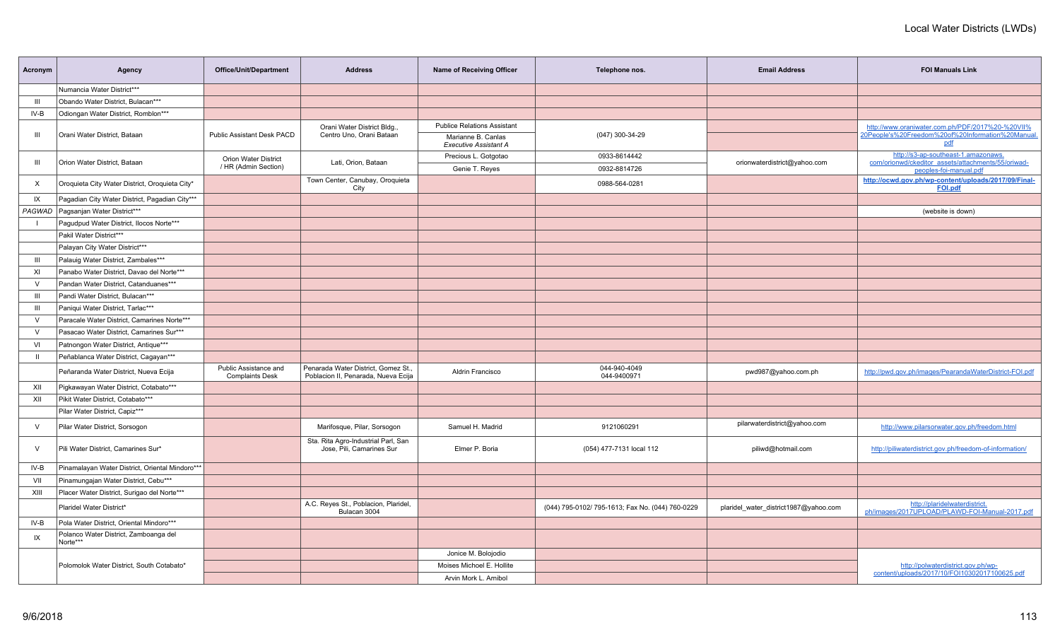## Local Water Districts (LWDs)

| Acronym | Agency | Office/Unit/Department | Address | Name of Receiving Officer | Telephone nos. | Email Address | FOI Manuals Link |
|---|---|---|---|---|---|---|---|
| | Numancia Water District*** | | | | | | |
| III | Obando Water District, Bulacan*** | | | | | | |
| IV-B | Odiongan Water District, Romblon*** | | | | | | |
| III | Orani Water District, Bataan | Public Assistant Desk PACD | Orani Water District Bldg., Centro Uno, Orani Bataan | Publice Relations Assistant<br>Marianne B. Canlas<br>*Executive Assistant A* | (047) 300-34-29 | | http://www.oraniwater.com.ph/PDF/2017%20-%20VII%20People's%20Freedom%20of%20Information%20Manual.pdf |
| III | Orion Water District, Bataan | Orion Water District / HR (Admin Section) | Lati, Orion, Bataan | Precious L. Gotgotao<br>Genie T. Reyes | 0933-8614442<br>0932-8814726 | orionwaterdistrict@yahoo.com | http://s3-ap-southeast-1.amazonaws.com/orionwd/ckeditor_assets/attachments/55/oriwad-peoples-foi-manual.pdf |
| X | Oroquieta City Water District, Oroquieta City* | | Town Center, Canubay, Oroquieta City | | 0988-564-0281 | | **http://ocwd.gov.ph/wp-content/uploads/2017/09/Final-FOI.pdf** |
| IX | Pagadian City Water District, Pagadian City*** | | | | | | |
| *PAGWAD* | Pagsanjan Water District*** | | | | | | (website is down) |
| I | Pagudpud Water District, Ilocos Norte*** | | | | | | |
| | Pakil Water District*** | | | | | | |
| | Palayan City Water District*** | | | | | | |
| III | Palauig Water District, Zambales*** | | | | | | |
| XI | Panabo Water District, Davao del Norte*** | | | | | | |
| V | Pandan Water District, Catanduanes*** | | | | | | |
| III | Pandi Water District, Bulacan*** | | | | | | |
| III | Paniqui Water District, Tarlac*** | | | | | | |
| V | Paracale Water District, Camarines Norte*** | | | | | | |
| V | Pasacao Water District, Camarines Sur*** | | | | | | |
| VI | Patnongon Water District, Antique*** | | | | | | |
| II | Peñablanca Water District, Cagayan*** | | | | | | |
| | Peñaranda Water District, Nueva Ecija | Public Assistance and Complaints Desk | Penarada Water District, Gomez St., Poblacion II, Penarada, Nueva Ecija | Aldrin Francisco | 044-940-4049<br>044-9400971 | pwd987@yahoo.com.ph | http://pwd.gov.ph/images/PearandaWaterDistrict-FOI.pdf |
| XII | Pigkawayan Water District, Cotabato*** | | | | | | |
| XII | Pikit Water District, Cotabato*** | | | | | | |
| | Pilar Water District, Capiz*** | | | | | | |
| V | Pilar Water District, Sorsogon | | Marifosque, Pilar, Sorsogon | Samuel H. Madrid | 9121060291 | pilarwaterdistrict@yahoo.com | http://www.pilarsorwater.gov.ph/freedom.html |
| V | Pili Water District, Camarines Sur* | | Sta. Rita Agro-Industrial Parl, San Jose, Pili, Camarines Sur | Elmer P. Boria | (054) 477-7131 local 112 | piliwd@hotmail.com | http://piliwaterdistrict.gov.ph/freedom-of-information/ |
| IV-B | Pinamalayan Water District, Oriental Mindoro*** | | | | | | |
| VII | Pinamungajan Water District, Cebu*** | | | | | | |
| XIII | Placer Water District, Surigao del Norte*** | | | | | | |
| | Plaridel Water District* | | A.C. Reyes St., Poblacion, Plaridel, Bulacan 3004 | | (044) 795-0102/ 795-1613; Fax No. (044) 760-0229 | plaridel_water_district1987@yahoo.com | http://plaridelwaterdistrict.ph/images/2017UPLOAD/PLAWD-FOI-Manual-2017.pdf |
| IV-B | Pola Water District, Oriental Mindoro*** | | | | | | |
| IX | Polanco Water District, Zamboanga del Norte*** | | | | | | |
| | Polomolok Water District, South Cotabato* | | | Jonice M. Bolojodio<br>Moises Michoel E. Hollite<br>Arvin Mork L. Arnibol | | | http://polwaterdistrict.gov.ph/wp-content/uploads/2017/10/FOI10302017100625.pdf |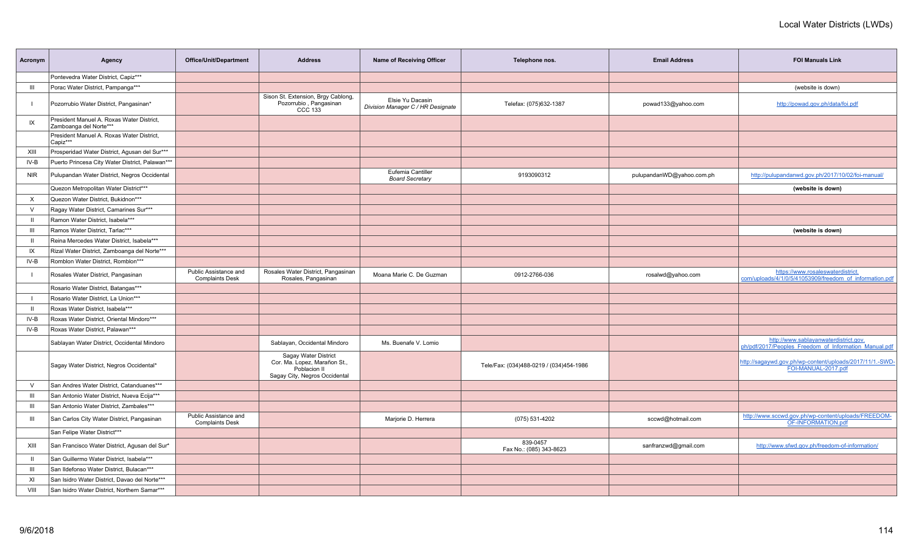# Local Water Districts (LWDs)

| Acronym | Agency | Office/Unit/Department | Address | Name of Receiving Officer | Telephone nos. | Email Address | FOI Manuals Link |
|---|---|---|---|---|---|---|---|
| | Pontevedra Water District, Capiz*** | | | | | | |
| III | Porac Water District, Pampanga*** | | | | | | (website is down) |
| I | Pozorrubio Water District, Pangasinan* | | Sison St. Extension, Brgy Cablong, Pozorrubio , Pangasinan CCC 133 | Elsie Yu Dacasin *Division Manager C / HR Designate* | Telefax: (075)632-1387 | powad133@yahoo.com | http://powad.gov.ph/data/foi.pdf |
| IX | President Manuel A. Roxas Water District, Zamboanga del Norte*** | | | | | | |
| | President Manuel A. Roxas Water District, Capiz*** | | | | | | |
| XIII | Prosperidad Water District, Agusan del Sur*** | | | | | | |
| IV-B | Puerto Princesa City Water District, Palawan*** | | | | | | |
| NIR | Pulupandan Water District, Negros Occidental | | | Eufemia Cantiller *Board Secretary* | 9193090312 | pulupandanWD@yahoo.com.ph | http://pulupandanwd.gov.ph/2017/10/02/foi-manual/ |
| | Quezon Metropolitan Water District*** | | | | | | **(website is down)** |
| X | Quezon Water District, Bukidnon*** | | | | | | |
| V | Ragay Water District, Camarines Sur*** | | | | | | |
| II | Ramon Water District, Isabela*** | | | | | | |
| III | Ramos Water District, Tarlac*** | | | | | | **(website is down)** |
| II | Reina Mercedes Water District, Isabela*** | | | | | | |
| IX | Rizal Water District, Zamboanga del Norte*** | | | | | | |
| IV-B | Romblon Water District, Romblon*** | | | | | | |
| I | Rosales Water District, Pangasinan | Public Assistance and Complaints Desk | Rosales Water District, Pangasinan Rosales, Pangasinan | Moana Marie C. De Guzman | 0912-2766-036 | rosalwd@yahoo.com | https://www.rosaleswaterdistrict.com/uploads/4/1/0/5/41053909/freedom_of_information.pdf |
| | Rosario Water District, Batangas*** | | | | | | |
| I | Rosario Water District, La Union*** | | | | | | |
| II | Roxas Water District, Isabela*** | | | | | | |
| IV-B | Roxas Water District, Oriental Mindoro*** | | | | | | |
| IV-B | Roxas Water District, Palawan*** | | | | | | |
| | Sablayan Water District, Occidental Mindoro | | Sablayan, Occidental Mindoro | Ms. Buenafe V. Lomio | | | http://www.sablayanwaterdistrict.gov.ph/pdf/2017/Peoples_Freedom_of_Information_Manual.pdf |
| | Sagay Water District, Negros Occidental* | | Sagay Water District Cor. Ma. Lopez, Marañon St., Poblacion II Sagay City, Negros Occidental | | Tele/Fax: (034)488-0219 / (034)454-1986 | | http://sagaywd.gov.ph/wp-content/uploads/2017/11/1.-SWD-FOI-MANUAL-2017.pdf |
| V | San Andres Water District, Catanduanes*** | | | | | | |
| III | San Antonio Water District, Nueva Ecija*** | | | | | | |
| III | San Antonio Water District, Zambales*** | | | | | | |
| III | San Carlos City Water District, Pangasinan | Public Assistance and Complaints Desk | | Marjorie D. Herrera | (075) 531-4202 | sccwd@hotmail.com | http://www.sccwd.gov.ph/wp-content/uploads/FREEDOM-OF-INFORMATION.pdf |
| | San Felipe Water District*** | | | | | | |
| XIII | San Francisco Water District, Agusan del Sur* | | | | 839-0457 Fax No.: (085) 343-8623 | sanfranzwd@gmail.com | http://www.sfwd.gov.ph/freedom-of-information/ |
| II | San Guillermo Water District, Isabela*** | | | | | | |
| III | San Ildefonso Water District, Bulacan*** | | | | | | |
| XI | San Isidro Water District, Davao del Norte*** | | | | | | |
| VIII | San Isidro Water District, Northern Samar*** | | | | | | |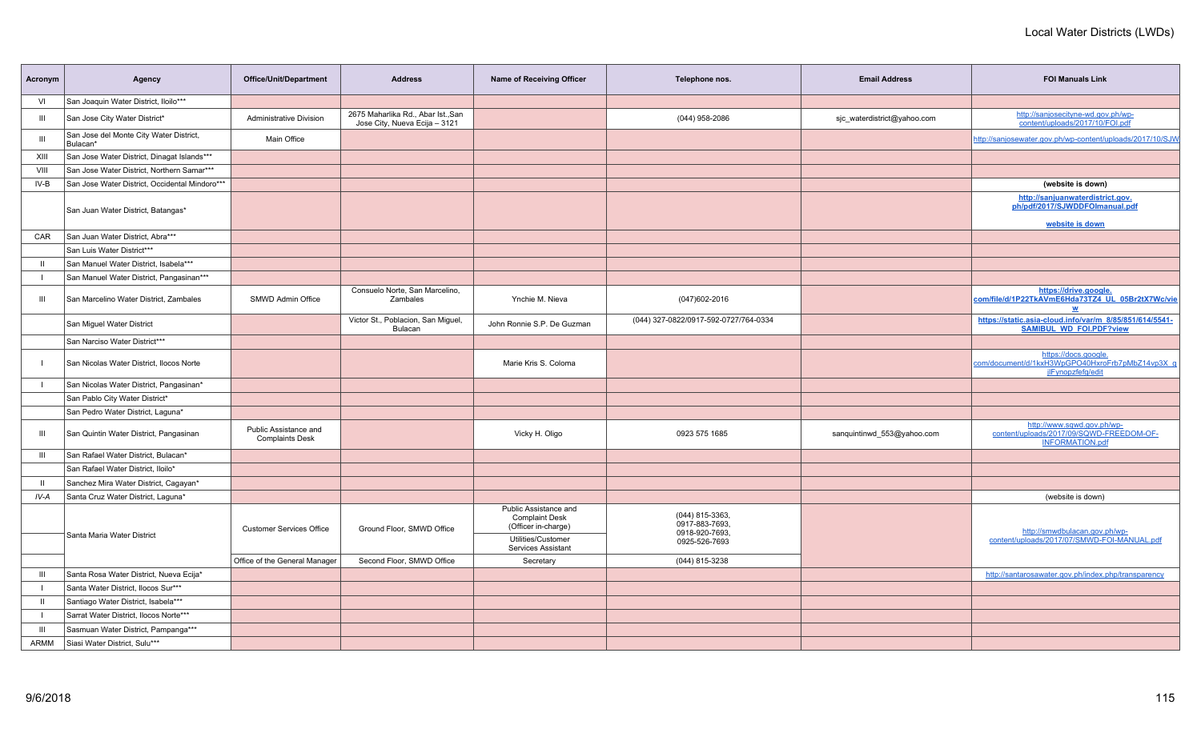# Local Water Districts (LWDs)

| Acronym | Agency | Office/Unit/Department | Address | Name of Receiving Officer | Telephone nos. | Email Address | FOI Manuals Link |
|---|---|---|---|---|---|---|---|
| VI | San Joaquin Water District, Iloilo*** | | | | | | |
| III | San Jose City Water District* | Administrative Division | 2675 Maharlika Rd., Abar Ist.,San Jose City, Nueva Ecija – 3121 | | (044) 958-2086 | sjc_waterdistrict@yahoo.com | http://sanjosecityne-wd.gov.ph/wp-content/uploads/2017/10/FOI.pdf |
| III | San Jose del Monte City Water District, Bulacan* | Main Office | | | | | http://sanjosewater.gov.ph/wp-content/uploads/2017/10/SJW |
| XIII | San Jose Water District, Dinagat Islands*** | | | | | | |
| VIII | San Jose Water District, Northern Samar*** | | | | | | |
| IV-B | San Jose Water District, Occidental Mindoro*** | | | | | | (website is down) |
| | San Juan Water District, Batangas* | | | | | | http://sanjuanwaterdistrict.gov.ph/pdf/2017/SJWDDFOImanual.pdf website is down |
| CAR | San Juan Water District, Abra*** | | | | | | |
| | San Luis Water District*** | | | | | | |
| II | San Manuel Water District, Isabela*** | | | | | | |
| I | San Manuel Water District, Pangasinan*** | | | | | | |
| III | San Marcelino Water District, Zambales | SMWD Admin Office | Consuelo Norte, San Marcelino, Zambales | Ynchie M. Nieva | (047)602-2016 | | https://drive.google.com/file/d/1P22TkAVmE6Hda73TZ4_UL_05Br2tX7Wc/view |
| | San Miguel Water District | | Victor St., Poblacion, San Miguel, Bulacan | John Ronnie S.P. De Guzman | (044) 327-0822/0917-592-0727/764-0334 | | https://static.asia-cloud.info/var/m_8/85/851/614/5541-SAMIBUL_WD_FOI.PDF?view |
| | San Narciso Water District*** | | | | | | |
| I | San Nicolas Water District, Ilocos Norte | | | Marie Kris S. Coloma | | | https://docs.google.com/document/d/1kxH3WpGPO40HxroFrb7pMbZ14vp3X_qjlFynopzfefg/edit |
| I | San Nicolas Water District, Pangasinan* | | | | | | |
| | San Pablo City Water District* | | | | | | |
| | San Pedro Water District, Laguna* | | | | | | |
| III | San Quintin Water District, Pangasinan | Public Assistance and Complaints Desk | | Vicky H. Oligo | 0923 575 1685 | sanquintinwd_553@yahoo.com | http://www.sqwd.gov.ph/wp-content/uploads/2017/09/SQWD-FREEDOM-OF-INFORMATION.pdf |
| III | San Rafael Water District, Bulacan* | | | | | | |
| | San Rafael Water District, Iloilo* | | | | | | |
| II | Sanchez Mira Water District, Cagayan* | | | | | | |
| IV-A | Santa Cruz Water District, Laguna* | | | | | | (website is down) |
| | Santa Maria Water District | Customer Services Office | Ground Floor, SMWD Office | Public Assistance and Complaint Desk (Officer in-charge) | (044) 815-3363, 0917-883-7693, 0918-920-7693, 0925-526-7693 | | http://smwdbulacan.gov.ph/wp-content/uploads/2017/07/SMWD-FOI-MANUAL.pdf |
| | | | | Utilities/Customer Services Assistant | | | |
| | | Office of the General Manager | Second Floor, SMWD Office | Secretary | (044) 815-3238 | | |
| III | Santa Rosa Water District, Nueva Ecija* | | | | | | http://santarosawater.gov.ph/index.php/transparency |
| I | Santa Water District, Ilocos Sur*** | | | | | | |
| II | Santiago Water District, Isabela*** | | | | | | |
| I | Sarrat Water District, Ilocos Norte*** | | | | | | |
| III | Sasmuan Water District, Pampanga*** | | | | | | |
| ARMM | Siasi Water District, Sulu*** | | | | | | |

9/6/2018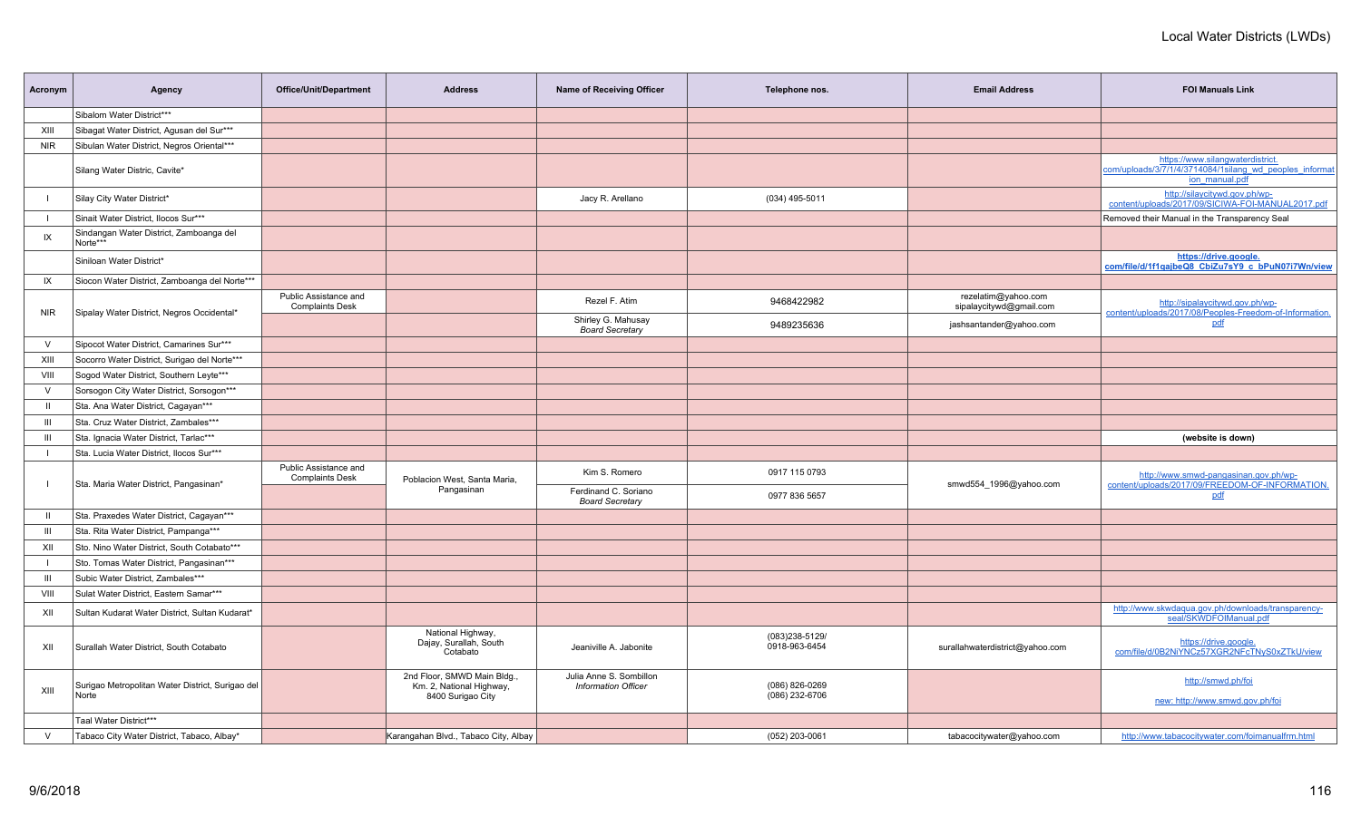# Local Water Districts (LWDs)

| Acronym | Agency | Office/Unit/Department | Address | Name of Receiving Officer | Telephone nos. | Email Address | FOI Manuals Link |
|---|---|---|---|---|---|---|---|
| | Sibalom Water District*** | | | | | | |
| XIII | Sibagat Water District, Agusan del Sur*** | | | | | | |
| NIR | Sibulan Water District, Negros Oriental*** | | | | | | |
| | Silang Water Distric, Cavite* | | | | | | https://www.silangwaterdistrict.com/uploads/3/7/1/4/3714084/1silang_wd_peoples_information_manual.pdf |
| I | Silay City Water District* | | | Jacy R. Arellano | (034) 495-5011 | | http://silaycitywd.gov.ph/wp-content/uploads/2017/09/SICIWA-FOI-MANUAL2017.pdf |
| I | Sinait Water District, Ilocos Sur*** | | | | | | Removed their Manual in the Transparency Seal |
| IX | Sindangan Water District, Zamboanga del Norte*** | | | | | | |
| | Siniloan Water District* | | | | | | **https://drive.google.com/file/d/1f1qajbeQ8_CbiZu7sY9_c_bPuN07i7Wn/view** |
| IX | Siocon Water District, Zamboanga del Norte*** | | | | | | |
| NIR | Sipalay Water District, Negros Occidental* | Public Assistance and Complaints Desk | | Rezel F. Atim | 9468422982 | rezelatim@yahoo.com sipalaycitywd@gmail.com | http://sipalaycitywd.gov.ph/wp-content/uploads/2017/08/Peoples-Freedom-of-Information.pdf |
| | | | | Shirley G. Mahusay *Board Secretary* | 9489235636 | jashsantander@yahoo.com | |
| V | Sipocot Water District, Camarines Sur*** | | | | | | |
| XIII | Socorro Water District, Surigao del Norte*** | | | | | | |
| VIII | Sogod Water District, Southern Leyte*** | | | | | | |
| V | Sorsogon City Water District, Sorsogon*** | | | | | | |
| II | Sta. Ana Water District, Cagayan*** | | | | | | |
| III | Sta. Cruz Water District, Zambales*** | | | | | | |
| III | Sta. Ignacia Water District, Tarlac*** | | | | | | **(website is down)** |
| I | Sta. Lucia Water District, Ilocos Sur*** | | | | | | |
| I | Sta. Maria Water District, Pangasinan* | Public Assistance and Complaints Desk | Poblacion West, Santa Maria, Pangasinan | Kim S. Romero | 0917 115 0793 | smwd554_1996@yahoo.com | http://www.smwd-pangasinan.gov.ph/wp-content/uploads/2017/09/FREEDOM-OF-INFORMATION.pdf |
| | | | | Ferdinand C. Soriano *Board Secretary* | 0977 836 5657 | | |
| II | Sta. Praxedes Water District, Cagayan*** | | | | | | |
| III | Sta. Rita Water District, Pampanga*** | | | | | | |
| XII | Sto. Nino Water District, South Cotabato*** | | | | | | |
| I | Sto. Tomas Water District, Pangasinan*** | | | | | | |
| III | Subic Water District, Zambales*** | | | | | | |
| VIII | Sulat Water District, Eastern Samar*** | | | | | | |
| XII | Sultan Kudarat Water District, Sultan Kudarat* | | | | | | http://www.skwdaqua.gov.ph/downloads/transparency-seal/SKWDFOIManual.pdf |
| XII | Surallah Water District, South Cotabato | | National Highway, Dajay, Surallah, South Cotabato | Jeaniville A. Jabonite | (083)238-5129/ 0918-963-6454 | surallahwaterdistrict@yahoo.com | https://drive.google.com/file/d/0B2NiYNCz57XGR2NFcTNyS0xZTkU/view |
| XIII | Surigao Metropolitan Water District, Surigao del Norte | | 2nd Floor, SMWD Main Bldg., Km. 2, National Highway, 8400 Surigao City | Julia Anne S. Sombillon *Information Officer* | (086) 826-0269 (086) 232-6706 | | http://smwd.ph/foi new: http://www.smwd.gov.ph/foi |
| | Taal Water District*** | | | | | | |
| V | Tabaco City Water District, Tabaco, Albay* | | Karangahan Blvd., Tabaco City, Albay | | (052) 203-0061 | tabacocitywater@yahoo.com | http://www.tabacocitywater.com/foimanualfrm.html |

9/6/2018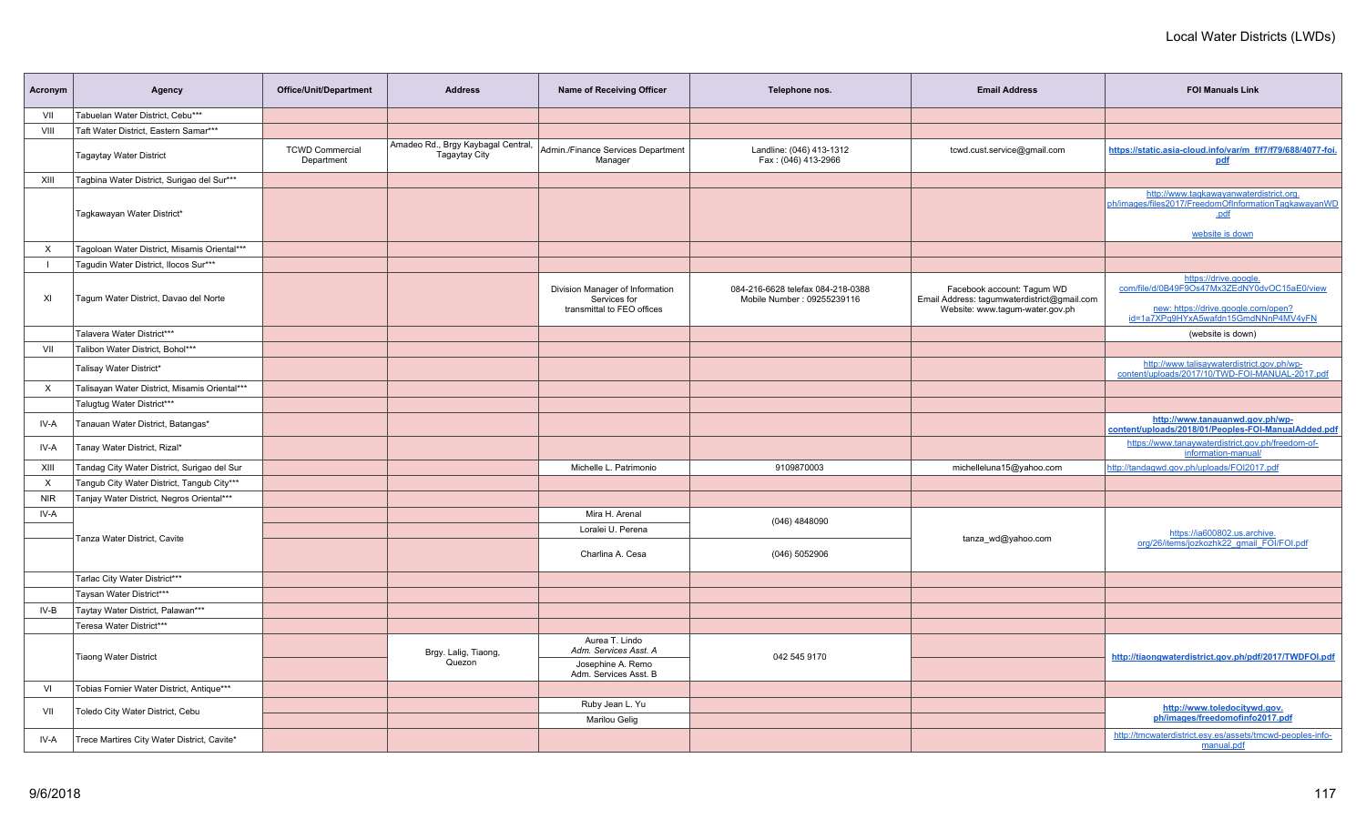# Local Water Districts (LWDs)

| Acronym | Agency | Office/Unit/Department | Address | Name of Receiving Officer | Telephone nos. | Email Address | FOI Manuals Link |
|---|---|---|---|---|---|---|---|
| VII | Tabuelan Water District, Cebu*** | | | | | | |
| VIII | Taft Water District, Eastern Samar*** | | | | | | |
| | Tagaytay Water District | TCWD Commercial Department | Amadeo Rd., Brgy Kaybagal Central, Tagaytay City | Admin./Finance Services Department Manager | Landline: (046) 413-1312 Fax : (046) 413-2966 | tcwd.cust.service@gmail.com | **https://static.asia-cloud.info/var/m_f/f7/f79/688/4077-foi.pdf** |
| XIII | Tagbina Water District, Surigao del Sur*** | | | | | | |
| | Tagkawayan Water District* | | | | | | http://www.tagkawayanwaterdistrict.org.ph/images/files2017/FreedomOfInformationTagkawayanWD.pdf website is down |
| X | Tagoloan Water District, Misamis Oriental*** | | | | | | |
| I | Tagudin Water District, Ilocos Sur*** | | | | | | |
| XI | Tagum Water District, Davao del Norte | | | Division Manager of Information Services for transmittal to FEO offices | 084-216-6628 telefax 084-218-0388 Mobile Number : 09255239116 | Facebook account: Tagum WD Email Address: tagumwaterdistrict@gmail.com Website: www.tagum-water.gov.ph | https://drive.google.com/file/d/0B49F9Os47Mx3ZEdNY0dvOC15aE0/view new: https://drive.google.com/open?id=1a7XPq9HYxA5wafdn15GmdNNnP4MV4vFN |
| | Talavera Water District*** | | | | | | (website is down) |
| VII | Talibon Water District, Bohol*** | | | | | | |
| | Talisay Water District* | | | | | | http://www.talisaywaterdistrict.gov.ph/wp-content/uploads/2017/10/TWD-FOI-MANUAL-2017.pdf |
| X | Talisayan Water District, Misamis Oriental*** | | | | | | |
| | Talugtug Water District*** | | | | | | |
| IV-A | Tanauan Water District, Batangas* | | | | | | **http://www.tanauanwd.gov.ph/wp-content/uploads/2018/01/Peoples-FOI-ManualAdded.pdf** |
| IV-A | Tanay Water District, Rizal* | | | | | | https://www.tanaywaterdistrict.gov.ph/freedom-of-information-manual/ |
| XIII | Tandag City Water District, Surigao del Sur | | | Michelle L. Patrimonio | 9109870003 | michelleluna15@yahoo.com | http://tandagwd.gov.ph/uploads/FOI2017.pdf |
| X | Tangub City Water District, Tangub City*** | | | | | | |
| NIR | Tanjay Water District, Negros Oriental*** | | | | | | |
| IV-A | Tanza Water District, Cavite | | | Mira H. Arenal | (046) 4848090 | tanza_wd@yahoo.com | https://ia600802.us.archive.org/26/items/jozkozhk22_gmail_FOI/FOI.pdf |
| | | | | Loralei U. Perena | | | |
| | | | | Charlina A. Cesa | (046) 5052906 | | |
| | Tarlac City Water District*** | | | | | | |
| | Taysan Water District*** | | | | | | |
| IV-B | Taytay Water District, Palawan*** | | | | | | |
| | Teresa Water District*** | | | | | | |
| | Tiaong Water District | | Brgy. Lalig, Tiaong, Quezon | Aurea T. Lindo *Adm. Services Asst. A* | 042 545 9170 | | **http://tiaongwaterdistrict.gov.ph/pdf/2017/TWDFOI.pdf** |
| | | | | Josephine A. Remo Adm. Services Asst. B | | | |
| VI | Tobias Fornier Water District, Antique*** | | | | | | |
| VII | Toledo City Water District, Cebu | | | Ruby Jean L. Yu | | | **http://www.toledocitywd.gov.ph/images/freedomofinfo2017.pdf** |
| | | | | Marilou Gelig | | | |
| IV-A | Trece Martires City Water District, Cavite* | | | | | | http://tmcwaterdistrict.esy.es/assets/tmcwd-peoples-info-manual.pdf |

9/6/2018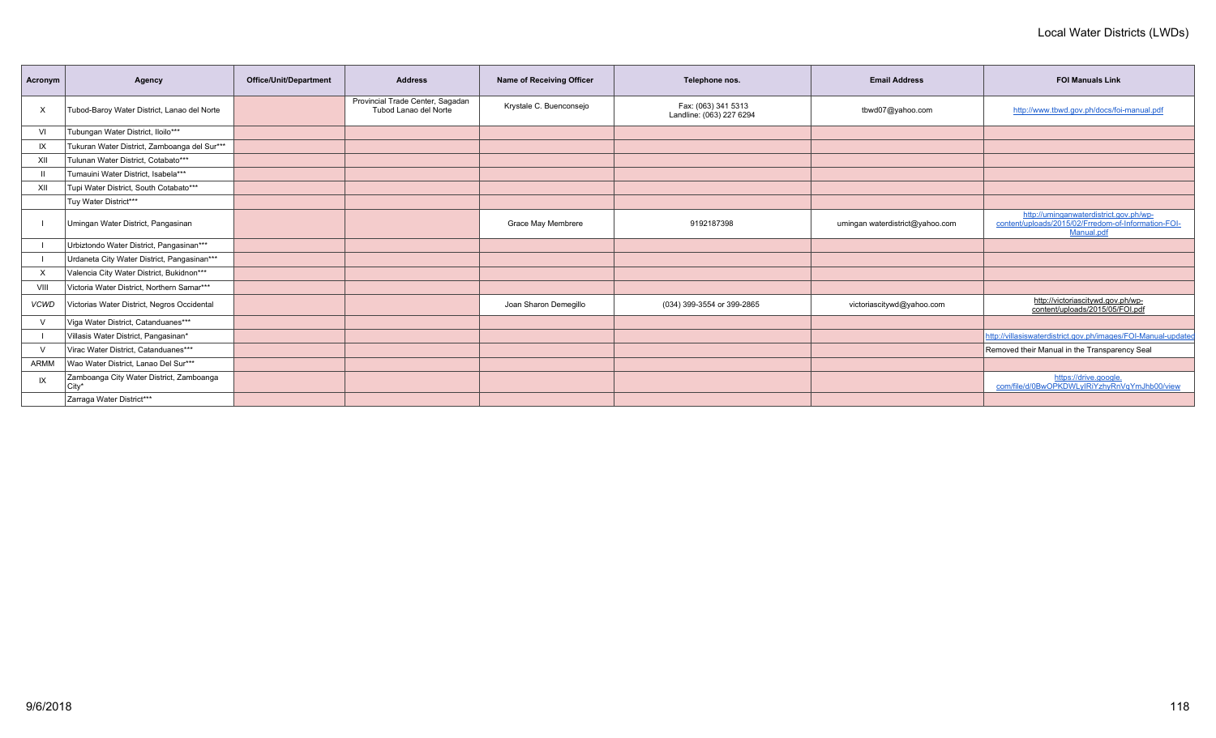# Local Water Districts (LWDs)

| Acronym | Agency | Office/Unit/Department | Address | Name of Receiving Officer | Telephone nos. | Email Address | FOI Manuals Link |
|---|---|---|---|---|---|---|---|
| X | Tubod-Baroy Water District, Lanao del Norte | | Provincial Trade Center, Sagadan Tubod Lanao del Norte | Krystale C. Buenconsejo | Fax: (063) 341 5313 Landline: (063) 227 6294 | tbwd07@yahoo.com | http://www.tbwd.gov.ph/docs/foi-manual.pdf |
| VI | Tubungan Water District, Iloilo*** | | | | | | |
| IX | Tukuran Water District, Zamboanga del Sur*** | | | | | | |
| XII | Tulunan Water District, Cotabato*** | | | | | | |
| II | Tumauini Water District, Isabela*** | | | | | | |
| XII | Tupi Water District, South Cotabato*** | | | | | | |
| | Tuy Water District*** | | | | | | |
| I | Umingan Water District, Pangasinan | | | Grace May Membrere | 9192187398 | umingan waterdistrict@yahoo.com | http://uminganwaterdistrict.gov.ph/wp-content/uploads/2015/02/Frredom-of-Information-FOI-Manual.pdf |
| I | Urbiztondo Water District, Pangasinan*** | | | | | | |
| I | Urdaneta City Water District, Pangasinan*** | | | | | | |
| X | Valencia City Water District, Bukidnon*** | | | | | | |
| VIII | Victoria Water District, Northern Samar*** | | | | | | |
| *VCWD* | Victorias Water District, Negros Occidental | | | Joan Sharon Demegillo | (034) 399-3554 or 399-2865 | victoriascitywd@yahoo.com | http://victoriascitywd.gov.ph/wp-content/uploads/2015/05/FOI.pdf |
| V | Viga Water District, Catanduanes*** | | | | | | |
| I | Villasis Water District, Pangasinan* | | | | | | http://villasiswaterdistrict.gov.ph/images/FOI-Manual-updated |
| V | Virac Water District, Catanduanes*** | | | | | | Removed their Manual in the Transparency Seal |
| ARMM | Wao Water District, Lanao Del Sur*** | | | | | | |
| IX | Zamboanga City Water District, Zamboanga City* | | | | | | https://drive.google.com/file/d/0BwOPKDWLyIRiYzhyRnVqYmJhb00/view |
| | Zarraga Water District*** | | | | | | |

9/6/2018